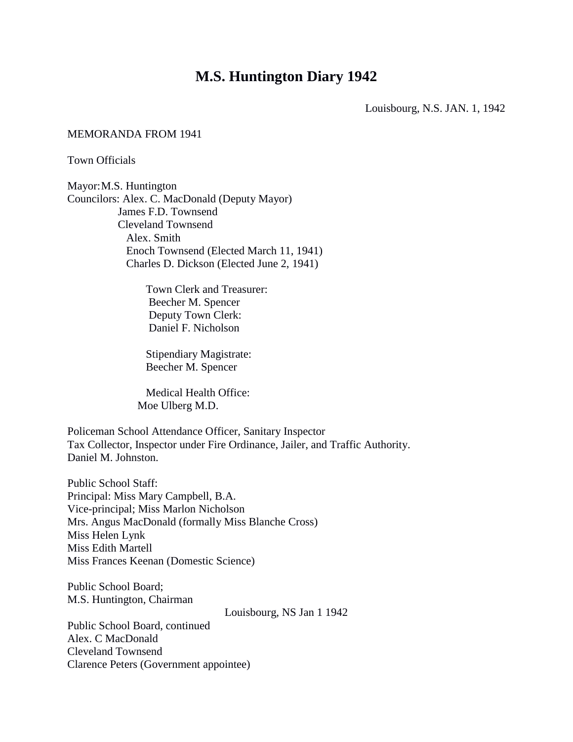# M.S. Huntington Diary 1942

Louisbourg, N.S. JAN. 1, 1942

MEMORANDA FROM 1941

Town Officials

Mayor: M.S. Huntington
Councilors: Alex. C. MacDonald (Deputy Mayor)
James F.D. Townsend
Cleveland Townsend
Alex. Smith
Enoch Townsend (Elected March 11, 1941)
Charles D. Dickson (Elected June 2, 1941)

Town Clerk and Treasurer:
Beecher M. Spencer
Deputy Town Clerk:
Daniel F. Nicholson

Stipendiary Magistrate:
Beecher M. Spencer

Medical Health Office:
Moe Ulberg M.D.

Policeman School Attendance Officer, Sanitary Inspector
Tax Collector, Inspector under Fire Ordinance, Jailer, and Traffic Authority.
Daniel M. Johnston.

Public School Staff:
Principal: Miss Mary Campbell, B.A.
Vice-principal; Miss Marlon Nicholson
Mrs. Angus MacDonald (formally Miss Blanche Cross)
Miss Helen Lynk
Miss Edith Martell
Miss Frances Keenan (Domestic Science)

Public School Board;
M.S. Huntington, Chairman

Louisbourg, NS Jan 1 1942

Public School Board, continued
Alex. C MacDonald
Cleveland Townsend
Clarence Peters (Government appointee)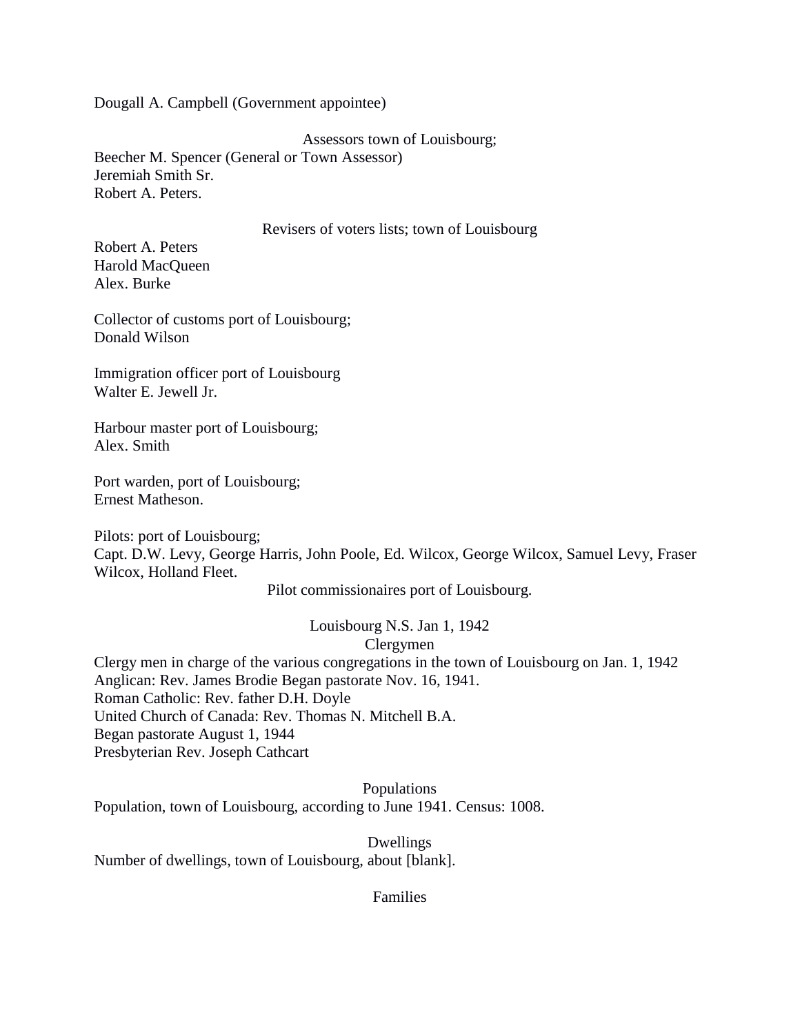Dougall A. Campbell (Government appointee)

Assessors town of Louisbourg;

Beecher M. Spencer (General or Town Assessor)
Jeremiah Smith Sr.
Robert A. Peters.

Revisers of voters lists; town of Louisbourg

Robert A. Peters
Harold MacQueen
Alex. Burke

Collector of customs port of Louisbourg;
Donald Wilson

Immigration officer port of Louisbourg
Walter E. Jewell Jr.

Harbour master port of Louisbourg;
Alex. Smith

Port warden, port of Louisbourg;
Ernest Matheson.

Pilots: port of Louisbourg;
Capt. D.W. Levy, George Harris, John Poole, Ed. Wilcox, George Wilcox, Samuel Levy, Fraser Wilcox, Holland Fleet.

Pilot commissionaires port of Louisbourg.

Louisbourg N.S. Jan 1, 1942

Clergymen

Clergy men in charge of the various congregations in the town of Louisbourg on Jan. 1, 1942
Anglican: Rev. James Brodie Began pastorate Nov. 16, 1941.
Roman Catholic: Rev. father D.H. Doyle
United Church of Canada: Rev. Thomas N. Mitchell B.A.
Began pastorate August 1, 1944
Presbyterian Rev. Joseph Cathcart

Populations

Population, town of Louisbourg, according to June 1941. Census: 1008.

Dwellings

Number of dwellings, town of Louisbourg, about [blank].

Families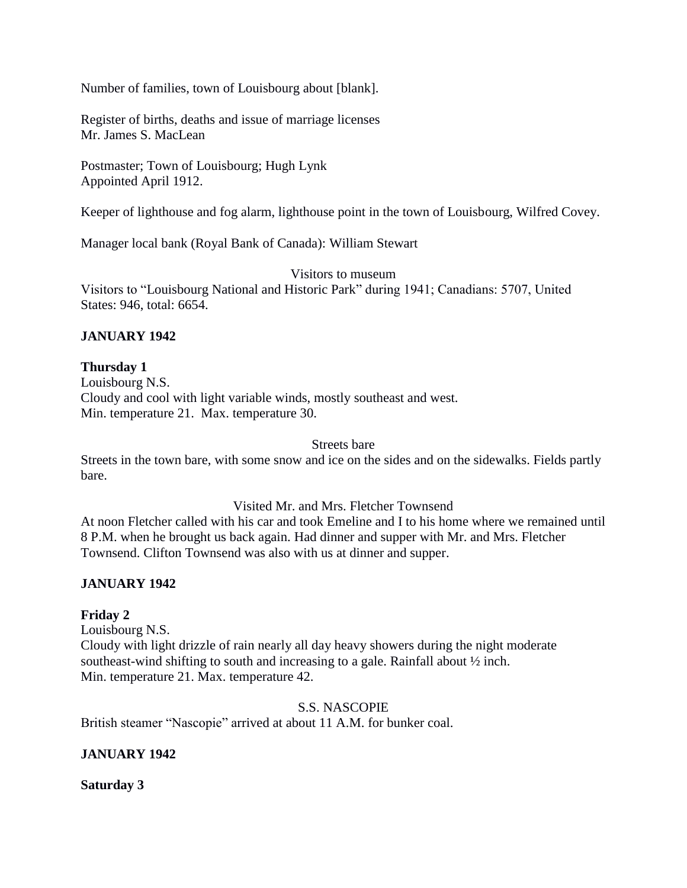Number of families, town of Louisbourg about [blank].

Register of births, deaths and issue of marriage licenses
Mr. James S. MacLean

Postmaster; Town of Louisbourg; Hugh Lynk
Appointed April 1912.

Keeper of lighthouse and fog alarm, lighthouse point in the town of Louisbourg, Wilfred Covey.

Manager local bank (Royal Bank of Canada): William Stewart

Visitors to museum

Visitors to "Louisbourg National and Historic Park" during 1941; Canadians: 5707, United States: 946, total: 6654.

**JANUARY 1942**

**Thursday 1**
Louisbourg N.S.
Cloudy and cool with light variable winds, mostly southeast and west.
Min. temperature 21. Max. temperature 30.

Streets bare

Streets in the town bare, with some snow and ice on the sides and on the sidewalks. Fields partly bare.

Visited Mr. and Mrs. Fletcher Townsend

At noon Fletcher called with his car and took Emeline and I to his home where we remained until 8 P.M. when he brought us back again. Had dinner and supper with Mr. and Mrs. Fletcher Townsend. Clifton Townsend was also with us at dinner and supper.

**JANUARY 1942**

**Friday 2**
Louisbourg N.S.
Cloudy with light drizzle of rain nearly all day heavy showers during the night moderate southeast-wind shifting to south and increasing to a gale. Rainfall about ½ inch.
Min. temperature 21. Max. temperature 42.

S.S. NASCOPIE

British steamer "Nascopie" arrived at about 11 A.M. for bunker coal.

**JANUARY 1942**

**Saturday 3**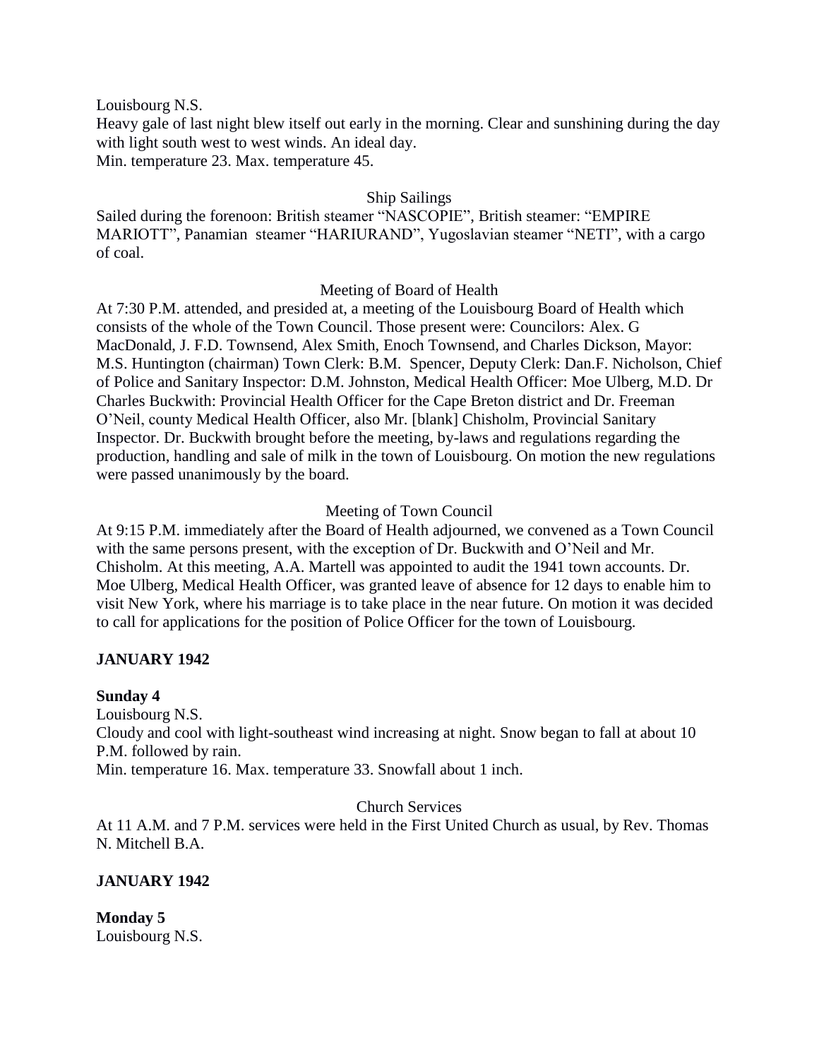Louisbourg N.S.
Heavy gale of last night blew itself out early in the morning. Clear and sunshining during the day with light south west to west winds. An ideal day.
Min. temperature 23. Max. temperature 45.

Ship Sailings

Sailed during the forenoon: British steamer "NASCOPIE", British steamer: "EMPIRE MARIOTT", Panamian steamer "HARIURAND", Yugoslavian steamer "NETI", with a cargo of coal.

Meeting of Board of Health

At 7:30 P.M. attended, and presided at, a meeting of the Louisbourg Board of Health which consists of the whole of the Town Council. Those present were: Councilors: Alex. G MacDonald, J. F.D. Townsend, Alex Smith, Enoch Townsend, and Charles Dickson, Mayor: M.S. Huntington (chairman) Town Clerk: B.M. Spencer, Deputy Clerk: Dan.F. Nicholson, Chief of Police and Sanitary Inspector: D.M. Johnston, Medical Health Officer: Moe Ulberg, M.D. Dr Charles Buckwith: Provincial Health Officer for the Cape Breton district and Dr. Freeman O'Neil, county Medical Health Officer, also Mr. [blank] Chisholm, Provincial Sanitary Inspector. Dr. Buckwith brought before the meeting, by-laws and regulations regarding the production, handling and sale of milk in the town of Louisbourg. On motion the new regulations were passed unanimously by the board.

Meeting of Town Council

At 9:15 P.M. immediately after the Board of Health adjourned, we convened as a Town Council with the same persons present, with the exception of Dr. Buckwith and O'Neil and Mr. Chisholm. At this meeting, A.A. Martell was appointed to audit the 1941 town accounts. Dr. Moe Ulberg, Medical Health Officer, was granted leave of absence for 12 days to enable him to visit New York, where his marriage is to take place in the near future. On motion it was decided to call for applications for the position of Police Officer for the town of Louisbourg.

**JANUARY 1942**

**Sunday 4**
Louisbourg N.S.
Cloudy and cool with light-southeast wind increasing at night. Snow began to fall at about 10 P.M. followed by rain.
Min. temperature 16. Max. temperature 33. Snowfall about 1 inch.

Church Services

At 11 A.M. and 7 P.M. services were held in the First United Church as usual, by Rev. Thomas N. Mitchell B.A.

**JANUARY 1942**

**Monday 5**
Louisbourg N.S.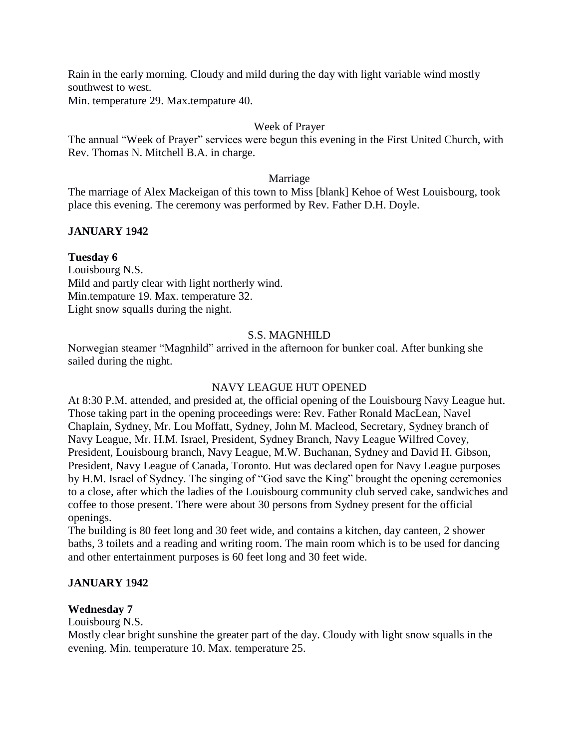Rain in the early morning. Cloudy and mild during the day with light variable wind mostly southwest to west.
Min. temperature 29. Max.tempature 40.

Week of Prayer

The annual "Week of Prayer" services were begun this evening in the First United Church, with Rev. Thomas N. Mitchell B.A. in charge.

Marriage

The marriage of Alex Mackeigan of this town to Miss [blank] Kehoe of West Louisbourg, took place this evening. The ceremony was performed by Rev. Father D.H. Doyle.

**JANUARY 1942**

**Tuesday 6**
Louisbourg N.S.
Mild and partly clear with light northerly wind.
Min.tempature 19. Max. temperature 32.
Light snow squalls during the night.

S.S. MAGNHILD

Norwegian steamer "Magnhild" arrived in the afternoon for bunker coal. After bunking she sailed during the night.

NAVY LEAGUE HUT OPENED

At 8:30 P.M. attended, and presided at, the official opening of the Louisbourg Navy League hut. Those taking part in the opening proceedings were: Rev. Father Ronald MacLean, Navel Chaplain, Sydney, Mr. Lou Moffatt, Sydney, John M. Macleod, Secretary, Sydney branch of Navy League, Mr. H.M. Israel, President, Sydney Branch, Navy League Wilfred Covey, President, Louisbourg branch, Navy League, M.W. Buchanan, Sydney and David H. Gibson, President, Navy League of Canada, Toronto. Hut was declared open for Navy League purposes by H.M. Israel of Sydney. The singing of "God save the King" brought the opening ceremonies to a close, after which the ladies of the Louisbourg community club served cake, sandwiches and coffee to those present. There were about 30 persons from Sydney present for the official openings.
The building is 80 feet long and 30 feet wide, and contains a kitchen, day canteen, 2 shower baths, 3 toilets and a reading and writing room. The main room which is to be used for dancing and other entertainment purposes is 60 feet long and 30 feet wide.

**JANUARY 1942**

**Wednesday 7**
Louisbourg N.S.
Mostly clear bright sunshine the greater part of the day. Cloudy with light snow squalls in the evening. Min. temperature 10. Max. temperature 25.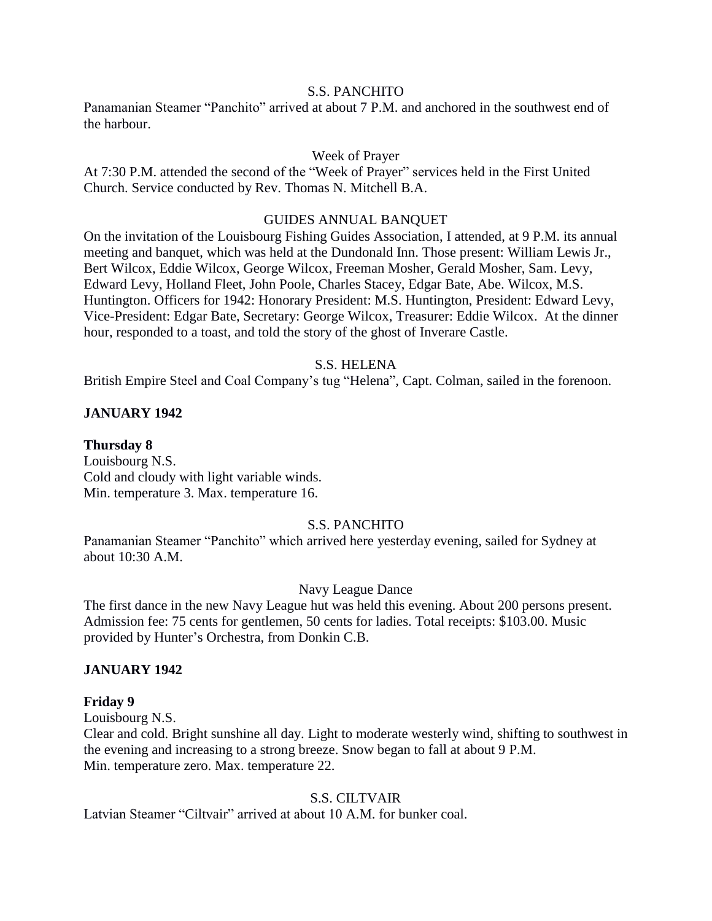S.S. PANCHITO

Panamanian Steamer "Panchito" arrived at about 7 P.M. and anchored in the southwest end of the harbour.

Week of Prayer

At 7:30 P.M. attended the second of the "Week of Prayer" services held in the First United Church. Service conducted by Rev. Thomas N. Mitchell B.A.

GUIDES ANNUAL BANQUET

On the invitation of the Louisbourg Fishing Guides Association, I attended, at 9 P.M. its annual meeting and banquet, which was held at the Dundonald Inn. Those present: William Lewis Jr., Bert Wilcox, Eddie Wilcox, George Wilcox, Freeman Mosher, Gerald Mosher, Sam. Levy, Edward Levy, Holland Fleet, John Poole, Charles Stacey, Edgar Bate, Abe. Wilcox, M.S. Huntington. Officers for 1942: Honorary President: M.S. Huntington, President: Edward Levy, Vice-President: Edgar Bate, Secretary: George Wilcox, Treasurer: Eddie Wilcox. At the dinner hour, responded to a toast, and told the story of the ghost of Inverare Castle.

S.S. HELENA

British Empire Steel and Coal Company's tug "Helena", Capt. Colman, sailed in the forenoon.

**JANUARY 1942**

**Thursday 8**

Louisbourg N.S.
Cold and cloudy with light variable winds.
Min. temperature 3. Max. temperature 16.

S.S. PANCHITO

Panamanian Steamer "Panchito" which arrived here yesterday evening, sailed for Sydney at about 10:30 A.M.

Navy League Dance

The first dance in the new Navy League hut was held this evening. About 200 persons present. Admission fee: 75 cents for gentlemen, 50 cents for ladies. Total receipts: $103.00. Music provided by Hunter's Orchestra, from Donkin C.B.

**JANUARY 1942**

**Friday 9**

Louisbourg N.S.
Clear and cold. Bright sunshine all day. Light to moderate westerly wind, shifting to southwest in the evening and increasing to a strong breeze. Snow began to fall at about 9 P.M.
Min. temperature zero. Max. temperature 22.

S.S. CILTVAIR

Latvian Steamer "Ciltvair" arrived at about 10 A.M. for bunker coal.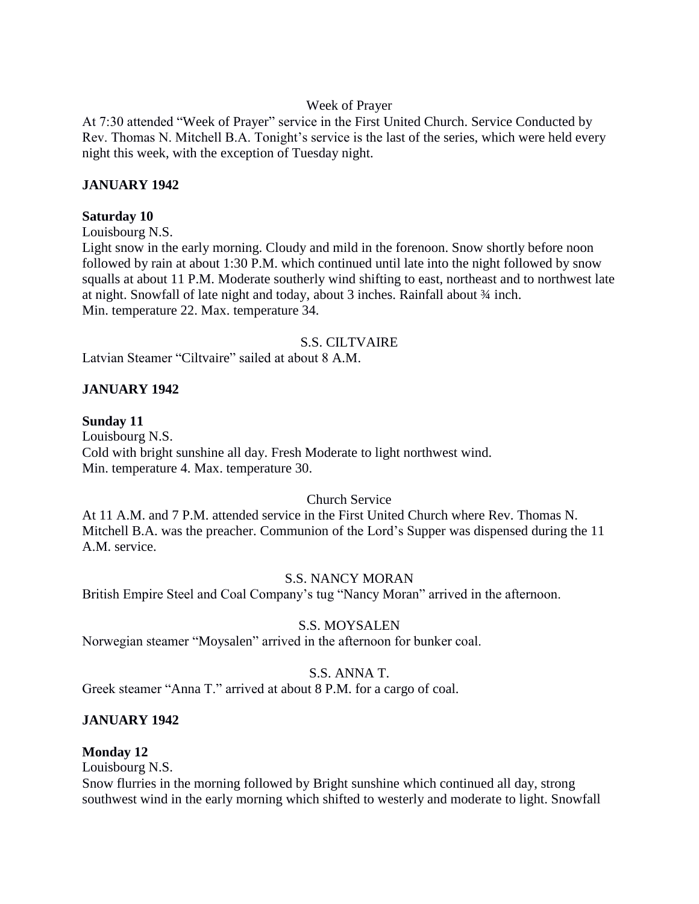Week of Prayer

At 7:30 attended "Week of Prayer" service in the First United Church. Service Conducted by Rev. Thomas N. Mitchell B.A. Tonight's service is the last of the series, which were held every night this week, with the exception of Tuesday night.

**JANUARY 1942**

**Saturday 10**

Louisbourg N.S.

Light snow in the early morning. Cloudy and mild in the forenoon. Snow shortly before noon followed by rain at about 1:30 P.M. which continued until late into the night followed by snow squalls at about 11 P.M. Moderate southerly wind shifting to east, northeast and to northwest late at night. Snowfall of late night and today, about 3 inches. Rainfall about ¾ inch.
Min. temperature 22. Max. temperature 34.

S.S. CILTVAIRE

Latvian Steamer "Ciltvaire" sailed at about 8 A.M.

**JANUARY 1942**

**Sunday 11**

Louisbourg N.S.

Cold with bright sunshine all day. Fresh Moderate to light northwest wind.
Min. temperature 4. Max. temperature 30.

Church Service

At 11 A.M. and 7 P.M. attended service in the First United Church where Rev. Thomas N. Mitchell B.A. was the preacher. Communion of the Lord's Supper was dispensed during the 11 A.M. service.

S.S. NANCY MORAN

British Empire Steel and Coal Company's tug "Nancy Moran" arrived in the afternoon.

S.S. MOYSALEN

Norwegian steamer "Moysalen" arrived in the afternoon for bunker coal.

S.S. ANNA T.

Greek steamer "Anna T." arrived at about 8 P.M. for a cargo of coal.

**JANUARY 1942**

**Monday 12**

Louisbourg N.S.

Snow flurries in the morning followed by Bright sunshine which continued all day, strong southwest wind in the early morning which shifted to westerly and moderate to light. Snowfall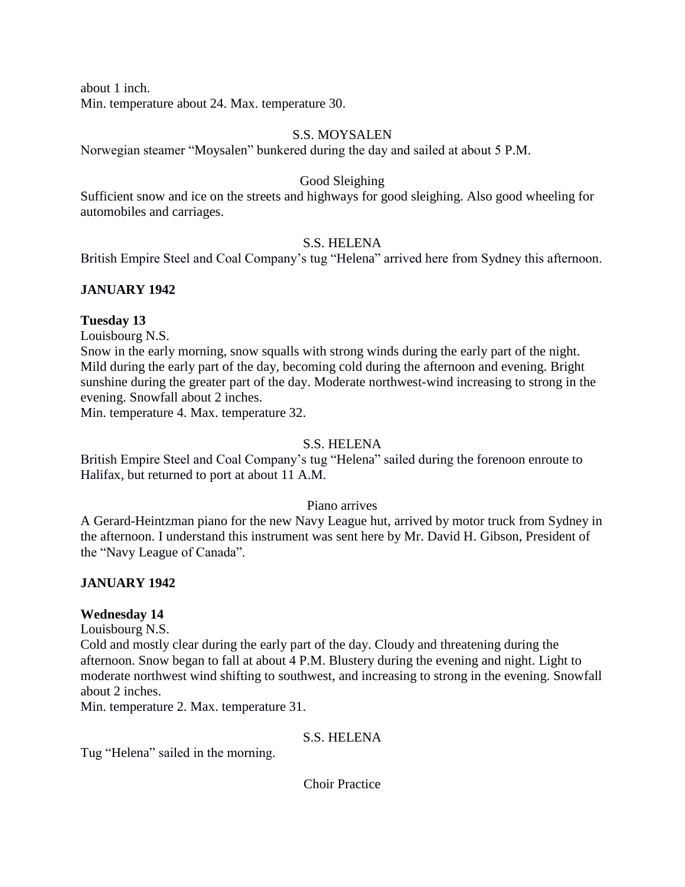about 1 inch.
Min. temperature about 24. Max. temperature 30.

S.S. MOYSALEN

Norwegian steamer "Moysalen" bunkered during the day and sailed at about 5 P.M.

Good Sleighing

Sufficient snow and ice on the streets and highways for good sleighing. Also good wheeling for automobiles and carriages.

S.S. HELENA

British Empire Steel and Coal Company's tug "Helena" arrived here from Sydney this afternoon.

**JANUARY 1942**

**Tuesday 13**

Louisbourg N.S.

Snow in the early morning, snow squalls with strong winds during the early part of the night. Mild during the early part of the day, becoming cold during the afternoon and evening. Bright sunshine during the greater part of the day. Moderate northwest-wind increasing to strong in the evening. Snowfall about 2 inches.
Min. temperature 4. Max. temperature 32.

S.S. HELENA

British Empire Steel and Coal Company's tug "Helena" sailed during the forenoon enroute to Halifax, but returned to port at about 11 A.M.

Piano arrives

A Gerard-Heintzman piano for the new Navy League hut, arrived by motor truck from Sydney in the afternoon. I understand this instrument was sent here by Mr. David H. Gibson, President of the "Navy League of Canada".

**JANUARY 1942**

**Wednesday 14**

Louisbourg N.S.

Cold and mostly clear during the early part of the day. Cloudy and threatening during the afternoon. Snow began to fall at about 4 P.M. Blustery during the evening and night. Light to moderate northwest wind shifting to southwest, and increasing to strong in the evening. Snowfall about 2 inches.
Min. temperature 2. Max. temperature 31.

S.S. HELENA

Tug "Helena" sailed in the morning.

Choir Practice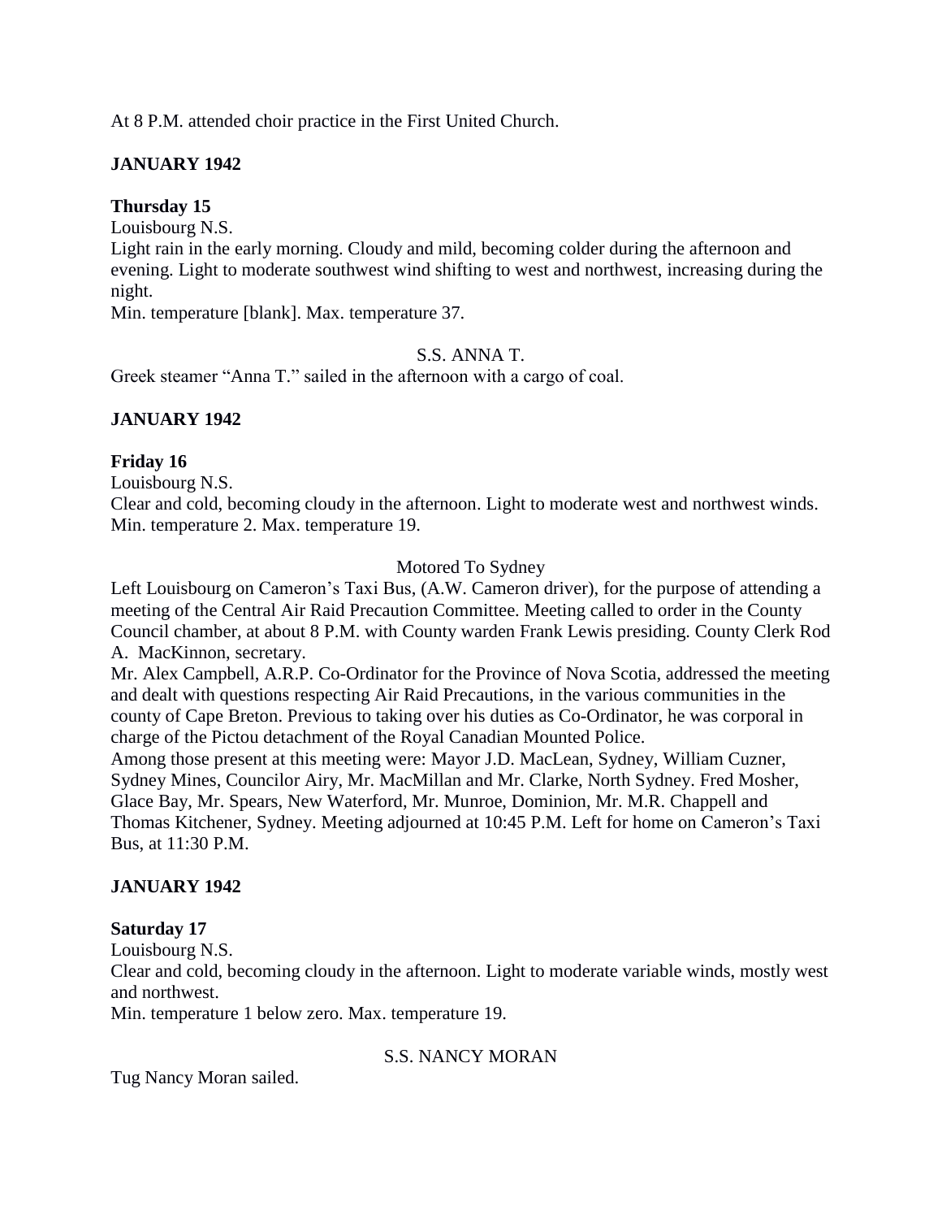At 8 P.M. attended choir practice in the First United Church.

## JANUARY 1942

### Thursday 15

Louisbourg N.S.
Light rain in the early morning. Cloudy and mild, becoming colder during the afternoon and evening. Light to moderate southwest wind shifting to west and northwest, increasing during the night.
Min. temperature [blank]. Max. temperature 37.

S.S. ANNA T.

Greek steamer "Anna T." sailed in the afternoon with a cargo of coal.

## JANUARY 1942

### Friday 16

Louisbourg N.S.
Clear and cold, becoming cloudy in the afternoon. Light to moderate west and northwest winds.
Min. temperature 2. Max. temperature 19.

Motored To Sydney

Left Louisbourg on Cameron's Taxi Bus, (A.W. Cameron driver), for the purpose of attending a meeting of the Central Air Raid Precaution Committee. Meeting called to order in the County Council chamber, at about 8 P.M. with County warden Frank Lewis presiding. County Clerk Rod A. MacKinnon, secretary.

Mr. Alex Campbell, A.R.P. Co-Ordinator for the Province of Nova Scotia, addressed the meeting and dealt with questions respecting Air Raid Precautions, in the various communities in the county of Cape Breton. Previous to taking over his duties as Co-Ordinator, he was corporal in charge of the Pictou detachment of the Royal Canadian Mounted Police.

Among those present at this meeting were: Mayor J.D. MacLean, Sydney, William Cuzner, Sydney Mines, Councilor Airy, Mr. MacMillan and Mr. Clarke, North Sydney. Fred Mosher, Glace Bay, Mr. Spears, New Waterford, Mr. Munroe, Dominion, Mr. M.R. Chappell and Thomas Kitchener, Sydney. Meeting adjourned at 10:45 P.M. Left for home on Cameron's Taxi Bus, at 11:30 P.M.

## JANUARY 1942

### Saturday 17

Louisbourg N.S.
Clear and cold, becoming cloudy in the afternoon. Light to moderate variable winds, mostly west and northwest.
Min. temperature 1 below zero. Max. temperature 19.

S.S. NANCY MORAN

Tug Nancy Moran sailed.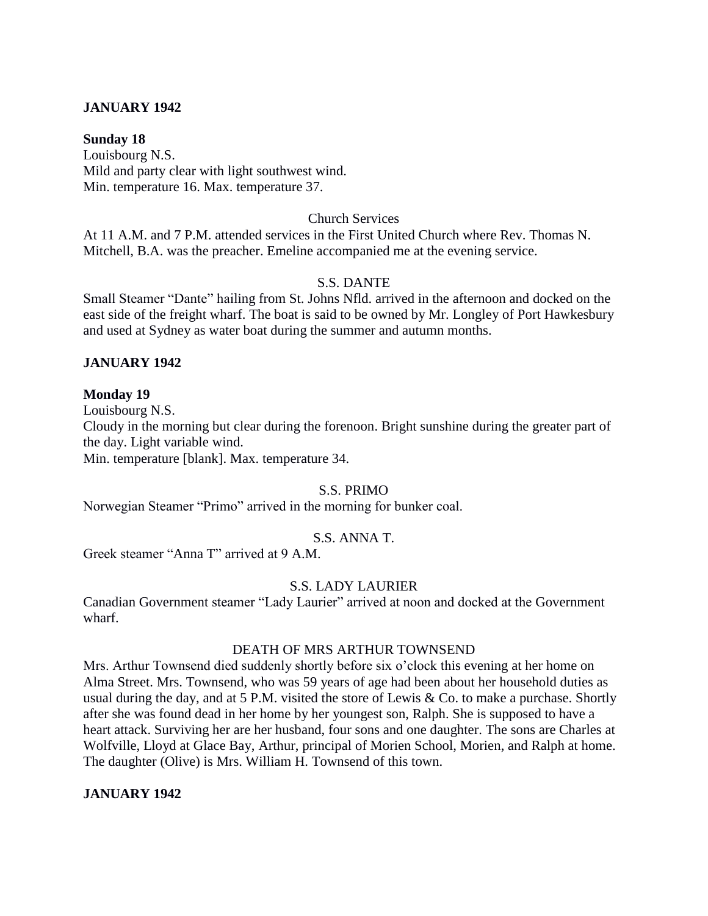**JANUARY 1942**

**Sunday 18**
Louisbourg N.S.
Mild and party clear with light southwest wind.
Min. temperature 16. Max. temperature 37.

Church Services

At 11 A.M. and 7 P.M. attended services in the First United Church where Rev. Thomas N. Mitchell, B.A. was the preacher. Emeline accompanied me at the evening service.

S.S. DANTE

Small Steamer "Dante" hailing from St. Johns Nfld. arrived in the afternoon and docked on the east side of the freight wharf. The boat is said to be owned by Mr. Longley of Port Hawkesbury and used at Sydney as water boat during the summer and autumn months.

**JANUARY 1942**

**Monday 19**
Louisbourg N.S.
Cloudy in the morning but clear during the forenoon. Bright sunshine during the greater part of the day. Light variable wind.
Min. temperature [blank]. Max. temperature 34.

S.S. PRIMO

Norwegian Steamer "Primo" arrived in the morning for bunker coal.

S.S. ANNA T.

Greek steamer "Anna T" arrived at 9 A.M.

S.S. LADY LAURIER

Canadian Government steamer "Lady Laurier" arrived at noon and docked at the Government wharf.

DEATH OF MRS ARTHUR TOWNSEND

Mrs. Arthur Townsend died suddenly shortly before six o'clock this evening at her home on Alma Street. Mrs. Townsend, who was 59 years of age had been about her household duties as usual during the day, and at 5 P.M. visited the store of Lewis & Co. to make a purchase. Shortly after she was found dead in her home by her youngest son, Ralph. She is supposed to have a heart attack. Surviving her are her husband, four sons and one daughter. The sons are Charles at Wolfville, Lloyd at Glace Bay, Arthur, principal of Morien School, Morien, and Ralph at home. The daughter (Olive) is Mrs. William H. Townsend of this town.

**JANUARY 1942**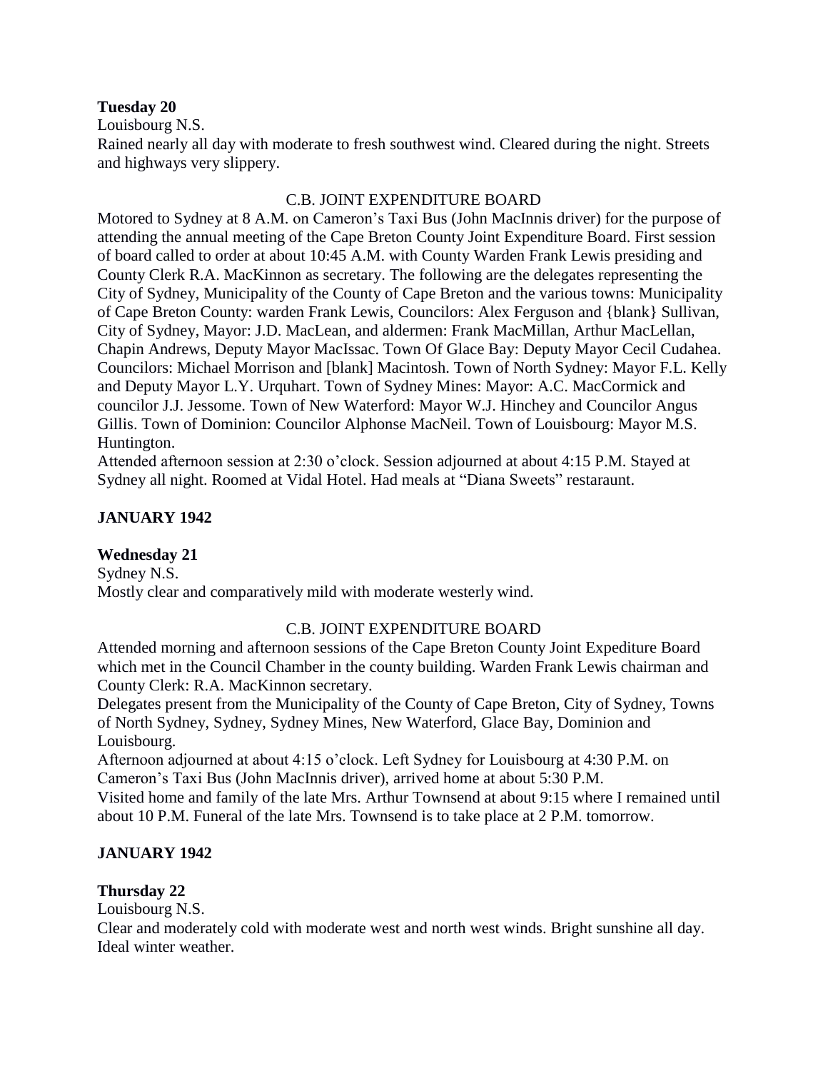**Tuesday 20**

Louisbourg N.S.

Rained nearly all day with moderate to fresh southwest wind. Cleared during the night. Streets and highways very slippery.

C.B. JOINT EXPENDITURE BOARD

Motored to Sydney at 8 A.M. on Cameron's Taxi Bus (John MacInnis driver) for the purpose of attending the annual meeting of the Cape Breton County Joint Expenditure Board. First session of board called to order at about 10:45 A.M. with County Warden Frank Lewis presiding and County Clerk R.A. MacKinnon as secretary. The following are the delegates representing the City of Sydney, Municipality of the County of Cape Breton and the various towns: Municipality of Cape Breton County: warden Frank Lewis, Councilors: Alex Ferguson and {blank} Sullivan, City of Sydney, Mayor: J.D. MacLean, and aldermen: Frank MacMillan, Arthur MacLellan, Chapin Andrews, Deputy Mayor MacIssac. Town Of Glace Bay: Deputy Mayor Cecil Cudahea. Councilors: Michael Morrison and [blank] Macintosh. Town of North Sydney: Mayor F.L. Kelly and Deputy Mayor L.Y. Urquhart. Town of Sydney Mines: Mayor: A.C. MacCormick and councilor J.J. Jessome. Town of New Waterford: Mayor W.J. Hinchey and Councilor Angus Gillis. Town of Dominion: Councilor Alphonse MacNeil. Town of Louisbourg: Mayor M.S. Huntington.

Attended afternoon session at 2:30 o'clock. Session adjourned at about 4:15 P.M. Stayed at Sydney all night. Roomed at Vidal Hotel. Had meals at "Diana Sweets" restaraunt.

**JANUARY 1942**

**Wednesday 21**

Sydney N.S.

Mostly clear and comparatively mild with moderate westerly wind.

C.B. JOINT EXPENDITURE BOARD

Attended morning and afternoon sessions of the Cape Breton County Joint Expediture Board which met in the Council Chamber in the county building. Warden Frank Lewis chairman and County Clerk: R.A. MacKinnon secretary.

Delegates present from the Municipality of the County of Cape Breton, City of Sydney, Towns of North Sydney, Sydney, Sydney Mines, New Waterford, Glace Bay, Dominion and Louisbourg.

Afternoon adjourned at about 4:15 o'clock. Left Sydney for Louisbourg at 4:30 P.M. on Cameron's Taxi Bus (John MacInnis driver), arrived home at about 5:30 P.M.

Visited home and family of the late Mrs. Arthur Townsend at about 9:15 where I remained until about 10 P.M. Funeral of the late Mrs. Townsend is to take place at 2 P.M. tomorrow.

**JANUARY 1942**

**Thursday 22**

Louisbourg N.S.

Clear and moderately cold with moderate west and north west winds. Bright sunshine all day. Ideal winter weather.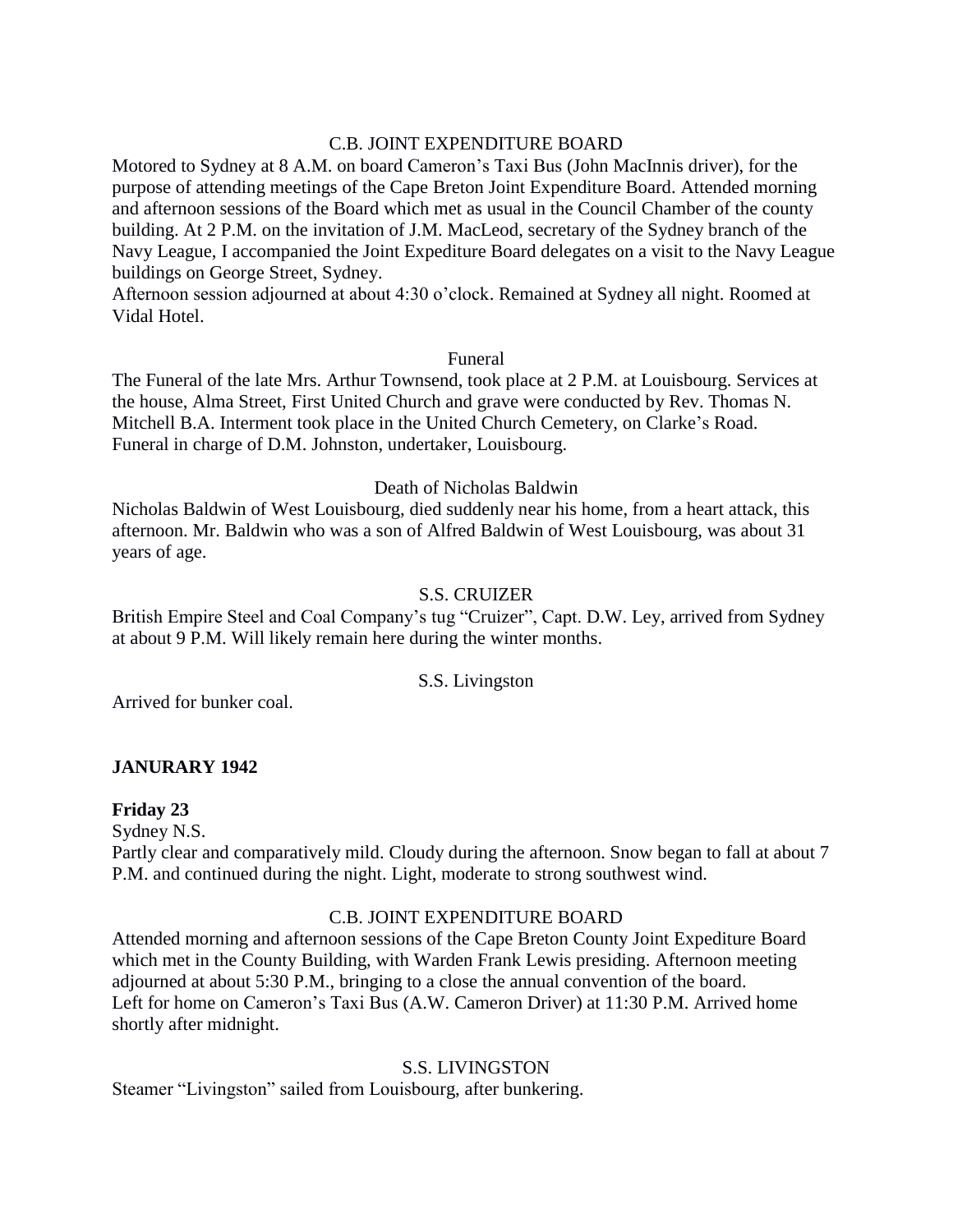C.B. JOINT EXPENDITURE BOARD

Motored to Sydney at 8 A.M. on board Cameron's Taxi Bus (John MacInnis driver), for the purpose of attending meetings of the Cape Breton Joint Expenditure Board. Attended morning and afternoon sessions of the Board which met as usual in the Council Chamber of the county building. At 2 P.M. on the invitation of J.M. MacLeod, secretary of the Sydney branch of the Navy League, I accompanied the Joint Expediture Board delegates on a visit to the Navy League buildings on George Street, Sydney.
Afternoon session adjourned at about 4:30 o'clock. Remained at Sydney all night. Roomed at Vidal Hotel.

Funeral

The Funeral of the late Mrs. Arthur Townsend, took place at 2 P.M. at Louisbourg. Services at the house, Alma Street, First United Church and grave were conducted by Rev. Thomas N. Mitchell B.A. Interment took place in the United Church Cemetery, on Clarke's Road.
Funeral in charge of D.M. Johnston, undertaker, Louisbourg.

Death of Nicholas Baldwin

Nicholas Baldwin of West Louisbourg, died suddenly near his home, from a heart attack, this afternoon. Mr. Baldwin who was a son of Alfred Baldwin of West Louisbourg, was about 31 years of age.

S.S. CRUIZER

British Empire Steel and Coal Company's tug "Cruizer", Capt. D.W. Ley, arrived from Sydney at about 9 P.M. Will likely remain here during the winter months.

S.S. Livingston

Arrived for bunker coal.

**JANURARY 1942**

**Friday 23**

Sydney N.S.
Partly clear and comparatively mild. Cloudy during the afternoon. Snow began to fall at about 7 P.M. and continued during the night. Light, moderate to strong southwest wind.

C.B. JOINT EXPENDITURE BOARD

Attended morning and afternoon sessions of the Cape Breton County Joint Expediture Board which met in the County Building, with Warden Frank Lewis presiding. Afternoon meeting adjourned at about 5:30 P.M., bringing to a close the annual convention of the board.
Left for home on Cameron's Taxi Bus (A.W. Cameron Driver) at 11:30 P.M. Arrived home shortly after midnight.

S.S. LIVINGSTON

Steamer "Livingston" sailed from Louisbourg, after bunkering.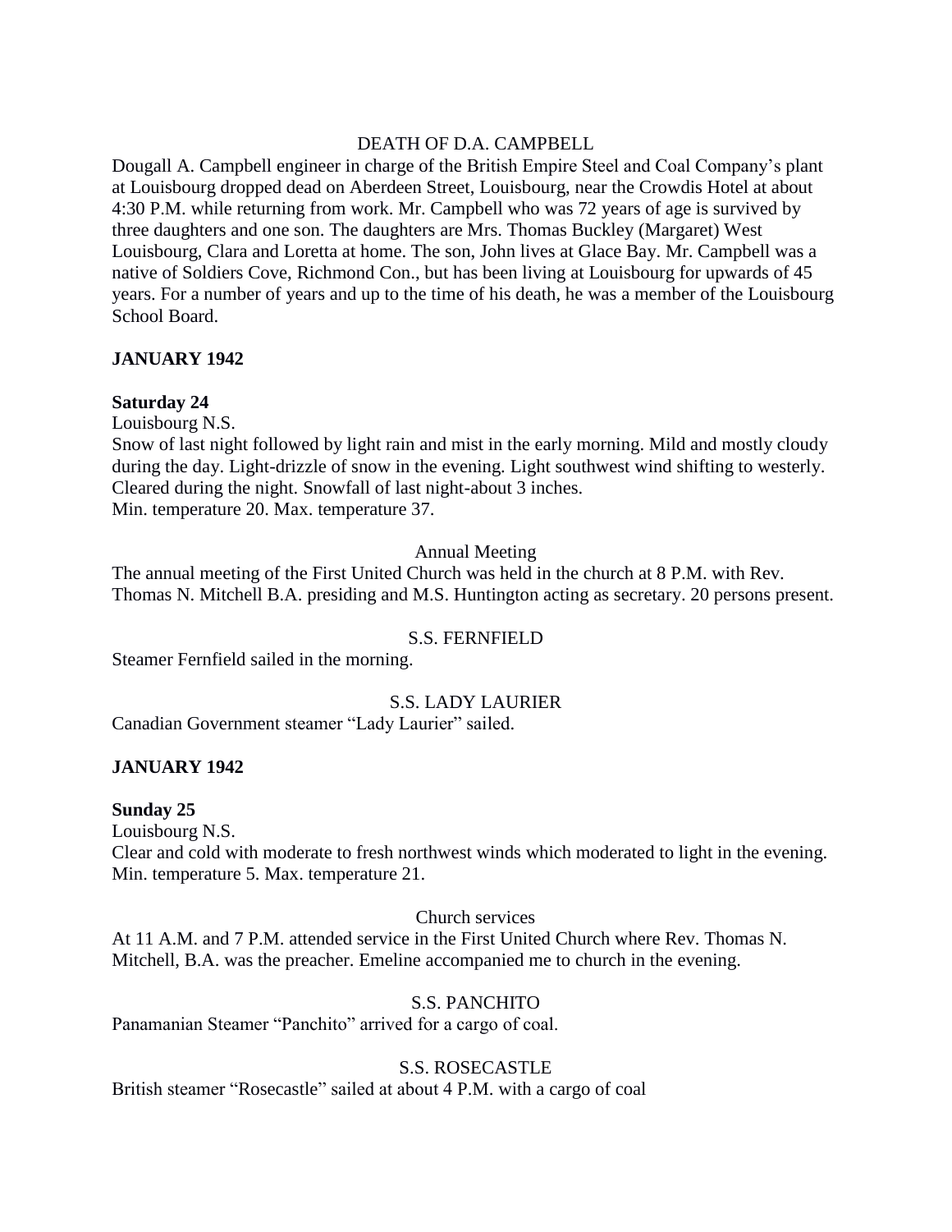DEATH OF D.A. CAMPBELL

Dougall A. Campbell engineer in charge of the British Empire Steel and Coal Company's plant at Louisbourg dropped dead on Aberdeen Street, Louisbourg, near the Crowdis Hotel at about 4:30 P.M. while returning from work. Mr. Campbell who was 72 years of age is survived by three daughters and one son. The daughters are Mrs. Thomas Buckley (Margaret) West Louisbourg, Clara and Loretta at home. The son, John lives at Glace Bay. Mr. Campbell was a native of Soldiers Cove, Richmond Con., but has been living at Louisbourg for upwards of 45 years. For a number of years and up to the time of his death, he was a member of the Louisbourg School Board.

**JANUARY 1942**

**Saturday 24**

Louisbourg N.S.

Snow of last night followed by light rain and mist in the early morning. Mild and mostly cloudy during the day. Light-drizzle of snow in the evening. Light southwest wind shifting to westerly. Cleared during the night. Snowfall of last night-about 3 inches.
Min. temperature 20. Max. temperature 37.

Annual Meeting

The annual meeting of the First United Church was held in the church at 8 P.M. with Rev. Thomas N. Mitchell B.A. presiding and M.S. Huntington acting as secretary. 20 persons present.

S.S. FERNFIELD

Steamer Fernfield sailed in the morning.

S.S. LADY LAURIER

Canadian Government steamer "Lady Laurier" sailed.

**JANUARY 1942**

**Sunday 25**

Louisbourg N.S.

Clear and cold with moderate to fresh northwest winds which moderated to light in the evening.
Min. temperature 5. Max. temperature 21.

Church services

At 11 A.M. and 7 P.M. attended service in the First United Church where Rev. Thomas N. Mitchell, B.A. was the preacher. Emeline accompanied me to church in the evening.

S.S. PANCHITO

Panamanian Steamer "Panchito" arrived for a cargo of coal.

S.S. ROSECASTLE

British steamer "Rosecastle" sailed at about 4 P.M. with a cargo of coal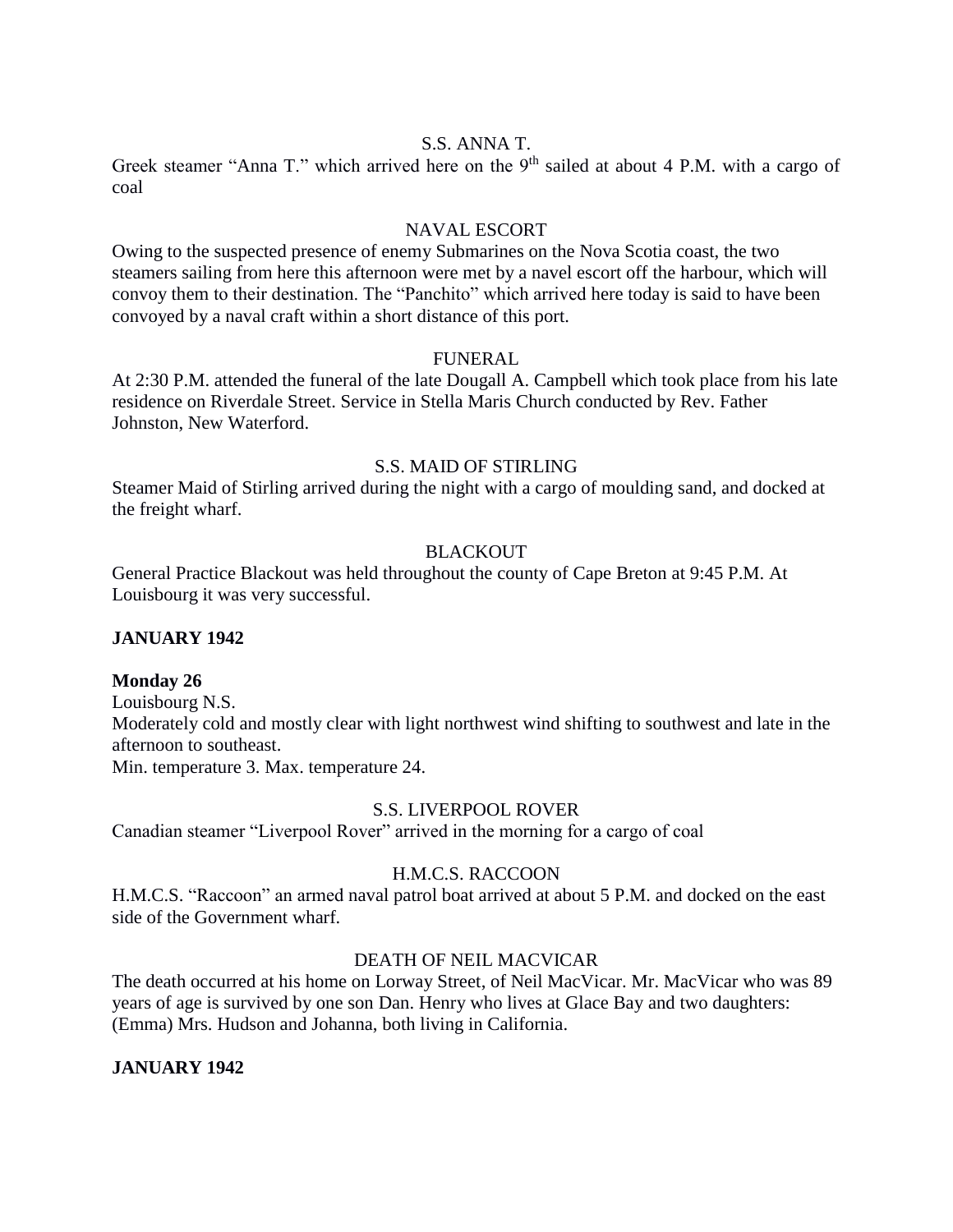S.S. ANNA T.

Greek steamer "Anna T." which arrived here on the 9th sailed at about 4 P.M. with a cargo of coal

NAVAL ESCORT

Owing to the suspected presence of enemy Submarines on the Nova Scotia coast, the two steamers sailing from here this afternoon were met by a navel escort off the harbour, which will convoy them to their destination. The "Panchito" which arrived here today is said to have been convoyed by a naval craft within a short distance of this port.

FUNERAL

At 2:30 P.M. attended the funeral of the late Dougall A. Campbell which took place from his late residence on Riverdale Street. Service in Stella Maris Church conducted by Rev. Father Johnston, New Waterford.

S.S. MAID OF STIRLING

Steamer Maid of Stirling arrived during the night with a cargo of moulding sand, and docked at the freight wharf.

BLACKOUT

General Practice Blackout was held throughout the county of Cape Breton at 9:45 P.M. At Louisbourg it was very successful.

**JANUARY 1942**

**Monday 26**

Louisbourg N.S.

Moderately cold and mostly clear with light northwest wind shifting to southwest and late in the afternoon to southeast.

Min. temperature 3. Max. temperature 24.

S.S. LIVERPOOL ROVER

Canadian steamer "Liverpool Rover" arrived in the morning for a cargo of coal

H.M.C.S. RACCOON

H.M.C.S. "Raccoon" an armed naval patrol boat arrived at about 5 P.M. and docked on the east side of the Government wharf.

DEATH OF NEIL MACVICAR

The death occurred at his home on Lorway Street, of Neil MacVicar. Mr. MacVicar who was 89 years of age is survived by one son Dan. Henry who lives at Glace Bay and two daughters: (Emma) Mrs. Hudson and Johanna, both living in California.

**JANUARY 1942**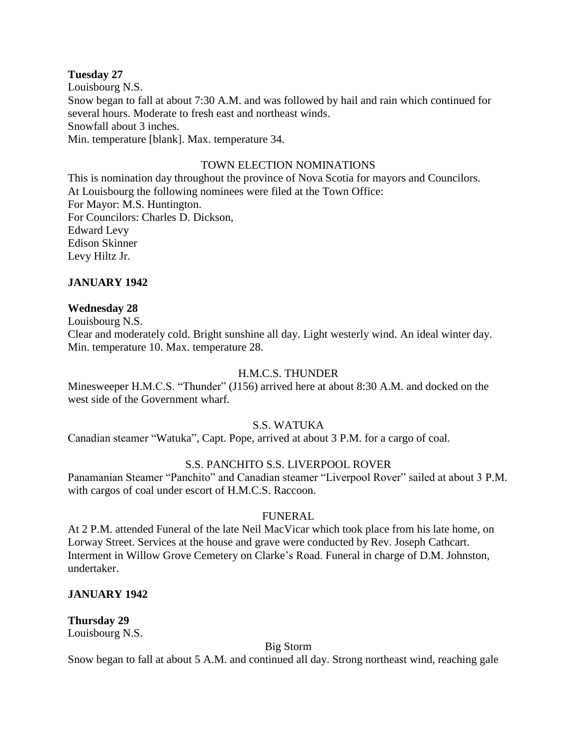**Tuesday 27**

Louisbourg N.S.

Snow began to fall at about 7:30 A.M. and was followed by hail and rain which continued for several hours. Moderate to fresh east and northeast winds.

Snowfall about 3 inches.

Min. temperature [blank]. Max. temperature 34.

TOWN ELECTION NOMINATIONS

This is nomination day throughout the province of Nova Scotia for mayors and Councilors.

At Louisbourg the following nominees were filed at the Town Office:

For Mayor: M.S. Huntington.

For Councilors: Charles D. Dickson,
Edward Levy
Edison Skinner
Levy Hiltz Jr.

**JANUARY 1942**

**Wednesday 28**

Louisbourg N.S.

Clear and moderately cold. Bright sunshine all day. Light westerly wind. An ideal winter day.

Min. temperature 10. Max. temperature 28.

H.M.C.S. THUNDER

Minesweeper H.M.C.S. "Thunder" (J156) arrived here at about 8:30 A.M. and docked on the west side of the Government wharf.

S.S. WATUKA

Canadian steamer "Watuka", Capt. Pope, arrived at about 3 P.M. for a cargo of coal.

S.S. PANCHITO S.S. LIVERPOOL ROVER

Panamanian Steamer "Panchito" and Canadian steamer "Liverpool Rover" sailed at about 3 P.M. with cargos of coal under escort of H.M.C.S. Raccoon.

FUNERAL

At 2 P.M. attended Funeral of the late Neil MacVicar which took place from his late home, on Lorway Street. Services at the house and grave were conducted by Rev. Joseph Cathcart. Interment in Willow Grove Cemetery on Clarke's Road. Funeral in charge of D.M. Johnston, undertaker.

**JANUARY 1942**

**Thursday 29**

Louisbourg N.S.

Big Storm

Snow began to fall at about 5 A.M. and continued all day. Strong northeast wind, reaching gale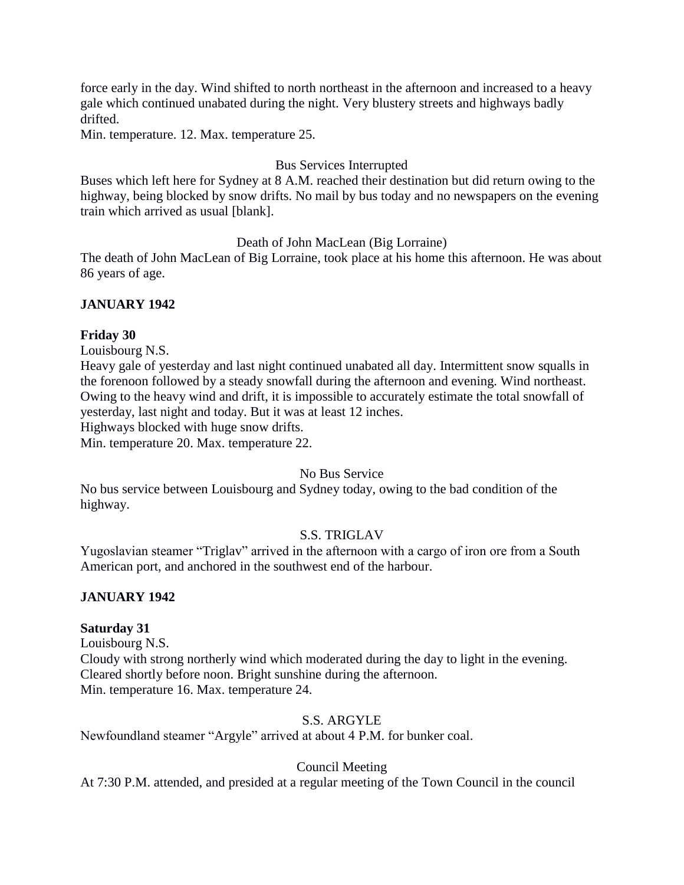force early in the day. Wind shifted to north northeast in the afternoon and increased to a heavy gale which continued unabated during the night. Very blustery streets and highways badly drifted.
Min. temperature. 12. Max. temperature 25.

Bus Services Interrupted

Buses which left here for Sydney at 8 A.M. reached their destination but did return owing to the highway, being blocked by snow drifts. No mail by bus today and no newspapers on the evening train which arrived as usual [blank].

Death of John MacLean (Big Lorraine)

The death of John MacLean of Big Lorraine, took place at his home this afternoon. He was about 86 years of age.

**JANUARY 1942**

**Friday 30**

Louisbourg N.S.
Heavy gale of yesterday and last night continued unabated all day. Intermittent snow squalls in the forenoon followed by a steady snowfall during the afternoon and evening. Wind northeast. Owing to the heavy wind and drift, it is impossible to accurately estimate the total snowfall of yesterday, last night and today. But it was at least 12 inches.
Highways blocked with huge snow drifts.
Min. temperature 20. Max. temperature 22.

No Bus Service

No bus service between Louisbourg and Sydney today, owing to the bad condition of the highway.

S.S. TRIGLAV

Yugoslavian steamer "Triglav" arrived in the afternoon with a cargo of iron ore from a South American port, and anchored in the southwest end of the harbour.

**JANUARY 1942**

**Saturday 31**

Louisbourg N.S.
Cloudy with strong northerly wind which moderated during the day to light in the evening. Cleared shortly before noon. Bright sunshine during the afternoon.
Min. temperature 16. Max. temperature 24.

S.S. ARGYLE

Newfoundland steamer "Argyle" arrived at about 4 P.M. for bunker coal.

Council Meeting

At 7:30 P.M. attended, and presided at a regular meeting of the Town Council in the council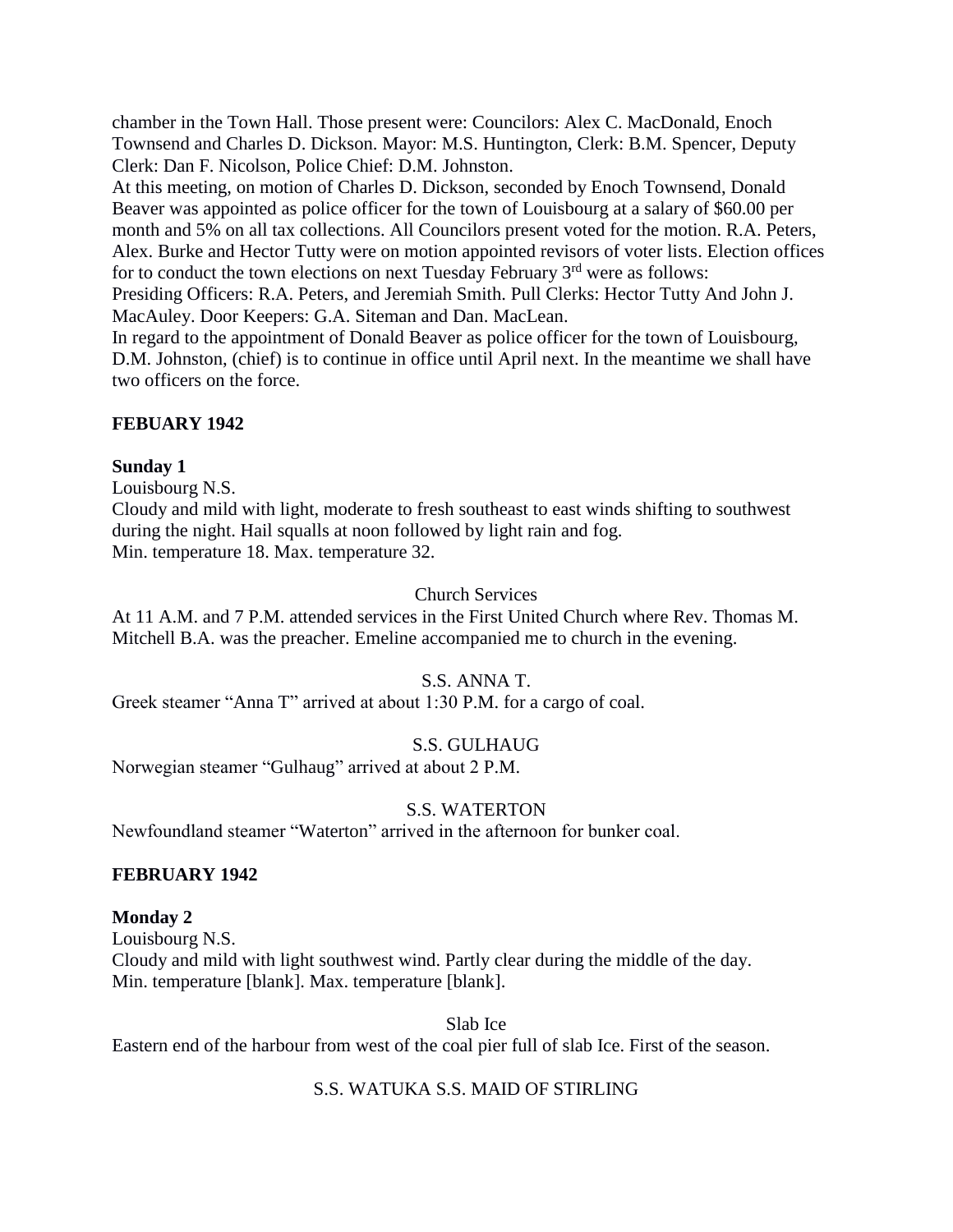chamber in the Town Hall. Those present were: Councilors: Alex C. MacDonald, Enoch Townsend and Charles D. Dickson. Mayor: M.S. Huntington, Clerk: B.M. Spencer, Deputy Clerk: Dan F. Nicolson, Police Chief: D.M. Johnston.

At this meeting, on motion of Charles D. Dickson, seconded by Enoch Townsend, Donald Beaver was appointed as police officer for the town of Louisbourg at a salary of $60.00 per month and 5% on all tax collections. All Councilors present voted for the motion. R.A. Peters, Alex. Burke and Hector Tutty were on motion appointed revisors of voter lists. Election offices for to conduct the town elections on next Tuesday February 3rd were as follows:

Presiding Officers: R.A. Peters, and Jeremiah Smith. Pull Clerks: Hector Tutty And John J. MacAuley. Door Keepers: G.A. Siteman and Dan. MacLean.

In regard to the appointment of Donald Beaver as police officer for the town of Louisbourg, D.M. Johnston, (chief) is to continue in office until April next. In the meantime we shall have two officers on the force.

**FEBUARY 1942**

**Sunday 1**

Louisbourg N.S.

Cloudy and mild with light, moderate to fresh southeast to east winds shifting to southwest during the night. Hail squalls at noon followed by light rain and fog.

Min. temperature 18. Max. temperature 32.

Church Services

At 11 A.M. and 7 P.M. attended services in the First United Church where Rev. Thomas M. Mitchell B.A. was the preacher. Emeline accompanied me to church in the evening.

S.S. ANNA T.

Greek steamer "Anna T" arrived at about 1:30 P.M. for a cargo of coal.

S.S. GULHAUG

Norwegian steamer "Gulhaug" arrived at about 2 P.M.

S.S. WATERTON

Newfoundland steamer "Waterton" arrived in the afternoon for bunker coal.

**FEBRUARY 1942**

**Monday 2**

Louisbourg N.S.

Cloudy and mild with light southwest wind. Partly clear during the middle of the day.

Min. temperature [blank]. Max. temperature [blank].

Slab Ice

Eastern end of the harbour from west of the coal pier full of slab Ice. First of the season.

S.S. WATUKA S.S. MAID OF STIRLING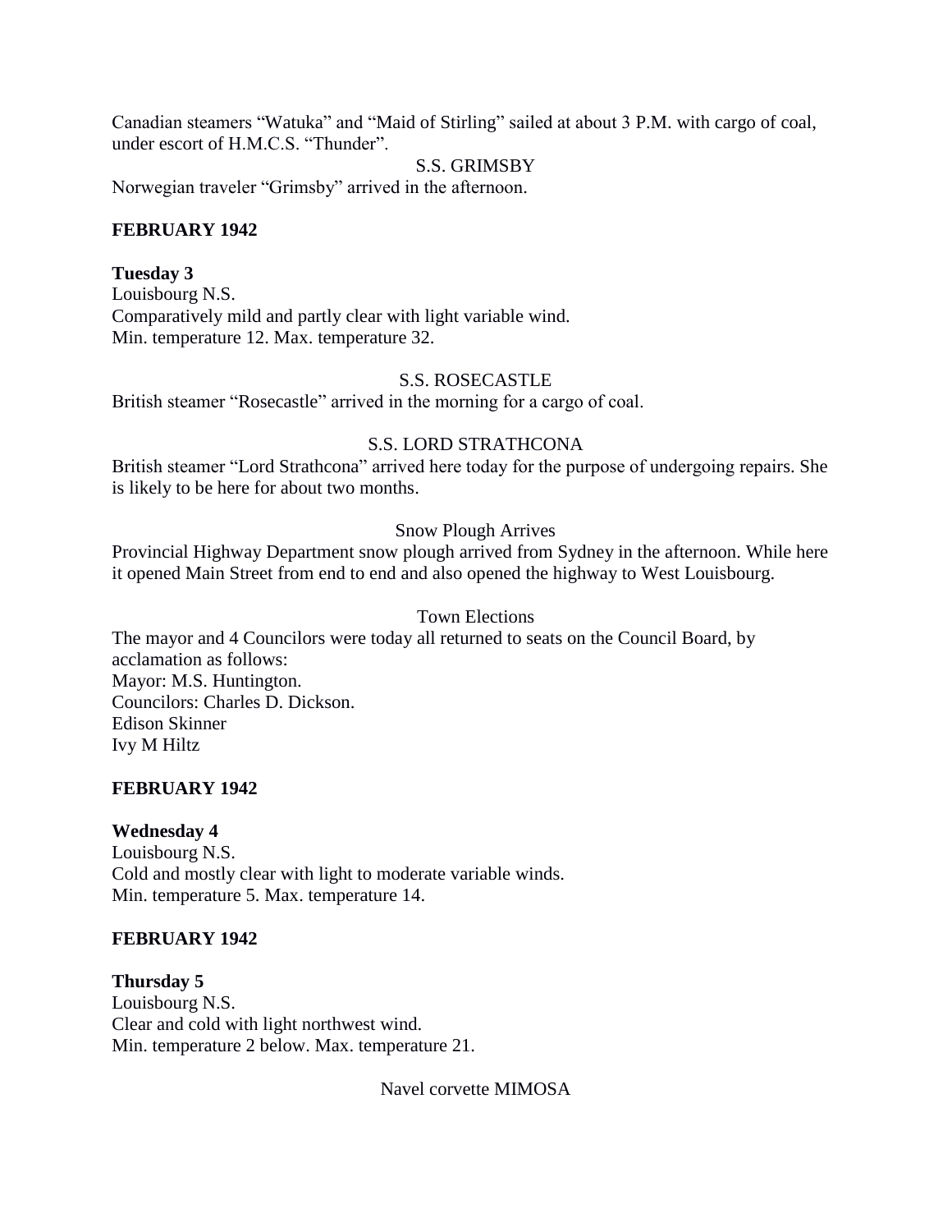Canadian steamers “Watuka” and “Maid of Stirling” sailed at about 3 P.M. with cargo of coal, under escort of H.M.C.S. “Thunder”.

S.S. GRIMSBY

Norwegian traveler “Grimsby” arrived in the afternoon.

**FEBRUARY 1942**

**Tuesday 3**

Louisbourg N.S.
Comparatively mild and partly clear with light variable wind.
Min. temperature 12. Max. temperature 32.

S.S. ROSECASTLE

British steamer “Rosecastle” arrived in the morning for a cargo of coal.

S.S. LORD STRATHCONA

British steamer “Lord Strathcona” arrived here today for the purpose of undergoing repairs. She is likely to be here for about two months.

Snow Plough Arrives

Provincial Highway Department snow plough arrived from Sydney in the afternoon. While here it opened Main Street from end to end and also opened the highway to West Louisbourg.

Town Elections

The mayor and 4 Councilors were today all returned to seats on the Council Board, by acclamation as follows:
Mayor: M.S. Huntington.
Councilors: Charles D. Dickson.
Edison Skinner
Ivy M Hiltz

**FEBRUARY 1942**

**Wednesday 4**

Louisbourg N.S.
Cold and mostly clear with light to moderate variable winds.
Min. temperature 5. Max. temperature 14.

**FEBRUARY 1942**

**Thursday 5**

Louisbourg N.S.
Clear and cold with light northwest wind.
Min. temperature 2 below. Max. temperature 21.

Navel corvette MIMOSA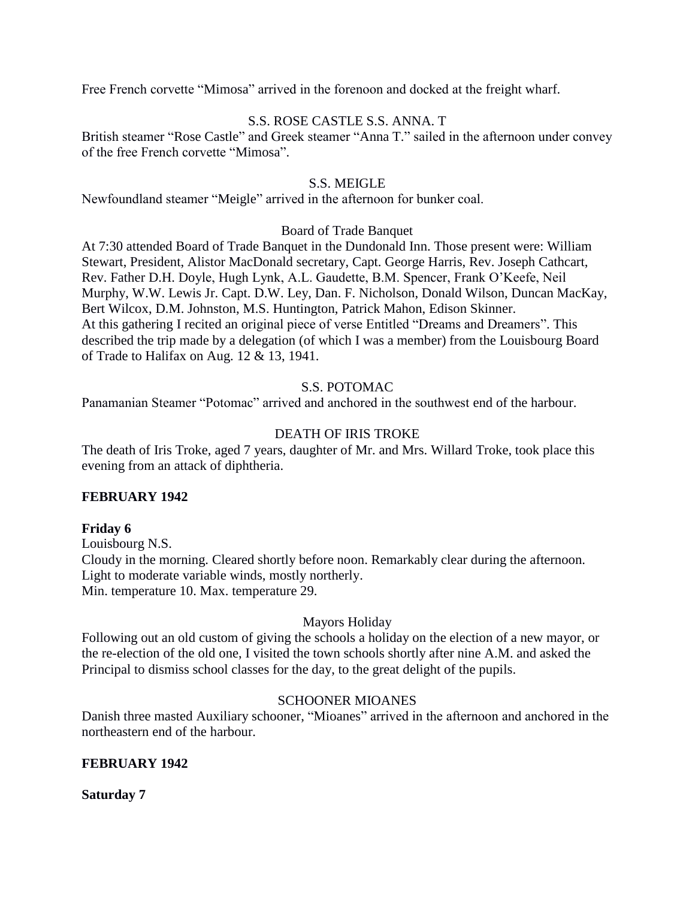Free French corvette "Mimosa" arrived in the forenoon and docked at the freight wharf.

S.S. ROSE CASTLE S.S. ANNA. T

British steamer "Rose Castle" and Greek steamer "Anna T." sailed in the afternoon under convey of the free French corvette "Mimosa".

S.S. MEIGLE

Newfoundland steamer "Meigle" arrived in the afternoon for bunker coal.

Board of Trade Banquet

At 7:30 attended Board of Trade Banquet in the Dundonald Inn. Those present were: William Stewart, President, Alistor MacDonald secretary, Capt. George Harris, Rev. Joseph Cathcart, Rev. Father D.H. Doyle, Hugh Lynk, A.L. Gaudette, B.M. Spencer, Frank O'Keefe, Neil Murphy, W.W. Lewis Jr. Capt. D.W. Ley, Dan. F. Nicholson, Donald Wilson, Duncan MacKay, Bert Wilcox, D.M. Johnston, M.S. Huntington, Patrick Mahon, Edison Skinner.
At this gathering I recited an original piece of verse Entitled "Dreams and Dreamers". This described the trip made by a delegation (of which I was a member) from the Louisbourg Board of Trade to Halifax on Aug. 12 & 13, 1941.

S.S. POTOMAC

Panamanian Steamer "Potomac" arrived and anchored in the southwest end of the harbour.

DEATH OF IRIS TROKE

The death of Iris Troke, aged 7 years, daughter of Mr. and Mrs. Willard Troke, took place this evening from an attack of diphtheria.

**FEBRUARY 1942**

**Friday 6**

Louisbourg N.S.
Cloudy in the morning. Cleared shortly before noon. Remarkably clear during the afternoon.
Light to moderate variable winds, mostly northerly.
Min. temperature 10. Max. temperature 29.

Mayors Holiday

Following out an old custom of giving the schools a holiday on the election of a new mayor, or the re-election of the old one, I visited the town schools shortly after nine A.M. and asked the Principal to dismiss school classes for the day, to the great delight of the pupils.

SCHOONER MIOANES

Danish three masted Auxiliary schooner, "Mioanes" arrived in the afternoon and anchored in the northeastern end of the harbour.

**FEBRUARY 1942**

**Saturday 7**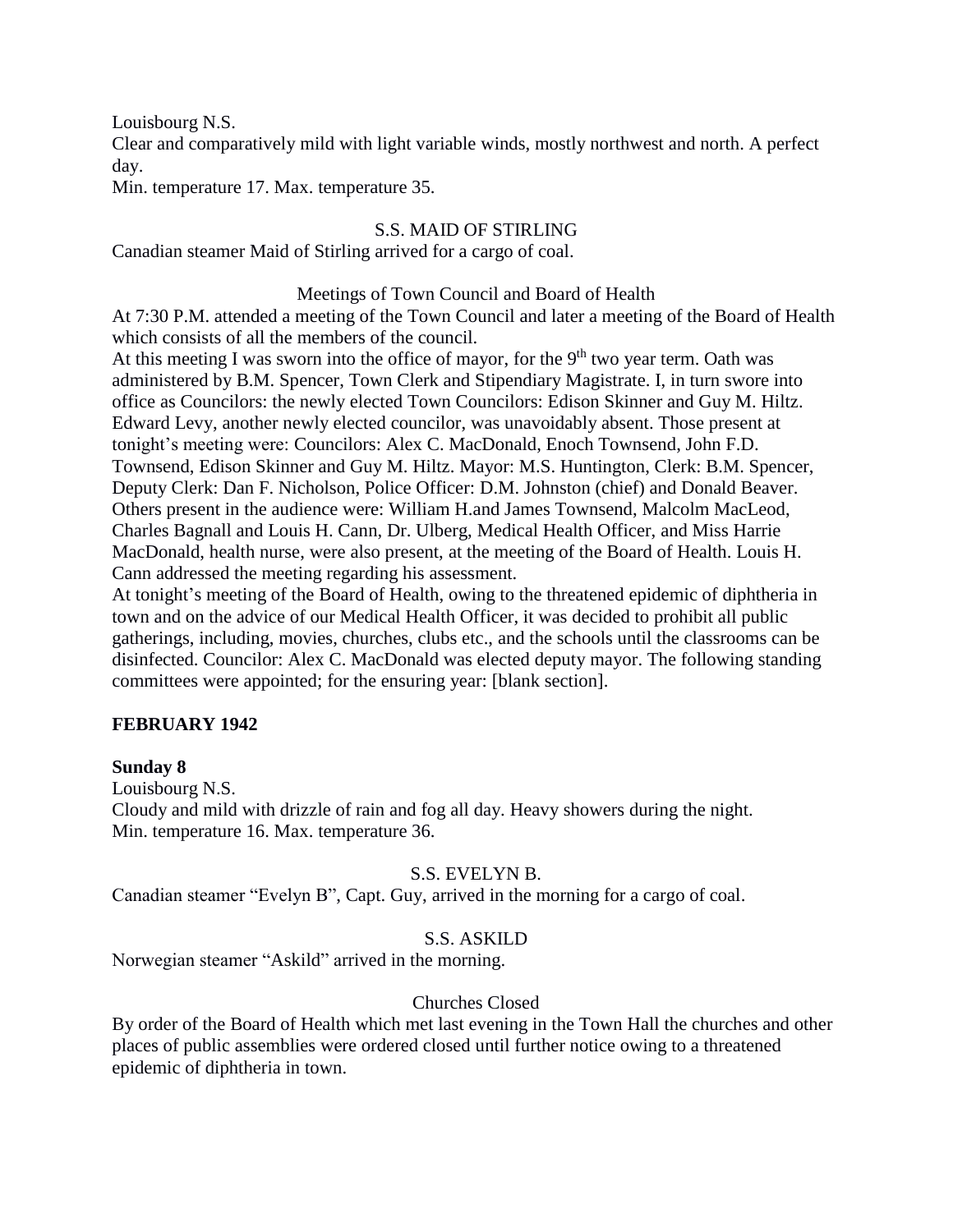Louisbourg N.S.
Clear and comparatively mild with light variable winds, mostly northwest and north. A perfect day.
Min. temperature 17. Max. temperature 35.

S.S. MAID OF STIRLING

Canadian steamer Maid of Stirling arrived for a cargo of coal.

Meetings of Town Council and Board of Health

At 7:30 P.M. attended a meeting of the Town Council and later a meeting of the Board of Health which consists of all the members of the council.
At this meeting I was sworn into the office of mayor, for the 9th two year term. Oath was administered by B.M. Spencer, Town Clerk and Stipendiary Magistrate. I, in turn swore into office as Councilors: the newly elected Town Councilors: Edison Skinner and Guy M. Hiltz. Edward Levy, another newly elected councilor, was unavoidably absent. Those present at tonight's meeting were: Councilors: Alex C. MacDonald, Enoch Townsend, John F.D. Townsend, Edison Skinner and Guy M. Hiltz. Mayor: M.S. Huntington, Clerk: B.M. Spencer, Deputy Clerk: Dan F. Nicholson, Police Officer: D.M. Johnston (chief) and Donald Beaver. Others present in the audience were: William H.and James Townsend, Malcolm MacLeod, Charles Bagnall and Louis H. Cann, Dr. Ulberg, Medical Health Officer, and Miss Harrie MacDonald, health nurse, were also present, at the meeting of the Board of Health. Louis H. Cann addressed the meeting regarding his assessment.
At tonight's meeting of the Board of Health, owing to the threatened epidemic of diphtheria in town and on the advice of our Medical Health Officer, it was decided to prohibit all public gatherings, including, movies, churches, clubs etc., and the schools until the classrooms can be disinfected. Councilor: Alex C. MacDonald was elected deputy mayor. The following standing committees were appointed; for the ensuring year: [blank section].

## FEBRUARY 1942

**Sunday 8**

Louisbourg N.S.
Cloudy and mild with drizzle of rain and fog all day. Heavy showers during the night.
Min. temperature 16. Max. temperature 36.

S.S. EVELYN B.

Canadian steamer "Evelyn B", Capt. Guy, arrived in the morning for a cargo of coal.

S.S. ASKILD

Norwegian steamer "Askild" arrived in the morning.

Churches Closed

By order of the Board of Health which met last evening in the Town Hall the churches and other places of public assemblies were ordered closed until further notice owing to a threatened epidemic of diphtheria in town.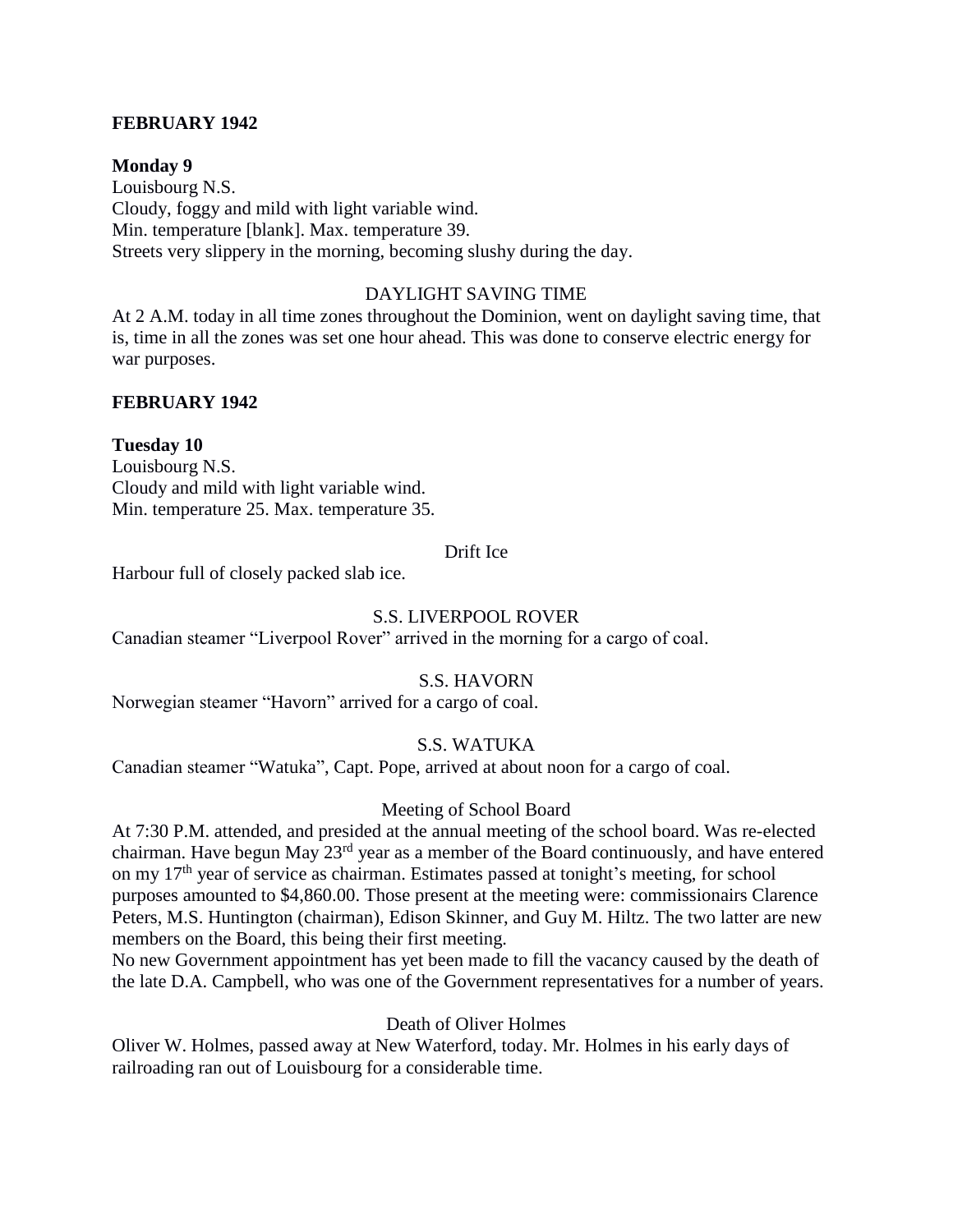**FEBRUARY 1942**

**Monday 9**
Louisbourg N.S.
Cloudy, foggy and mild with light variable wind.
Min. temperature [blank]. Max. temperature 39.
Streets very slippery in the morning, becoming slushy during the day.

DAYLIGHT SAVING TIME

At 2 A.M. today in all time zones throughout the Dominion, went on daylight saving time, that is, time in all the zones was set one hour ahead. This was done to conserve electric energy for war purposes.

**FEBRUARY 1942**

**Tuesday 10**
Louisbourg N.S.
Cloudy and mild with light variable wind.
Min. temperature 25. Max. temperature 35.

Drift Ice

Harbour full of closely packed slab ice.

S.S. LIVERPOOL ROVER

Canadian steamer "Liverpool Rover" arrived in the morning for a cargo of coal.

S.S. HAVORN

Norwegian steamer "Havorn" arrived for a cargo of coal.

S.S. WATUKA

Canadian steamer "Watuka", Capt. Pope, arrived at about noon for a cargo of coal.

Meeting of School Board

At 7:30 P.M. attended, and presided at the annual meeting of the school board. Was re-elected chairman. Have begun May 23rd year as a member of the Board continuously, and have entered on my 17th year of service as chairman. Estimates passed at tonight's meeting, for school purposes amounted to $4,860.00. Those present at the meeting were: commissionairs Clarence Peters, M.S. Huntington (chairman), Edison Skinner, and Guy M. Hiltz. The two latter are new members on the Board, this being their first meeting.
No new Government appointment has yet been made to fill the vacancy caused by the death of the late D.A. Campbell, who was one of the Government representatives for a number of years.

Death of Oliver Holmes

Oliver W. Holmes, passed away at New Waterford, today. Mr. Holmes in his early days of railroading ran out of Louisbourg for a considerable time.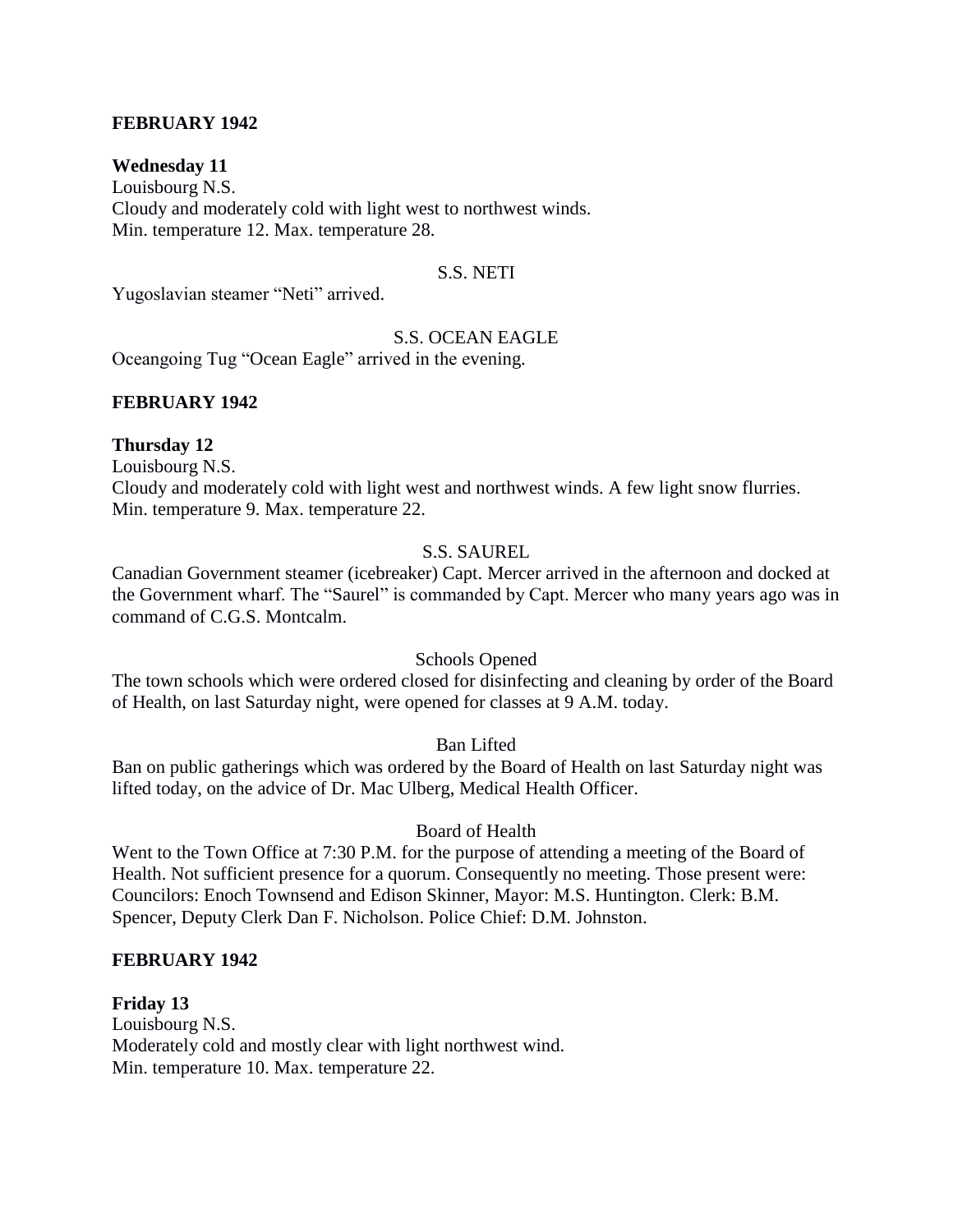**FEBRUARY 1942**

**Wednesday 11**
Louisbourg N.S.
Cloudy and moderately cold with light west to northwest winds.
Min. temperature 12. Max. temperature 28.

S.S. NETI

Yugoslavian steamer "Neti" arrived.

S.S. OCEAN EAGLE

Oceangoing Tug "Ocean Eagle" arrived in the evening.

**FEBRUARY 1942**

**Thursday 12**
Louisbourg N.S.
Cloudy and moderately cold with light west and northwest winds. A few light snow flurries.
Min. temperature 9. Max. temperature 22.

S.S. SAUREL

Canadian Government steamer (icebreaker) Capt. Mercer arrived in the afternoon and docked at the Government wharf. The "Saurel" is commanded by Capt. Mercer who many years ago was in command of C.G.S. Montcalm.

Schools Opened

The town schools which were ordered closed for disinfecting and cleaning by order of the Board of Health, on last Saturday night, were opened for classes at 9 A.M. today.

Ban Lifted

Ban on public gatherings which was ordered by the Board of Health on last Saturday night was lifted today, on the advice of Dr. Mac Ulberg, Medical Health Officer.

Board of Health

Went to the Town Office at 7:30 P.M. for the purpose of attending a meeting of the Board of Health. Not sufficient presence for a quorum. Consequently no meeting. Those present were: Councilors: Enoch Townsend and Edison Skinner, Mayor: M.S. Huntington. Clerk: B.M. Spencer, Deputy Clerk Dan F. Nicholson. Police Chief: D.M. Johnston.

**FEBRUARY 1942**

**Friday 13**
Louisbourg N.S.
Moderately cold and mostly clear with light northwest wind.
Min. temperature 10. Max. temperature 22.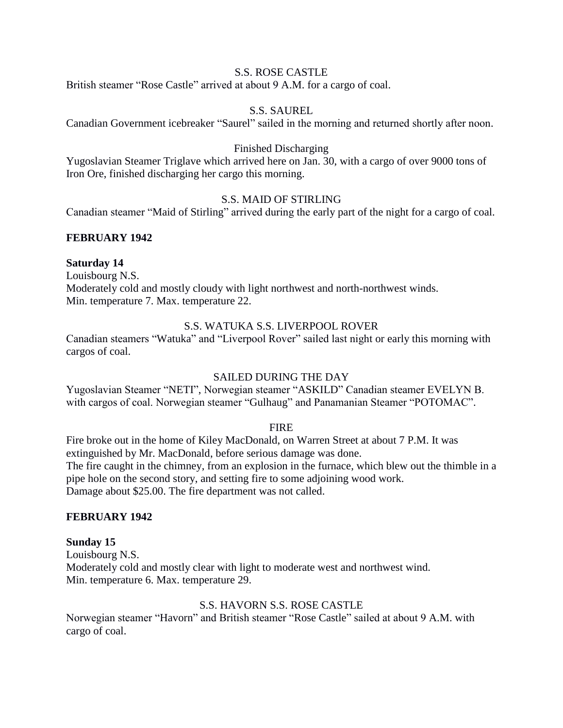S.S. ROSE CASTLE

British steamer “Rose Castle” arrived at about 9 A.M. for a cargo of coal.

S.S. SAUREL

Canadian Government icebreaker “Saurel” sailed in the morning and returned shortly after noon.

Finished Discharging

Yugoslavian Steamer Triglave which arrived here on Jan. 30, with a cargo of over 9000 tons of Iron Ore, finished discharging her cargo this morning.

S.S. MAID OF STIRLING

Canadian steamer “Maid of Stirling” arrived during the early part of the night for a cargo of coal.

**FEBRUARY 1942**

**Saturday 14**

Louisbourg N.S.
Moderately cold and mostly cloudy with light northwest and north-northwest winds.
Min. temperature 7. Max. temperature 22.

S.S. WATUKA S.S. LIVERPOOL ROVER

Canadian steamers “Watuka” and “Liverpool Rover” sailed last night or early this morning with cargos of coal.

SAILED DURING THE DAY

Yugoslavian Steamer “NETI”, Norwegian steamer “ASKILD” Canadian steamer EVELYN B. with cargos of coal. Norwegian steamer “Gulhaug” and Panamanian Steamer “POTOMAC”.

FIRE

Fire broke out in the home of Kiley MacDonald, on Warren Street at about 7 P.M. It was extinguished by Mr. MacDonald, before serious damage was done.
The fire caught in the chimney, from an explosion in the furnace, which blew out the thimble in a pipe hole on the second story, and setting fire to some adjoining wood work.
Damage about $25.00. The fire department was not called.

**FEBRUARY 1942**

**Sunday 15**

Louisbourg N.S.
Moderately cold and mostly clear with light to moderate west and northwest wind.
Min. temperature 6. Max. temperature 29.

S.S. HAVORN S.S. ROSE CASTLE

Norwegian steamer “Havorn” and British steamer “Rose Castle” sailed at about 9 A.M. with cargo of coal.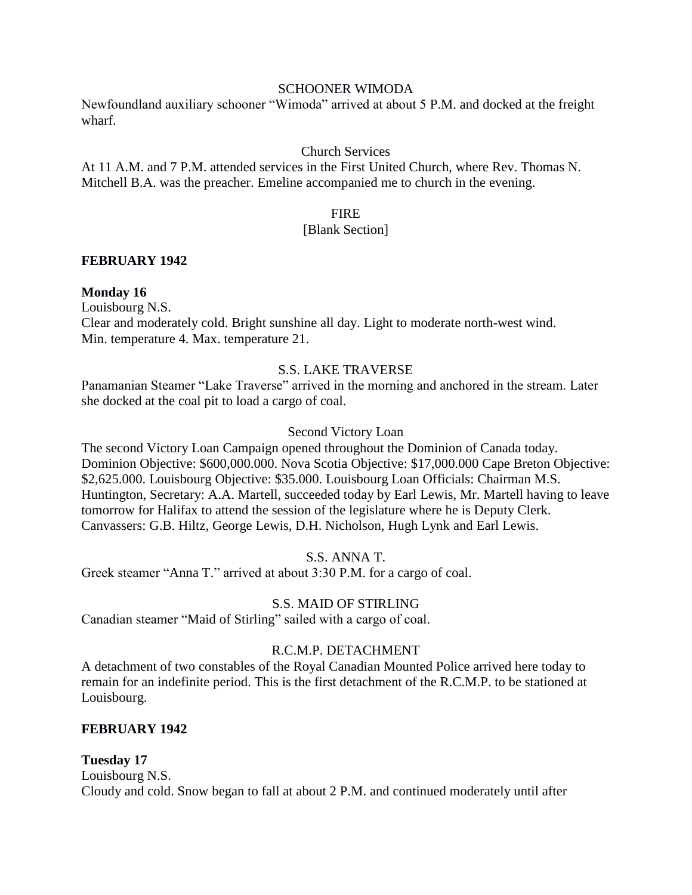SCHOONER WIMODA

Newfoundland auxiliary schooner "Wimoda" arrived at about 5 P.M. and docked at the freight wharf.

Church Services

At 11 A.M. and 7 P.M. attended services in the First United Church, where Rev. Thomas N. Mitchell B.A. was the preacher. Emeline accompanied me to church in the evening.

FIRE

[Blank Section]

**FEBRUARY 1942**

**Monday 16**

Louisbourg N.S.

Clear and moderately cold. Bright sunshine all day. Light to moderate north-west wind.
Min. temperature 4. Max. temperature 21.

S.S. LAKE TRAVERSE

Panamanian Steamer "Lake Traverse" arrived in the morning and anchored in the stream. Later she docked at the coal pit to load a cargo of coal.

Second Victory Loan

The second Victory Loan Campaign opened throughout the Dominion of Canada today. Dominion Objective: $600,000.000. Nova Scotia Objective: $17,000.000 Cape Breton Objective: $2,625.000. Louisbourg Objective: $35.000. Louisbourg Loan Officials: Chairman M.S. Huntington, Secretary: A.A. Martell, succeeded today by Earl Lewis, Mr. Martell having to leave tomorrow for Halifax to attend the session of the legislature where he is Deputy Clerk. Canvassers: G.B. Hiltz, George Lewis, D.H. Nicholson, Hugh Lynk and Earl Lewis.

S.S. ANNA T.

Greek steamer "Anna T." arrived at about 3:30 P.M. for a cargo of coal.

S.S. MAID OF STIRLING

Canadian steamer "Maid of Stirling" sailed with a cargo of coal.

R.C.M.P. DETACHMENT

A detachment of two constables of the Royal Canadian Mounted Police arrived here today to remain for an indefinite period. This is the first detachment of the R.C.M.P. to be stationed at Louisbourg.

**FEBRUARY 1942**

**Tuesday 17**

Louisbourg N.S.

Cloudy and cold. Snow began to fall at about 2 P.M. and continued moderately until after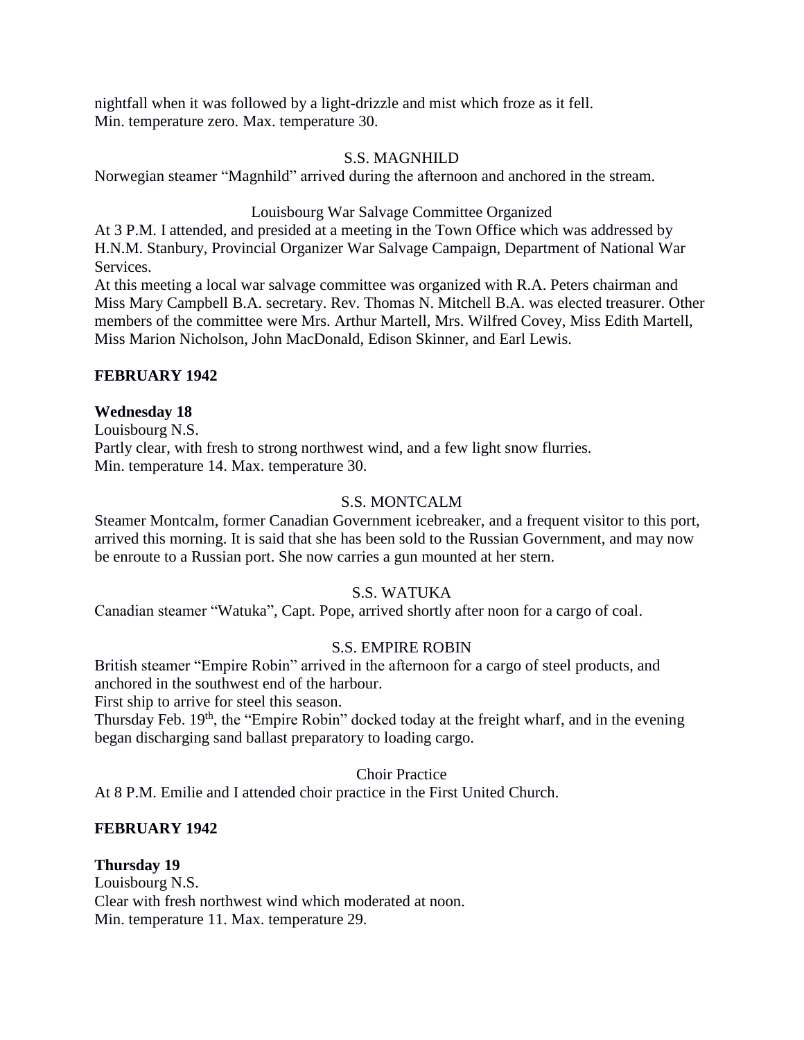nightfall when it was followed by a light-drizzle and mist which froze as it fell.
Min. temperature zero. Max. temperature 30.

S.S. MAGNHILD

Norwegian steamer "Magnhild" arrived during the afternoon and anchored in the stream.

Louisbourg War Salvage Committee Organized

At 3 P.M. I attended, and presided at a meeting in the Town Office which was addressed by H.N.M. Stanbury, Provincial Organizer War Salvage Campaign, Department of National War Services.
At this meeting a local war salvage committee was organized with R.A. Peters chairman and Miss Mary Campbell B.A. secretary. Rev. Thomas N. Mitchell B.A. was elected treasurer. Other members of the committee were Mrs. Arthur Martell, Mrs. Wilfred Covey, Miss Edith Martell, Miss Marion Nicholson, John MacDonald, Edison Skinner, and Earl Lewis.

**FEBRUARY 1942**

**Wednesday 18**
Louisbourg N.S.
Partly clear, with fresh to strong northwest wind, and a few light snow flurries.
Min. temperature 14. Max. temperature 30.

S.S. MONTCALM

Steamer Montcalm, former Canadian Government icebreaker, and a frequent visitor to this port, arrived this morning. It is said that she has been sold to the Russian Government, and may now be enroute to a Russian port. She now carries a gun mounted at her stern.

S.S. WATUKA

Canadian steamer "Watuka", Capt. Pope, arrived shortly after noon for a cargo of coal.

S.S. EMPIRE ROBIN

British steamer "Empire Robin" arrived in the afternoon for a cargo of steel products, and anchored in the southwest end of the harbour.
First ship to arrive for steel this season.
Thursday Feb. 19th, the "Empire Robin" docked today at the freight wharf, and in the evening began discharging sand ballast preparatory to loading cargo.

Choir Practice

At 8 P.M. Emilie and I attended choir practice in the First United Church.

**FEBRUARY 1942**

**Thursday 19**
Louisbourg N.S.
Clear with fresh northwest wind which moderated at noon.
Min. temperature 11. Max. temperature 29.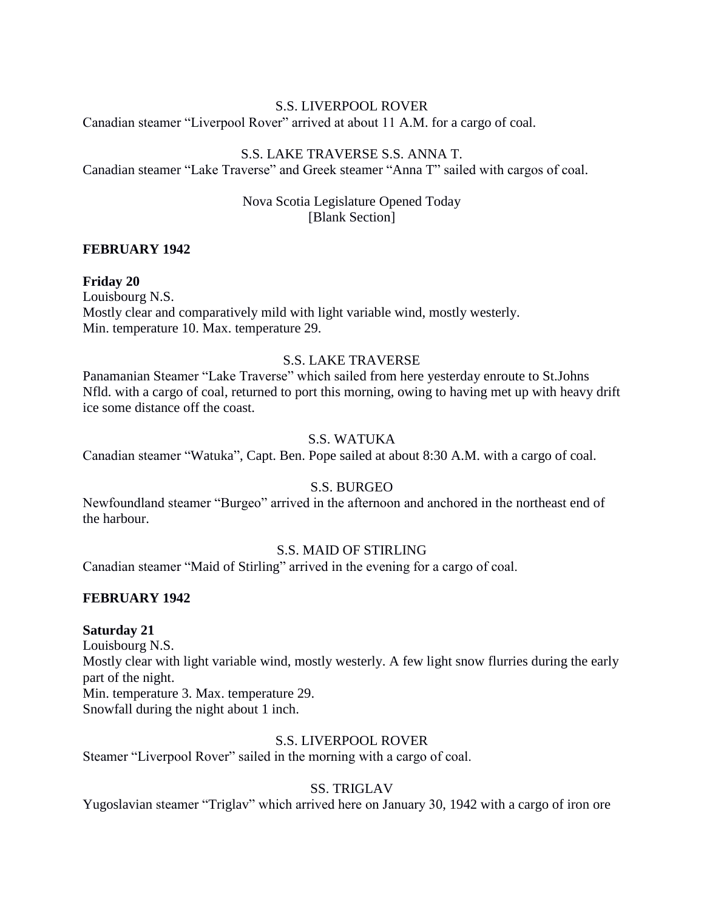S.S. LIVERPOOL ROVER

Canadian steamer “Liverpool Rover” arrived at about 11 A.M. for a cargo of coal.

S.S. LAKE TRAVERSE S.S. ANNA T.

Canadian steamer “Lake Traverse” and Greek steamer “Anna T” sailed with cargos of coal.

Nova Scotia Legislature Opened Today
[Blank Section]

**FEBRUARY 1942**

**Friday 20**

Louisbourg N.S.
Mostly clear and comparatively mild with light variable wind, mostly westerly.
Min. temperature 10. Max. temperature 29.

S.S. LAKE TRAVERSE

Panamanian Steamer “Lake Traverse” which sailed from here yesterday enroute to St.Johns Nfld. with a cargo of coal, returned to port this morning, owing to having met up with heavy drift ice some distance off the coast.

S.S. WATUKA

Canadian steamer “Watuka”, Capt. Ben. Pope sailed at about 8:30 A.M. with a cargo of coal.

S.S. BURGEO

Newfoundland steamer “Burgeo” arrived in the afternoon and anchored in the northeast end of the harbour.

S.S. MAID OF STIRLING

Canadian steamer “Maid of Stirling” arrived in the evening for a cargo of coal.

**FEBRUARY 1942**

**Saturday 21**

Louisbourg N.S.
Mostly clear with light variable wind, mostly westerly. A few light snow flurries during the early part of the night.
Min. temperature 3. Max. temperature 29.
Snowfall during the night about 1 inch.

S.S. LIVERPOOL ROVER

Steamer “Liverpool Rover” sailed in the morning with a cargo of coal.

SS. TRIGLAV

Yugoslavian steamer “Triglav” which arrived here on January 30, 1942 with a cargo of iron ore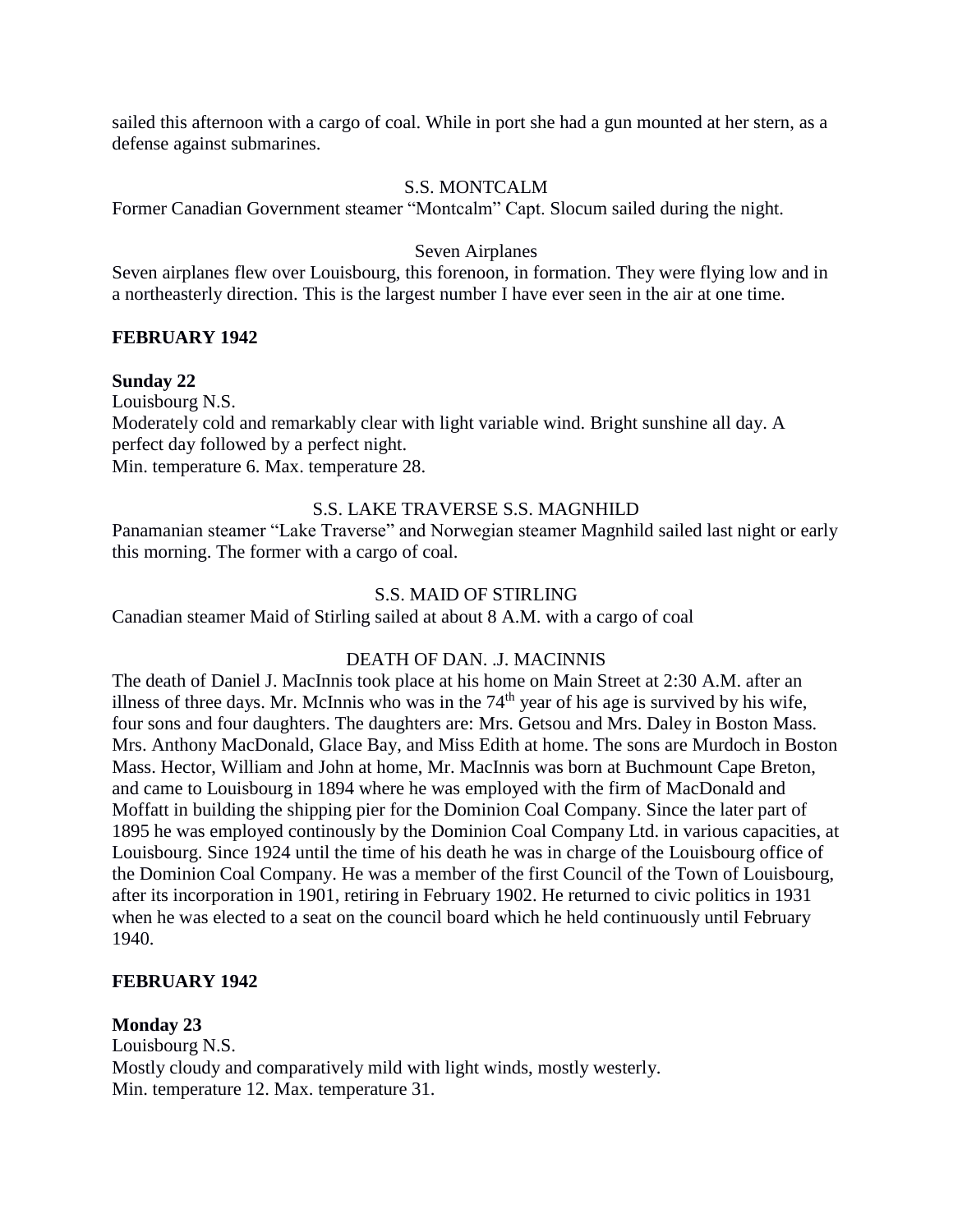sailed this afternoon with a cargo of coal. While in port she had a gun mounted at her stern, as a defense against submarines.

S.S. MONTCALM

Former Canadian Government steamer "Montcalm" Capt. Slocum sailed during the night.

Seven Airplanes

Seven airplanes flew over Louisbourg, this forenoon, in formation. They were flying low and in a northeasterly direction. This is the largest number I have ever seen in the air at one time.

**FEBRUARY 1942**

**Sunday 22**

Louisbourg N.S.

Moderately cold and remarkably clear with light variable wind. Bright sunshine all day. A perfect day followed by a perfect night.

Min. temperature 6. Max. temperature 28.

S.S. LAKE TRAVERSE S.S. MAGNHILD

Panamanian steamer "Lake Traverse" and Norwegian steamer Magnhild sailed last night or early this morning. The former with a cargo of coal.

S.S. MAID OF STIRLING

Canadian steamer Maid of Stirling sailed at about 8 A.M. with a cargo of coal

DEATH OF DAN. .J. MACINNIS

The death of Daniel J. MacInnis took place at his home on Main Street at 2:30 A.M. after an illness of three days. Mr. McInnis who was in the 74th year of his age is survived by his wife, four sons and four daughters. The daughters are: Mrs. Getsou and Mrs. Daley in Boston Mass. Mrs. Anthony MacDonald, Glace Bay, and Miss Edith at home. The sons are Murdoch in Boston Mass. Hector, William and John at home, Mr. MacInnis was born at Buchmount Cape Breton, and came to Louisbourg in 1894 where he was employed with the firm of MacDonald and Moffatt in building the shipping pier for the Dominion Coal Company. Since the later part of 1895 he was employed continously by the Dominion Coal Company Ltd. in various capacities, at Louisbourg. Since 1924 until the time of his death he was in charge of the Louisbourg office of the Dominion Coal Company. He was a member of the first Council of the Town of Louisbourg, after its incorporation in 1901, retiring in February 1902. He returned to civic politics in 1931 when he was elected to a seat on the council board which he held continuously until February 1940.

**FEBRUARY 1942**

**Monday 23**

Louisbourg N.S.

Mostly cloudy and comparatively mild with light winds, mostly westerly.

Min. temperature 12. Max. temperature 31.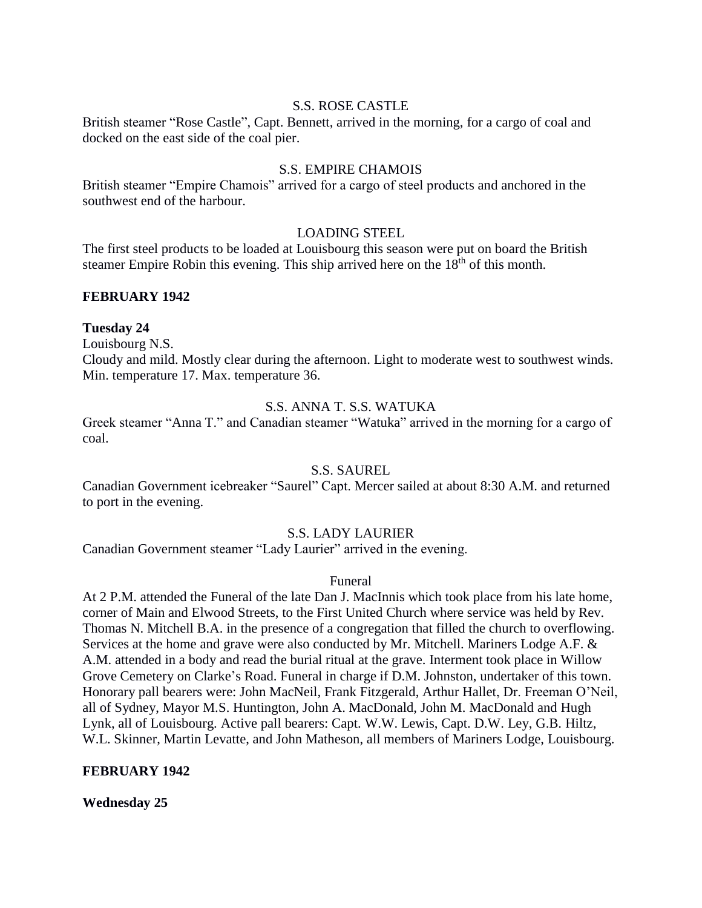S.S. ROSE CASTLE

British steamer "Rose Castle", Capt. Bennett, arrived in the morning, for a cargo of coal and docked on the east side of the coal pier.

S.S. EMPIRE CHAMOIS

British steamer "Empire Chamois" arrived for a cargo of steel products and anchored in the southwest end of the harbour.

LOADING STEEL

The first steel products to be loaded at Louisbourg this season were put on board the British steamer Empire Robin this evening. This ship arrived here on the 18th of this month.

**FEBRUARY 1942**

**Tuesday 24**

Louisbourg N.S.

Cloudy and mild. Mostly clear during the afternoon. Light to moderate west to southwest winds. Min. temperature 17. Max. temperature 36.

S.S. ANNA T. S.S. WATUKA

Greek steamer "Anna T." and Canadian steamer "Watuka" arrived in the morning for a cargo of coal.

S.S. SAUREL

Canadian Government icebreaker "Saurel" Capt. Mercer sailed at about 8:30 A.M. and returned to port in the evening.

S.S. LADY LAURIER

Canadian Government steamer "Lady Laurier" arrived in the evening.

Funeral

At 2 P.M. attended the Funeral of the late Dan J. MacInnis which took place from his late home, corner of Main and Elwood Streets, to the First United Church where service was held by Rev. Thomas N. Mitchell B.A. in the presence of a congregation that filled the church to overflowing. Services at the home and grave were also conducted by Mr. Mitchell. Mariners Lodge A.F. & A.M. attended in a body and read the burial ritual at the grave. Interment took place in Willow Grove Cemetery on Clarke's Road. Funeral in charge if D.M. Johnston, undertaker of this town. Honorary pall bearers were: John MacNeil, Frank Fitzgerald, Arthur Hallet, Dr. Freeman O'Neil, all of Sydney, Mayor M.S. Huntington, John A. MacDonald, John M. MacDonald and Hugh Lynk, all of Louisbourg. Active pall bearers: Capt. W.W. Lewis, Capt. D.W. Ley, G.B. Hiltz, W.L. Skinner, Martin Levatte, and John Matheson, all members of Mariners Lodge, Louisbourg.

**FEBRUARY 1942**

**Wednesday 25**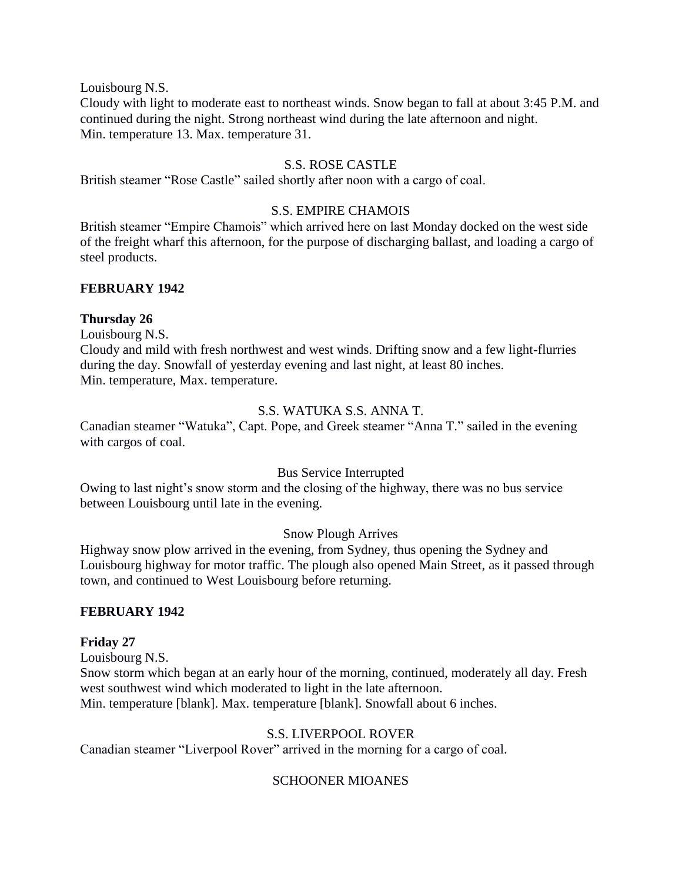Louisbourg N.S.
Cloudy with light to moderate east to northeast winds. Snow began to fall at about 3:45 P.M. and continued during the night. Strong northeast wind during the late afternoon and night.
Min. temperature 13. Max. temperature 31.

S.S. ROSE CASTLE
British steamer "Rose Castle" sailed shortly after noon with a cargo of coal.

S.S. EMPIRE CHAMOIS
British steamer "Empire Chamois" which arrived here on last Monday docked on the west side of the freight wharf this afternoon, for the purpose of discharging ballast, and loading a cargo of steel products.

**FEBRUARY 1942**

**Thursday 26**
Louisbourg N.S.
Cloudy and mild with fresh northwest and west winds. Drifting snow and a few light-flurries during the day. Snowfall of yesterday evening and last night, at least 80 inches.
Min. temperature, Max. temperature.

S.S. WATUKA S.S. ANNA T.
Canadian steamer "Watuka", Capt. Pope, and Greek steamer "Anna T." sailed in the evening with cargos of coal.

Bus Service Interrupted
Owing to last night's snow storm and the closing of the highway, there was no bus service between Louisbourg until late in the evening.

Snow Plough Arrives
Highway snow plow arrived in the evening, from Sydney, thus opening the Sydney and Louisbourg highway for motor traffic. The plough also opened Main Street, as it passed through town, and continued to West Louisbourg before returning.

**FEBRUARY 1942**

**Friday 27**
Louisbourg N.S.
Snow storm which began at an early hour of the morning, continued, moderately all day. Fresh west southwest wind which moderated to light in the late afternoon.
Min. temperature [blank]. Max. temperature [blank]. Snowfall about 6 inches.

S.S. LIVERPOOL ROVER
Canadian steamer "Liverpool Rover" arrived in the morning for a cargo of coal.

SCHOONER MIOANES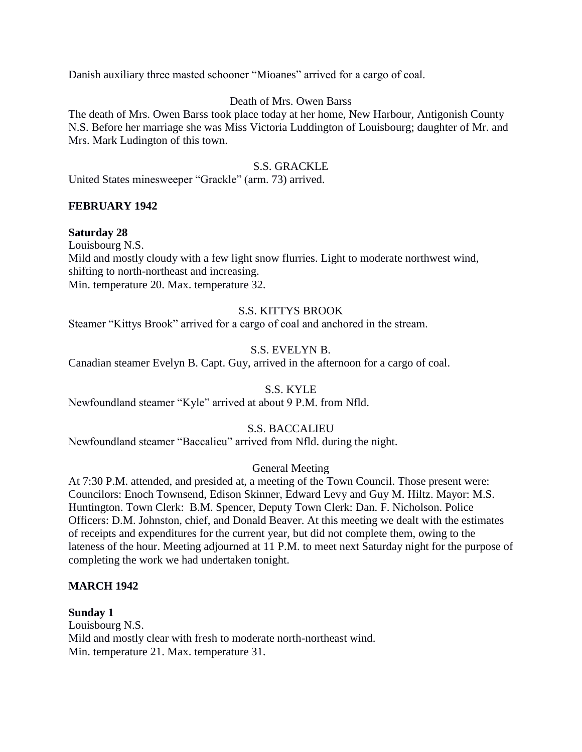Danish auxiliary three masted schooner "Mioanes" arrived for a cargo of coal.

Death of Mrs. Owen Barss

The death of Mrs. Owen Barss took place today at her home, New Harbour, Antigonish County N.S. Before her marriage she was Miss Victoria Luddington of Louisbourg; daughter of Mr. and Mrs. Mark Ludington of this town.

S.S. GRACKLE

United States minesweeper "Grackle" (arm. 73) arrived.

**FEBRUARY 1942**

**Saturday 28**

Louisbourg N.S.
Mild and mostly cloudy with a few light snow flurries. Light to moderate northwest wind, shifting to north-northeast and increasing.
Min. temperature 20. Max. temperature 32.

S.S. KITTYS BROOK

Steamer "Kittys Brook" arrived for a cargo of coal and anchored in the stream.

S.S. EVELYN B.

Canadian steamer Evelyn B. Capt. Guy, arrived in the afternoon for a cargo of coal.

S.S. KYLE

Newfoundland steamer "Kyle" arrived at about 9 P.M. from Nfld.

S.S. BACCALIEU

Newfoundland steamer "Baccalieu" arrived from Nfld. during the night.

General Meeting

At 7:30 P.M. attended, and presided at, a meeting of the Town Council. Those present were: Councilors: Enoch Townsend, Edison Skinner, Edward Levy and Guy M. Hiltz. Mayor: M.S. Huntington. Town Clerk: B.M. Spencer, Deputy Town Clerk: Dan. F. Nicholson. Police Officers: D.M. Johnston, chief, and Donald Beaver. At this meeting we dealt with the estimates of receipts and expenditures for the current year, but did not complete them, owing to the lateness of the hour. Meeting adjourned at 11 P.M. to meet next Saturday night for the purpose of completing the work we had undertaken tonight.

**MARCH 1942**

**Sunday 1**

Louisbourg N.S.
Mild and mostly clear with fresh to moderate north-northeast wind.
Min. temperature 21. Max. temperature 31.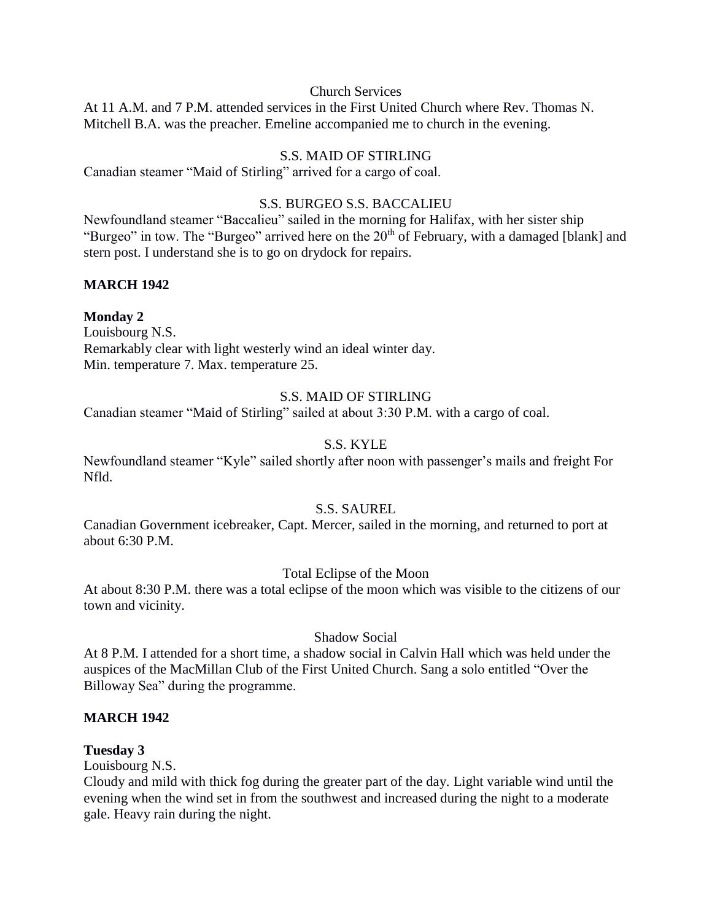Church Services

At 11 A.M. and 7 P.M. attended services in the First United Church where Rev. Thomas N. Mitchell B.A. was the preacher. Emeline accompanied me to church in the evening.

S.S. MAID OF STIRLING

Canadian steamer "Maid of Stirling" arrived for a cargo of coal.

S.S. BURGEO S.S. BACCALIEU

Newfoundland steamer "Baccalieu" sailed in the morning for Halifax, with her sister ship "Burgeo" in tow. The "Burgeo" arrived here on the 20th of February, with a damaged [blank] and stern post. I understand she is to go on drydock for repairs.

**MARCH 1942**

**Monday 2**

Louisbourg N.S.

Remarkably clear with light westerly wind an ideal winter day.

Min. temperature 7. Max. temperature 25.

S.S. MAID OF STIRLING

Canadian steamer "Maid of Stirling" sailed at about 3:30 P.M. with a cargo of coal.

S.S. KYLE

Newfoundland steamer "Kyle" sailed shortly after noon with passenger's mails and freight For Nfld.

S.S. SAUREL

Canadian Government icebreaker, Capt. Mercer, sailed in the morning, and returned to port at about 6:30 P.M.

Total Eclipse of the Moon

At about 8:30 P.M. there was a total eclipse of the moon which was visible to the citizens of our town and vicinity.

Shadow Social

At 8 P.M. I attended for a short time, a shadow social in Calvin Hall which was held under the auspices of the MacMillan Club of the First United Church. Sang a solo entitled "Over the Billoway Sea" during the programme.

**MARCH 1942**

**Tuesday 3**

Louisbourg N.S.

Cloudy and mild with thick fog during the greater part of the day. Light variable wind until the evening when the wind set in from the southwest and increased during the night to a moderate gale. Heavy rain during the night.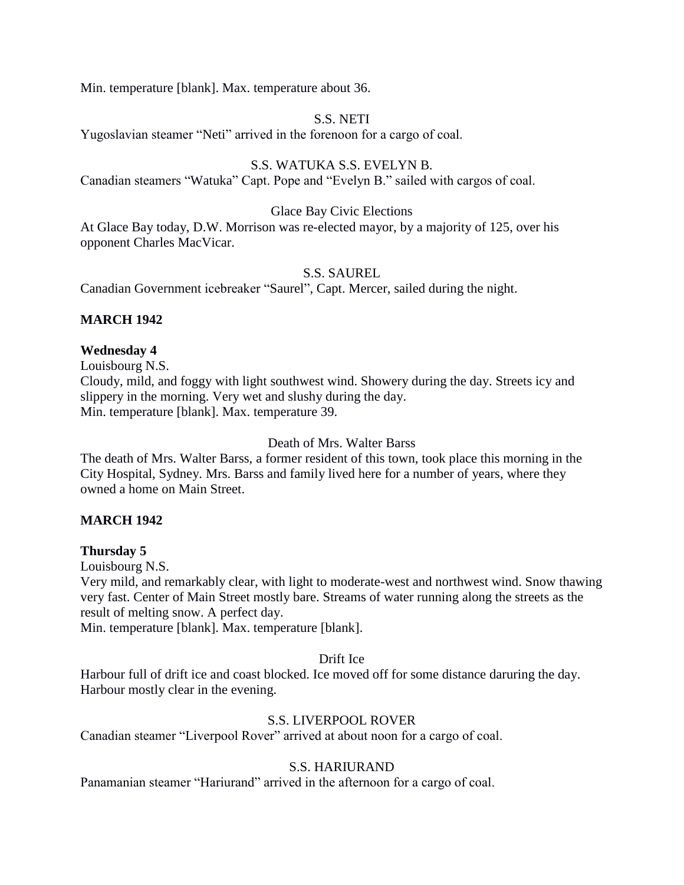Min. temperature [blank]. Max. temperature about 36.

S.S. NETI

Yugoslavian steamer "Neti" arrived in the forenoon for a cargo of coal.

S.S. WATUKA S.S. EVELYN B.

Canadian steamers "Watuka" Capt. Pope and "Evelyn B." sailed with cargos of coal.

Glace Bay Civic Elections

At Glace Bay today, D.W. Morrison was re-elected mayor, by a majority of 125, over his opponent Charles MacVicar.

S.S. SAUREL

Canadian Government icebreaker "Saurel", Capt. Mercer, sailed during the night.

**MARCH 1942**

**Wednesday 4**

Louisbourg N.S.

Cloudy, mild, and foggy with light southwest wind. Showery during the day. Streets icy and slippery in the morning. Very wet and slushy during the day.

Min. temperature [blank]. Max. temperature 39.

Death of Mrs. Walter Barss

The death of Mrs. Walter Barss, a former resident of this town, took place this morning in the City Hospital, Sydney. Mrs. Barss and family lived here for a number of years, where they owned a home on Main Street.

**MARCH 1942**

**Thursday 5**

Louisbourg N.S.

Very mild, and remarkably clear, with light to moderate-west and northwest wind. Snow thawing very fast. Center of Main Street mostly bare. Streams of water running along the streets as the result of melting snow. A perfect day.

Min. temperature [blank]. Max. temperature [blank].

Drift Ice

Harbour full of drift ice and coast blocked. Ice moved off for some distance daruring the day. Harbour mostly clear in the evening.

S.S. LIVERPOOL ROVER

Canadian steamer "Liverpool Rover" arrived at about noon for a cargo of coal.

S.S. HARIURAND

Panamanian steamer "Hariurand" arrived in the afternoon for a cargo of coal.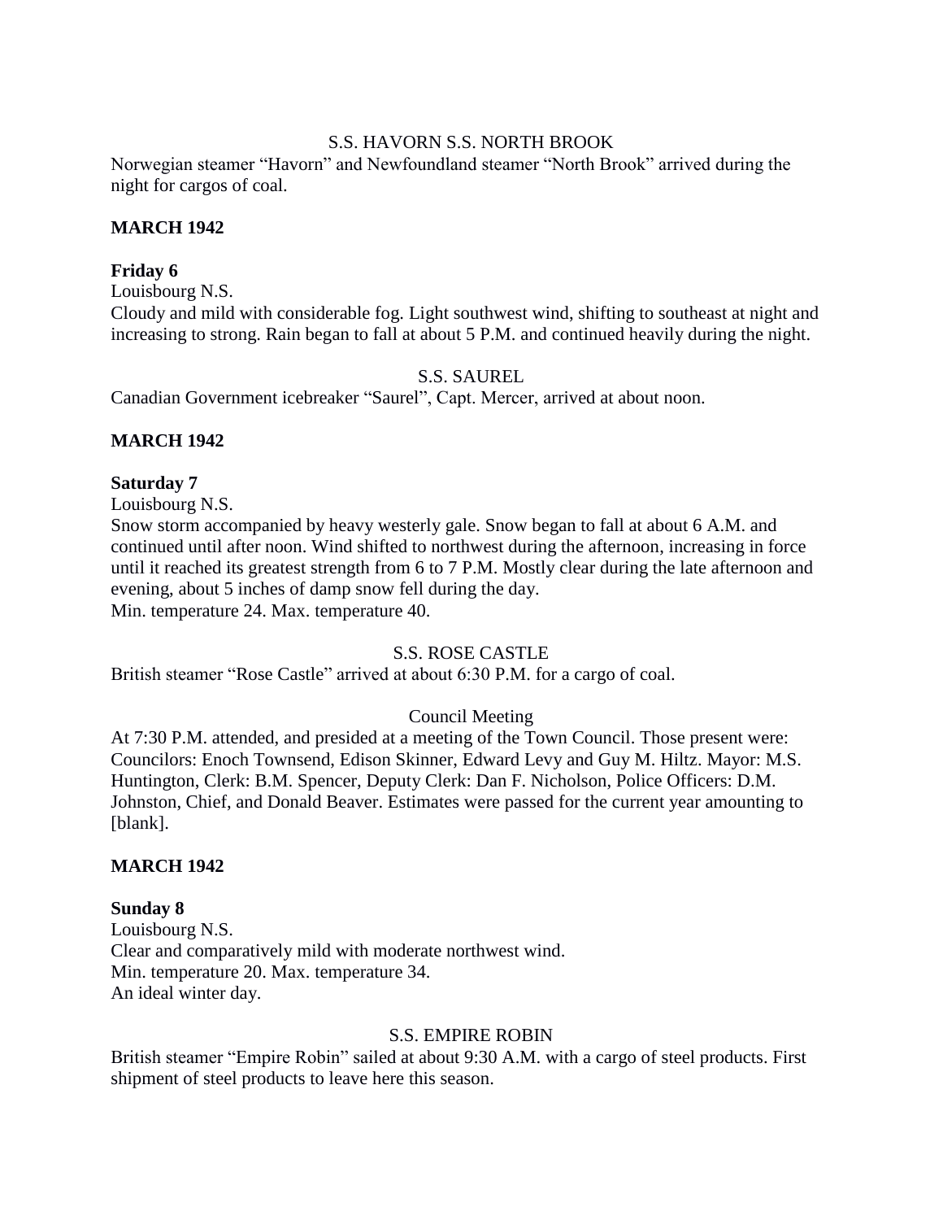S.S. HAVORN S.S. NORTH BROOK

Norwegian steamer "Havorn" and Newfoundland steamer "North Brook" arrived during the night for cargos of coal.

**MARCH 1942**

**Friday 6**

Louisbourg N.S.

Cloudy and mild with considerable fog. Light southwest wind, shifting to southeast at night and increasing to strong. Rain began to fall at about 5 P.M. and continued heavily during the night.

S.S. SAUREL

Canadian Government icebreaker "Saurel", Capt. Mercer, arrived at about noon.

**MARCH 1942**

**Saturday 7**

Louisbourg N.S.

Snow storm accompanied by heavy westerly gale. Snow began to fall at about 6 A.M. and continued until after noon. Wind shifted to northwest during the afternoon, increasing in force until it reached its greatest strength from 6 to 7 P.M. Mostly clear during the late afternoon and evening, about 5 inches of damp snow fell during the day.
Min. temperature 24. Max. temperature 40.

S.S. ROSE CASTLE

British steamer "Rose Castle" arrived at about 6:30 P.M. for a cargo of coal.

Council Meeting

At 7:30 P.M. attended, and presided at a meeting of the Town Council. Those present were: Councilors: Enoch Townsend, Edison Skinner, Edward Levy and Guy M. Hiltz. Mayor: M.S. Huntington, Clerk: B.M. Spencer, Deputy Clerk: Dan F. Nicholson, Police Officers: D.M. Johnston, Chief, and Donald Beaver. Estimates were passed for the current year amounting to [blank].

**MARCH 1942**

**Sunday 8**

Louisbourg N.S.

Clear and comparatively mild with moderate northwest wind.
Min. temperature 20. Max. temperature 34.
An ideal winter day.

S.S. EMPIRE ROBIN

British steamer "Empire Robin" sailed at about 9:30 A.M. with a cargo of steel products. First shipment of steel products to leave here this season.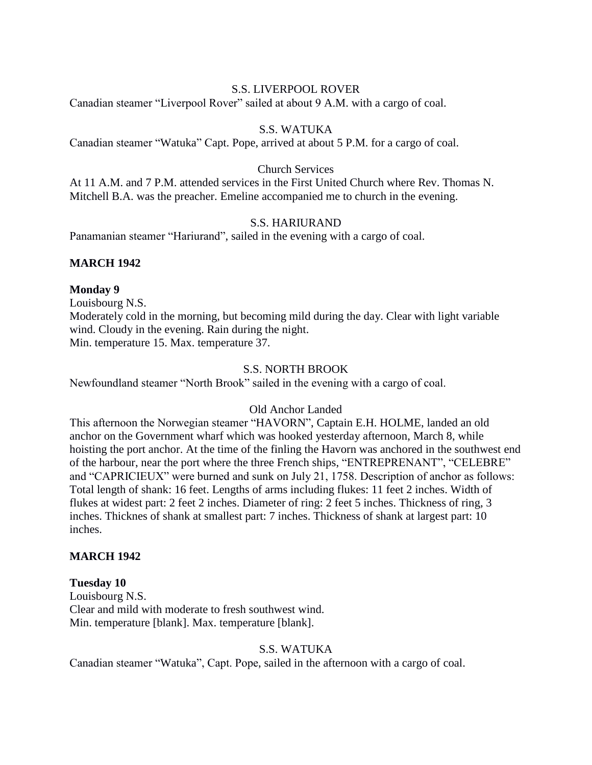S.S. LIVERPOOL ROVER

Canadian steamer "Liverpool Rover" sailed at about 9 A.M. with a cargo of coal.

S.S. WATUKA

Canadian steamer "Watuka" Capt. Pope, arrived at about 5 P.M. for a cargo of coal.

Church Services

At 11 A.M. and 7 P.M. attended services in the First United Church where Rev. Thomas N. Mitchell B.A. was the preacher. Emeline accompanied me to church in the evening.

S.S. HARIURAND

Panamanian steamer "Hariurand", sailed in the evening with a cargo of coal.

**MARCH 1942**

**Monday 9**

Louisbourg N.S.
Moderately cold in the morning, but becoming mild during the day. Clear with light variable wind. Cloudy in the evening. Rain during the night.
Min. temperature 15. Max. temperature 37.

S.S. NORTH BROOK

Newfoundland steamer "North Brook" sailed in the evening with a cargo of coal.

Old Anchor Landed

This afternoon the Norwegian steamer "HAVORN", Captain E.H. HOLME, landed an old anchor on the Government wharf which was hooked yesterday afternoon, March 8, while hoisting the port anchor. At the time of the finling the Havorn was anchored in the southwest end of the harbour, near the port where the three French ships, "ENTREPRENANT", "CELEBRE" and "CAPRICIEUX" were burned and sunk on July 21, 1758. Description of anchor as follows: Total length of shank: 16 feet. Lengths of arms including flukes: 11 feet 2 inches. Width of flukes at widest part: 2 feet 2 inches. Diameter of ring: 2 feet 5 inches. Thickness of ring, 3 inches. Thicknes of shank at smallest part: 7 inches. Thickness of shank at largest part: 10 inches.

**MARCH 1942**

**Tuesday 10**

Louisbourg N.S.
Clear and mild with moderate to fresh southwest wind.
Min. temperature [blank]. Max. temperature [blank].

S.S. WATUKA

Canadian steamer "Watuka", Capt. Pope, sailed in the afternoon with a cargo of coal.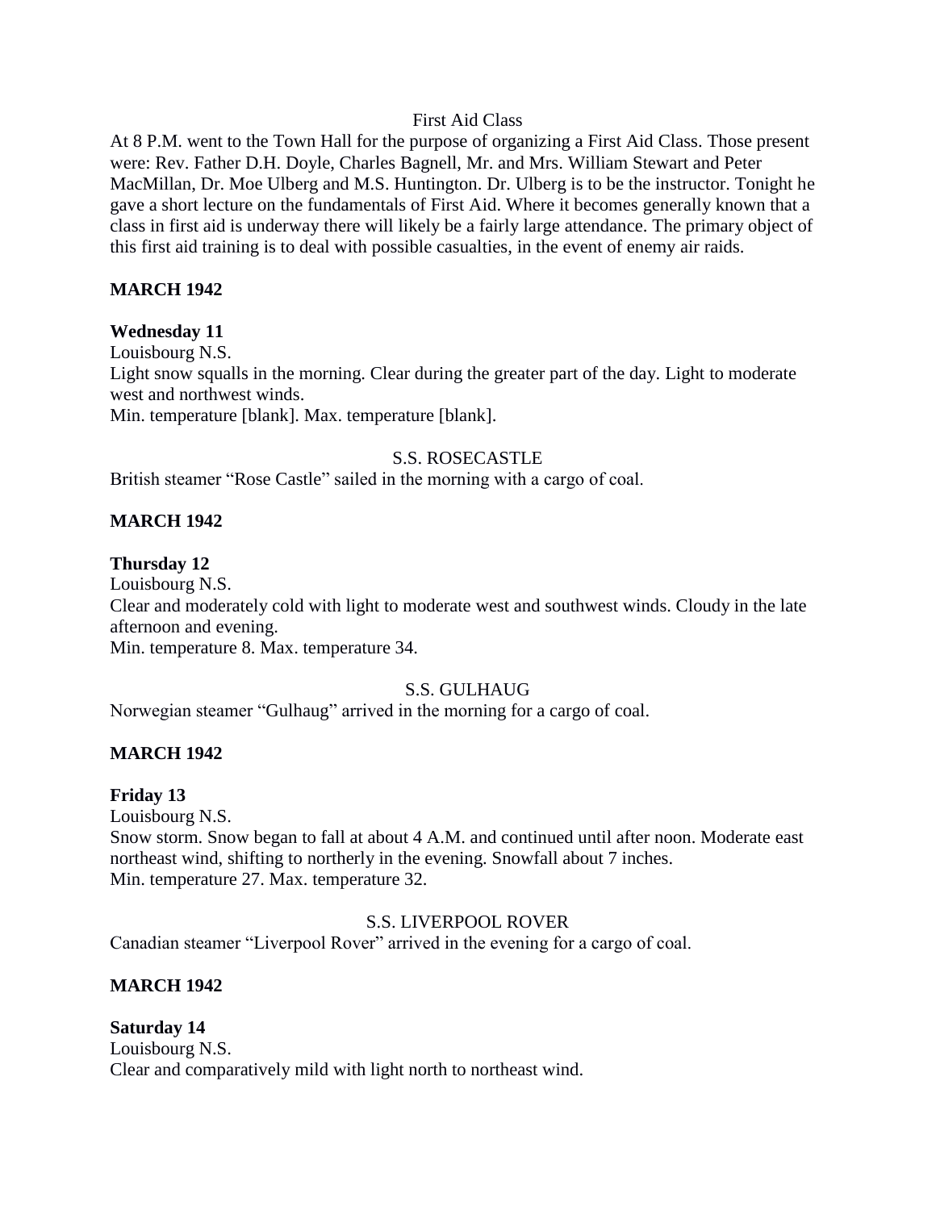First Aid Class

At 8 P.M. went to the Town Hall for the purpose of organizing a First Aid Class. Those present were: Rev. Father D.H. Doyle, Charles Bagnell, Mr. and Mrs. William Stewart and Peter MacMillan, Dr. Moe Ulberg and M.S. Huntington. Dr. Ulberg is to be the instructor. Tonight he gave a short lecture on the fundamentals of First Aid. Where it becomes generally known that a class in first aid is underway there will likely be a fairly large attendance. The primary object of this first aid training is to deal with possible casualties, in the event of enemy air raids.

**MARCH 1942**

**Wednesday 11**

Louisbourg N.S.

Light snow squalls in the morning. Clear during the greater part of the day. Light to moderate west and northwest winds.

Min. temperature [blank]. Max. temperature [blank].

S.S. ROSECASTLE

British steamer "Rose Castle" sailed in the morning with a cargo of coal.

**MARCH 1942**

**Thursday 12**

Louisbourg N.S.

Clear and moderately cold with light to moderate west and southwest winds. Cloudy in the late afternoon and evening.

Min. temperature 8. Max. temperature 34.

S.S. GULHAUG

Norwegian steamer "Gulhaug" arrived in the morning for a cargo of coal.

**MARCH 1942**

**Friday 13**

Louisbourg N.S.

Snow storm. Snow began to fall at about 4 A.M. and continued until after noon. Moderate east northeast wind, shifting to northerly in the evening. Snowfall about 7 inches.

Min. temperature 27. Max. temperature 32.

S.S. LIVERPOOL ROVER

Canadian steamer "Liverpool Rover" arrived in the evening for a cargo of coal.

**MARCH 1942**

**Saturday 14**

Louisbourg N.S.

Clear and comparatively mild with light north to northeast wind.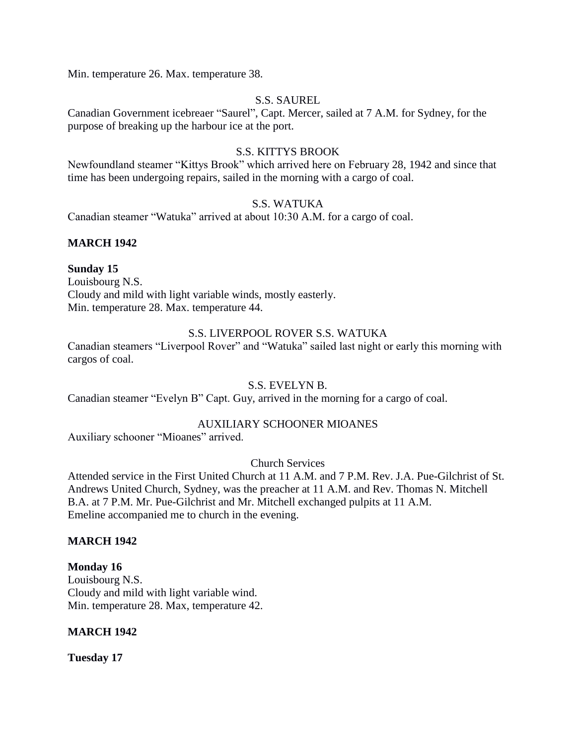Min. temperature 26. Max. temperature 38.

S.S. SAUREL

Canadian Government icebreaer "Saurel", Capt. Mercer, sailed at 7 A.M. for Sydney, for the purpose of breaking up the harbour ice at the port.

S.S. KITTYS BROOK

Newfoundland steamer "Kittys Brook" which arrived here on February 28, 1942 and since that time has been undergoing repairs, sailed in the morning with a cargo of coal.

S.S. WATUKA

Canadian steamer "Watuka" arrived at about 10:30 A.M. for a cargo of coal.

**MARCH 1942**

**Sunday 15**

Louisbourg N.S.
Cloudy and mild with light variable winds, mostly easterly.
Min. temperature 28. Max. temperature 44.

S.S. LIVERPOOL ROVER S.S. WATUKA

Canadian steamers "Liverpool Rover" and "Watuka" sailed last night or early this morning with cargos of coal.

S.S. EVELYN B.

Canadian steamer "Evelyn B" Capt. Guy, arrived in the morning for a cargo of coal.

AUXILIARY SCHOONER MIOANES

Auxiliary schooner "Mioanes" arrived.

Church Services

Attended service in the First United Church at 11 A.M. and 7 P.M. Rev. J.A. Pue-Gilchrist of St. Andrews United Church, Sydney, was the preacher at 11 A.M. and Rev. Thomas N. Mitchell B.A. at 7 P.M. Mr. Pue-Gilchrist and Mr. Mitchell exchanged pulpits at 11 A.M.
Emeline accompanied me to church in the evening.

**MARCH 1942**

**Monday 16**

Louisbourg N.S.
Cloudy and mild with light variable wind.
Min. temperature 28. Max, temperature 42.

**MARCH 1942**

**Tuesday 17**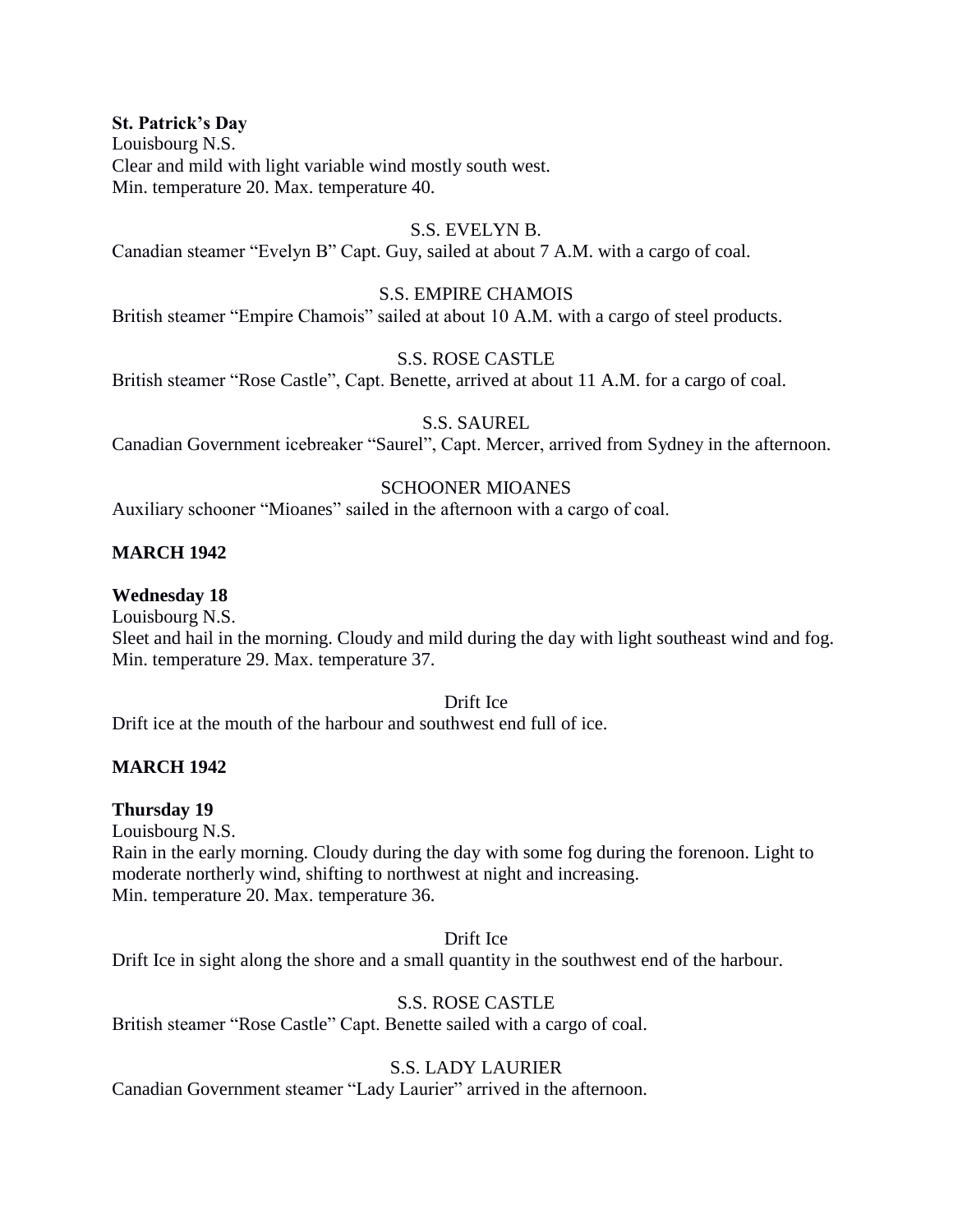**St. Patrick's Day**

Louisbourg N.S.
Clear and mild with light variable wind mostly south west.
Min. temperature 20. Max. temperature 40.

S.S. EVELYN B.

Canadian steamer "Evelyn B" Capt. Guy, sailed at about 7 A.M. with a cargo of coal.

S.S. EMPIRE CHAMOIS

British steamer "Empire Chamois" sailed at about 10 A.M. with a cargo of steel products.

S.S. ROSE CASTLE

British steamer "Rose Castle", Capt. Benette, arrived at about 11 A.M. for a cargo of coal.

S.S. SAUREL

Canadian Government icebreaker "Saurel", Capt. Mercer, arrived from Sydney in the afternoon.

SCHOONER MIOANES

Auxiliary schooner "Mioanes" sailed in the afternoon with a cargo of coal.

**MARCH 1942**

**Wednesday 18**

Louisbourg N.S.
Sleet and hail in the morning. Cloudy and mild during the day with light southeast wind and fog.
Min. temperature 29. Max. temperature 37.

Drift Ice

Drift ice at the mouth of the harbour and southwest end full of ice.

**MARCH 1942**

**Thursday 19**

Louisbourg N.S.
Rain in the early morning. Cloudy during the day with some fog during the forenoon. Light to moderate northerly wind, shifting to northwest at night and increasing.
Min. temperature 20. Max. temperature 36.

Drift Ice

Drift Ice in sight along the shore and a small quantity in the southwest end of the harbour.

S.S. ROSE CASTLE

British steamer "Rose Castle" Capt. Benette sailed with a cargo of coal.

S.S. LADY LAURIER

Canadian Government steamer "Lady Laurier" arrived in the afternoon.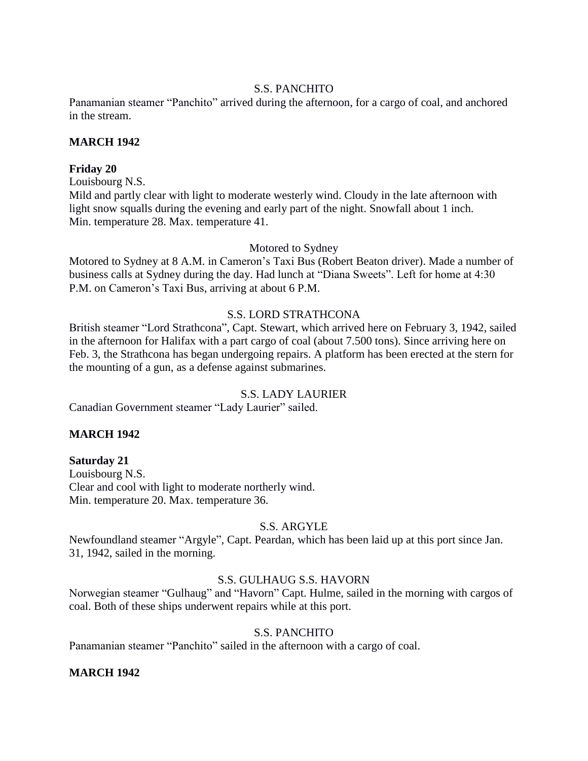S.S. PANCHITO

Panamanian steamer "Panchito" arrived during the afternoon, for a cargo of coal, and anchored in the stream.

**MARCH 1942**

**Friday 20**

Louisbourg N.S.
Mild and partly clear with light to moderate westerly wind. Cloudy in the late afternoon with light snow squalls during the evening and early part of the night. Snowfall about 1 inch.
Min. temperature 28. Max. temperature 41.

Motored to Sydney

Motored to Sydney at 8 A.M. in Cameron's Taxi Bus (Robert Beaton driver). Made a number of business calls at Sydney during the day. Had lunch at "Diana Sweets". Left for home at 4:30 P.M. on Cameron's Taxi Bus, arriving at about 6 P.M.

S.S. LORD STRATHCONA

British steamer "Lord Strathcona", Capt. Stewart, which arrived here on February 3, 1942, sailed in the afternoon for Halifax with a part cargo of coal (about 7.500 tons). Since arriving here on Feb. 3, the Strathcona has began undergoing repairs. A platform has been erected at the stern for the mounting of a gun, as a defense against submarines.

S.S. LADY LAURIER

Canadian Government steamer "Lady Laurier" sailed.

**MARCH 1942**

**Saturday 21**

Louisbourg N.S.
Clear and cool with light to moderate northerly wind.
Min. temperature 20. Max. temperature 36.

S.S. ARGYLE

Newfoundland steamer "Argyle", Capt. Peardan, which has been laid up at this port since Jan. 31, 1942, sailed in the morning.

S.S. GULHAUG S.S. HAVORN

Norwegian steamer "Gulhaug" and "Havorn" Capt. Hulme, sailed in the morning with cargos of coal. Both of these ships underwent repairs while at this port.

S.S. PANCHITO

Panamanian steamer "Panchito" sailed in the afternoon with a cargo of coal.

**MARCH 1942**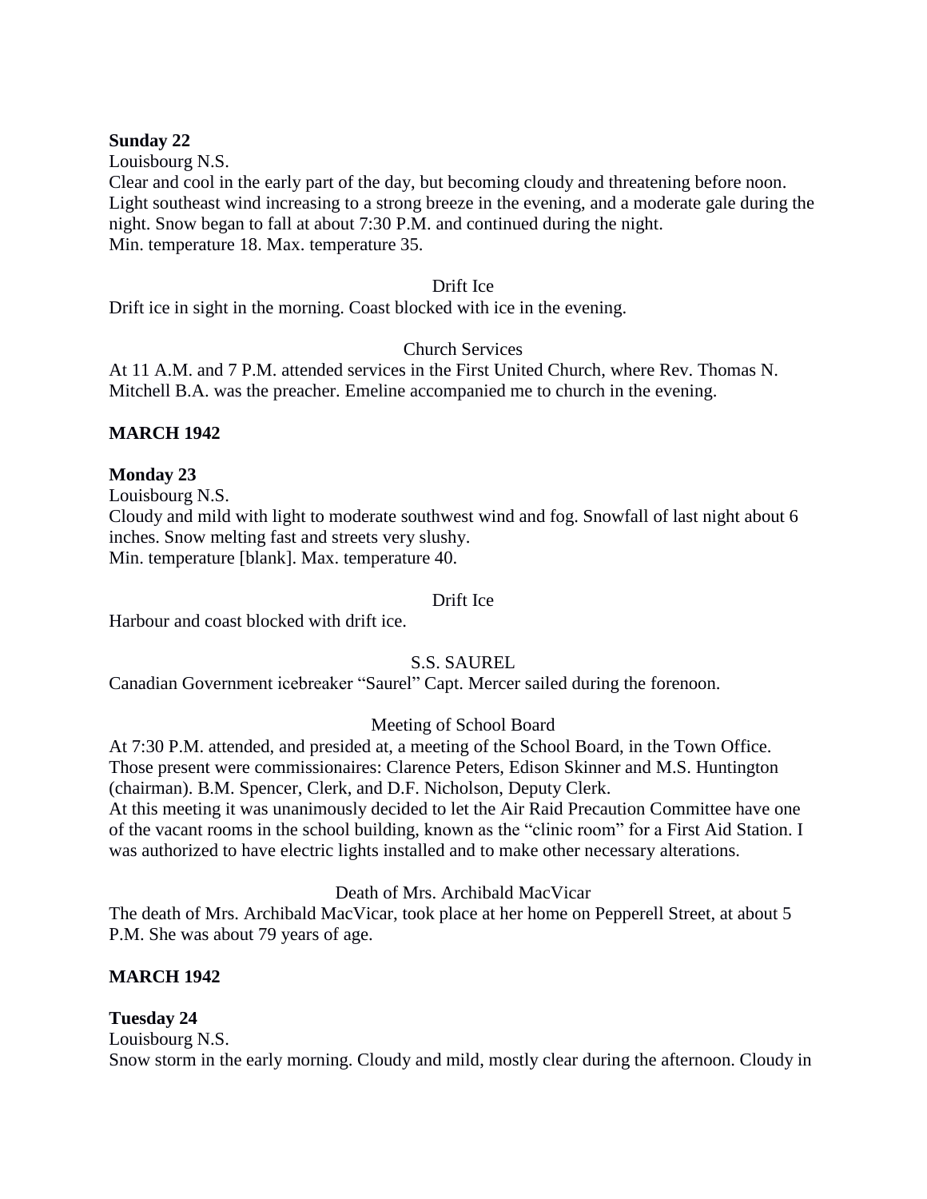**Sunday 22**

Louisbourg N.S.

Clear and cool in the early part of the day, but becoming cloudy and threatening before noon. Light southeast wind increasing to a strong breeze in the evening, and a moderate gale during the night. Snow began to fall at about 7:30 P.M. and continued during the night.

Min. temperature 18. Max. temperature 35.

Drift Ice

Drift ice in sight in the morning. Coast blocked with ice in the evening.

Church Services

At 11 A.M. and 7 P.M. attended services in the First United Church, where Rev. Thomas N. Mitchell B.A. was the preacher. Emeline accompanied me to church in the evening.

**MARCH 1942**

**Monday 23**

Louisbourg N.S.

Cloudy and mild with light to moderate southwest wind and fog. Snowfall of last night about 6 inches. Snow melting fast and streets very slushy.

Min. temperature [blank]. Max. temperature 40.

Drift Ice

Harbour and coast blocked with drift ice.

S.S. SAUREL

Canadian Government icebreaker "Saurel" Capt. Mercer sailed during the forenoon.

Meeting of School Board

At 7:30 P.M. attended, and presided at, a meeting of the School Board, in the Town Office. Those present were commissionaires: Clarence Peters, Edison Skinner and M.S. Huntington (chairman). B.M. Spencer, Clerk, and D.F. Nicholson, Deputy Clerk.

At this meeting it was unanimously decided to let the Air Raid Precaution Committee have one of the vacant rooms in the school building, known as the "clinic room" for a First Aid Station. I was authorized to have electric lights installed and to make other necessary alterations.

Death of Mrs. Archibald MacVicar

The death of Mrs. Archibald MacVicar, took place at her home on Pepperell Street, at about 5 P.M. She was about 79 years of age.

**MARCH 1942**

**Tuesday 24**

Louisbourg N.S.

Snow storm in the early morning. Cloudy and mild, mostly clear during the afternoon. Cloudy in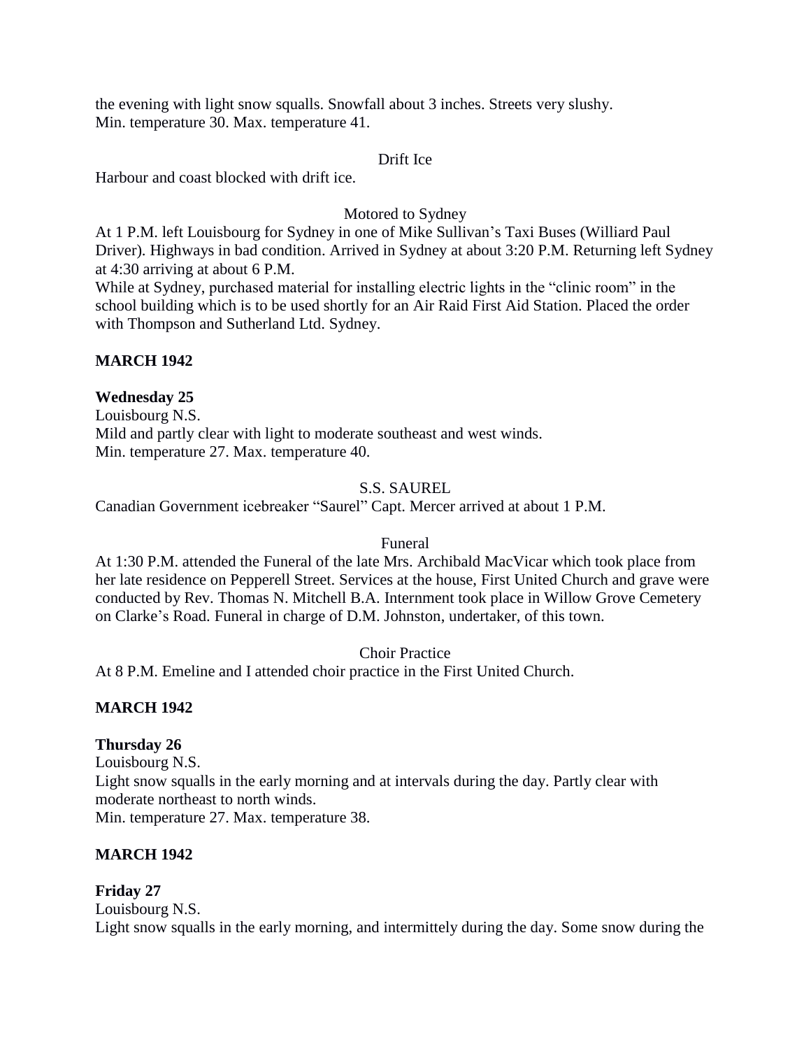the evening with light snow squalls. Snowfall about 3 inches. Streets very slushy.
Min. temperature 30. Max. temperature 41.

Drift Ice

Harbour and coast blocked with drift ice.

Motored to Sydney

At 1 P.M. left Louisbourg for Sydney in one of Mike Sullivan's Taxi Buses (Williard Paul Driver). Highways in bad condition. Arrived in Sydney at about 3:20 P.M. Returning left Sydney at 4:30 arriving at about 6 P.M.

While at Sydney, purchased material for installing electric lights in the "clinic room" in the school building which is to be used shortly for an Air Raid First Aid Station. Placed the order with Thompson and Sutherland Ltd. Sydney.

**MARCH 1942**

**Wednesday 25**

Louisbourg N.S.
Mild and partly clear with light to moderate southeast and west winds.
Min. temperature 27. Max. temperature 40.

S.S. SAUREL

Canadian Government icebreaker "Saurel" Capt. Mercer arrived at about 1 P.M.

Funeral

At 1:30 P.M. attended the Funeral of the late Mrs. Archibald MacVicar which took place from her late residence on Pepperell Street. Services at the house, First United Church and grave were conducted by Rev. Thomas N. Mitchell B.A. Internment took place in Willow Grove Cemetery on Clarke's Road. Funeral in charge of D.M. Johnston, undertaker, of this town.

Choir Practice

At 8 P.M. Emeline and I attended choir practice in the First United Church.

**MARCH 1942**

**Thursday 26**

Louisbourg N.S.
Light snow squalls in the early morning and at intervals during the day. Partly clear with moderate northeast to north winds.
Min. temperature 27. Max. temperature 38.

**MARCH 1942**

**Friday 27**

Louisbourg N.S.
Light snow squalls in the early morning, and intermittely during the day. Some snow during the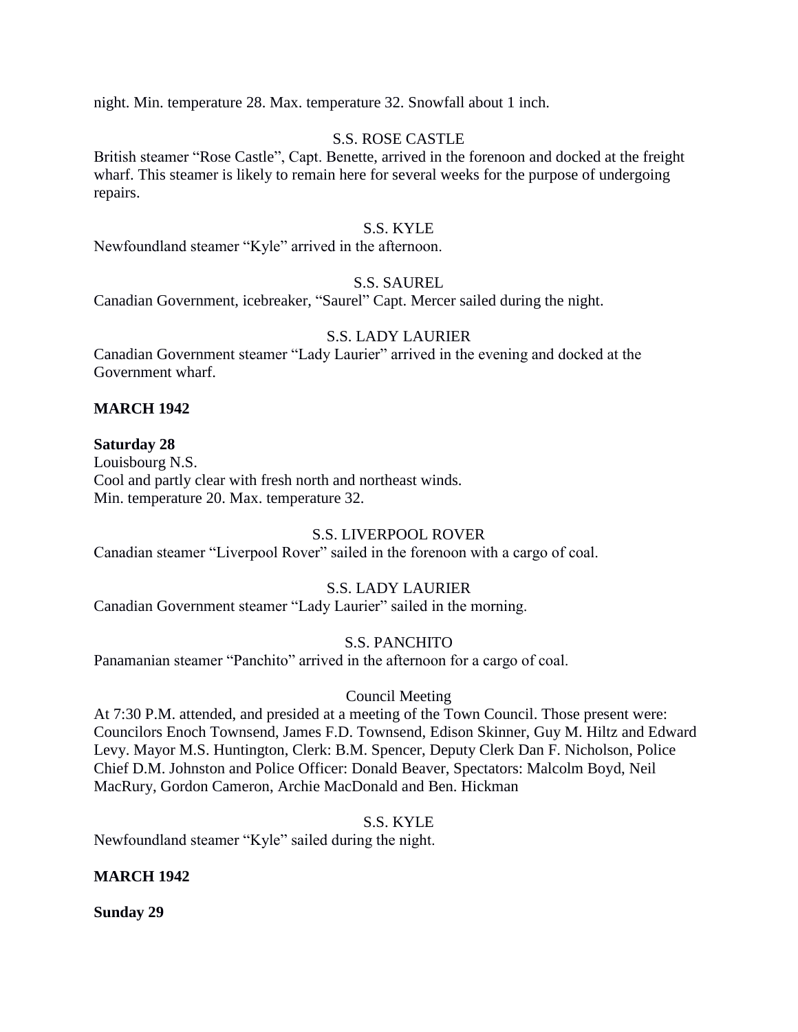night. Min. temperature 28. Max. temperature 32. Snowfall about 1 inch.

S.S. ROSE CASTLE

British steamer "Rose Castle", Capt. Benette, arrived in the forenoon and docked at the freight wharf. This steamer is likely to remain here for several weeks for the purpose of undergoing repairs.

S.S. KYLE

Newfoundland steamer "Kyle" arrived in the afternoon.

S.S. SAUREL

Canadian Government, icebreaker, "Saurel" Capt. Mercer sailed during the night.

S.S. LADY LAURIER

Canadian Government steamer "Lady Laurier" arrived in the evening and docked at the Government wharf.

**MARCH 1942**

**Saturday 28**

Louisbourg N.S.
Cool and partly clear with fresh north and northeast winds.
Min. temperature 20. Max. temperature 32.

S.S. LIVERPOOL ROVER

Canadian steamer "Liverpool Rover" sailed in the forenoon with a cargo of coal.

S.S. LADY LAURIER

Canadian Government steamer "Lady Laurier" sailed in the morning.

S.S. PANCHITO

Panamanian steamer "Panchito" arrived in the afternoon for a cargo of coal.

Council Meeting

At 7:30 P.M. attended, and presided at a meeting of the Town Council. Those present were: Councilors Enoch Townsend, James F.D. Townsend, Edison Skinner, Guy M. Hiltz and Edward Levy. Mayor M.S. Huntington, Clerk: B.M. Spencer, Deputy Clerk Dan F. Nicholson, Police Chief D.M. Johnston and Police Officer: Donald Beaver, Spectators: Malcolm Boyd, Neil MacRury, Gordon Cameron, Archie MacDonald and Ben. Hickman

S.S. KYLE

Newfoundland steamer "Kyle" sailed during the night.

**MARCH 1942**

**Sunday 29**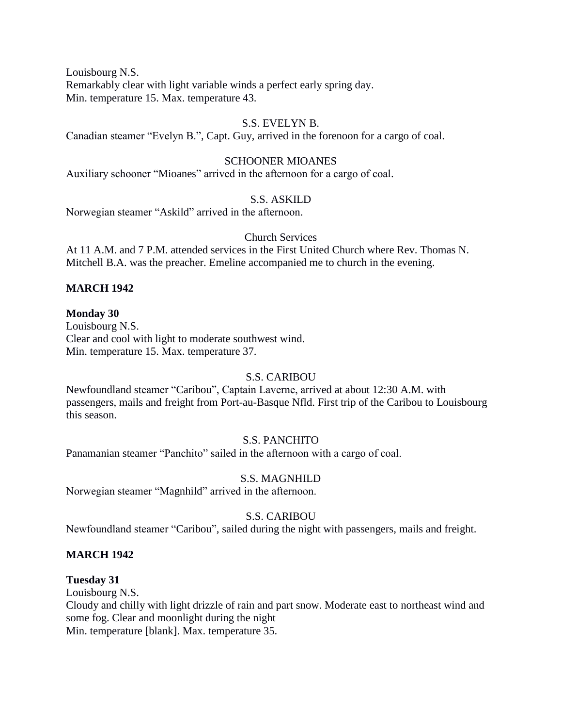Louisbourg N.S.
Remarkably clear with light variable winds a perfect early spring day.
Min. temperature 15. Max. temperature 43.

S.S. EVELYN B.

Canadian steamer "Evelyn B.", Capt. Guy, arrived in the forenoon for a cargo of coal.

SCHOONER MIOANES

Auxiliary schooner "Mioanes" arrived in the afternoon for a cargo of coal.

S.S. ASKILD

Norwegian steamer "Askild" arrived in the afternoon.

Church Services

At 11 A.M. and 7 P.M. attended services in the First United Church where Rev. Thomas N. Mitchell B.A. was the preacher. Emeline accompanied me to church in the evening.

**MARCH 1942**

**Monday 30**

Louisbourg N.S.
Clear and cool with light to moderate southwest wind.
Min. temperature 15. Max. temperature 37.

S.S. CARIBOU

Newfoundland steamer "Caribou", Captain Laverne, arrived at about 12:30 A.M. with passengers, mails and freight from Port-au-Basque Nfld. First trip of the Caribou to Louisbourg this season.

S.S. PANCHITO

Panamanian steamer "Panchito" sailed in the afternoon with a cargo of coal.

S.S. MAGNHILD

Norwegian steamer "Magnhild" arrived in the afternoon.

S.S. CARIBOU

Newfoundland steamer "Caribou", sailed during the night with passengers, mails and freight.

**MARCH 1942**

**Tuesday 31**

Louisbourg N.S.
Cloudy and chilly with light drizzle of rain and part snow. Moderate east to northeast wind and some fog. Clear and moonlight during the night
Min. temperature [blank]. Max. temperature 35.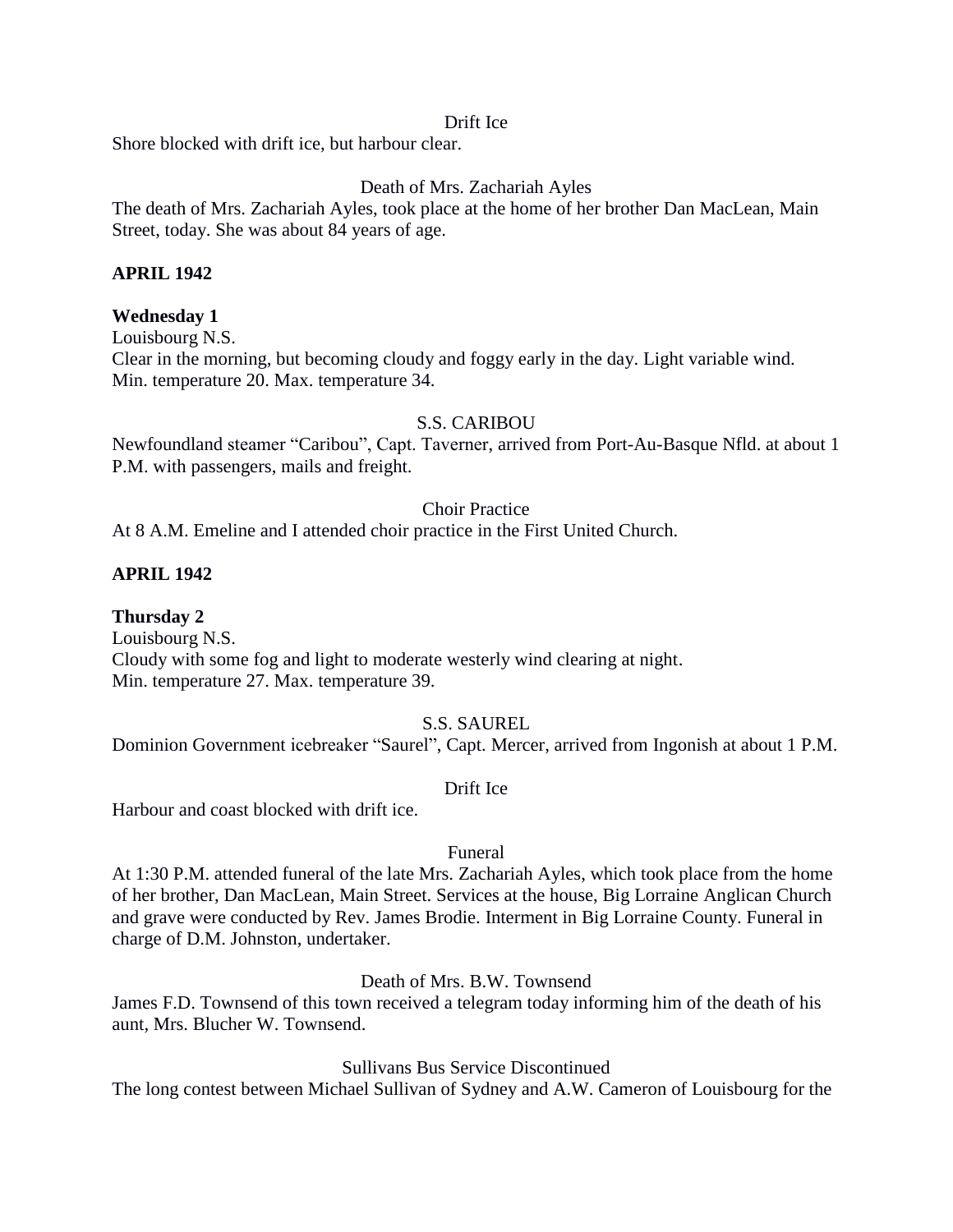Drift Ice

Shore blocked with drift ice, but harbour clear.

Death of Mrs. Zachariah Ayles

The death of Mrs. Zachariah Ayles, took place at the home of her brother Dan MacLean, Main Street, today. She was about 84 years of age.

**APRIL 1942**

**Wednesday 1**

Louisbourg N.S.
Clear in the morning, but becoming cloudy and foggy early in the day. Light variable wind.
Min. temperature 20. Max. temperature 34.

S.S. CARIBOU

Newfoundland steamer "Caribou", Capt. Taverner, arrived from Port-Au-Basque Nfld. at about 1 P.M. with passengers, mails and freight.

Choir Practice

At 8 A.M. Emeline and I attended choir practice in the First United Church.

**APRIL 1942**

**Thursday 2**

Louisbourg N.S.
Cloudy with some fog and light to moderate westerly wind clearing at night.
Min. temperature 27. Max. temperature 39.

S.S. SAUREL

Dominion Government icebreaker "Saurel", Capt. Mercer, arrived from Ingonish at about 1 P.M.

Drift Ice

Harbour and coast blocked with drift ice.

Funeral

At 1:30 P.M. attended funeral of the late Mrs. Zachariah Ayles, which took place from the home of her brother, Dan MacLean, Main Street. Services at the house, Big Lorraine Anglican Church and grave were conducted by Rev. James Brodie. Interment in Big Lorraine County. Funeral in charge of D.M. Johnston, undertaker.

Death of Mrs. B.W. Townsend

James F.D. Townsend of this town received a telegram today informing him of the death of his aunt, Mrs. Blucher W. Townsend.

Sullivans Bus Service Discontinued

The long contest between Michael Sullivan of Sydney and A.W. Cameron of Louisbourg for the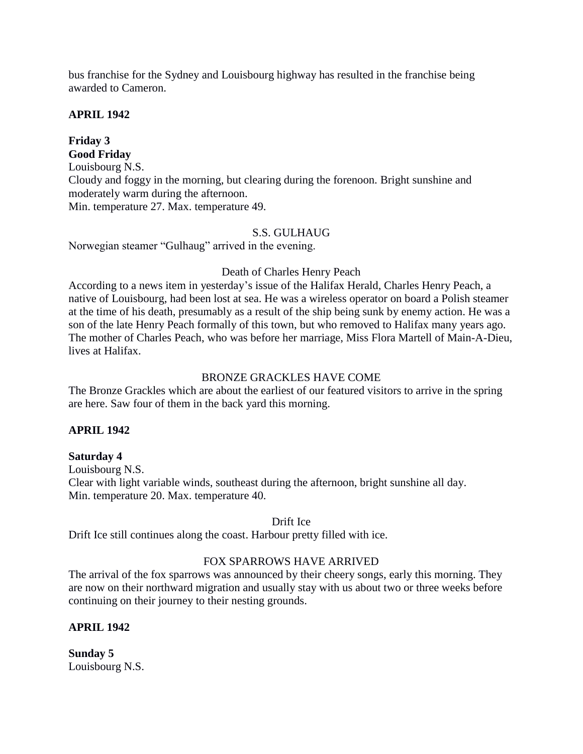bus franchise for the Sydney and Louisbourg highway has resulted in the franchise being awarded to Cameron.

**APRIL 1942**

**Friday 3**
**Good Friday**
Louisbourg N.S.
Cloudy and foggy in the morning, but clearing during the forenoon. Bright sunshine and moderately warm during the afternoon.
Min. temperature 27. Max. temperature 49.

S.S. GULHAUG

Norwegian steamer "Gulhaug" arrived in the evening.

Death of Charles Henry Peach

According to a news item in yesterday's issue of the Halifax Herald, Charles Henry Peach, a native of Louisbourg, had been lost at sea. He was a wireless operator on board a Polish steamer at the time of his death, presumably as a result of the ship being sunk by enemy action. He was a son of the late Henry Peach formally of this town, but who removed to Halifax many years ago. The mother of Charles Peach, who was before her marriage, Miss Flora Martell of Main-A-Dieu, lives at Halifax.

BRONZE GRACKLES HAVE COME

The Bronze Grackles which are about the earliest of our featured visitors to arrive in the spring are here. Saw four of them in the back yard this morning.

**APRIL 1942**

**Saturday 4**
Louisbourg N.S.
Clear with light variable winds, southeast during the afternoon, bright sunshine all day.
Min. temperature 20. Max. temperature 40.

Drift Ice

Drift Ice still continues along the coast. Harbour pretty filled with ice.

FOX SPARROWS HAVE ARRIVED

The arrival of the fox sparrows was announced by their cheery songs, early this morning. They are now on their northward migration and usually stay with us about two or three weeks before continuing on their journey to their nesting grounds.

**APRIL 1942**

**Sunday 5**
Louisbourg N.S.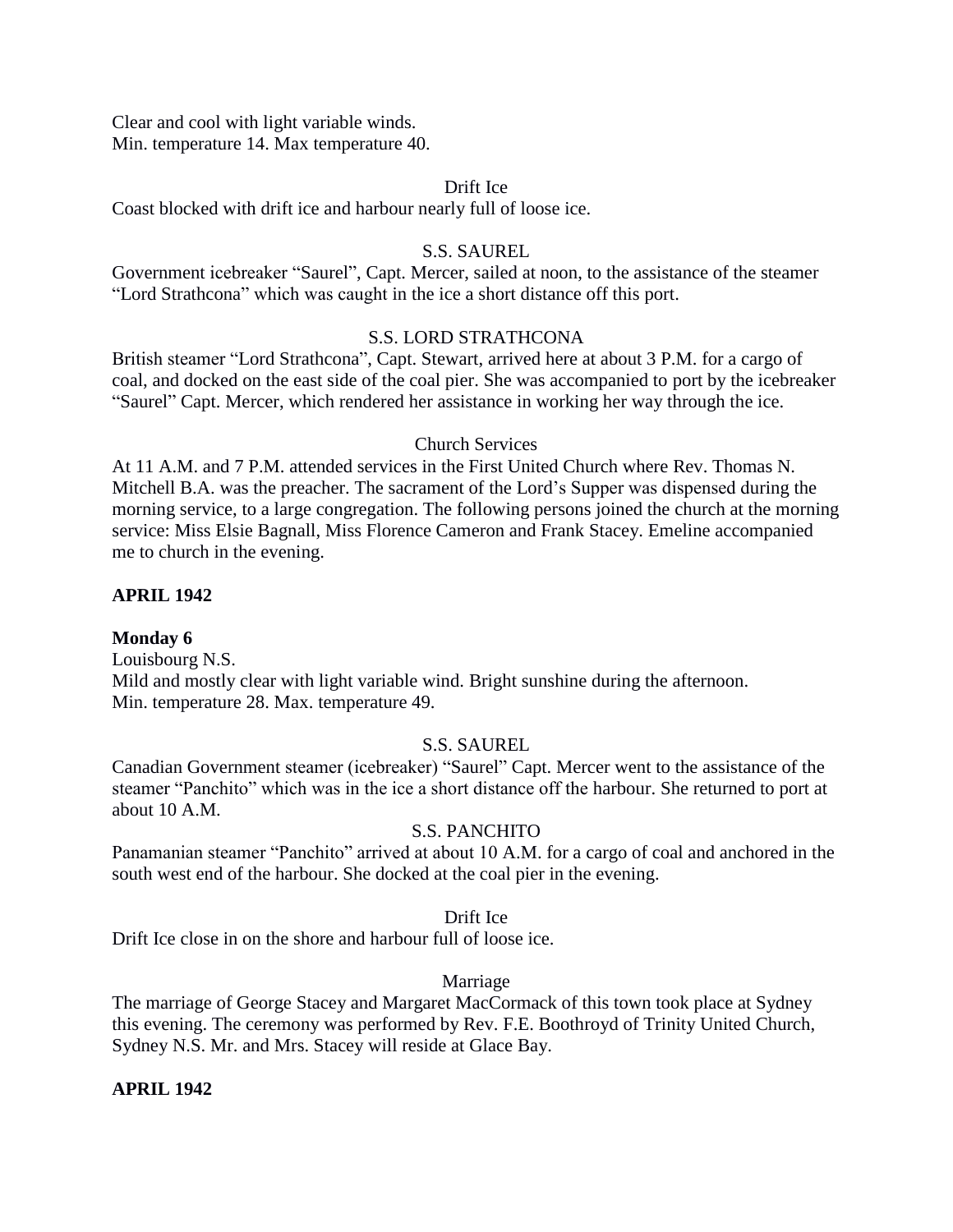Clear and cool with light variable winds.
Min. temperature 14. Max temperature 40.

Drift Ice

Coast blocked with drift ice and harbour nearly full of loose ice.

S.S. SAUREL

Government icebreaker "Saurel", Capt. Mercer, sailed at noon, to the assistance of the steamer "Lord Strathcona" which was caught in the ice a short distance off this port.

S.S. LORD STRATHCONA

British steamer "Lord Strathcona", Capt. Stewart, arrived here at about 3 P.M. for a cargo of coal, and docked on the east side of the coal pier. She was accompanied to port by the icebreaker "Saurel" Capt. Mercer, which rendered her assistance in working her way through the ice.

Church Services

At 11 A.M. and 7 P.M. attended services in the First United Church where Rev. Thomas N. Mitchell B.A. was the preacher. The sacrament of the Lord's Supper was dispensed during the morning service, to a large congregation. The following persons joined the church at the morning service: Miss Elsie Bagnall, Miss Florence Cameron and Frank Stacey. Emeline accompanied me to church in the evening.

**APRIL 1942**

**Monday 6**

Louisbourg N.S.
Mild and mostly clear with light variable wind. Bright sunshine during the afternoon.
Min. temperature 28. Max. temperature 49.

S.S. SAUREL

Canadian Government steamer (icebreaker) "Saurel" Capt. Mercer went to the assistance of the steamer "Panchito" which was in the ice a short distance off the harbour. She returned to port at about 10 A.M.

S.S. PANCHITO

Panamanian steamer "Panchito" arrived at about 10 A.M. for a cargo of coal and anchored in the south west end of the harbour. She docked at the coal pier in the evening.

Drift Ice

Drift Ice close in on the shore and harbour full of loose ice.

Marriage

The marriage of George Stacey and Margaret MacCormack of this town took place at Sydney this evening. The ceremony was performed by Rev. F.E. Boothroyd of Trinity United Church, Sydney N.S. Mr. and Mrs. Stacey will reside at Glace Bay.

**APRIL 1942**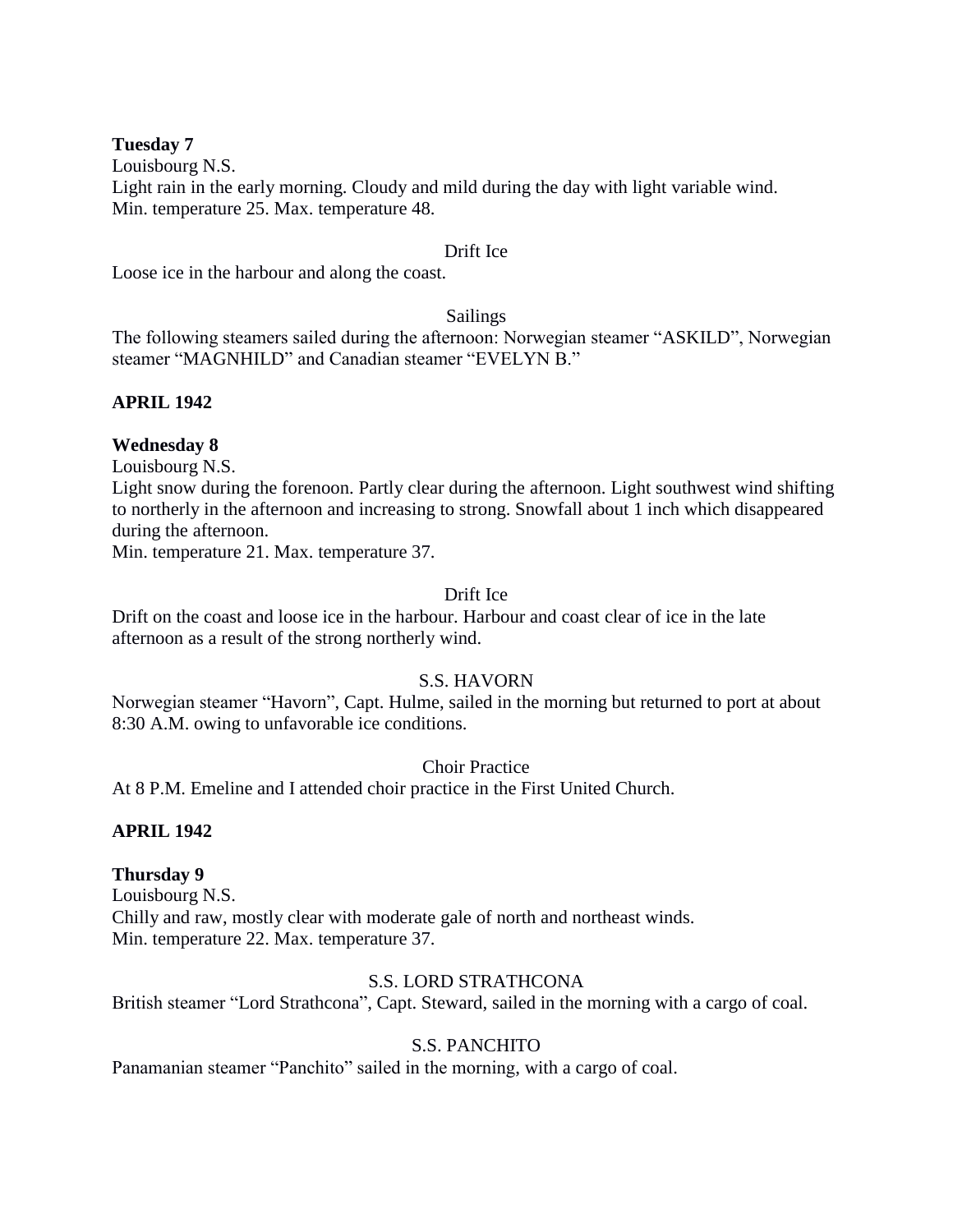**Tuesday 7**

Louisbourg N.S.

Light rain in the early morning. Cloudy and mild during the day with light variable wind.

Min. temperature 25. Max. temperature 48.

Drift Ice

Loose ice in the harbour and along the coast.

Sailings

The following steamers sailed during the afternoon: Norwegian steamer "ASKILD", Norwegian steamer "MAGNHILD" and Canadian steamer "EVELYN B."

**APRIL 1942**

**Wednesday 8**

Louisbourg N.S.

Light snow during the forenoon. Partly clear during the afternoon. Light southwest wind shifting to northerly in the afternoon and increasing to strong. Snowfall about 1 inch which disappeared during the afternoon.

Min. temperature 21. Max. temperature 37.

Drift Ice

Drift on the coast and loose ice in the harbour. Harbour and coast clear of ice in the late afternoon as a result of the strong northerly wind.

S.S. HAVORN

Norwegian steamer "Havorn", Capt. Hulme, sailed in the morning but returned to port at about 8:30 A.M. owing to unfavorable ice conditions.

Choir Practice

At 8 P.M. Emeline and I attended choir practice in the First United Church.

**APRIL 1942**

**Thursday 9**

Louisbourg N.S.

Chilly and raw, mostly clear with moderate gale of north and northeast winds.

Min. temperature 22. Max. temperature 37.

S.S. LORD STRATHCONA

British steamer "Lord Strathcona", Capt. Steward, sailed in the morning with a cargo of coal.

S.S. PANCHITO

Panamanian steamer "Panchito" sailed in the morning, with a cargo of coal.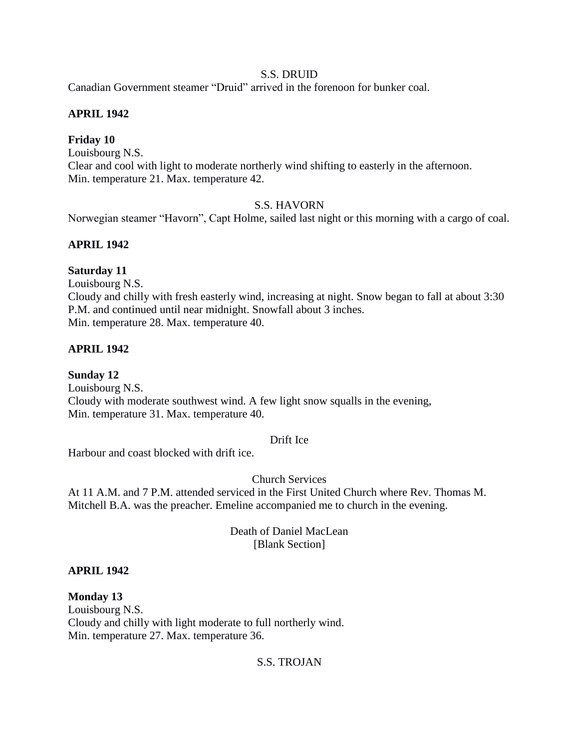S.S. DRUID

Canadian Government steamer "Druid" arrived in the forenoon for bunker coal.

**APRIL 1942**

**Friday 10**

Louisbourg N.S.

Clear and cool with light to moderate northerly wind shifting to easterly in the afternoon.

Min. temperature 21. Max. temperature 42.

S.S. HAVORN

Norwegian steamer "Havorn", Capt Holme, sailed last night or this morning with a cargo of coal.

**APRIL 1942**

**Saturday 11**

Louisbourg N.S.

Cloudy and chilly with fresh easterly wind, increasing at night. Snow began to fall at about 3:30 P.M. and continued until near midnight. Snowfall about 3 inches.

Min. temperature 28. Max. temperature 40.

**APRIL 1942**

**Sunday 12**

Louisbourg N.S.

Cloudy with moderate southwest wind. A few light snow squalls in the evening,

Min. temperature 31. Max. temperature 40.

Drift Ice

Harbour and coast blocked with drift ice.

Church Services

At 11 A.M. and 7 P.M. attended serviced in the First United Church where Rev. Thomas M. Mitchell B.A. was the preacher. Emeline accompanied me to church in the evening.

Death of Daniel MacLean

[Blank Section]

**APRIL 1942**

**Monday 13**

Louisbourg N.S.

Cloudy and chilly with light moderate to full northerly wind.

Min. temperature 27. Max. temperature 36.

S.S. TROJAN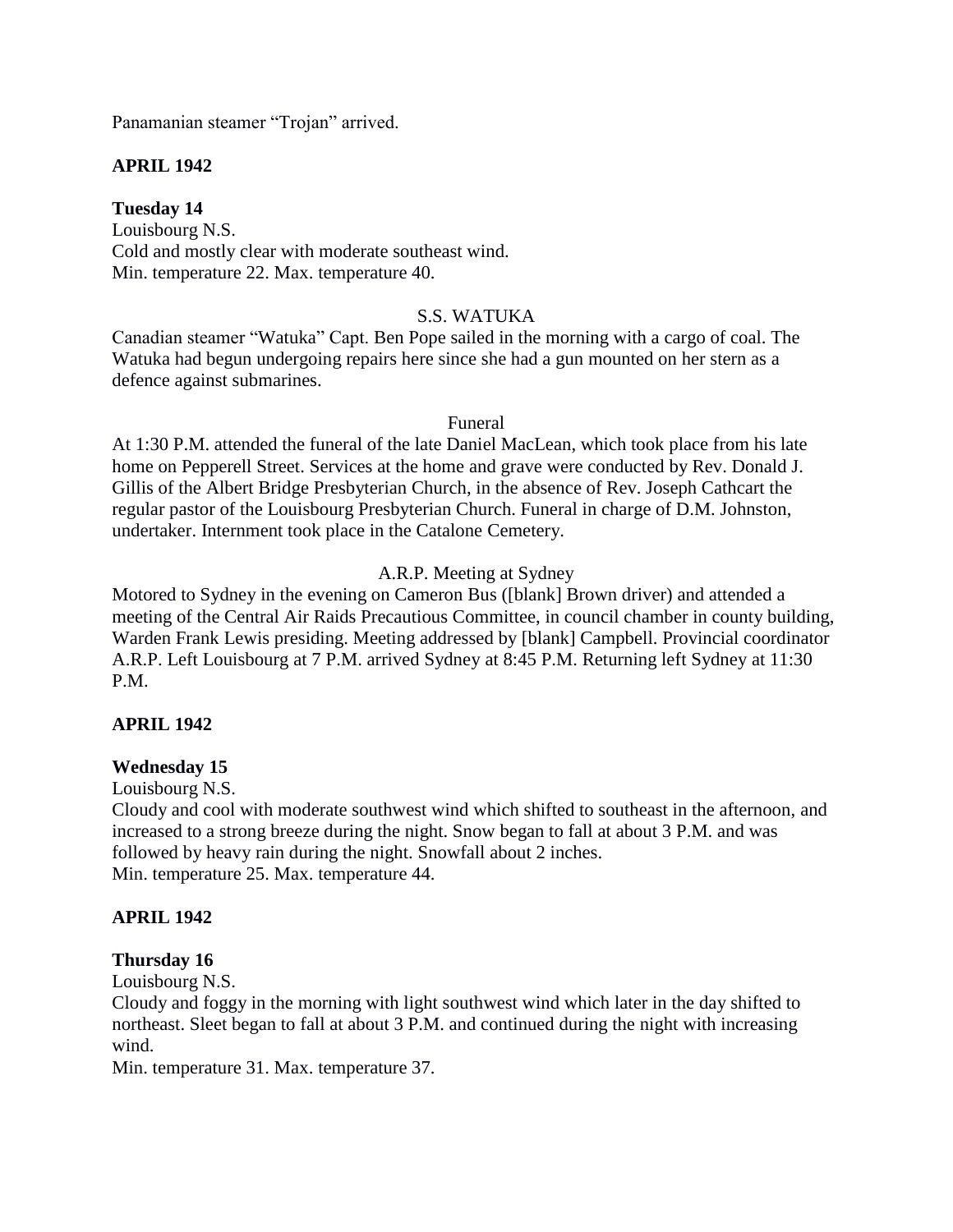Panamanian steamer "Trojan" arrived.

**APRIL 1942**

**Tuesday 14**

Louisbourg N.S.
Cold and mostly clear with moderate southeast wind.
Min. temperature 22. Max. temperature 40.

S.S. WATUKA

Canadian steamer "Watuka" Capt. Ben Pope sailed in the morning with a cargo of coal. The Watuka had begun undergoing repairs here since she had a gun mounted on her stern as a defence against submarines.

Funeral

At 1:30 P.M. attended the funeral of the late Daniel MacLean, which took place from his late home on Pepperell Street. Services at the home and grave were conducted by Rev. Donald J. Gillis of the Albert Bridge Presbyterian Church, in the absence of Rev. Joseph Cathcart the regular pastor of the Louisbourg Presbyterian Church. Funeral in charge of D.M. Johnston, undertaker. Internment took place in the Catalone Cemetery.

A.R.P. Meeting at Sydney

Motored to Sydney in the evening on Cameron Bus ([blank] Brown driver) and attended a meeting of the Central Air Raids Precautious Committee, in council chamber in county building, Warden Frank Lewis presiding. Meeting addressed by [blank] Campbell. Provincial coordinator A.R.P. Left Louisbourg at 7 P.M. arrived Sydney at 8:45 P.M. Returning left Sydney at 11:30 P.M.

**APRIL 1942**

**Wednesday 15**

Louisbourg N.S.
Cloudy and cool with moderate southwest wind which shifted to southeast in the afternoon, and increased to a strong breeze during the night. Snow began to fall at about 3 P.M. and was followed by heavy rain during the night. Snowfall about 2 inches.
Min. temperature 25. Max. temperature 44.

**APRIL 1942**

**Thursday 16**

Louisbourg N.S.
Cloudy and foggy in the morning with light southwest wind which later in the day shifted to northeast. Sleet began to fall at about 3 P.M. and continued during the night with increasing wind.
Min. temperature 31. Max. temperature 37.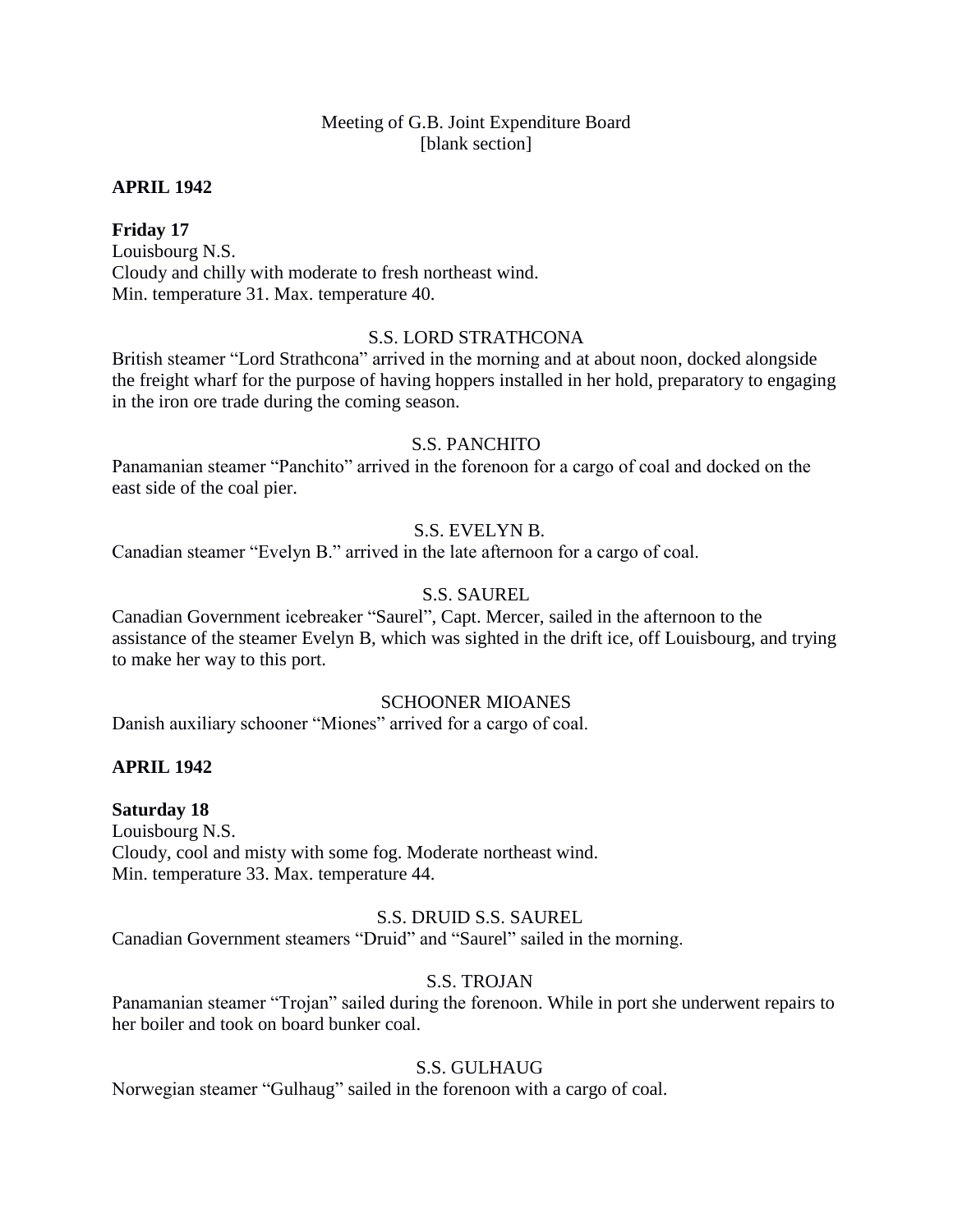Meeting of G.B. Joint Expenditure Board
[blank section]

**APRIL 1942**

**Friday 17**
Louisbourg N.S.
Cloudy and chilly with moderate to fresh northeast wind.
Min. temperature 31. Max. temperature 40.

S.S. LORD STRATHCONA

British steamer "Lord Strathcona" arrived in the morning and at about noon, docked alongside the freight wharf for the purpose of having hoppers installed in her hold, preparatory to engaging in the iron ore trade during the coming season.

S.S. PANCHITO

Panamanian steamer "Panchito" arrived in the forenoon for a cargo of coal and docked on the east side of the coal pier.

S.S. EVELYN B.

Canadian steamer "Evelyn B." arrived in the late afternoon for a cargo of coal.

S.S. SAUREL

Canadian Government icebreaker "Saurel", Capt. Mercer, sailed in the afternoon to the assistance of the steamer Evelyn B, which was sighted in the drift ice, off Louisbourg, and trying to make her way to this port.

SCHOONER MIOANES

Danish auxiliary schooner "Miones" arrived for a cargo of coal.

**APRIL 1942**

**Saturday 18**
Louisbourg N.S.
Cloudy, cool and misty with some fog. Moderate northeast wind.
Min. temperature 33. Max. temperature 44.

S.S. DRUID S.S. SAUREL

Canadian Government steamers "Druid" and "Saurel" sailed in the morning.

S.S. TROJAN

Panamanian steamer "Trojan" sailed during the forenoon. While in port she underwent repairs to her boiler and took on board bunker coal.

S.S. GULHAUG

Norwegian steamer "Gulhaug" sailed in the forenoon with a cargo of coal.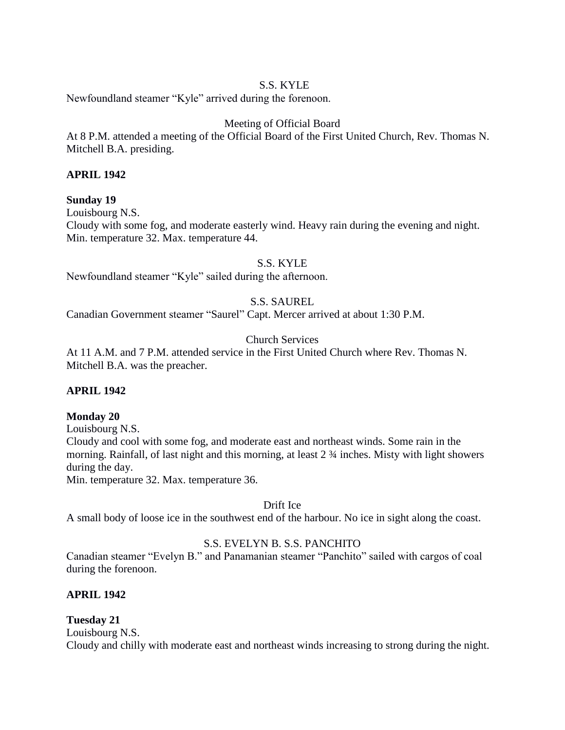S.S. KYLE

Newfoundland steamer "Kyle" arrived during the forenoon.

Meeting of Official Board

At 8 P.M. attended a meeting of the Official Board of the First United Church, Rev. Thomas N. Mitchell B.A. presiding.

**APRIL 1942**

**Sunday 19**

Louisbourg N.S.

Cloudy with some fog, and moderate easterly wind. Heavy rain during the evening and night. Min. temperature 32. Max. temperature 44.

S.S. KYLE

Newfoundland steamer "Kyle" sailed during the afternoon.

S.S. SAUREL

Canadian Government steamer "Saurel" Capt. Mercer arrived at about 1:30 P.M.

Church Services

At 11 A.M. and 7 P.M. attended service in the First United Church where Rev. Thomas N. Mitchell B.A. was the preacher.

**APRIL 1942**

**Monday 20**

Louisbourg N.S.

Cloudy and cool with some fog, and moderate east and northeast winds. Some rain in the morning. Rainfall, of last night and this morning, at least 2 ¾ inches. Misty with light showers during the day.

Min. temperature 32. Max. temperature 36.

Drift Ice

A small body of loose ice in the southwest end of the harbour. No ice in sight along the coast.

S.S. EVELYN B. S.S. PANCHITO

Canadian steamer "Evelyn B." and Panamanian steamer "Panchito" sailed with cargos of coal during the forenoon.

**APRIL 1942**

**Tuesday 21**

Louisbourg N.S.

Cloudy and chilly with moderate east and northeast winds increasing to strong during the night.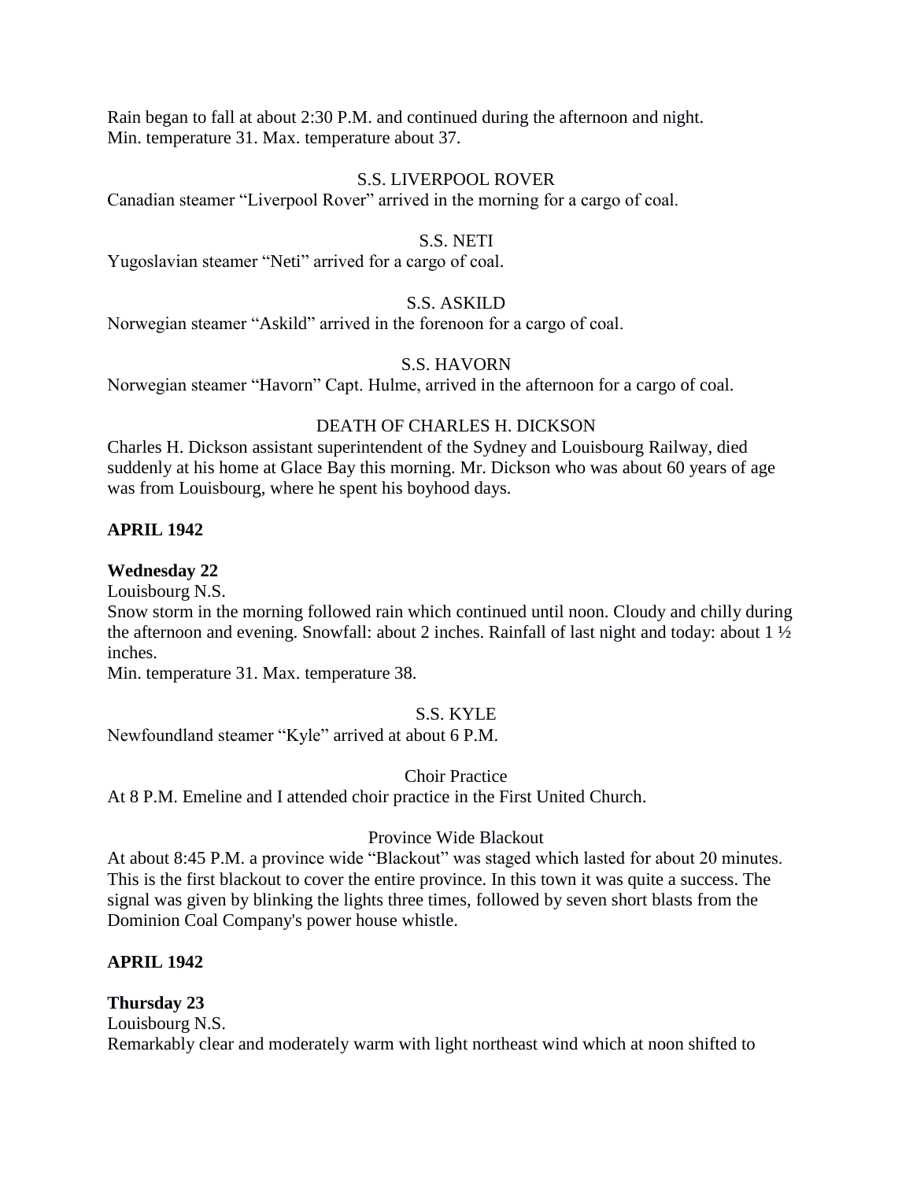Rain began to fall at about 2:30 P.M. and continued during the afternoon and night.
Min. temperature 31. Max. temperature about 37.

S.S. LIVERPOOL ROVER

Canadian steamer "Liverpool Rover" arrived in the morning for a cargo of coal.

S.S. NETI

Yugoslavian steamer "Neti" arrived for a cargo of coal.

S.S. ASKILD

Norwegian steamer "Askild" arrived in the forenoon for a cargo of coal.

S.S. HAVORN

Norwegian steamer "Havorn" Capt. Hulme, arrived in the afternoon for a cargo of coal.

DEATH OF CHARLES H. DICKSON

Charles H. Dickson assistant superintendent of the Sydney and Louisbourg Railway, died suddenly at his home at Glace Bay this morning. Mr. Dickson who was about 60 years of age was from Louisbourg, where he spent his boyhood days.

**APRIL 1942**

**Wednesday 22**

Louisbourg N.S.

Snow storm in the morning followed rain which continued until noon. Cloudy and chilly during the afternoon and evening. Snowfall: about 2 inches. Rainfall of last night and today: about 1 ½ inches.

Min. temperature 31. Max. temperature 38.

S.S. KYLE

Newfoundland steamer "Kyle" arrived at about 6 P.M.

Choir Practice

At 8 P.M. Emeline and I attended choir practice in the First United Church.

Province Wide Blackout

At about 8:45 P.M. a province wide "Blackout" was staged which lasted for about 20 minutes. This is the first blackout to cover the entire province. In this town it was quite a success. The signal was given by blinking the lights three times, followed by seven short blasts from the Dominion Coal Company's power house whistle.

**APRIL 1942**

**Thursday 23**

Louisbourg N.S.

Remarkably clear and moderately warm with light northeast wind which at noon shifted to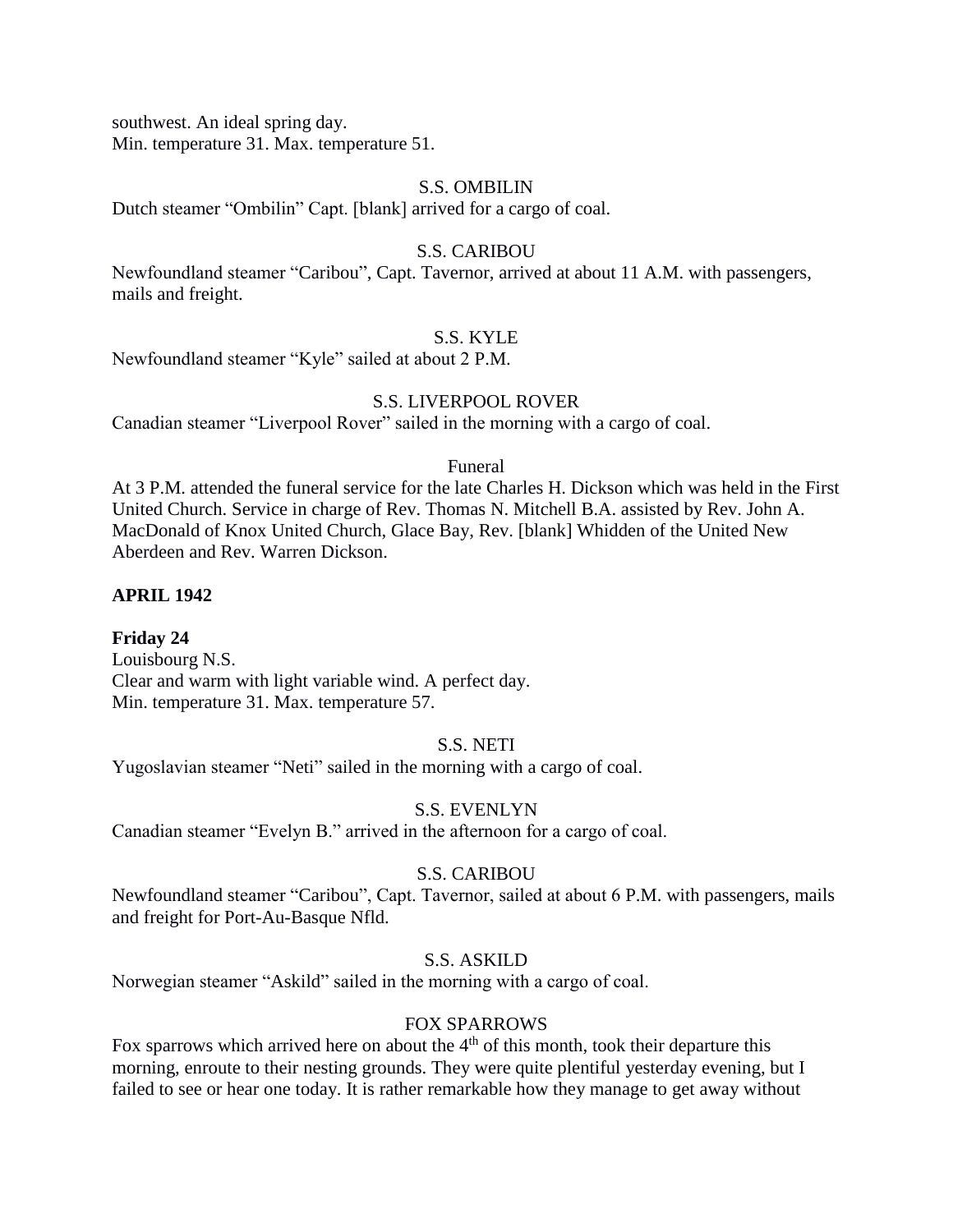southwest. An ideal spring day.
Min. temperature 31. Max. temperature 51.

S.S. OMBILIN

Dutch steamer "Ombilin" Capt. [blank] arrived for a cargo of coal.

S.S. CARIBOU

Newfoundland steamer "Caribou", Capt. Tavernor, arrived at about 11 A.M. with passengers, mails and freight.

S.S. KYLE

Newfoundland steamer "Kyle" sailed at about 2 P.M.

S.S. LIVERPOOL ROVER

Canadian steamer "Liverpool Rover" sailed in the morning with a cargo of coal.

Funeral

At 3 P.M. attended the funeral service for the late Charles H. Dickson which was held in the First United Church. Service in charge of Rev. Thomas N. Mitchell B.A. assisted by Rev. John A. MacDonald of Knox United Church, Glace Bay, Rev. [blank] Whidden of the United New Aberdeen and Rev. Warren Dickson.

**APRIL 1942**

**Friday 24**

Louisbourg N.S.
Clear and warm with light variable wind. A perfect day.
Min. temperature 31. Max. temperature 57.

S.S. NETI

Yugoslavian steamer "Neti" sailed in the morning with a cargo of coal.

S.S. EVENLYN

Canadian steamer "Evelyn B." arrived in the afternoon for a cargo of coal.

S.S. CARIBOU

Newfoundland steamer "Caribou", Capt. Tavernor, sailed at about 6 P.M. with passengers, mails and freight for Port-Au-Basque Nfld.

S.S. ASKILD

Norwegian steamer "Askild" sailed in the morning with a cargo of coal.

FOX SPARROWS

Fox sparrows which arrived here on about the 4th of this month, took their departure this morning, enroute to their nesting grounds. They were quite plentiful yesterday evening, but I failed to see or hear one today. It is rather remarkable how they manage to get away without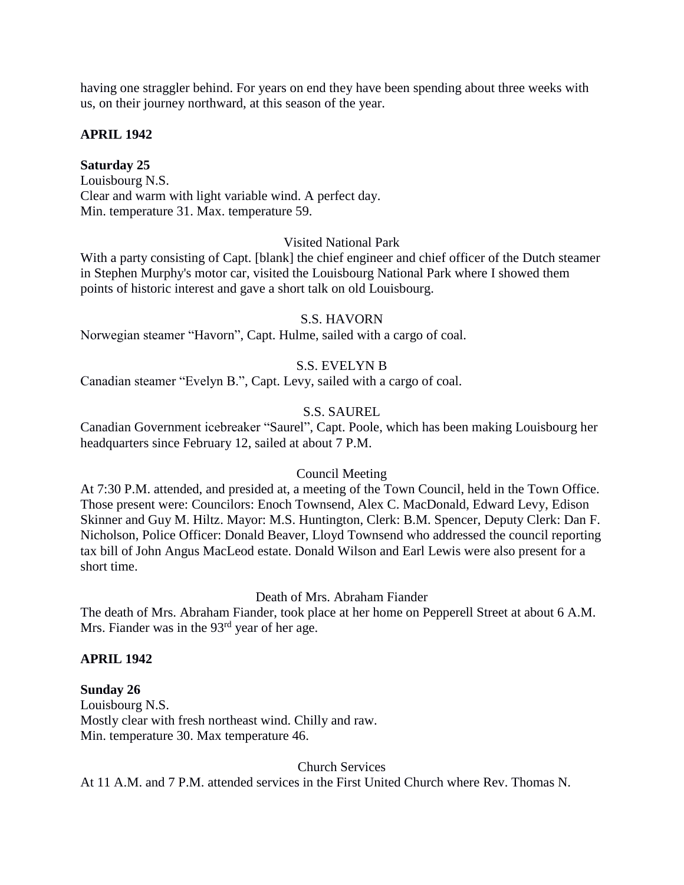having one straggler behind. For years on end they have been spending about three weeks with us, on their journey northward, at this season of the year.

## APRIL 1942

### Saturday 25

Louisbourg N.S.
Clear and warm with light variable wind. A perfect day.
Min. temperature 31. Max. temperature 59.

Visited National Park

With a party consisting of Capt. [blank] the chief engineer and chief officer of the Dutch steamer in Stephen Murphy's motor car, visited the Louisbourg National Park where I showed them points of historic interest and gave a short talk on old Louisbourg.

S.S. HAVORN

Norwegian steamer "Havorn", Capt. Hulme, sailed with a cargo of coal.

S.S. EVELYN B

Canadian steamer "Evelyn B.", Capt. Levy, sailed with a cargo of coal.

S.S. SAUREL

Canadian Government icebreaker "Saurel", Capt. Poole, which has been making Louisbourg her headquarters since February 12, sailed at about 7 P.M.

Council Meeting

At 7:30 P.M. attended, and presided at, a meeting of the Town Council, held in the Town Office. Those present were: Councilors: Enoch Townsend, Alex C. MacDonald, Edward Levy, Edison Skinner and Guy M. Hiltz. Mayor: M.S. Huntington, Clerk: B.M. Spencer, Deputy Clerk: Dan F. Nicholson, Police Officer: Donald Beaver, Lloyd Townsend who addressed the council reporting tax bill of John Angus MacLeod estate. Donald Wilson and Earl Lewis were also present for a short time.

Death of Mrs. Abraham Fiander

The death of Mrs. Abraham Fiander, took place at her home on Pepperell Street at about 6 A.M. Mrs. Fiander was in the 93rd year of her age.

## APRIL 1942

### Sunday 26

Louisbourg N.S.
Mostly clear with fresh northeast wind. Chilly and raw.
Min. temperature 30. Max temperature 46.

Church Services

At 11 A.M. and 7 P.M. attended services in the First United Church where Rev. Thomas N.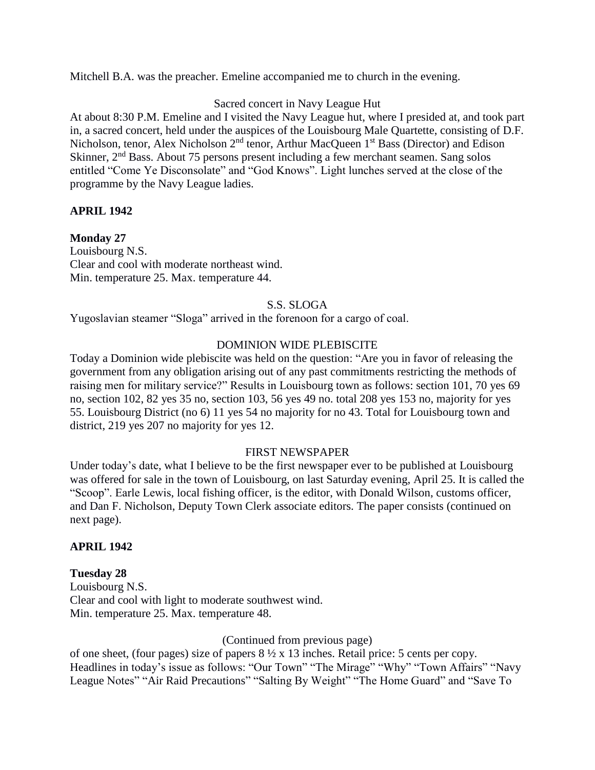Mitchell B.A. was the preacher. Emeline accompanied me to church in the evening.

Sacred concert in Navy League Hut

At about 8:30 P.M. Emeline and I visited the Navy League hut, where I presided at, and took part in, a sacred concert, held under the auspices of the Louisbourg Male Quartette, consisting of D.F. Nicholson, tenor, Alex Nicholson 2nd tenor, Arthur MacQueen 1st Bass (Director) and Edison Skinner, 2nd Bass. About 75 persons present including a few merchant seamen. Sang solos entitled "Come Ye Disconsolate" and "God Knows". Light lunches served at the close of the programme by the Navy League ladies.

**APRIL 1942**

**Monday 27**

Louisbourg N.S.
Clear and cool with moderate northeast wind.
Min. temperature 25. Max. temperature 44.

S.S. SLOGA

Yugoslavian steamer "Sloga" arrived in the forenoon for a cargo of coal.

DOMINION WIDE PLEBISCITE

Today a Dominion wide plebiscite was held on the question: "Are you in favor of releasing the government from any obligation arising out of any past commitments restricting the methods of raising men for military service?" Results in Louisbourg town as follows: section 101, 70 yes 69 no, section 102, 82 yes 35 no, section 103, 56 yes 49 no. total 208 yes 153 no, majority for yes 55. Louisbourg District (no 6) 11 yes 54 no majority for no 43. Total for Louisbourg town and district, 219 yes 207 no majority for yes 12.

FIRST NEWSPAPER

Under today's date, what I believe to be the first newspaper ever to be published at Louisbourg was offered for sale in the town of Louisbourg, on last Saturday evening, April 25. It is called the "Scoop". Earle Lewis, local fishing officer, is the editor, with Donald Wilson, customs officer, and Dan F. Nicholson, Deputy Town Clerk associate editors. The paper consists (continued on next page).

**APRIL 1942**

**Tuesday 28**

Louisbourg N.S.
Clear and cool with light to moderate southwest wind.
Min. temperature 25. Max. temperature 48.

(Continued from previous page)

of one sheet, (four pages) size of papers 8 ½ x 13 inches. Retail price: 5 cents per copy. Headlines in today's issue as follows: "Our Town" "The Mirage" "Why" "Town Affairs" "Navy League Notes" "Air Raid Precautions" "Salting By Weight" "The Home Guard" and "Save To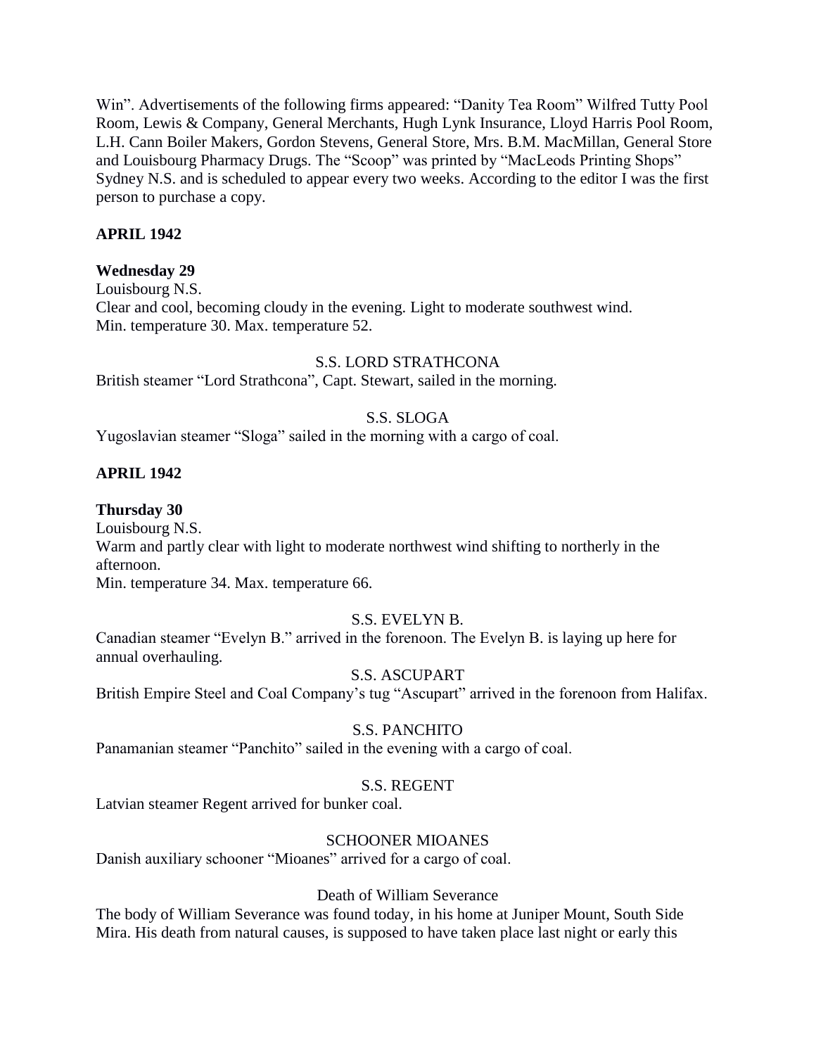Win". Advertisements of the following firms appeared: "Danity Tea Room" Wilfred Tutty Pool Room, Lewis & Company, General Merchants, Hugh Lynk Insurance, Lloyd Harris Pool Room, L.H. Cann Boiler Makers, Gordon Stevens, General Store, Mrs. B.M. MacMillan, General Store and Louisbourg Pharmacy Drugs. The "Scoop" was printed by "MacLeods Printing Shops" Sydney N.S. and is scheduled to appear every two weeks. According to the editor I was the first person to purchase a copy.

**APRIL 1942**

**Wednesday 29**
Louisbourg N.S.
Clear and cool, becoming cloudy in the evening. Light to moderate southwest wind.
Min. temperature 30. Max. temperature 52.

S.S. LORD STRATHCONA
British steamer "Lord Strathcona", Capt. Stewart, sailed in the morning.

S.S. SLOGA
Yugoslavian steamer "Sloga" sailed in the morning with a cargo of coal.

**APRIL 1942**

**Thursday 30**
Louisbourg N.S.
Warm and partly clear with light to moderate northwest wind shifting to northerly in the afternoon.
Min. temperature 34. Max. temperature 66.

S.S. EVELYN B.
Canadian steamer "Evelyn B." arrived in the forenoon. The Evelyn B. is laying up here for annual overhauling.

S.S. ASCUPART
British Empire Steel and Coal Company's tug "Ascupart" arrived in the forenoon from Halifax.

S.S. PANCHITO
Panamanian steamer "Panchito" sailed in the evening with a cargo of coal.

S.S. REGENT
Latvian steamer Regent arrived for bunker coal.

SCHOONER MIOANES
Danish auxiliary schooner "Mioanes" arrived for a cargo of coal.

Death of William Severance
The body of William Severance was found today, in his home at Juniper Mount, South Side Mira. His death from natural causes, is supposed to have taken place last night or early this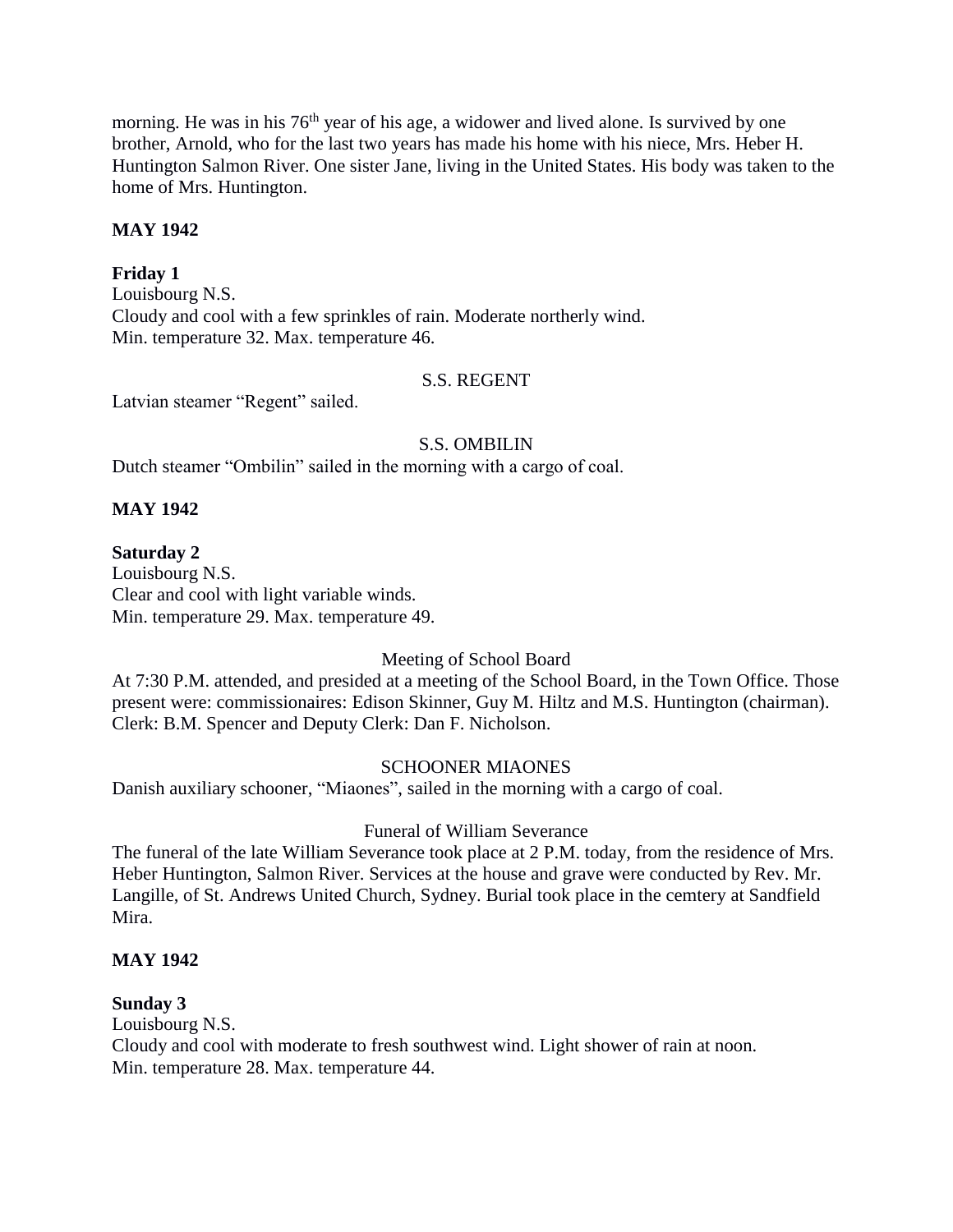morning. He was in his 76th year of his age, a widower and lived alone. Is survived by one brother, Arnold, who for the last two years has made his home with his niece, Mrs. Heber H. Huntington Salmon River. One sister Jane, living in the United States. His body was taken to the home of Mrs. Huntington.

**MAY 1942**

**Friday 1**
Louisbourg N.S.
Cloudy and cool with a few sprinkles of rain. Moderate northerly wind.
Min. temperature 32. Max. temperature 46.

S.S. REGENT

Latvian steamer "Regent" sailed.

S.S. OMBILIN

Dutch steamer "Ombilin" sailed in the morning with a cargo of coal.

**MAY 1942**

**Saturday 2**
Louisbourg N.S.
Clear and cool with light variable winds.
Min. temperature 29. Max. temperature 49.

Meeting of School Board

At 7:30 P.M. attended, and presided at a meeting of the School Board, in the Town Office. Those present were: commissionaires: Edison Skinner, Guy M. Hiltz and M.S. Huntington (chairman). Clerk: B.M. Spencer and Deputy Clerk: Dan F. Nicholson.

SCHOONER MIAONES

Danish auxiliary schooner, "Miaones", sailed in the morning with a cargo of coal.

Funeral of William Severance

The funeral of the late William Severance took place at 2 P.M. today, from the residence of Mrs. Heber Huntington, Salmon River. Services at the house and grave were conducted by Rev. Mr. Langille, of St. Andrews United Church, Sydney. Burial took place in the cemtery at Sandfield Mira.

**MAY 1942**

**Sunday 3**
Louisbourg N.S.
Cloudy and cool with moderate to fresh southwest wind. Light shower of rain at noon.
Min. temperature 28. Max. temperature 44.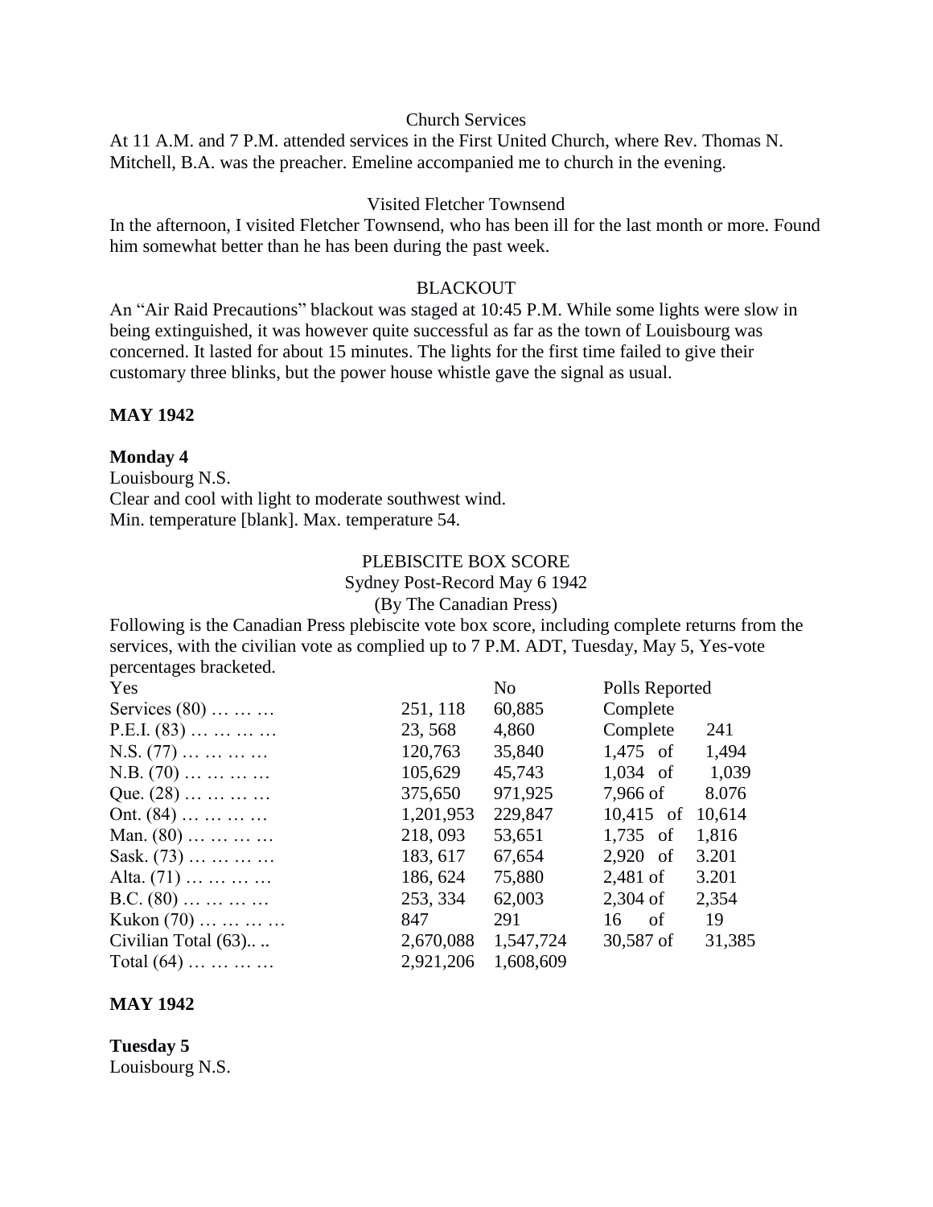Church Services

At 11 A.M. and 7 P.M. attended services in the First United Church, where Rev. Thomas N. Mitchell, B.A. was the preacher. Emeline accompanied me to church in the evening.

Visited Fletcher Townsend

In the afternoon, I visited Fletcher Townsend, who has been ill for the last month or more. Found him somewhat better than he has been during the past week.

BLACKOUT

An "Air Raid Precautions" blackout was staged at 10:45 P.M. While some lights were slow in being extinguished, it was however quite successful as far as the town of Louisbourg was concerned. It lasted for about 15 minutes. The lights for the first time failed to give their customary three blinks, but the power house whistle gave the signal as usual.

**MAY 1942**

**Monday 4**

Louisbourg N.S.

Clear and cool with light to moderate southwest wind.

Min. temperature [blank]. Max. temperature 54.

PLEBISCITE BOX SCORE

Sydney Post-Record May 6 1942

(By The Canadian Press)

Following is the Canadian Press plebiscite vote box score, including complete returns from the services, with the civilian vote as complied up to 7 P.M. ADT, Tuesday, May 5, Yes-vote percentages bracketed.

| Yes | | No | Polls Reported |
|---|---|---|---|
| Services (80) … … … | 251, 118 | 60,885 | Complete |
| P.E.I. (83) … … … … | 23, 568 | 4,860 | Complete 241 |
| N.S. (77) … … … … | 120,763 | 35,840 | 1,475 of 1,494 |
| N.B. (70) … … … … | 105,629 | 45,743 | 1,034 of 1,039 |
| Que. (28) … … … … | 375,650 | 971,925 | 7,966 of 8.076 |
| Ont. (84) … … … … | 1,201,953 | 229,847 | 10,415 of 10,614 |
| Man. (80) … … … … | 218, 093 | 53,651 | 1,735 of 1,816 |
| Sask. (73) … … … … | 183, 617 | 67,654 | 2,920 of 3.201 |
| Alta. (71) … … … … | 186, 624 | 75,880 | 2,481 of 3.201 |
| B.C. (80) … … … … | 253, 334 | 62,003 | 2,304 of 2,354 |
| Kukon (70) … … … … | 847 | 291 | 16 of 19 |
| Civilian Total (63).. .. | 2,670,088 | 1,547,724 | 30,587 of 31,385 |
| Total (64) … … … … | 2,921,206 | 1,608,609 | |

**MAY 1942**

**Tuesday 5**

Louisbourg N.S.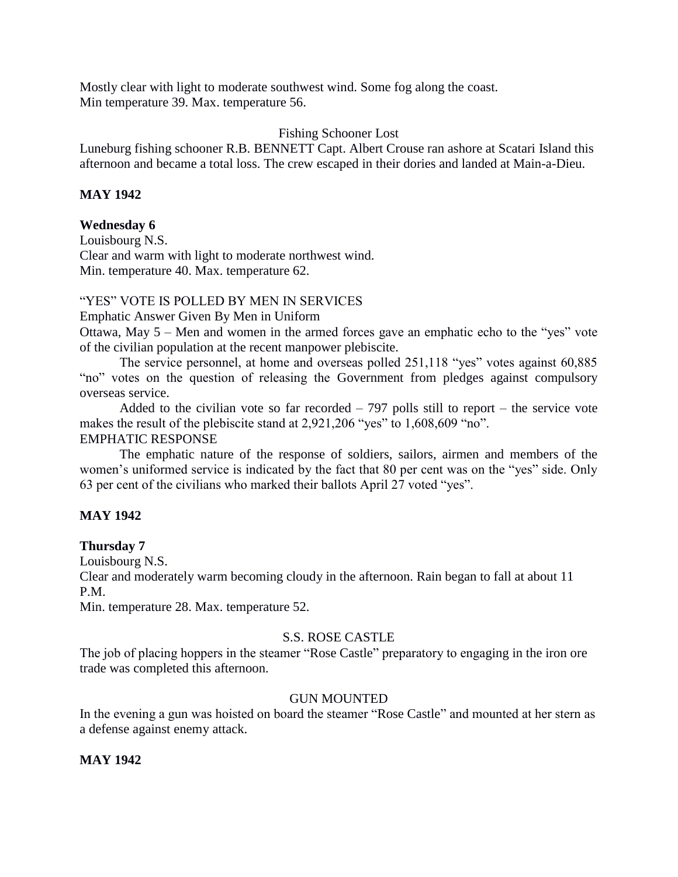Mostly clear with light to moderate southwest wind. Some fog along the coast.
Min temperature 39. Max. temperature 56.

Fishing Schooner Lost

Luneburg fishing schooner R.B. BENNETT Capt. Albert Crouse ran ashore at Scatari Island this afternoon and became a total loss. The crew escaped in their dories and landed at Main-a-Dieu.

**MAY 1942**

**Wednesday 6**

Louisbourg N.S.
Clear and warm with light to moderate northwest wind.
Min. temperature 40. Max. temperature 62.

"YES" VOTE IS POLLED BY MEN IN SERVICES

Emphatic Answer Given By Men in Uniform

Ottawa, May 5 – Men and women in the armed forces gave an emphatic echo to the "yes" vote of the civilian population at the recent manpower plebiscite.

The service personnel, at home and overseas polled 251,118 "yes" votes against 60,885 "no" votes on the question of releasing the Government from pledges against compulsory overseas service.

Added to the civilian vote so far recorded – 797 polls still to report – the service vote makes the result of the plebiscite stand at 2,921,206 "yes" to 1,608,609 "no".

EMPHATIC RESPONSE

The emphatic nature of the response of soldiers, sailors, airmen and members of the women's uniformed service is indicated by the fact that 80 per cent was on the "yes" side. Only 63 per cent of the civilians who marked their ballots April 27 voted "yes".

**MAY 1942**

**Thursday 7**

Louisbourg N.S.
Clear and moderately warm becoming cloudy in the afternoon. Rain began to fall at about 11 P.M.
Min. temperature 28. Max. temperature 52.

S.S. ROSE CASTLE

The job of placing hoppers in the steamer "Rose Castle" preparatory to engaging in the iron ore trade was completed this afternoon.

GUN MOUNTED

In the evening a gun was hoisted on board the steamer "Rose Castle" and mounted at her stern as a defense against enemy attack.

**MAY 1942**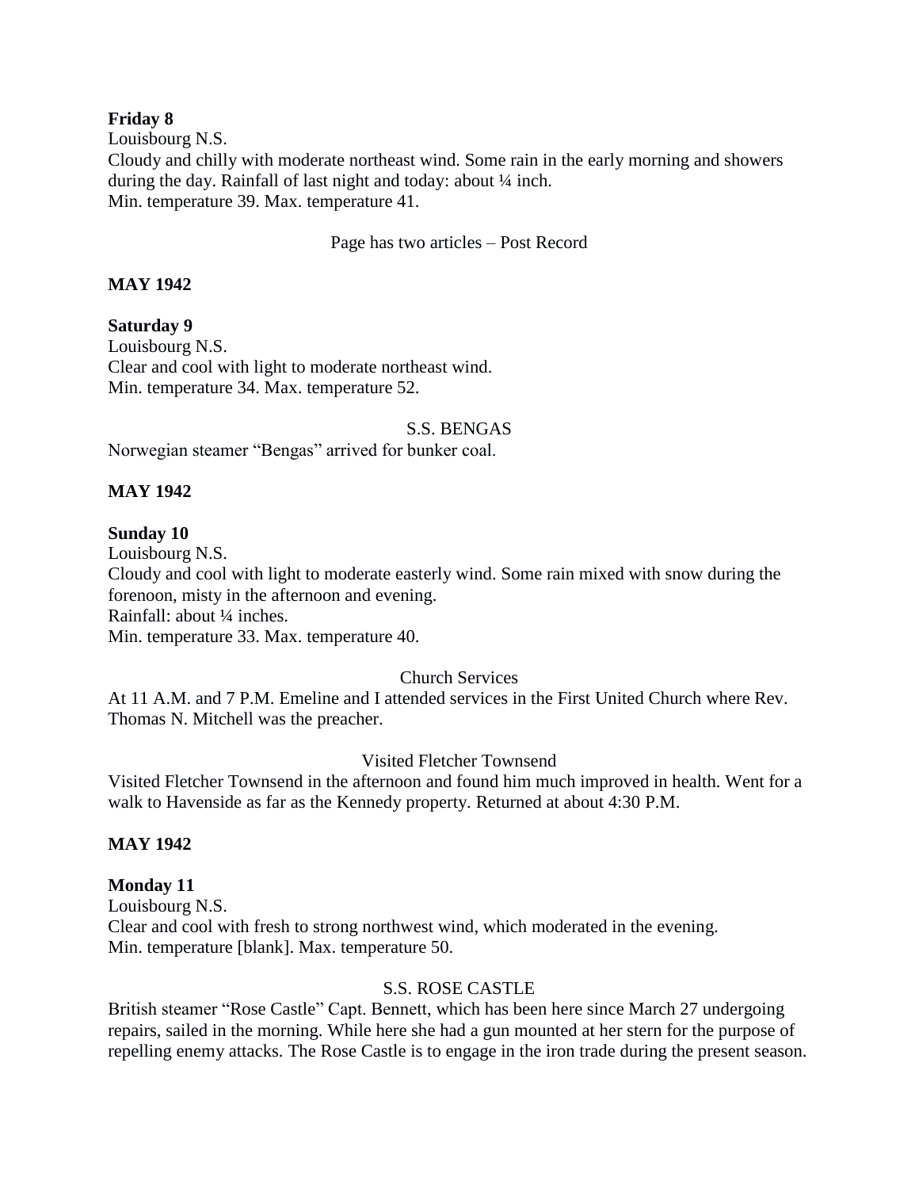**Friday 8**
Louisbourg N.S.
Cloudy and chilly with moderate northeast wind. Some rain in the early morning and showers during the day. Rainfall of last night and today: about ¼ inch.
Min. temperature 39. Max. temperature 41.

Page has two articles – Post Record

**MAY 1942**

**Saturday 9**
Louisbourg N.S.
Clear and cool with light to moderate northeast wind.
Min. temperature 34. Max. temperature 52.

S.S. BENGAS

Norwegian steamer "Bengas" arrived for bunker coal.

**MAY 1942**

**Sunday 10**
Louisbourg N.S.
Cloudy and cool with light to moderate easterly wind. Some rain mixed with snow during the forenoon, misty in the afternoon and evening.
Rainfall: about ¼ inches.
Min. temperature 33. Max. temperature 40.

Church Services

At 11 A.M. and 7 P.M. Emeline and I attended services in the First United Church where Rev. Thomas N. Mitchell was the preacher.

Visited Fletcher Townsend

Visited Fletcher Townsend in the afternoon and found him much improved in health. Went for a walk to Havenside as far as the Kennedy property. Returned at about 4:30 P.M.

**MAY 1942**

**Monday 11**
Louisbourg N.S.
Clear and cool with fresh to strong northwest wind, which moderated in the evening.
Min. temperature [blank]. Max. temperature 50.

S.S. ROSE CASTLE

British steamer "Rose Castle" Capt. Bennett, which has been here since March 27 undergoing repairs, sailed in the morning. While here she had a gun mounted at her stern for the purpose of repelling enemy attacks. The Rose Castle is to engage in the iron trade during the present season.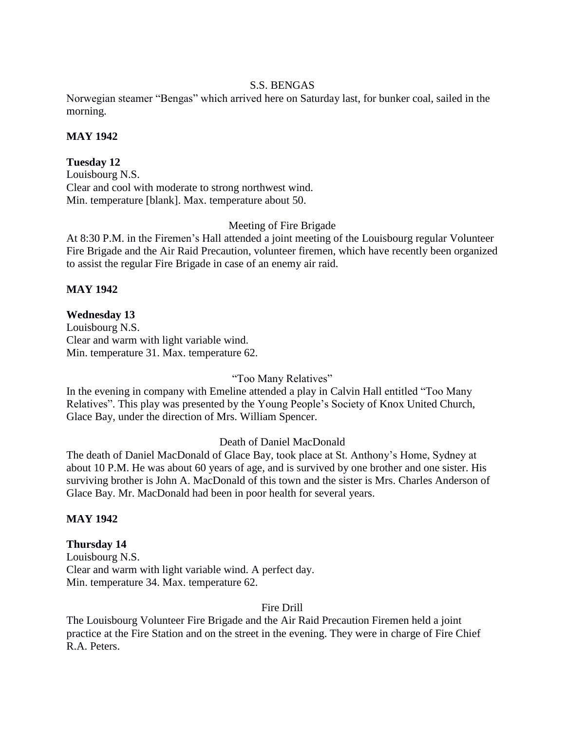S.S. BENGAS

Norwegian steamer "Bengas" which arrived here on Saturday last, for bunker coal, sailed in the morning.

**MAY 1942**

**Tuesday 12**

Louisbourg N.S.
Clear and cool with moderate to strong northwest wind.
Min. temperature [blank]. Max. temperature about 50.

Meeting of Fire Brigade

At 8:30 P.M. in the Firemen's Hall attended a joint meeting of the Louisbourg regular Volunteer Fire Brigade and the Air Raid Precaution, volunteer firemen, which have recently been organized to assist the regular Fire Brigade in case of an enemy air raid.

**MAY 1942**

**Wednesday 13**

Louisbourg N.S.
Clear and warm with light variable wind.
Min. temperature 31. Max. temperature 62.

"Too Many Relatives"

In the evening in company with Emeline attended a play in Calvin Hall entitled "Too Many Relatives". This play was presented by the Young People's Society of Knox United Church, Glace Bay, under the direction of Mrs. William Spencer.

Death of Daniel MacDonald

The death of Daniel MacDonald of Glace Bay, took place at St. Anthony's Home, Sydney at about 10 P.M. He was about 60 years of age, and is survived by one brother and one sister. His surviving brother is John A. MacDonald of this town and the sister is Mrs. Charles Anderson of Glace Bay. Mr. MacDonald had been in poor health for several years.

**MAY 1942**

**Thursday 14**

Louisbourg N.S.
Clear and warm with light variable wind. A perfect day.
Min. temperature 34. Max. temperature 62.

Fire Drill

The Louisbourg Volunteer Fire Brigade and the Air Raid Precaution Firemen held a joint practice at the Fire Station and on the street in the evening. They were in charge of Fire Chief R.A. Peters.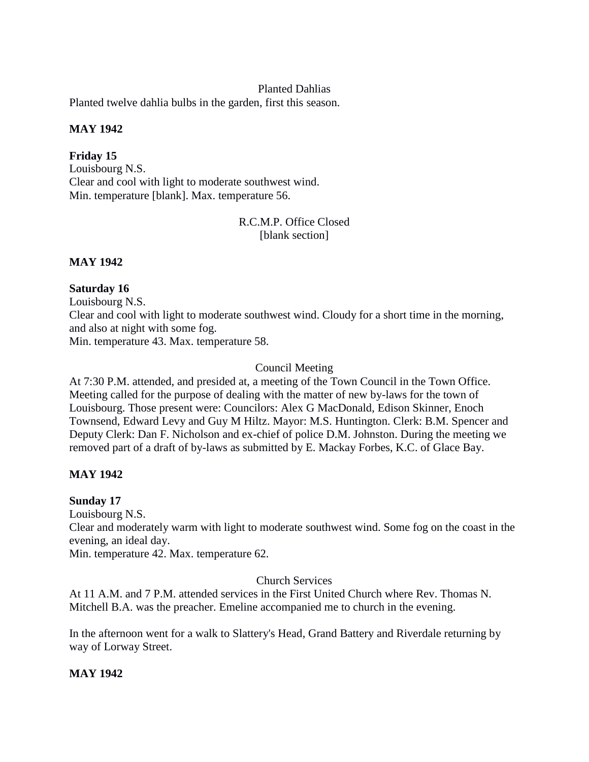Planted Dahlias

Planted twelve dahlia bulbs in the garden, first this season.

**MAY 1942**

**Friday 15**

Louisbourg N.S.

Clear and cool with light to moderate southwest wind.

Min. temperature [blank]. Max. temperature 56.

R.C.M.P. Office Closed

[blank section]

**MAY 1942**

**Saturday 16**

Louisbourg N.S.

Clear and cool with light to moderate southwest wind. Cloudy for a short time in the morning, and also at night with some fog.

Min. temperature 43. Max. temperature 58.

Council Meeting

At 7:30 P.M. attended, and presided at, a meeting of the Town Council in the Town Office. Meeting called for the purpose of dealing with the matter of new by-laws for the town of Louisbourg. Those present were: Councilors: Alex G MacDonald, Edison Skinner, Enoch Townsend, Edward Levy and Guy M Hiltz. Mayor: M.S. Huntington. Clerk: B.M. Spencer and Deputy Clerk: Dan F. Nicholson and ex-chief of police D.M. Johnston. During the meeting we removed part of a draft of by-laws as submitted by E. Mackay Forbes, K.C. of Glace Bay.

**MAY 1942**

**Sunday 17**

Louisbourg N.S.

Clear and moderately warm with light to moderate southwest wind. Some fog on the coast in the evening, an ideal day.

Min. temperature 42. Max. temperature 62.

Church Services

At 11 A.M. and 7 P.M. attended services in the First United Church where Rev. Thomas N. Mitchell B.A. was the preacher. Emeline accompanied me to church in the evening.

In the afternoon went for a walk to Slattery's Head, Grand Battery and Riverdale returning by way of Lorway Street.

**MAY 1942**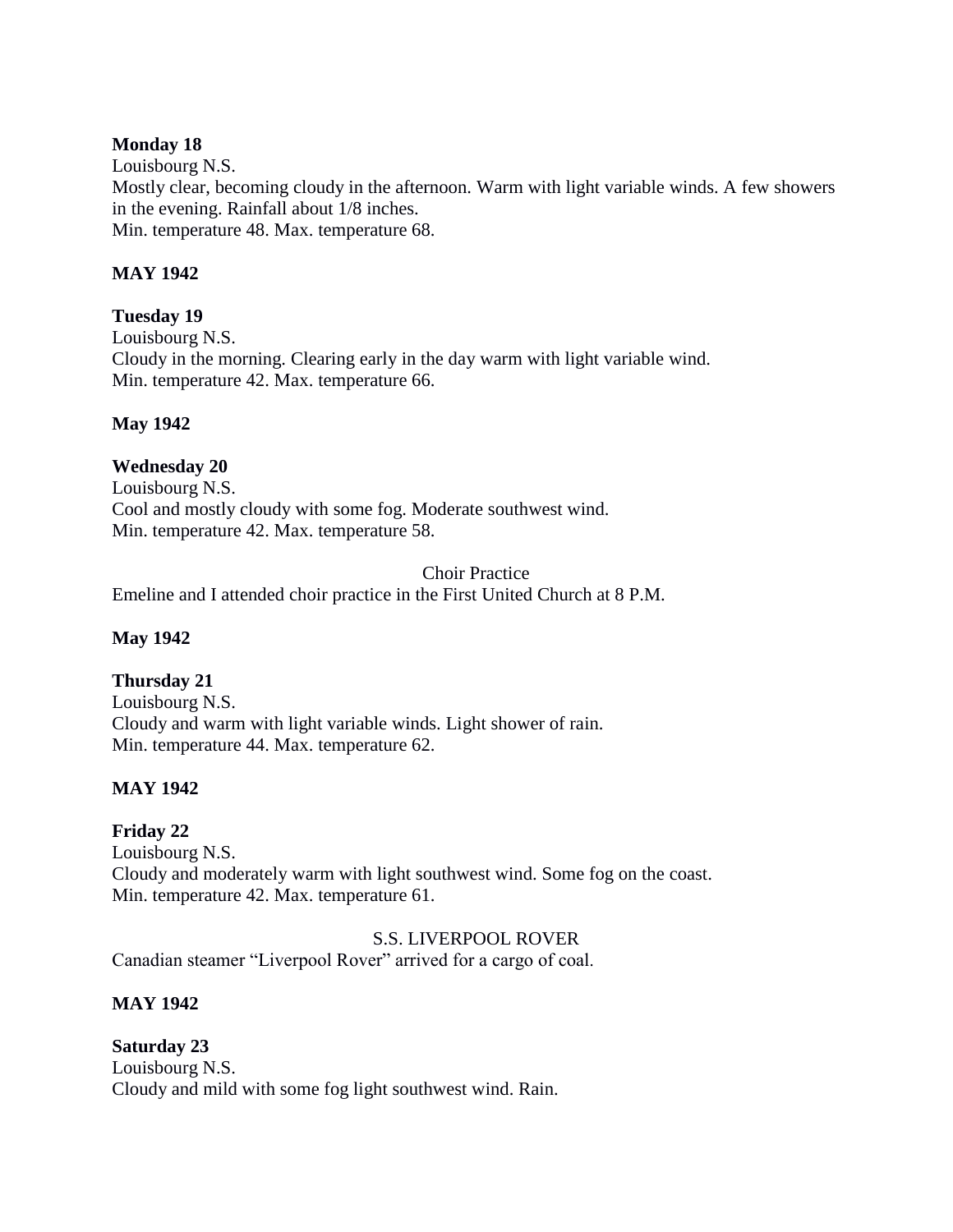**Monday 18**
Louisbourg N.S.
Mostly clear, becoming cloudy in the afternoon. Warm with light variable winds. A few showers in the evening. Rainfall about 1/8 inches.
Min. temperature 48. Max. temperature 68.

**MAY 1942**

**Tuesday 19**
Louisbourg N.S.
Cloudy in the morning. Clearing early in the day warm with light variable wind.
Min. temperature 42. Max. temperature 66.

**May 1942**

**Wednesday 20**
Louisbourg N.S.
Cool and mostly cloudy with some fog. Moderate southwest wind.
Min. temperature 42. Max. temperature 58.

Choir Practice

Emeline and I attended choir practice in the First United Church at 8 P.M.

**May 1942**

**Thursday 21**
Louisbourg N.S.
Cloudy and warm with light variable winds. Light shower of rain.
Min. temperature 44. Max. temperature 62.

**MAY 1942**

**Friday 22**
Louisbourg N.S.
Cloudy and moderately warm with light southwest wind. Some fog on the coast.
Min. temperature 42. Max. temperature 61.

S.S. LIVERPOOL ROVER

Canadian steamer "Liverpool Rover" arrived for a cargo of coal.

**MAY 1942**

**Saturday 23**
Louisbourg N.S.
Cloudy and mild with some fog light southwest wind. Rain.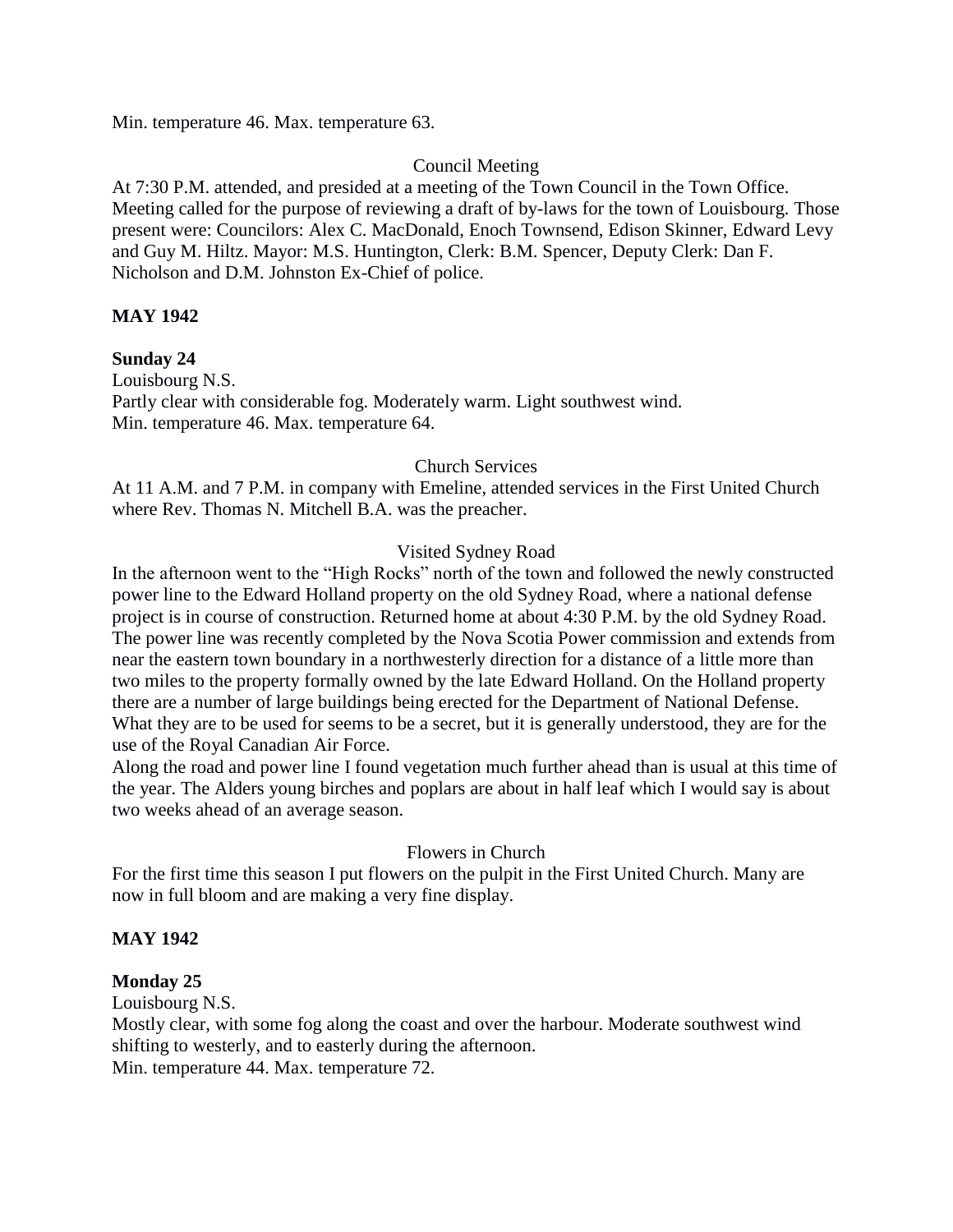Min. temperature 46. Max. temperature 63.

Council Meeting

At 7:30 P.M. attended, and presided at a meeting of the Town Council in the Town Office. Meeting called for the purpose of reviewing a draft of by-laws for the town of Louisbourg. Those present were: Councilors: Alex C. MacDonald, Enoch Townsend, Edison Skinner, Edward Levy and Guy M. Hiltz. Mayor: M.S. Huntington, Clerk: B.M. Spencer, Deputy Clerk: Dan F. Nicholson and D.M. Johnston Ex-Chief of police.

**MAY 1942**

**Sunday 24**

Louisbourg N.S.
Partly clear with considerable fog. Moderately warm. Light southwest wind.
Min. temperature 46. Max. temperature 64.

Church Services

At 11 A.M. and 7 P.M. in company with Emeline, attended services in the First United Church where Rev. Thomas N. Mitchell B.A. was the preacher.

Visited Sydney Road

In the afternoon went to the "High Rocks" north of the town and followed the newly constructed power line to the Edward Holland property on the old Sydney Road, where a national defense project is in course of construction. Returned home at about 4:30 P.M. by the old Sydney Road. The power line was recently completed by the Nova Scotia Power commission and extends from near the eastern town boundary in a northwesterly direction for a distance of a little more than two miles to the property formally owned by the late Edward Holland. On the Holland property there are a number of large buildings being erected for the Department of National Defense. What they are to be used for seems to be a secret, but it is generally understood, they are for the use of the Royal Canadian Air Force.

Along the road and power line I found vegetation much further ahead than is usual at this time of the year. The Alders young birches and poplars are about in half leaf which I would say is about two weeks ahead of an average season.

Flowers in Church

For the first time this season I put flowers on the pulpit in the First United Church. Many are now in full bloom and are making a very fine display.

**MAY 1942**

**Monday 25**

Louisbourg N.S.
Mostly clear, with some fog along the coast and over the harbour. Moderate southwest wind shifting to westerly, and to easterly during the afternoon.
Min. temperature 44. Max. temperature 72.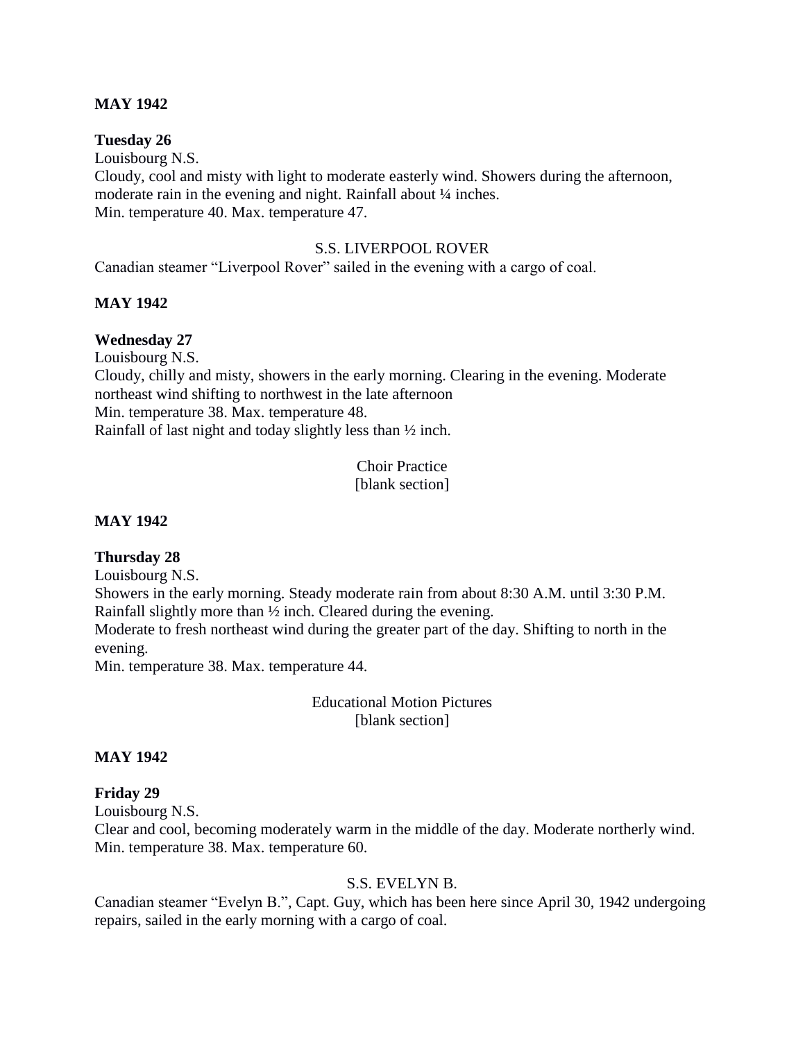**MAY 1942**

**Tuesday 26**

Louisbourg N.S.

Cloudy, cool and misty with light to moderate easterly wind. Showers during the afternoon, moderate rain in the evening and night. Rainfall about ¼ inches.

Min. temperature 40. Max. temperature 47.

S.S. LIVERPOOL ROVER

Canadian steamer "Liverpool Rover" sailed in the evening with a cargo of coal.

**MAY 1942**

**Wednesday 27**

Louisbourg N.S.

Cloudy, chilly and misty, showers in the early morning. Clearing in the evening. Moderate northeast wind shifting to northwest in the late afternoon

Min. temperature 38. Max. temperature 48.

Rainfall of last night and today slightly less than ½ inch.

Choir Practice

[blank section]

**MAY 1942**

**Thursday 28**

Louisbourg N.S.

Showers in the early morning. Steady moderate rain from about 8:30 A.M. until 3:30 P.M. Rainfall slightly more than ½ inch. Cleared during the evening.

Moderate to fresh northeast wind during the greater part of the day. Shifting to north in the evening.

Min. temperature 38. Max. temperature 44.

Educational Motion Pictures

[blank section]

**MAY 1942**

**Friday 29**

Louisbourg N.S.

Clear and cool, becoming moderately warm in the middle of the day. Moderate northerly wind.

Min. temperature 38. Max. temperature 60.

S.S. EVELYN B.

Canadian steamer "Evelyn B.", Capt. Guy, which has been here since April 30, 1942 undergoing repairs, sailed in the early morning with a cargo of coal.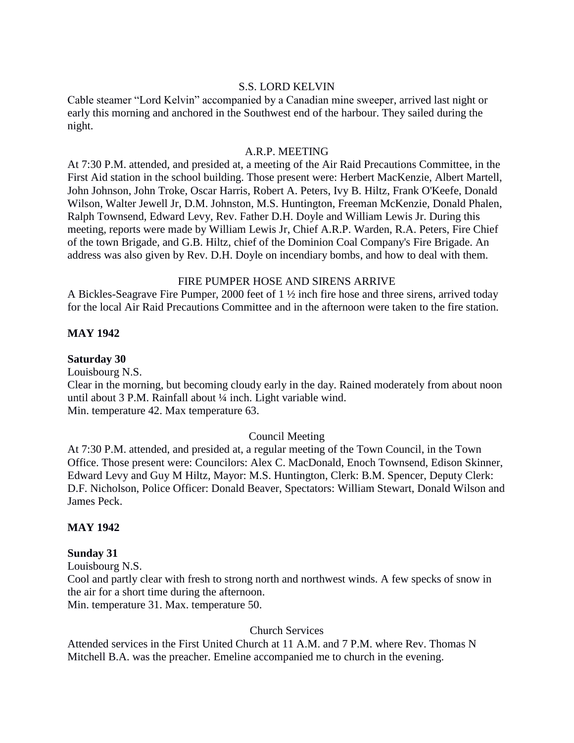S.S. LORD KELVIN

Cable steamer "Lord Kelvin" accompanied by a Canadian mine sweeper, arrived last night or early this morning and anchored in the Southwest end of the harbour. They sailed during the night.

A.R.P. MEETING

At 7:30 P.M. attended, and presided at, a meeting of the Air Raid Precautions Committee, in the First Aid station in the school building. Those present were: Herbert MacKenzie, Albert Martell, John Johnson, John Troke, Oscar Harris, Robert A. Peters, Ivy B. Hiltz, Frank O'Keefe, Donald Wilson, Walter Jewell Jr, D.M. Johnston, M.S. Huntington, Freeman McKenzie, Donald Phalen, Ralph Townsend, Edward Levy, Rev. Father D.H. Doyle and William Lewis Jr. During this meeting, reports were made by William Lewis Jr, Chief A.R.P. Warden, R.A. Peters, Fire Chief of the town Brigade, and G.B. Hiltz, chief of the Dominion Coal Company's Fire Brigade. An address was also given by Rev. D.H. Doyle on incendiary bombs, and how to deal with them.

FIRE PUMPER HOSE AND SIRENS ARRIVE

A Bickles-Seagrave Fire Pumper, 2000 feet of 1 ½ inch fire hose and three sirens, arrived today for the local Air Raid Precautions Committee and in the afternoon were taken to the fire station.

**MAY 1942**

**Saturday 30**

Louisbourg N.S.

Clear in the morning, but becoming cloudy early in the day. Rained moderately from about noon until about 3 P.M. Rainfall about ¼ inch. Light variable wind.

Min. temperature 42. Max temperature 63.

Council Meeting

At 7:30 P.M. attended, and presided at, a regular meeting of the Town Council, in the Town Office. Those present were: Councilors: Alex C. MacDonald, Enoch Townsend, Edison Skinner, Edward Levy and Guy M Hiltz, Mayor: M.S. Huntington, Clerk: B.M. Spencer, Deputy Clerk: D.F. Nicholson, Police Officer: Donald Beaver, Spectators: William Stewart, Donald Wilson and James Peck.

**MAY 1942**

**Sunday 31**

Louisbourg N.S.

Cool and partly clear with fresh to strong north and northwest winds. A few specks of snow in the air for a short time during the afternoon.

Min. temperature 31. Max. temperature 50.

Church Services

Attended services in the First United Church at 11 A.M. and 7 P.M. where Rev. Thomas N Mitchell B.A. was the preacher. Emeline accompanied me to church in the evening.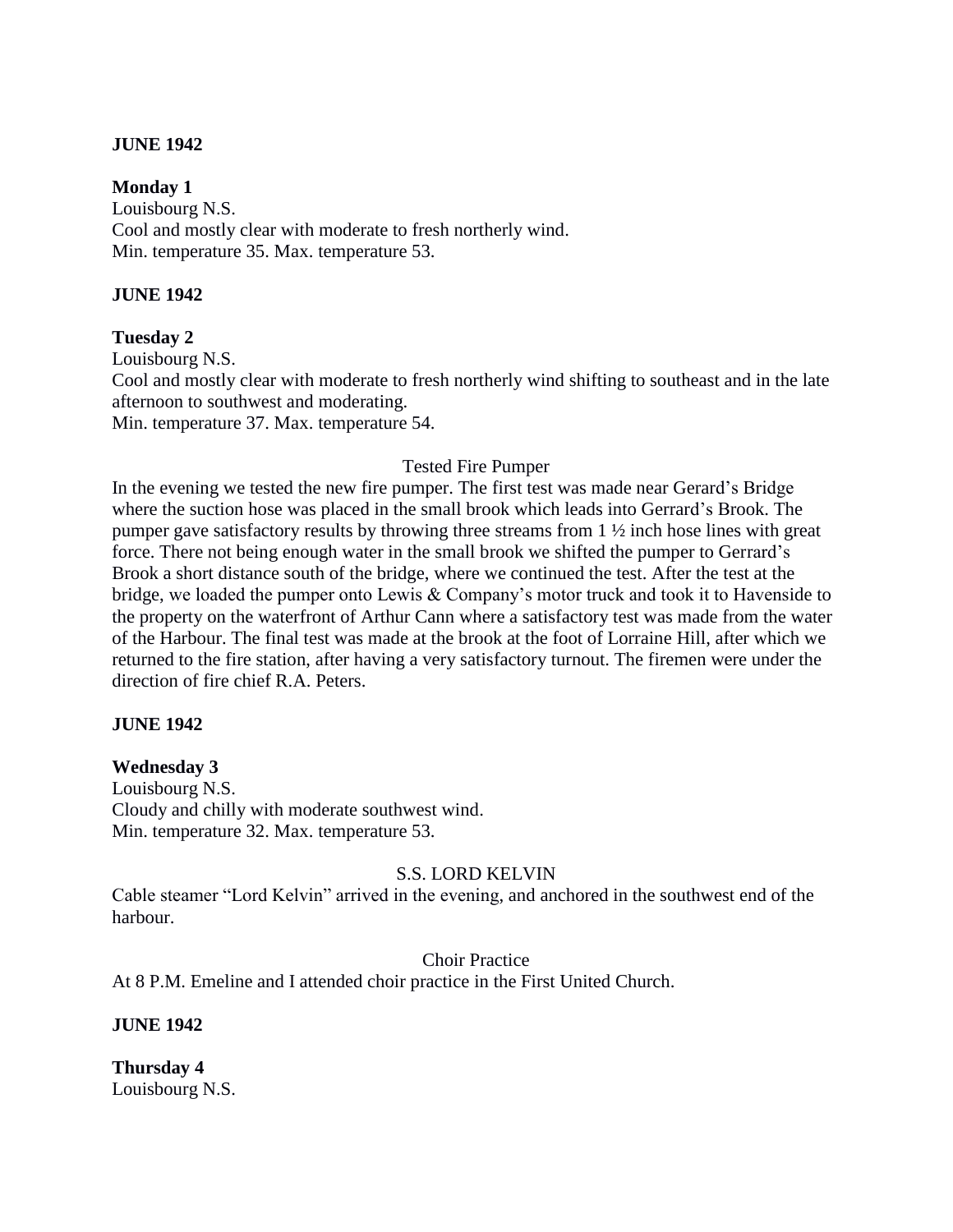**JUNE 1942**

**Monday 1**
Louisbourg N.S.
Cool and mostly clear with moderate to fresh northerly wind.
Min. temperature 35. Max. temperature 53.

**JUNE 1942**

**Tuesday 2**
Louisbourg N.S.
Cool and mostly clear with moderate to fresh northerly wind shifting to southeast and in the late afternoon to southwest and moderating.
Min. temperature 37. Max. temperature 54.

Tested Fire Pumper

In the evening we tested the new fire pumper. The first test was made near Gerard's Bridge where the suction hose was placed in the small brook which leads into Gerrard's Brook. The pumper gave satisfactory results by throwing three streams from 1 ½ inch hose lines with great force. There not being enough water in the small brook we shifted the pumper to Gerrard's Brook a short distance south of the bridge, where we continued the test. After the test at the bridge, we loaded the pumper onto Lewis & Company's motor truck and took it to Havenside to the property on the waterfront of Arthur Cann where a satisfactory test was made from the water of the Harbour. The final test was made at the brook at the foot of Lorraine Hill, after which we returned to the fire station, after having a very satisfactory turnout. The firemen were under the direction of fire chief R.A. Peters.

**JUNE 1942**

**Wednesday 3**
Louisbourg N.S.
Cloudy and chilly with moderate southwest wind.
Min. temperature 32. Max. temperature 53.

S.S. LORD KELVIN

Cable steamer "Lord Kelvin" arrived in the evening, and anchored in the southwest end of the harbour.

Choir Practice

At 8 P.M. Emeline and I attended choir practice in the First United Church.

**JUNE 1942**

**Thursday 4**
Louisbourg N.S.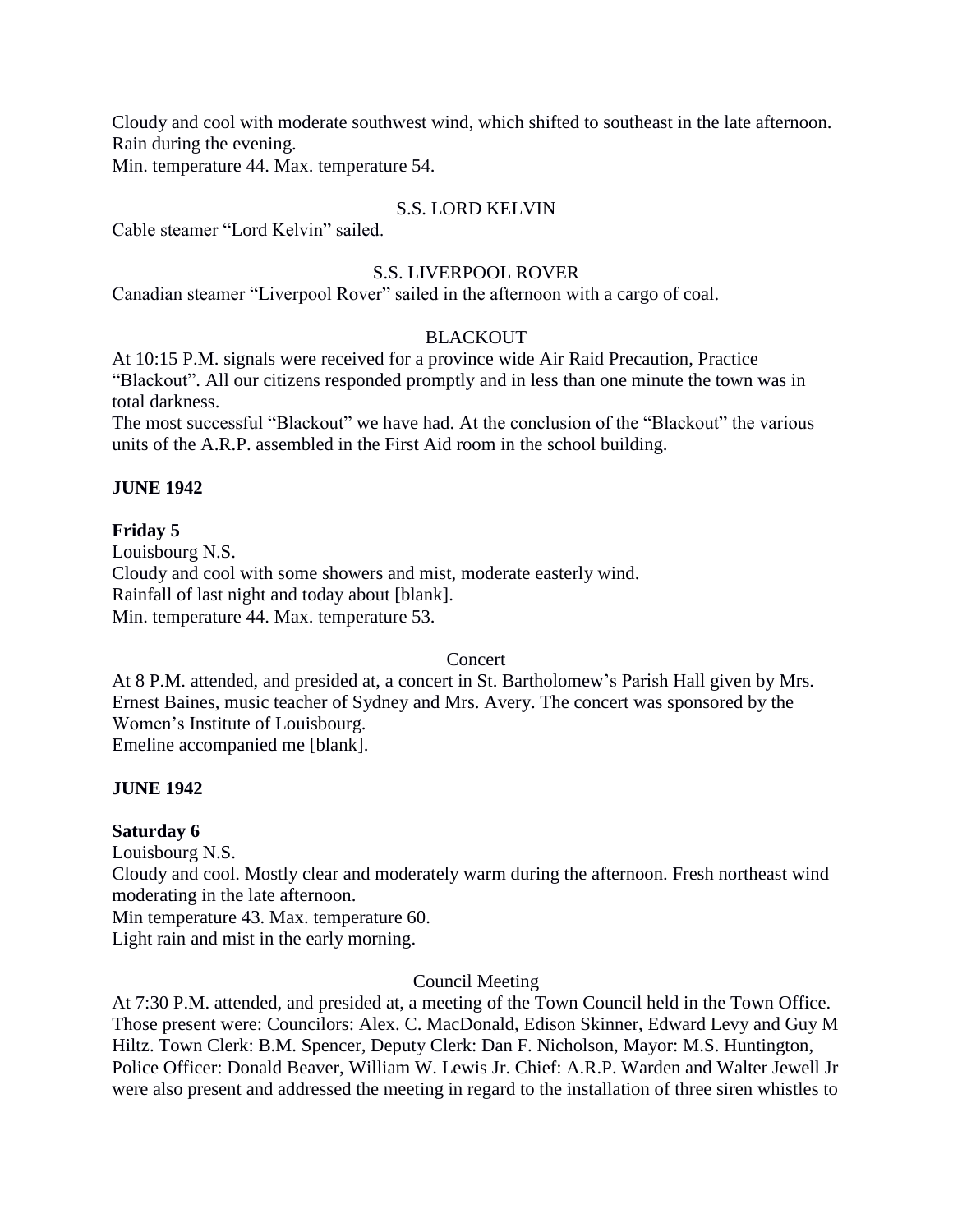Cloudy and cool with moderate southwest wind, which shifted to southeast in the late afternoon. Rain during the evening.
Min. temperature 44. Max. temperature 54.

S.S. LORD KELVIN

Cable steamer "Lord Kelvin" sailed.

S.S. LIVERPOOL ROVER

Canadian steamer "Liverpool Rover" sailed in the afternoon with a cargo of coal.

BLACKOUT

At 10:15 P.M. signals were received for a province wide Air Raid Precaution, Practice "Blackout". All our citizens responded promptly and in less than one minute the town was in total darkness.
The most successful "Blackout" we have had. At the conclusion of the "Blackout" the various units of the A.R.P. assembled in the First Aid room in the school building.

**JUNE 1942**

**Friday 5**

Louisbourg N.S.
Cloudy and cool with some showers and mist, moderate easterly wind.
Rainfall of last night and today about [blank].
Min. temperature 44. Max. temperature 53.

Concert

At 8 P.M. attended, and presided at, a concert in St. Bartholomew's Parish Hall given by Mrs. Ernest Baines, music teacher of Sydney and Mrs. Avery. The concert was sponsored by the Women's Institute of Louisbourg.
Emeline accompanied me [blank].

**JUNE 1942**

**Saturday 6**

Louisbourg N.S.
Cloudy and cool. Mostly clear and moderately warm during the afternoon. Fresh northeast wind moderating in the late afternoon.
Min temperature 43. Max. temperature 60.
Light rain and mist in the early morning.

Council Meeting

At 7:30 P.M. attended, and presided at, a meeting of the Town Council held in the Town Office. Those present were: Councilors: Alex. C. MacDonald, Edison Skinner, Edward Levy and Guy M Hiltz. Town Clerk: B.M. Spencer, Deputy Clerk: Dan F. Nicholson, Mayor: M.S. Huntington, Police Officer: Donald Beaver, William W. Lewis Jr. Chief: A.R.P. Warden and Walter Jewell Jr were also present and addressed the meeting in regard to the installation of three siren whistles to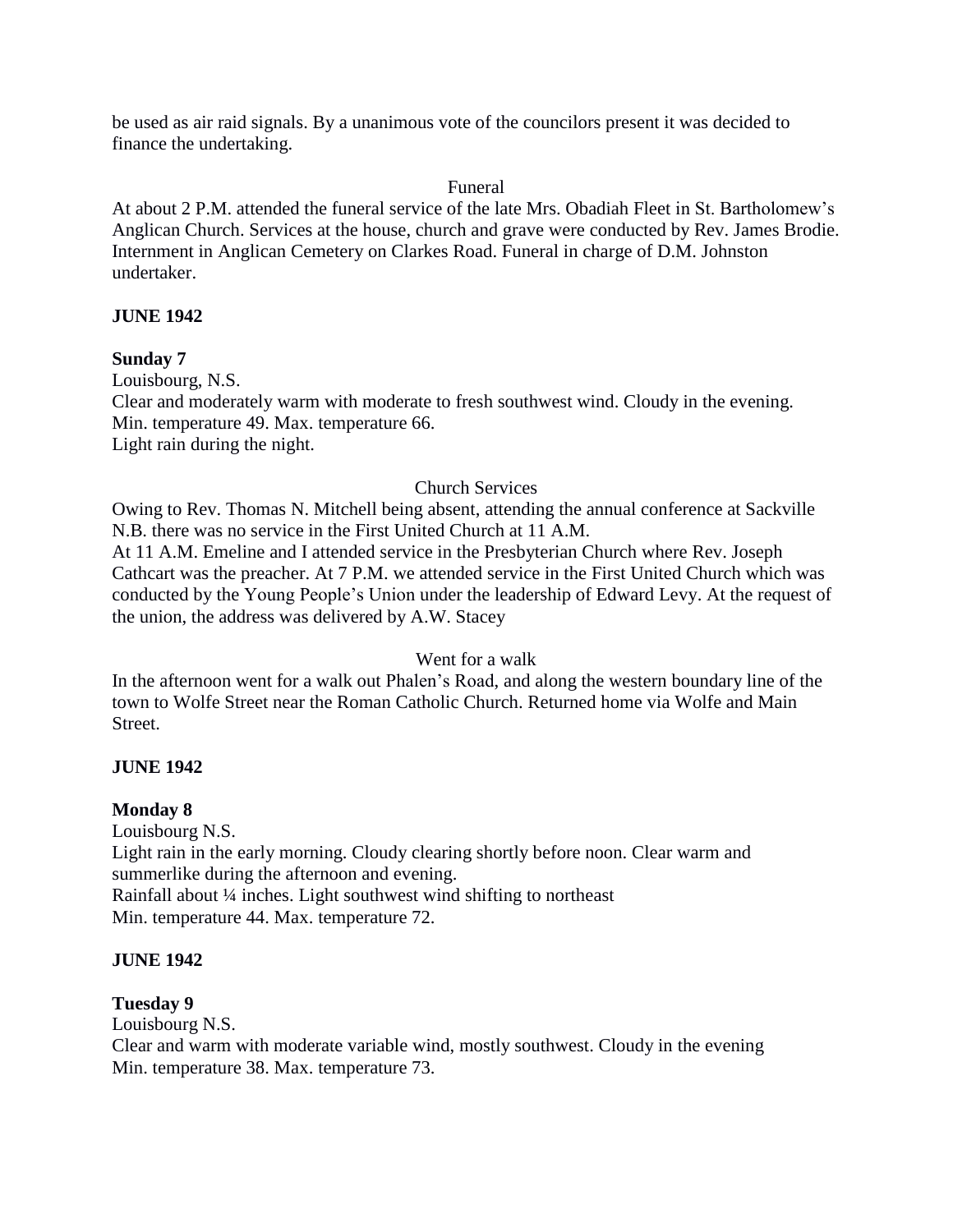be used as air raid signals. By a unanimous vote of the councilors present it was decided to finance the undertaking.

Funeral

At about 2 P.M. attended the funeral service of the late Mrs. Obadiah Fleet in St. Bartholomew's Anglican Church. Services at the house, church and grave were conducted by Rev. James Brodie. Internment in Anglican Cemetery on Clarkes Road. Funeral in charge of D.M. Johnston undertaker.

**JUNE 1942**

**Sunday 7**

Louisbourg, N.S.
Clear and moderately warm with moderate to fresh southwest wind. Cloudy in the evening.
Min. temperature 49. Max. temperature 66.
Light rain during the night.

Church Services

Owing to Rev. Thomas N. Mitchell being absent, attending the annual conference at Sackville N.B. there was no service in the First United Church at 11 A.M.
At 11 A.M. Emeline and I attended service in the Presbyterian Church where Rev. Joseph Cathcart was the preacher. At 7 P.M. we attended service in the First United Church which was conducted by the Young People's Union under the leadership of Edward Levy. At the request of the union, the address was delivered by A.W. Stacey

Went for a walk

In the afternoon went for a walk out Phalen's Road, and along the western boundary line of the town to Wolfe Street near the Roman Catholic Church. Returned home via Wolfe and Main Street.

**JUNE 1942**

**Monday 8**

Louisbourg N.S.
Light rain in the early morning. Cloudy clearing shortly before noon. Clear warm and summerlike during the afternoon and evening.
Rainfall about ¼ inches. Light southwest wind shifting to northeast
Min. temperature 44. Max. temperature 72.

**JUNE 1942**

**Tuesday 9**

Louisbourg N.S.
Clear and warm with moderate variable wind, mostly southwest. Cloudy in the evening
Min. temperature 38. Max. temperature 73.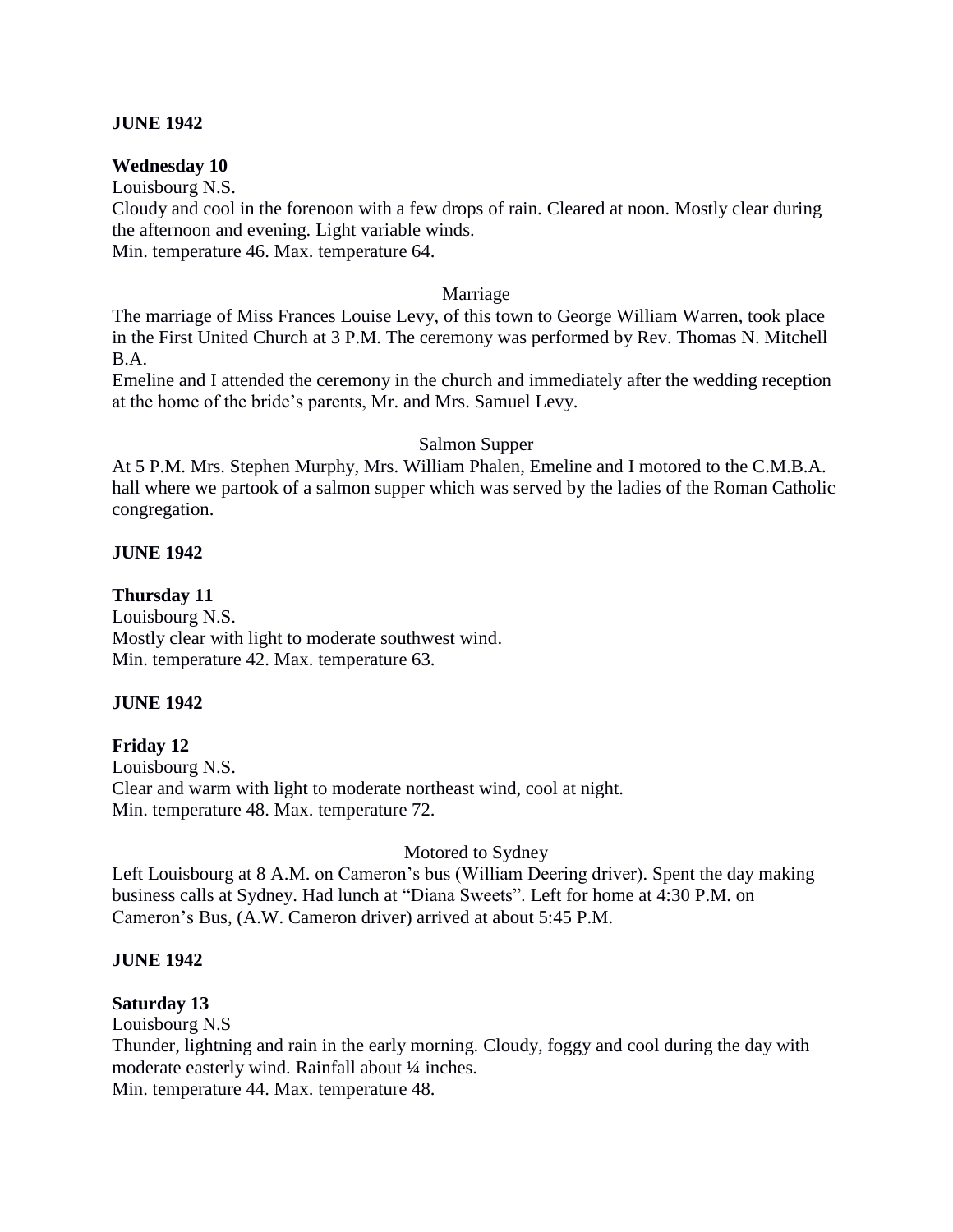**JUNE 1942**

**Wednesday 10**

Louisbourg N.S.

Cloudy and cool in the forenoon with a few drops of rain. Cleared at noon. Mostly clear during the afternoon and evening. Light variable winds.

Min. temperature 46. Max. temperature 64.

Marriage

The marriage of Miss Frances Louise Levy, of this town to George William Warren, took place in the First United Church at 3 P.M. The ceremony was performed by Rev. Thomas N. Mitchell B.A.

Emeline and I attended the ceremony in the church and immediately after the wedding reception at the home of the bride's parents, Mr. and Mrs. Samuel Levy.

Salmon Supper

At 5 P.M. Mrs. Stephen Murphy, Mrs. William Phalen, Emeline and I motored to the C.M.B.A. hall where we partook of a salmon supper which was served by the ladies of the Roman Catholic congregation.

**JUNE 1942**

**Thursday 11**

Louisbourg N.S.

Mostly clear with light to moderate southwest wind.

Min. temperature 42. Max. temperature 63.

**JUNE 1942**

**Friday 12**

Louisbourg N.S.

Clear and warm with light to moderate northeast wind, cool at night.

Min. temperature 48. Max. temperature 72.

Motored to Sydney

Left Louisbourg at 8 A.M. on Cameron's bus (William Deering driver). Spent the day making business calls at Sydney. Had lunch at "Diana Sweets". Left for home at 4:30 P.M. on Cameron's Bus, (A.W. Cameron driver) arrived at about 5:45 P.M.

**JUNE 1942**

**Saturday 13**

Louisbourg N.S

Thunder, lightning and rain in the early morning. Cloudy, foggy and cool during the day with moderate easterly wind. Rainfall about ¼ inches.

Min. temperature 44. Max. temperature 48.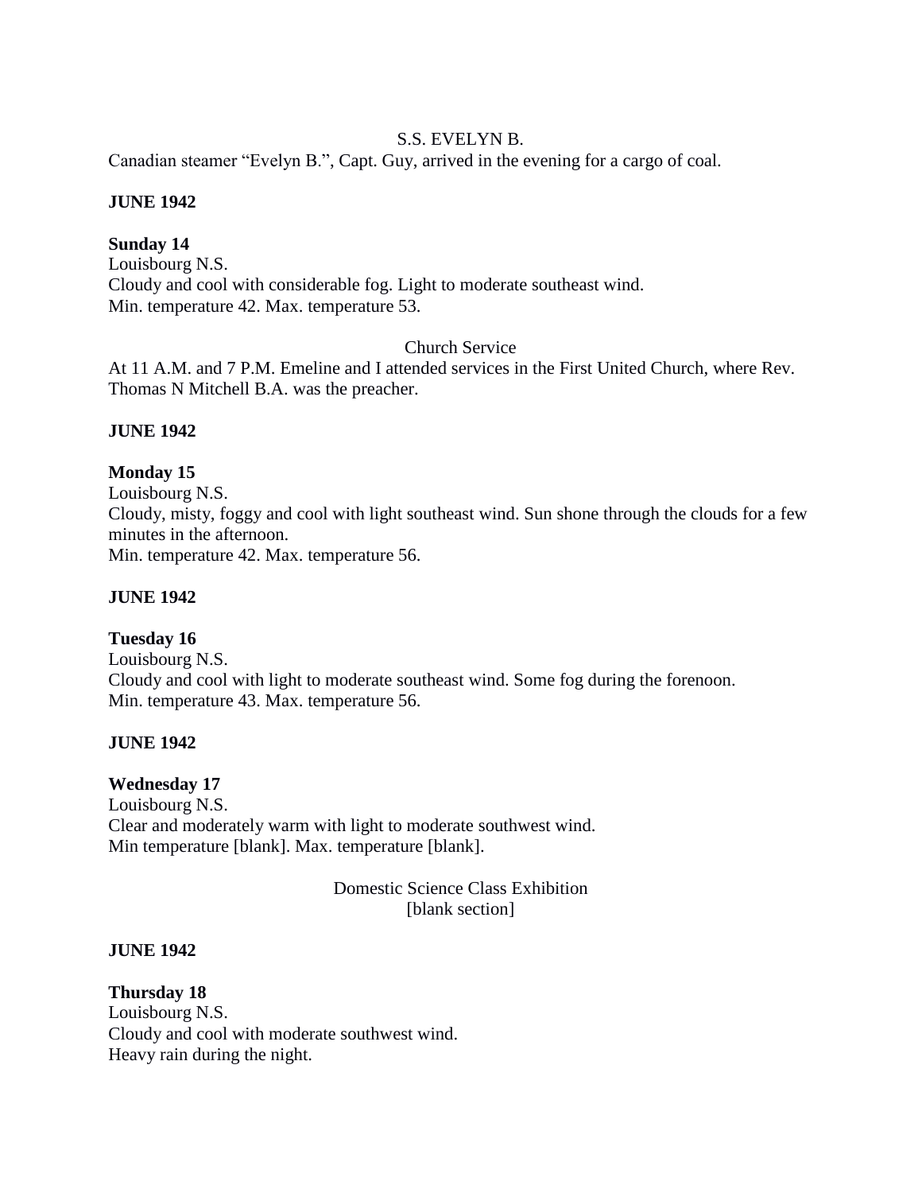S.S. EVELYN B.

Canadian steamer "Evelyn B.", Capt. Guy, arrived in the evening for a cargo of coal.

**JUNE 1942**

**Sunday 14**

Louisbourg N.S.

Cloudy and cool with considerable fog. Light to moderate southeast wind.

Min. temperature 42. Max. temperature 53.

Church Service

At 11 A.M. and 7 P.M. Emeline and I attended services in the First United Church, where Rev. Thomas N Mitchell B.A. was the preacher.

**JUNE 1942**

**Monday 15**

Louisbourg N.S.

Cloudy, misty, foggy and cool with light southeast wind. Sun shone through the clouds for a few minutes in the afternoon.

Min. temperature 42. Max. temperature 56.

**JUNE 1942**

**Tuesday 16**

Louisbourg N.S.

Cloudy and cool with light to moderate southeast wind. Some fog during the forenoon.

Min. temperature 43. Max. temperature 56.

**JUNE 1942**

**Wednesday 17**

Louisbourg N.S.

Clear and moderately warm with light to moderate southwest wind.

Min temperature [blank]. Max. temperature [blank].

Domestic Science Class Exhibition

[blank section]

**JUNE 1942**

**Thursday 18**

Louisbourg N.S.

Cloudy and cool with moderate southwest wind.

Heavy rain during the night.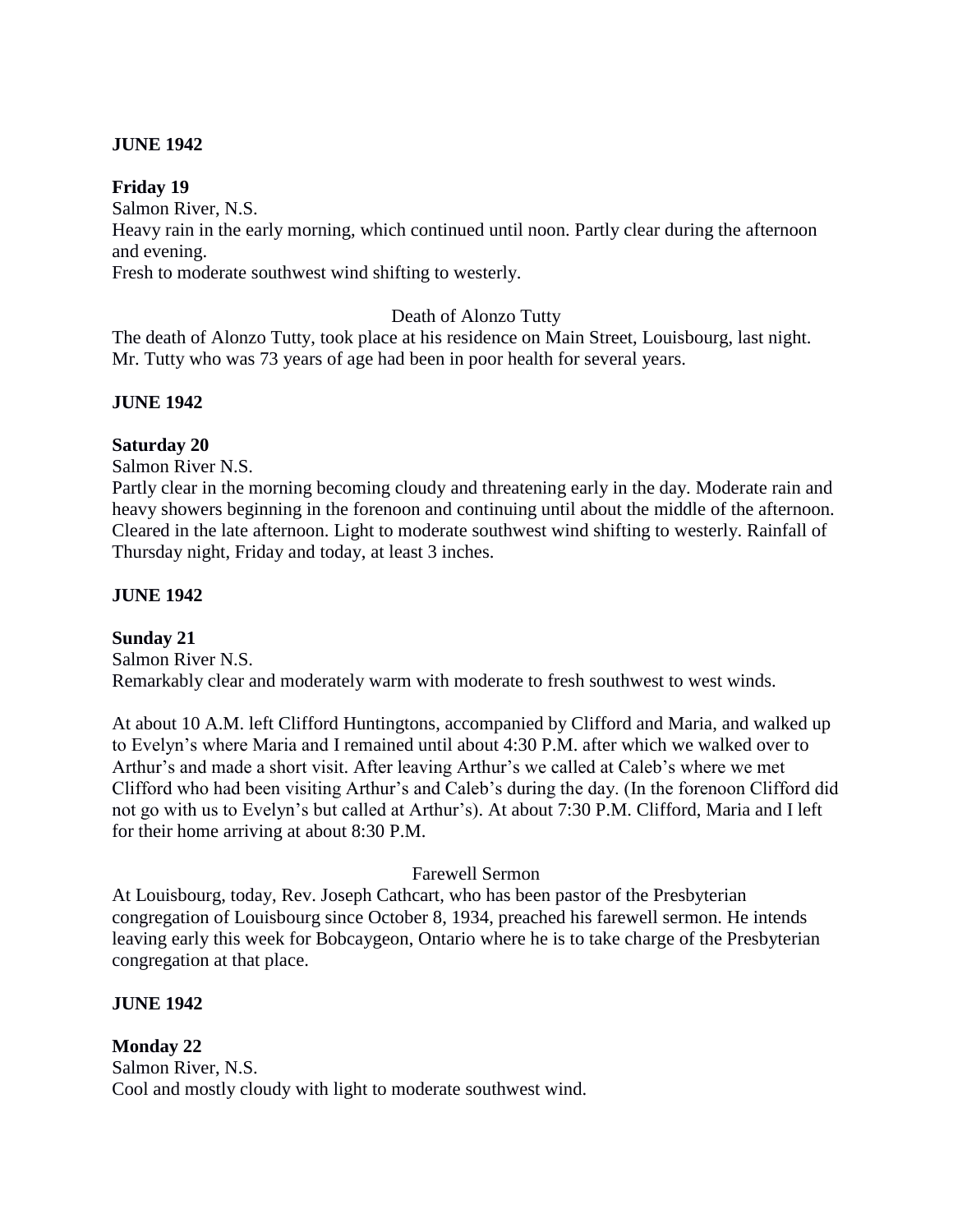**JUNE 1942**

**Friday 19**

Salmon River, N.S.

Heavy rain in the early morning, which continued until noon. Partly clear during the afternoon and evening.

Fresh to moderate southwest wind shifting to westerly.

Death of Alonzo Tutty

The death of Alonzo Tutty, took place at his residence on Main Street, Louisbourg, last night. Mr. Tutty who was 73 years of age had been in poor health for several years.

**JUNE 1942**

**Saturday 20**

Salmon River N.S.

Partly clear in the morning becoming cloudy and threatening early in the day. Moderate rain and heavy showers beginning in the forenoon and continuing until about the middle of the afternoon. Cleared in the late afternoon. Light to moderate southwest wind shifting to westerly. Rainfall of Thursday night, Friday and today, at least 3 inches.

**JUNE 1942**

**Sunday 21**

Salmon River N.S.

Remarkably clear and moderately warm with moderate to fresh southwest to west winds.

At about 10 A.M. left Clifford Huntingtons, accompanied by Clifford and Maria, and walked up to Evelyn's where Maria and I remained until about 4:30 P.M. after which we walked over to Arthur's and made a short visit. After leaving Arthur's we called at Caleb's where we met Clifford who had been visiting Arthur's and Caleb's during the day. (In the forenoon Clifford did not go with us to Evelyn's but called at Arthur's). At about 7:30 P.M. Clifford, Maria and I left for their home arriving at about 8:30 P.M.

Farewell Sermon

At Louisbourg, today, Rev. Joseph Cathcart, who has been pastor of the Presbyterian congregation of Louisbourg since October 8, 1934, preached his farewell sermon. He intends leaving early this week for Bobcaygeon, Ontario where he is to take charge of the Presbyterian congregation at that place.

**JUNE 1942**

**Monday 22**

Salmon River, N.S.

Cool and mostly cloudy with light to moderate southwest wind.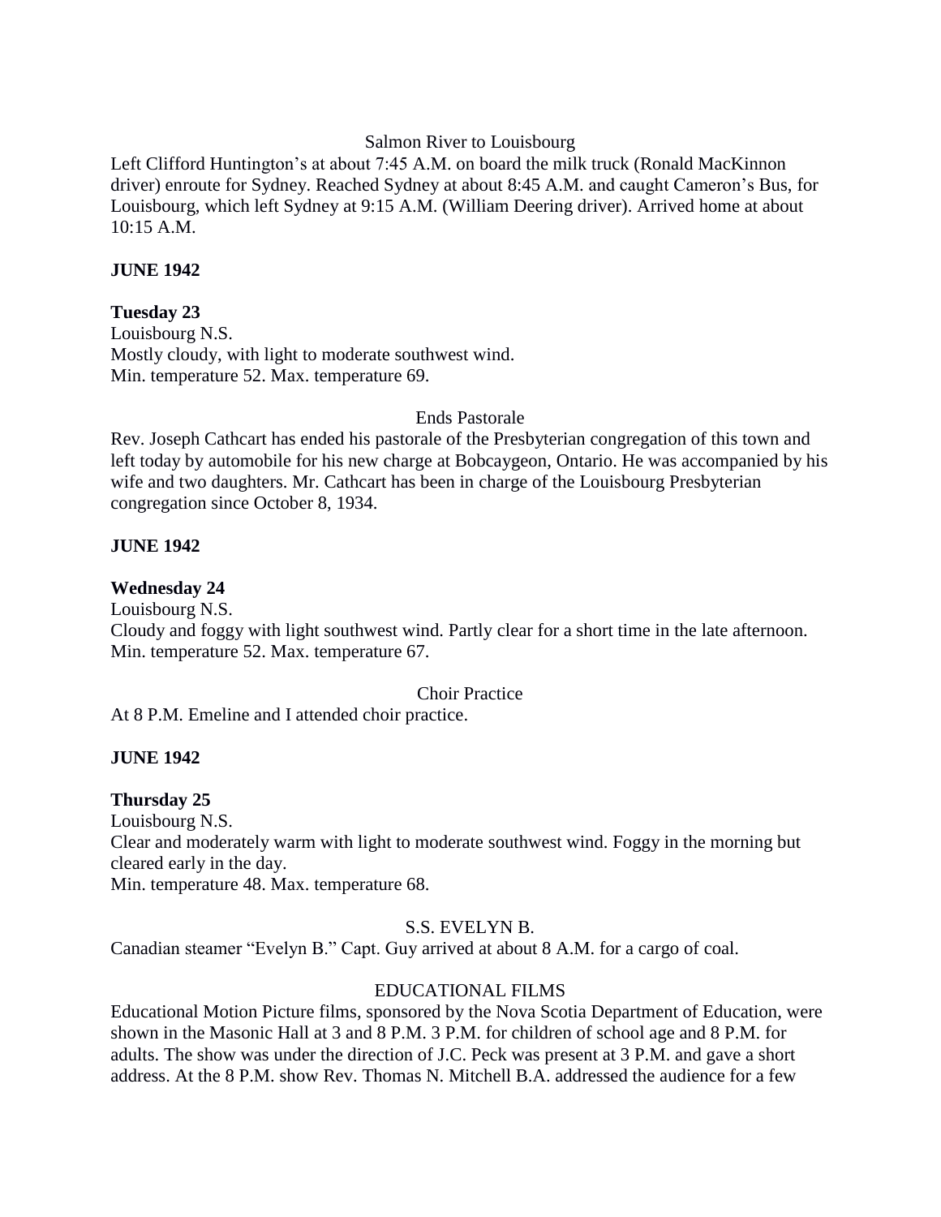Salmon River to Louisbourg

Left Clifford Huntington's at about 7:45 A.M. on board the milk truck (Ronald MacKinnon driver) enroute for Sydney. Reached Sydney at about 8:45 A.M. and caught Cameron's Bus, for Louisbourg, which left Sydney at 9:15 A.M. (William Deering driver). Arrived home at about 10:15 A.M.

**JUNE 1942**

**Tuesday 23**

Louisbourg N.S.

Mostly cloudy, with light to moderate southwest wind.

Min. temperature 52. Max. temperature 69.

Ends Pastorale

Rev. Joseph Cathcart has ended his pastorale of the Presbyterian congregation of this town and left today by automobile for his new charge at Bobcaygeon, Ontario. He was accompanied by his wife and two daughters. Mr. Cathcart has been in charge of the Louisbourg Presbyterian congregation since October 8, 1934.

**JUNE 1942**

**Wednesday 24**

Louisbourg N.S.

Cloudy and foggy with light southwest wind. Partly clear for a short time in the late afternoon.

Min. temperature 52. Max. temperature 67.

Choir Practice

At 8 P.M. Emeline and I attended choir practice.

**JUNE 1942**

**Thursday 25**

Louisbourg N.S.

Clear and moderately warm with light to moderate southwest wind. Foggy in the morning but cleared early in the day.

Min. temperature 48. Max. temperature 68.

S.S. EVELYN B.

Canadian steamer "Evelyn B." Capt. Guy arrived at about 8 A.M. for a cargo of coal.

EDUCATIONAL FILMS

Educational Motion Picture films, sponsored by the Nova Scotia Department of Education, were shown in the Masonic Hall at 3 and 8 P.M. 3 P.M. for children of school age and 8 P.M. for adults. The show was under the direction of J.C. Peck was present at 3 P.M. and gave a short address. At the 8 P.M. show Rev. Thomas N. Mitchell B.A. addressed the audience for a few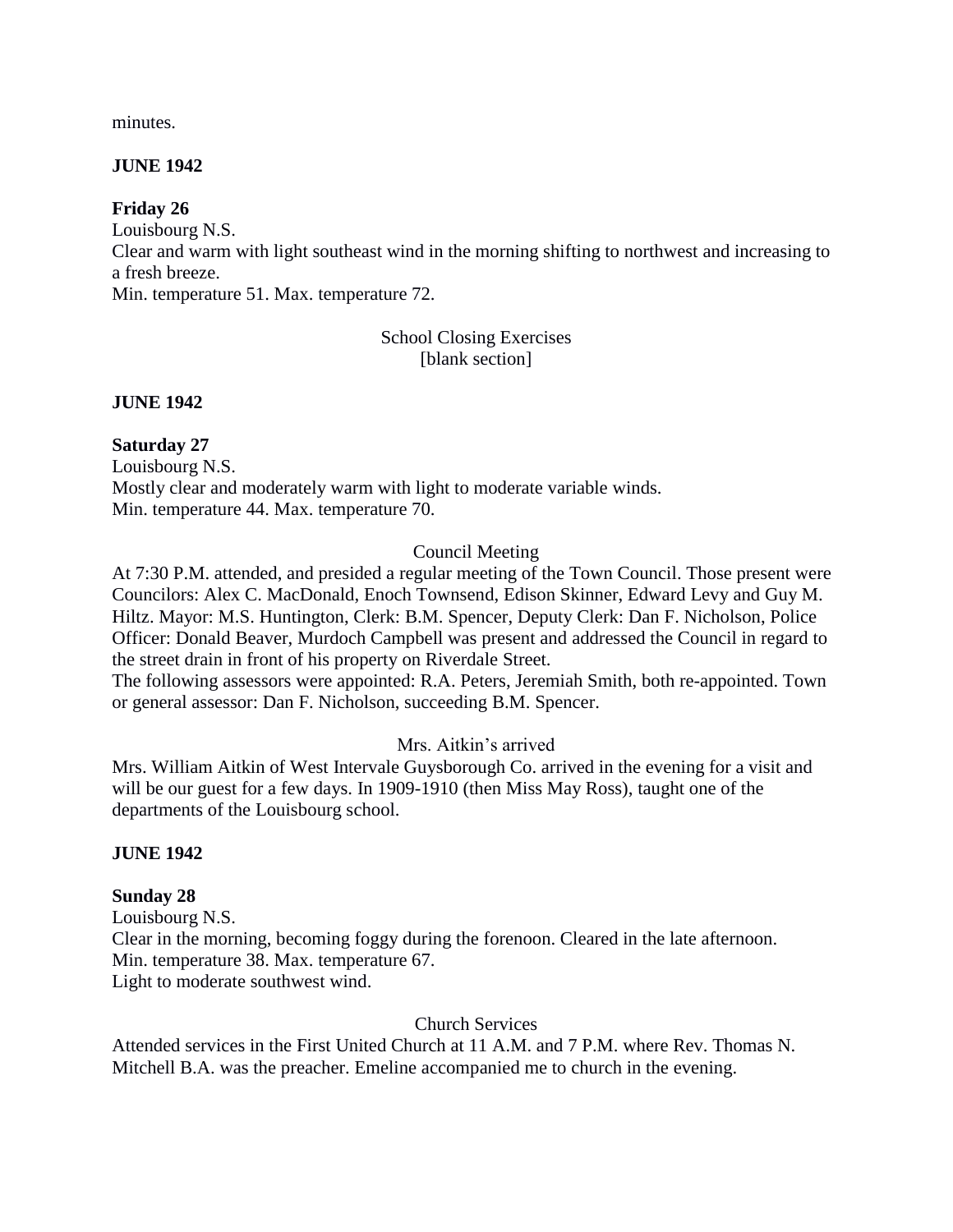minutes.

**JUNE 1942**

**Friday 26**

Louisbourg N.S.

Clear and warm with light southeast wind in the morning shifting to northwest and increasing to a fresh breeze.

Min. temperature 51. Max. temperature 72.

School Closing Exercises

[blank section]

**JUNE 1942**

**Saturday 27**

Louisbourg N.S.

Mostly clear and moderately warm with light to moderate variable winds.

Min. temperature 44. Max. temperature 70.

Council Meeting

At 7:30 P.M. attended, and presided a regular meeting of the Town Council. Those present were Councilors: Alex C. MacDonald, Enoch Townsend, Edison Skinner, Edward Levy and Guy M. Hiltz. Mayor: M.S. Huntington, Clerk: B.M. Spencer, Deputy Clerk: Dan F. Nicholson, Police Officer: Donald Beaver, Murdoch Campbell was present and addressed the Council in regard to the street drain in front of his property on Riverdale Street.

The following assessors were appointed: R.A. Peters, Jeremiah Smith, both re-appointed. Town or general assessor: Dan F. Nicholson, succeeding B.M. Spencer.

Mrs. Aitkin's arrived

Mrs. William Aitkin of West Intervale Guysborough Co. arrived in the evening for a visit and will be our guest for a few days. In 1909-1910 (then Miss May Ross), taught one of the departments of the Louisbourg school.

**JUNE 1942**

**Sunday 28**

Louisbourg N.S.

Clear in the morning, becoming foggy during the forenoon. Cleared in the late afternoon.

Min. temperature 38. Max. temperature 67.

Light to moderate southwest wind.

Church Services

Attended services in the First United Church at 11 A.M. and 7 P.M. where Rev. Thomas N. Mitchell B.A. was the preacher. Emeline accompanied me to church in the evening.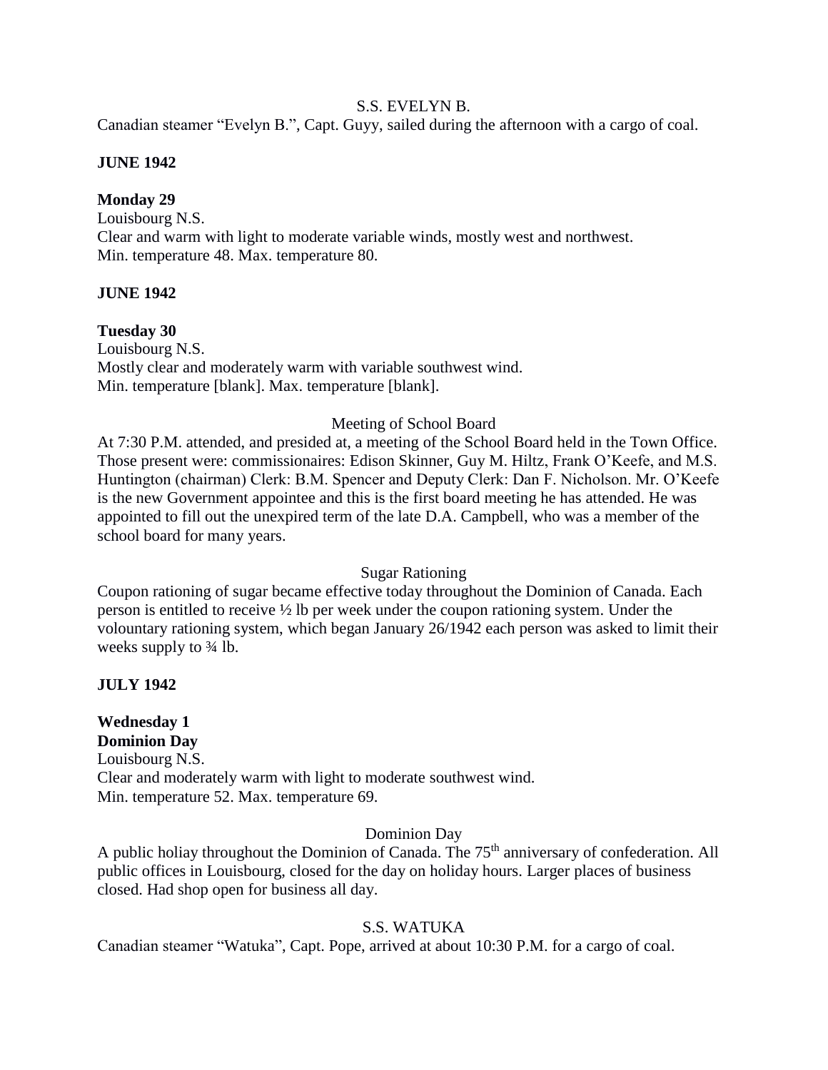S.S. EVELYN B.

Canadian steamer "Evelyn B.", Capt. Guyy, sailed during the afternoon with a cargo of coal.

**JUNE 1942**

**Monday 29**

Louisbourg N.S.
Clear and warm with light to moderate variable winds, mostly west and northwest.
Min. temperature 48. Max. temperature 80.

**JUNE 1942**

**Tuesday 30**

Louisbourg N.S.
Mostly clear and moderately warm with variable southwest wind.
Min. temperature [blank]. Max. temperature [blank].

Meeting of School Board

At 7:30 P.M. attended, and presided at, a meeting of the School Board held in the Town Office. Those present were: commissionaires: Edison Skinner, Guy M. Hiltz, Frank O'Keefe, and M.S. Huntington (chairman) Clerk: B.M. Spencer and Deputy Clerk: Dan F. Nicholson. Mr. O'Keefe is the new Government appointee and this is the first board meeting he has attended. He was appointed to fill out the unexpired term of the late D.A. Campbell, who was a member of the school board for many years.

Sugar Rationing

Coupon rationing of sugar became effective today throughout the Dominion of Canada. Each person is entitled to receive ½ lb per week under the coupon rationing system. Under the volountary rationing system, which began January 26/1942 each person was asked to limit their weeks supply to ¾ lb.

**JULY 1942**

**Wednesday 1**
**Dominion Day**

Louisbourg N.S.
Clear and moderately warm with light to moderate southwest wind.
Min. temperature 52. Max. temperature 69.

Dominion Day

A public holiay throughout the Dominion of Canada. The 75th anniversary of confederation. All public offices in Louisbourg, closed for the day on holiday hours. Larger places of business closed. Had shop open for business all day.

S.S. WATUKA

Canadian steamer "Watuka", Capt. Pope, arrived at about 10:30 P.M. for a cargo of coal.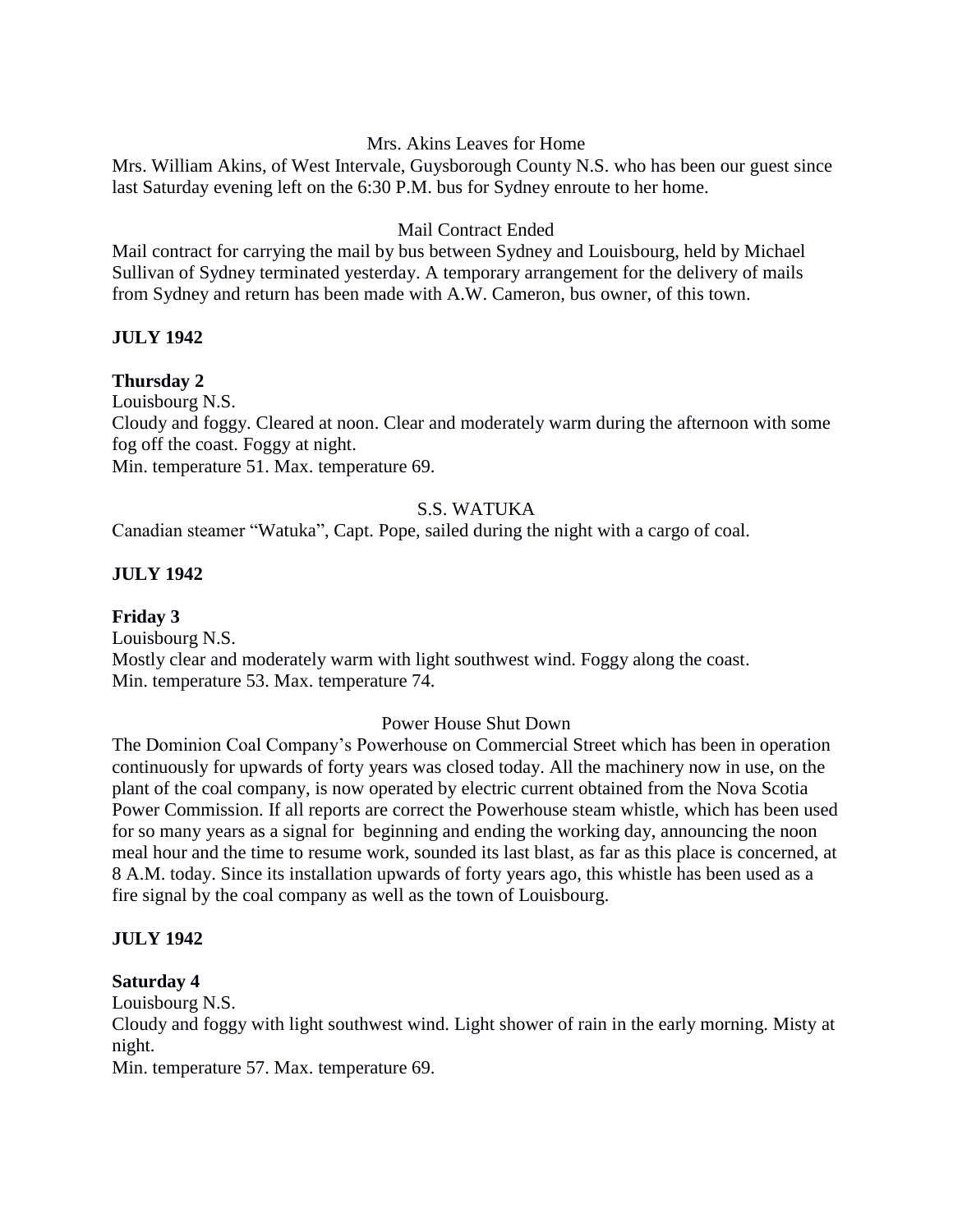Mrs. Akins Leaves for Home

Mrs. William Akins, of West Intervale, Guysborough County N.S. who has been our guest since last Saturday evening left on the 6:30 P.M. bus for Sydney enroute to her home.

Mail Contract Ended

Mail contract for carrying the mail by bus between Sydney and Louisbourg, held by Michael Sullivan of Sydney terminated yesterday. A temporary arrangement for the delivery of mails from Sydney and return has been made with A.W. Cameron, bus owner, of this town.

**JULY 1942**

**Thursday 2**

Louisbourg N.S.

Cloudy and foggy. Cleared at noon. Clear and moderately warm during the afternoon with some fog off the coast. Foggy at night.

Min. temperature 51. Max. temperature 69.

S.S. WATUKA

Canadian steamer "Watuka", Capt. Pope, sailed during the night with a cargo of coal.

**JULY 1942**

**Friday 3**

Louisbourg N.S.

Mostly clear and moderately warm with light southwest wind. Foggy along the coast.

Min. temperature 53. Max. temperature 74.

Power House Shut Down

The Dominion Coal Company's Powerhouse on Commercial Street which has been in operation continuously for upwards of forty years was closed today. All the machinery now in use, on the plant of the coal company, is now operated by electric current obtained from the Nova Scotia Power Commission. If all reports are correct the Powerhouse steam whistle, which has been used for so many years as a signal for beginning and ending the working day, announcing the noon meal hour and the time to resume work, sounded its last blast, as far as this place is concerned, at 8 A.M. today. Since its installation upwards of forty years ago, this whistle has been used as a fire signal by the coal company as well as the town of Louisbourg.

**JULY 1942**

**Saturday 4**

Louisbourg N.S.

Cloudy and foggy with light southwest wind. Light shower of rain in the early morning. Misty at night.

Min. temperature 57. Max. temperature 69.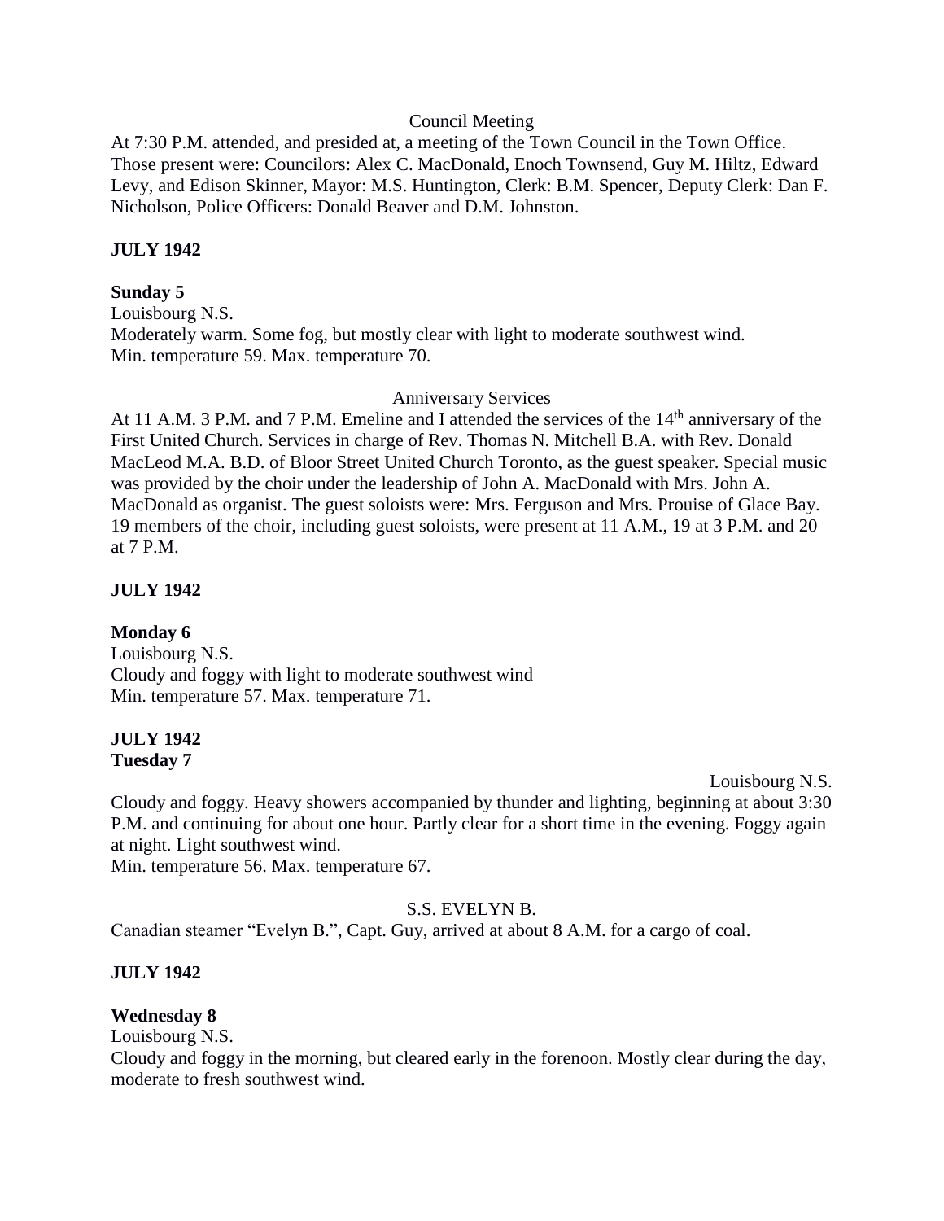Council Meeting

At 7:30 P.M. attended, and presided at, a meeting of the Town Council in the Town Office. Those present were: Councilors: Alex C. MacDonald, Enoch Townsend, Guy M. Hiltz, Edward Levy, and Edison Skinner, Mayor: M.S. Huntington, Clerk: B.M. Spencer, Deputy Clerk: Dan F. Nicholson, Police Officers: Donald Beaver and D.M. Johnston.

**JULY 1942**

**Sunday 5**

Louisbourg N.S.

Moderately warm. Some fog, but mostly clear with light to moderate southwest wind.

Min. temperature 59. Max. temperature 70.

Anniversary Services

At 11 A.M. 3 P.M. and 7 P.M. Emeline and I attended the services of the 14th anniversary of the First United Church. Services in charge of Rev. Thomas N. Mitchell B.A. with Rev. Donald MacLeod M.A. B.D. of Bloor Street United Church Toronto, as the guest speaker. Special music was provided by the choir under the leadership of John A. MacDonald with Mrs. John A. MacDonald as organist. The guest soloists were: Mrs. Ferguson and Mrs. Prouise of Glace Bay. 19 members of the choir, including guest soloists, were present at 11 A.M., 19 at 3 P.M. and 20 at 7 P.M.

**JULY 1942**

**Monday 6**

Louisbourg N.S.

Cloudy and foggy with light to moderate southwest wind

Min. temperature 57. Max. temperature 71.

**JULY 1942**

**Tuesday 7**

Louisbourg N.S.

Cloudy and foggy. Heavy showers accompanied by thunder and lighting, beginning at about 3:30 P.M. and continuing for about one hour. Partly clear for a short time in the evening. Foggy again at night. Light southwest wind.

Min. temperature 56. Max. temperature 67.

S.S. EVELYN B.

Canadian steamer "Evelyn B.", Capt. Guy, arrived at about 8 A.M. for a cargo of coal.

**JULY 1942**

**Wednesday 8**

Louisbourg N.S.

Cloudy and foggy in the morning, but cleared early in the forenoon. Mostly clear during the day, moderate to fresh southwest wind.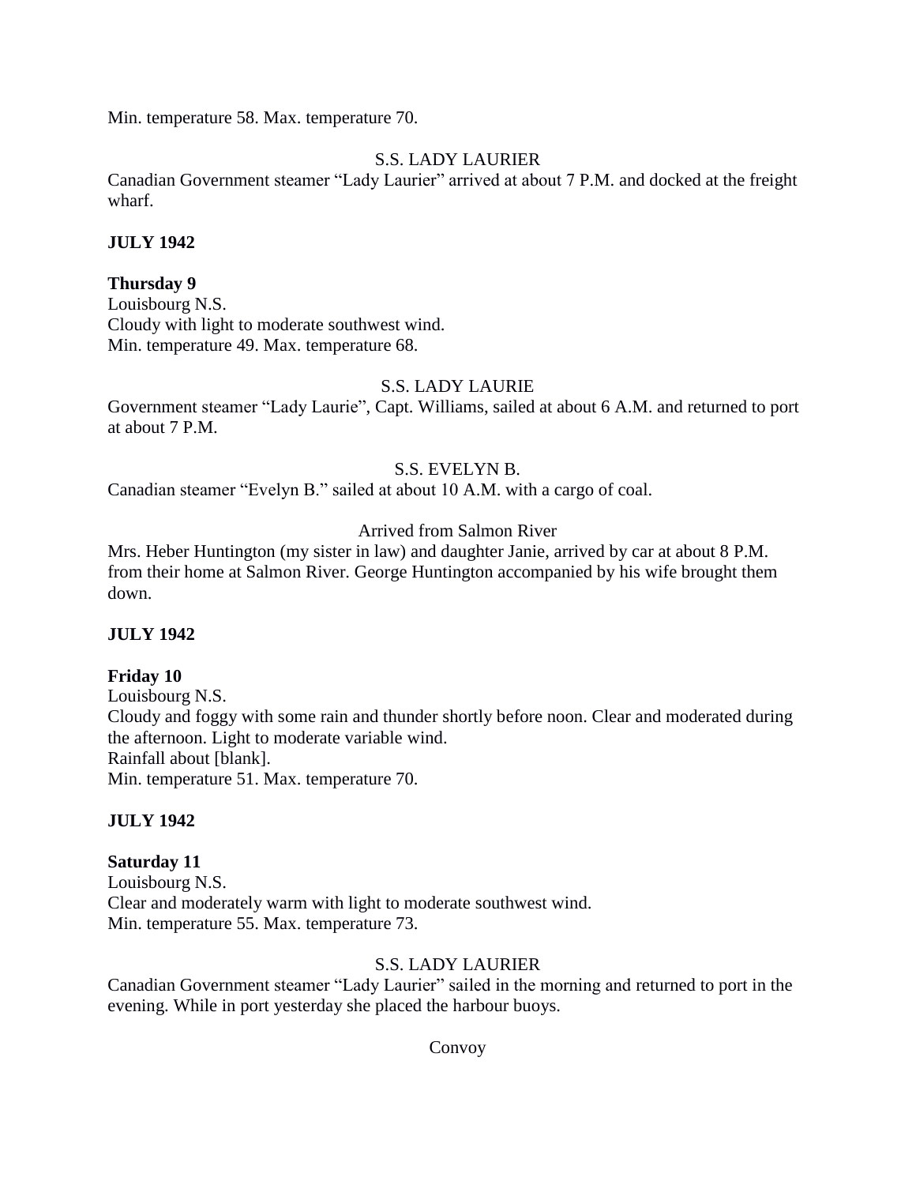Min. temperature 58. Max. temperature 70.

S.S. LADY LAURIER

Canadian Government steamer "Lady Laurier" arrived at about 7 P.M. and docked at the freight wharf.

**JULY 1942**

**Thursday 9**

Louisbourg N.S.

Cloudy with light to moderate southwest wind.

Min. temperature 49. Max. temperature 68.

S.S. LADY LAURIE

Government steamer "Lady Laurie", Capt. Williams, sailed at about 6 A.M. and returned to port at about 7 P.M.

S.S. EVELYN B.

Canadian steamer "Evelyn B." sailed at about 10 A.M. with a cargo of coal.

Arrived from Salmon River

Mrs. Heber Huntington (my sister in law) and daughter Janie, arrived by car at about 8 P.M. from their home at Salmon River. George Huntington accompanied by his wife brought them down.

**JULY 1942**

**Friday 10**

Louisbourg N.S.

Cloudy and foggy with some rain and thunder shortly before noon. Clear and moderated during the afternoon. Light to moderate variable wind.

Rainfall about [blank].

Min. temperature 51. Max. temperature 70.

**JULY 1942**

**Saturday 11**

Louisbourg N.S.

Clear and moderately warm with light to moderate southwest wind.

Min. temperature 55. Max. temperature 73.

S.S. LADY LAURIER

Canadian Government steamer "Lady Laurier" sailed in the morning and returned to port in the evening. While in port yesterday she placed the harbour buoys.

Convoy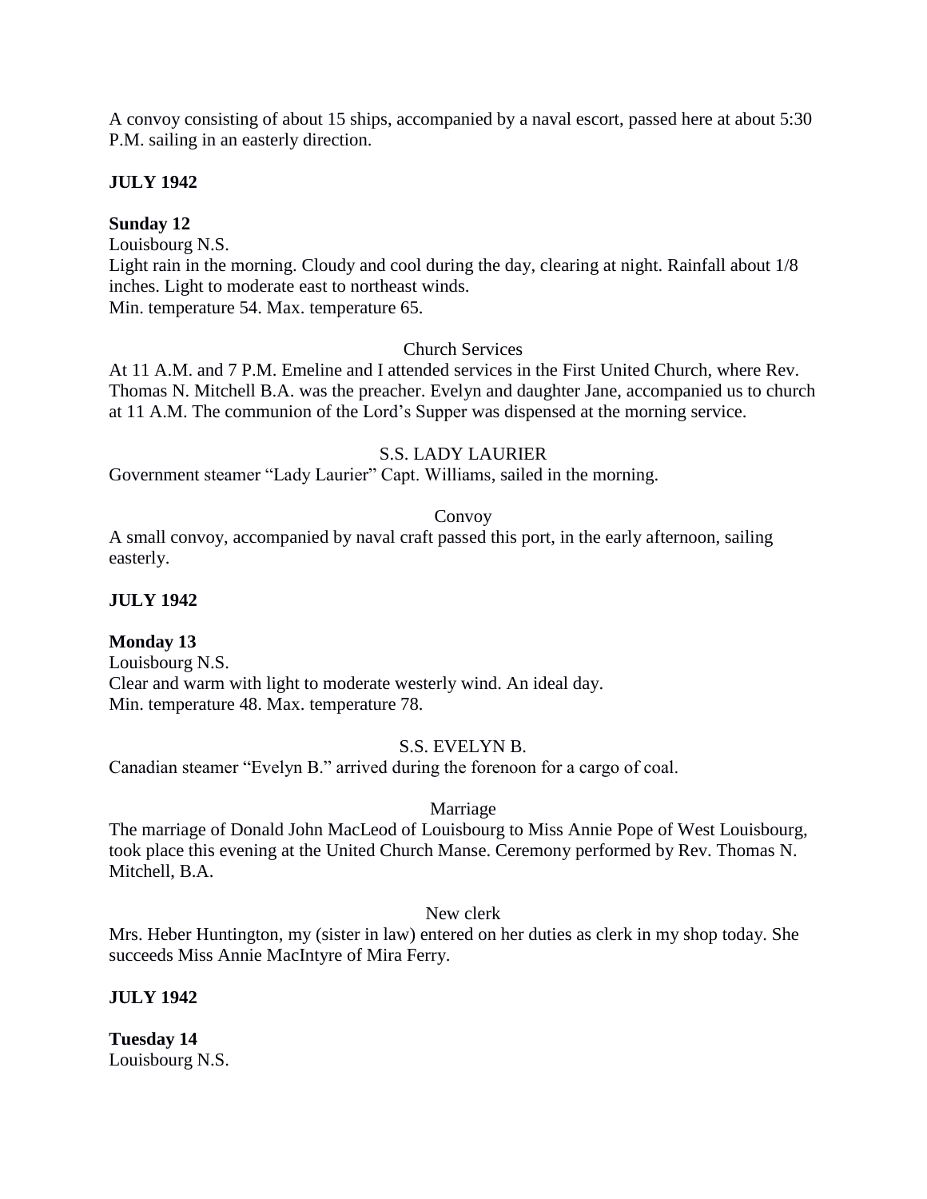A convoy consisting of about 15 ships, accompanied by a naval escort, passed here at about 5:30 P.M. sailing in an easterly direction.

**JULY 1942**

**Sunday 12**

Louisbourg N.S.

Light rain in the morning. Cloudy and cool during the day, clearing at night. Rainfall about 1/8 inches. Light to moderate east to northeast winds.

Min. temperature 54. Max. temperature 65.

Church Services

At 11 A.M. and 7 P.M. Emeline and I attended services in the First United Church, where Rev. Thomas N. Mitchell B.A. was the preacher. Evelyn and daughter Jane, accompanied us to church at 11 A.M. The communion of the Lord's Supper was dispensed at the morning service.

S.S. LADY LAURIER

Government steamer "Lady Laurier" Capt. Williams, sailed in the morning.

Convoy

A small convoy, accompanied by naval craft passed this port, in the early afternoon, sailing easterly.

**JULY 1942**

**Monday 13**

Louisbourg N.S.

Clear and warm with light to moderate westerly wind. An ideal day.

Min. temperature 48. Max. temperature 78.

S.S. EVELYN B.

Canadian steamer "Evelyn B." arrived during the forenoon for a cargo of coal.

Marriage

The marriage of Donald John MacLeod of Louisbourg to Miss Annie Pope of West Louisbourg, took place this evening at the United Church Manse. Ceremony performed by Rev. Thomas N. Mitchell, B.A.

New clerk

Mrs. Heber Huntington, my (sister in law) entered on her duties as clerk in my shop today. She succeeds Miss Annie MacIntyre of Mira Ferry.

**JULY 1942**

**Tuesday 14**

Louisbourg N.S.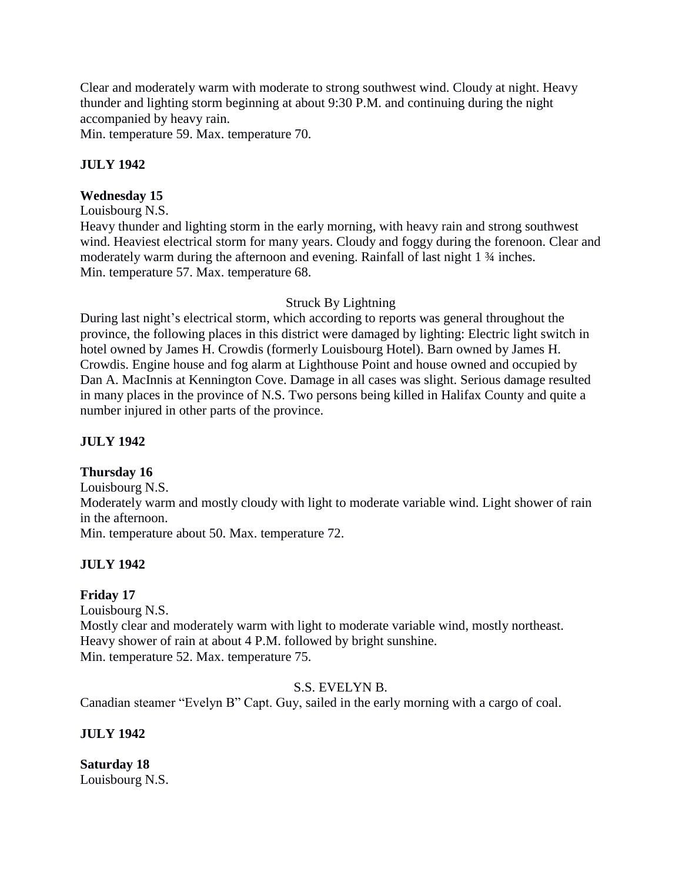Clear and moderately warm with moderate to strong southwest wind. Cloudy at night. Heavy thunder and lighting storm beginning at about 9:30 P.M. and continuing during the night accompanied by heavy rain.
Min. temperature 59. Max. temperature 70.

**JULY 1942**

**Wednesday 15**
Louisbourg N.S.
Heavy thunder and lighting storm in the early morning, with heavy rain and strong southwest wind. Heaviest electrical storm for many years. Cloudy and foggy during the forenoon. Clear and moderately warm during the afternoon and evening. Rainfall of last night 1 ¾ inches.
Min. temperature 57. Max. temperature 68.

Struck By Lightning

During last night's electrical storm, which according to reports was general throughout the province, the following places in this district were damaged by lighting: Electric light switch in hotel owned by James H. Crowdis (formerly Louisbourg Hotel). Barn owned by James H. Crowdis. Engine house and fog alarm at Lighthouse Point and house owned and occupied by Dan A. MacInnis at Kennington Cove. Damage in all cases was slight. Serious damage resulted in many places in the province of N.S. Two persons being killed in Halifax County and quite a number injured in other parts of the province.

**JULY 1942**

**Thursday 16**
Louisbourg N.S.
Moderately warm and mostly cloudy with light to moderate variable wind. Light shower of rain in the afternoon.
Min. temperature about 50. Max. temperature 72.

**JULY 1942**

**Friday 17**
Louisbourg N.S.
Mostly clear and moderately warm with light to moderate variable wind, mostly northeast. Heavy shower of rain at about 4 P.M. followed by bright sunshine.
Min. temperature 52. Max. temperature 75.

S.S. EVELYN B.

Canadian steamer "Evelyn B" Capt. Guy, sailed in the early morning with a cargo of coal.

**JULY 1942**

**Saturday 18**
Louisbourg N.S.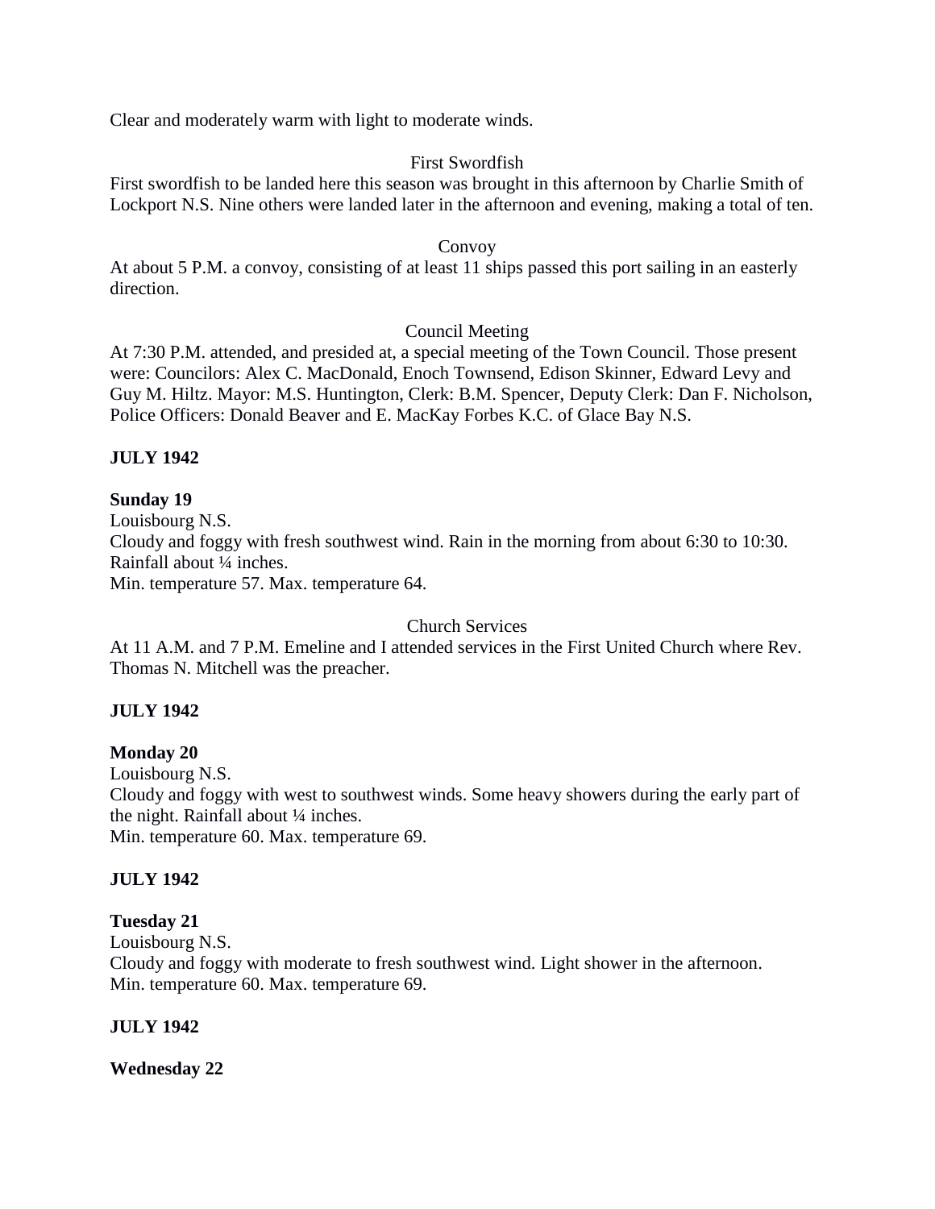Clear and moderately warm with light to moderate winds.

First Swordfish

First swordfish to be landed here this season was brought in this afternoon by Charlie Smith of Lockport N.S. Nine others were landed later in the afternoon and evening, making a total of ten.

Convoy

At about 5 P.M. a convoy, consisting of at least 11 ships passed this port sailing in an easterly direction.

Council Meeting

At 7:30 P.M. attended, and presided at, a special meeting of the Town Council. Those present were: Councilors: Alex C. MacDonald, Enoch Townsend, Edison Skinner, Edward Levy and Guy M. Hiltz. Mayor: M.S. Huntington, Clerk: B.M. Spencer, Deputy Clerk: Dan F. Nicholson, Police Officers: Donald Beaver and E. MacKay Forbes K.C. of Glace Bay N.S.

**JULY 1942**

**Sunday 19**
Louisbourg N.S.
Cloudy and foggy with fresh southwest wind. Rain in the morning from about 6:30 to 10:30. Rainfall about ¼ inches.
Min. temperature 57. Max. temperature 64.

Church Services

At 11 A.M. and 7 P.M. Emeline and I attended services in the First United Church where Rev. Thomas N. Mitchell was the preacher.

**JULY 1942**

**Monday 20**
Louisbourg N.S.
Cloudy and foggy with west to southwest winds. Some heavy showers during the early part of the night. Rainfall about ¼ inches.
Min. temperature 60. Max. temperature 69.

**JULY 1942**

**Tuesday 21**
Louisbourg N.S.
Cloudy and foggy with moderate to fresh southwest wind. Light shower in the afternoon.
Min. temperature 60. Max. temperature 69.

**JULY 1942**

**Wednesday 22**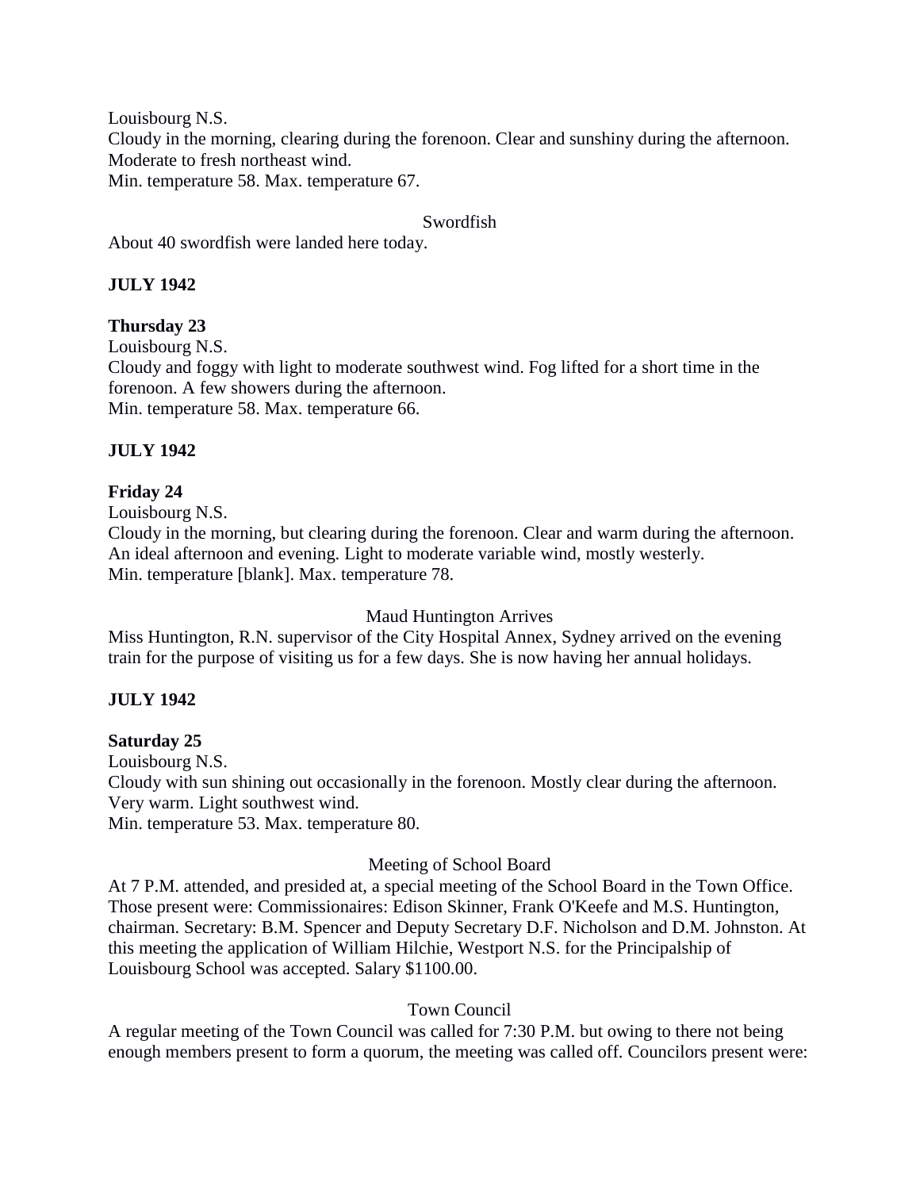Louisbourg N.S.
Cloudy in the morning, clearing during the forenoon. Clear and sunshiny during the afternoon. Moderate to fresh northeast wind.
Min. temperature 58. Max. temperature 67.

Swordfish

About 40 swordfish were landed here today.

**JULY 1942**

**Thursday 23**

Louisbourg N.S.
Cloudy and foggy with light to moderate southwest wind. Fog lifted for a short time in the forenoon. A few showers during the afternoon.
Min. temperature 58. Max. temperature 66.

**JULY 1942**

**Friday 24**

Louisbourg N.S.
Cloudy in the morning, but clearing during the forenoon. Clear and warm during the afternoon. An ideal afternoon and evening. Light to moderate variable wind, mostly westerly.
Min. temperature [blank]. Max. temperature 78.

Maud Huntington Arrives

Miss Huntington, R.N. supervisor of the City Hospital Annex, Sydney arrived on the evening train for the purpose of visiting us for a few days. She is now having her annual holidays.

**JULY 1942**

**Saturday 25**

Louisbourg N.S.
Cloudy with sun shining out occasionally in the forenoon. Mostly clear during the afternoon. Very warm. Light southwest wind.
Min. temperature 53. Max. temperature 80.

Meeting of School Board

At 7 P.M. attended, and presided at, a special meeting of the School Board in the Town Office. Those present were: Commissionaires: Edison Skinner, Frank O'Keefe and M.S. Huntington, chairman. Secretary: B.M. Spencer and Deputy Secretary D.F. Nicholson and D.M. Johnston. At this meeting the application of William Hilchie, Westport N.S. for the Principalship of Louisbourg School was accepted. Salary $1100.00.

Town Council

A regular meeting of the Town Council was called for 7:30 P.M. but owing to there not being enough members present to form a quorum, the meeting was called off. Councilors present were: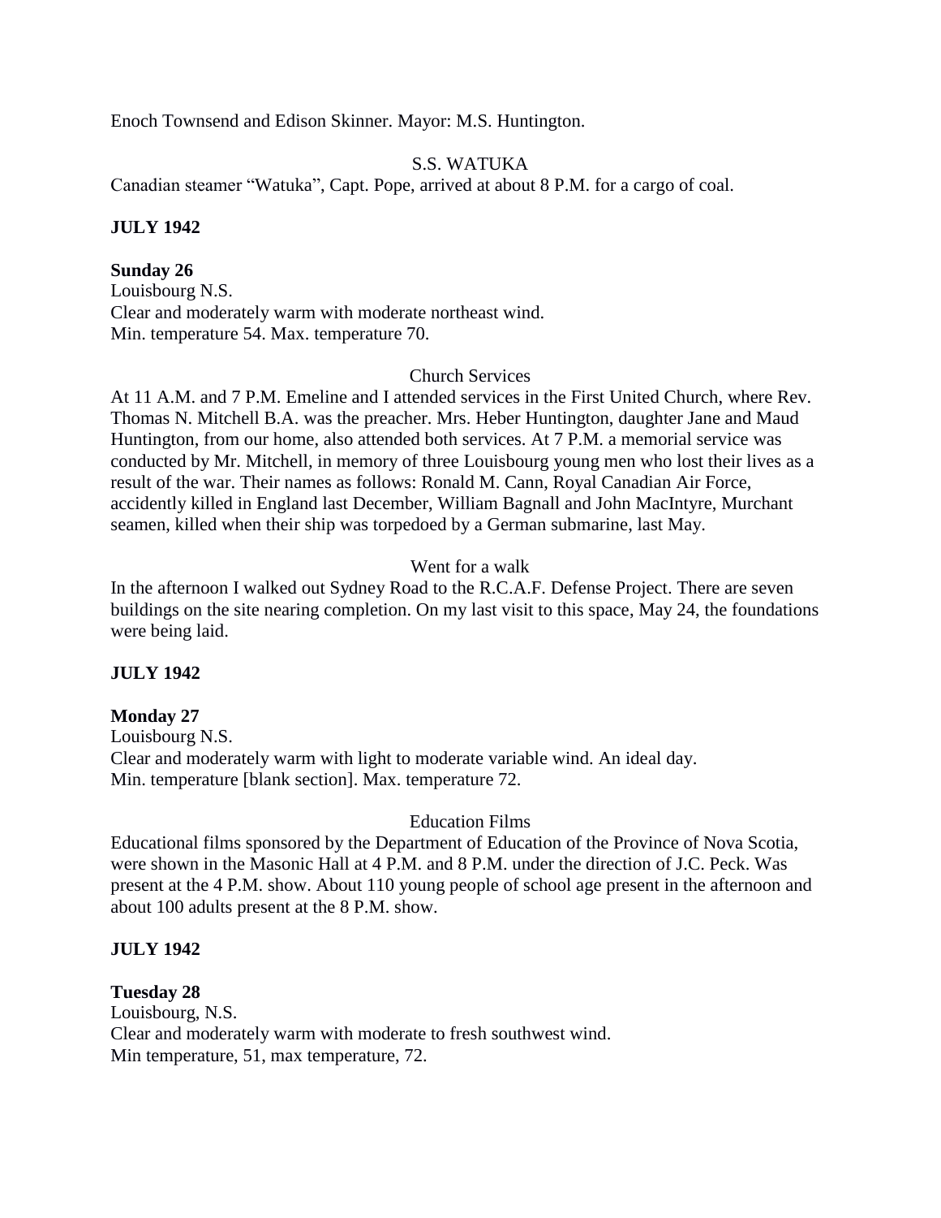Enoch Townsend and Edison Skinner. Mayor: M.S. Huntington.

S.S. WATUKA

Canadian steamer "Watuka", Capt. Pope, arrived at about 8 P.M. for a cargo of coal.

**JULY 1942**

**Sunday 26**

Louisbourg N.S.
Clear and moderately warm with moderate northeast wind.
Min. temperature 54. Max. temperature 70.

Church Services

At 11 A.M. and 7 P.M. Emeline and I attended services in the First United Church, where Rev. Thomas N. Mitchell B.A. was the preacher. Mrs. Heber Huntington, daughter Jane and Maud Huntington, from our home, also attended both services. At 7 P.M. a memorial service was conducted by Mr. Mitchell, in memory of three Louisbourg young men who lost their lives as a result of the war. Their names as follows: Ronald M. Cann, Royal Canadian Air Force, accidently killed in England last December, William Bagnall and John MacIntyre, Murchant seamen, killed when their ship was torpedoed by a German submarine, last May.

Went for a walk

In the afternoon I walked out Sydney Road to the R.C.A.F. Defense Project. There are seven buildings on the site nearing completion. On my last visit to this space, May 24, the foundations were being laid.

**JULY 1942**

**Monday 27**

Louisbourg N.S.
Clear and moderately warm with light to moderate variable wind. An ideal day.
Min. temperature [blank section]. Max. temperature 72.

Education Films

Educational films sponsored by the Department of Education of the Province of Nova Scotia, were shown in the Masonic Hall at 4 P.M. and 8 P.M. under the direction of J.C. Peck. Was present at the 4 P.M. show. About 110 young people of school age present in the afternoon and about 100 adults present at the 8 P.M. show.

**JULY 1942**

**Tuesday 28**

Louisbourg, N.S.
Clear and moderately warm with moderate to fresh southwest wind.
Min temperature, 51, max temperature, 72.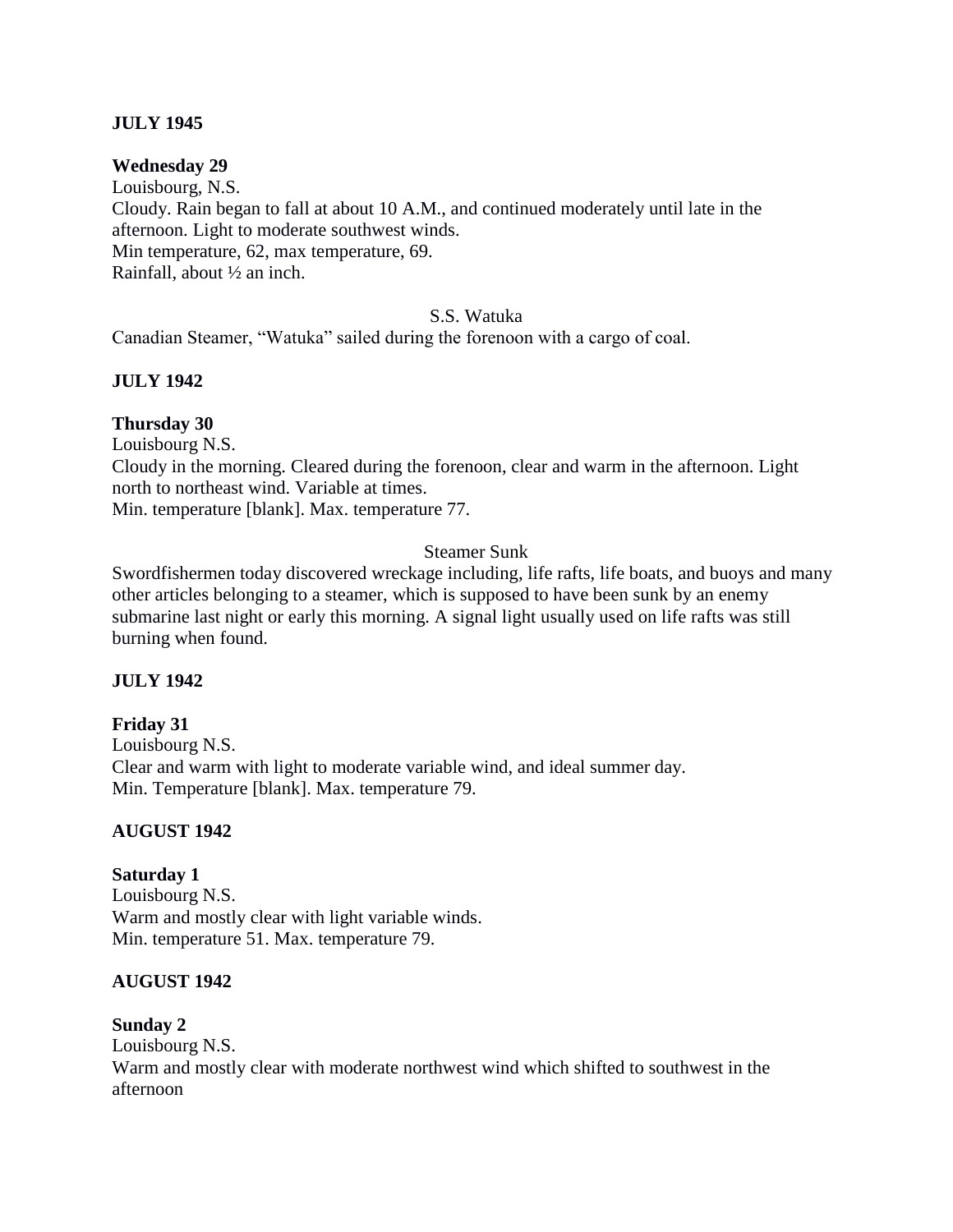**JULY 1945**

**Wednesday 29**
Louisbourg, N.S.
Cloudy. Rain began to fall at about 10 A.M., and continued moderately until late in the afternoon. Light to moderate southwest winds.
Min temperature, 62, max temperature, 69.
Rainfall, about ½ an inch.

S.S. Watuka

Canadian Steamer, "Watuka" sailed during the forenoon with a cargo of coal.

**JULY 1942**

**Thursday 30**
Louisbourg N.S.
Cloudy in the morning. Cleared during the forenoon, clear and warm in the afternoon. Light north to northeast wind. Variable at times.
Min. temperature [blank]. Max. temperature 77.

Steamer Sunk

Swordfishermen today discovered wreckage including, life rafts, life boats, and buoys and many other articles belonging to a steamer, which is supposed to have been sunk by an enemy submarine last night or early this morning. A signal light usually used on life rafts was still burning when found.

**JULY 1942**

**Friday 31**
Louisbourg N.S.
Clear and warm with light to moderate variable wind, and ideal summer day.
Min. Temperature [blank]. Max. temperature 79.

**AUGUST 1942**

**Saturday 1**
Louisbourg N.S.
Warm and mostly clear with light variable winds.
Min. temperature 51. Max. temperature 79.

**AUGUST 1942**

**Sunday 2**
Louisbourg N.S.
Warm and mostly clear with moderate northwest wind which shifted to southwest in the afternoon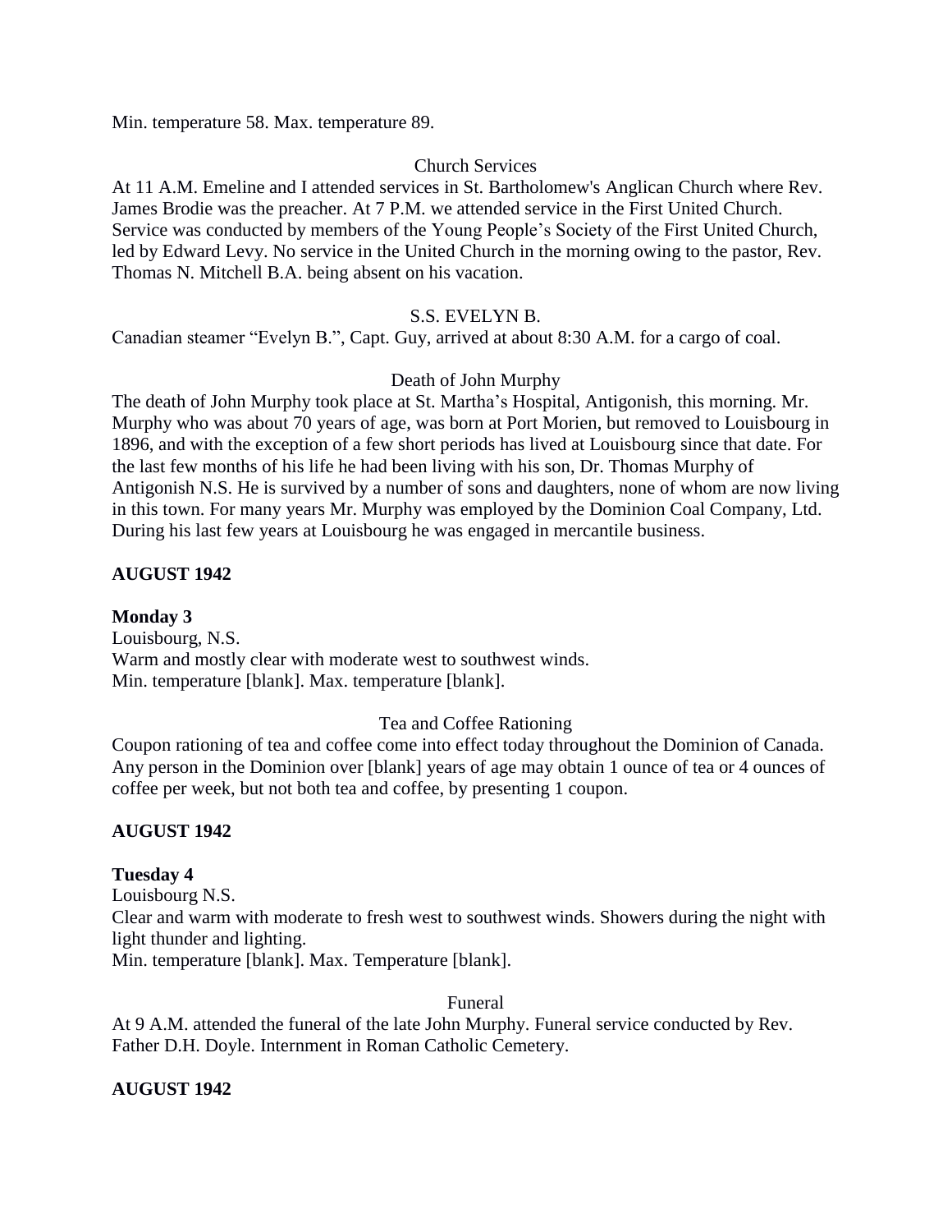Min. temperature 58. Max. temperature 89.

Church Services

At 11 A.M. Emeline and I attended services in St. Bartholomew's Anglican Church where Rev. James Brodie was the preacher. At 7 P.M. we attended service in the First United Church. Service was conducted by members of the Young People's Society of the First United Church, led by Edward Levy. No service in the United Church in the morning owing to the pastor, Rev. Thomas N. Mitchell B.A. being absent on his vacation.

S.S. EVELYN B.

Canadian steamer "Evelyn B.", Capt. Guy, arrived at about 8:30 A.M. for a cargo of coal.

Death of John Murphy

The death of John Murphy took place at St. Martha's Hospital, Antigonish, this morning. Mr. Murphy who was about 70 years of age, was born at Port Morien, but removed to Louisbourg in 1896, and with the exception of a few short periods has lived at Louisbourg since that date. For the last few months of his life he had been living with his son, Dr. Thomas Murphy of Antigonish N.S. He is survived by a number of sons and daughters, none of whom are now living in this town. For many years Mr. Murphy was employed by the Dominion Coal Company, Ltd. During his last few years at Louisbourg he was engaged in mercantile business.

**AUGUST 1942**

**Monday 3**

Louisbourg, N.S.
Warm and mostly clear with moderate west to southwest winds.
Min. temperature [blank]. Max. temperature [blank].

Tea and Coffee Rationing

Coupon rationing of tea and coffee come into effect today throughout the Dominion of Canada. Any person in the Dominion over [blank] years of age may obtain 1 ounce of tea or 4 ounces of coffee per week, but not both tea and coffee, by presenting 1 coupon.

**AUGUST 1942**

**Tuesday 4**

Louisbourg N.S.
Clear and warm with moderate to fresh west to southwest winds. Showers during the night with light thunder and lighting.
Min. temperature [blank]. Max. Temperature [blank].

Funeral

At 9 A.M. attended the funeral of the late John Murphy. Funeral service conducted by Rev. Father D.H. Doyle. Internment in Roman Catholic Cemetery.

**AUGUST 1942**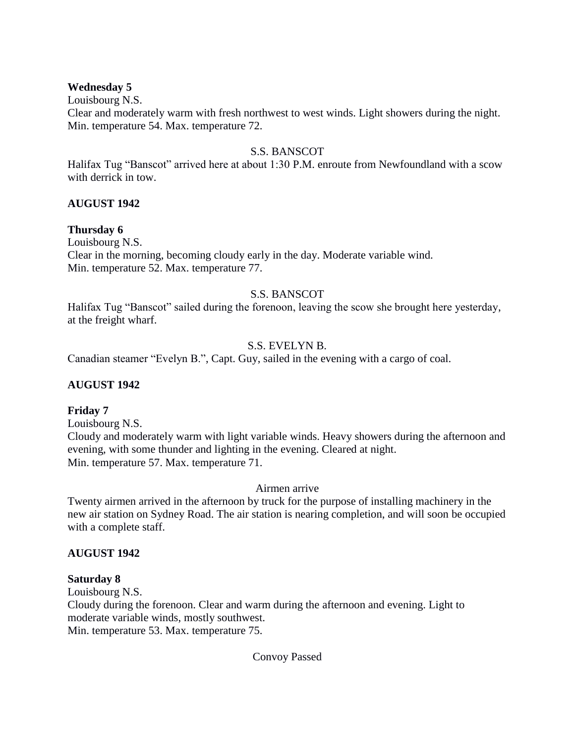**Wednesday 5**

Louisbourg N.S.

Clear and moderately warm with fresh northwest to west winds. Light showers during the night.
Min. temperature 54. Max. temperature 72.

S.S. BANSCOT

Halifax Tug "Banscot" arrived here at about 1:30 P.M. enroute from Newfoundland with a scow with derrick in tow.

**AUGUST 1942**

**Thursday 6**

Louisbourg N.S.

Clear in the morning, becoming cloudy early in the day. Moderate variable wind.
Min. temperature 52. Max. temperature 77.

S.S. BANSCOT

Halifax Tug "Banscot" sailed during the forenoon, leaving the scow she brought here yesterday, at the freight wharf.

S.S. EVELYN B.

Canadian steamer "Evelyn B.", Capt. Guy, sailed in the evening with a cargo of coal.

**AUGUST 1942**

**Friday 7**

Louisbourg N.S.

Cloudy and moderately warm with light variable winds. Heavy showers during the afternoon and evening, with some thunder and lighting in the evening. Cleared at night.
Min. temperature 57. Max. temperature 71.

Airmen arrive

Twenty airmen arrived in the afternoon by truck for the purpose of installing machinery in the new air station on Sydney Road. The air station is nearing completion, and will soon be occupied with a complete staff.

**AUGUST 1942**

**Saturday 8**

Louisbourg N.S.

Cloudy during the forenoon. Clear and warm during the afternoon and evening. Light to moderate variable winds, mostly southwest.
Min. temperature 53. Max. temperature 75.

Convoy Passed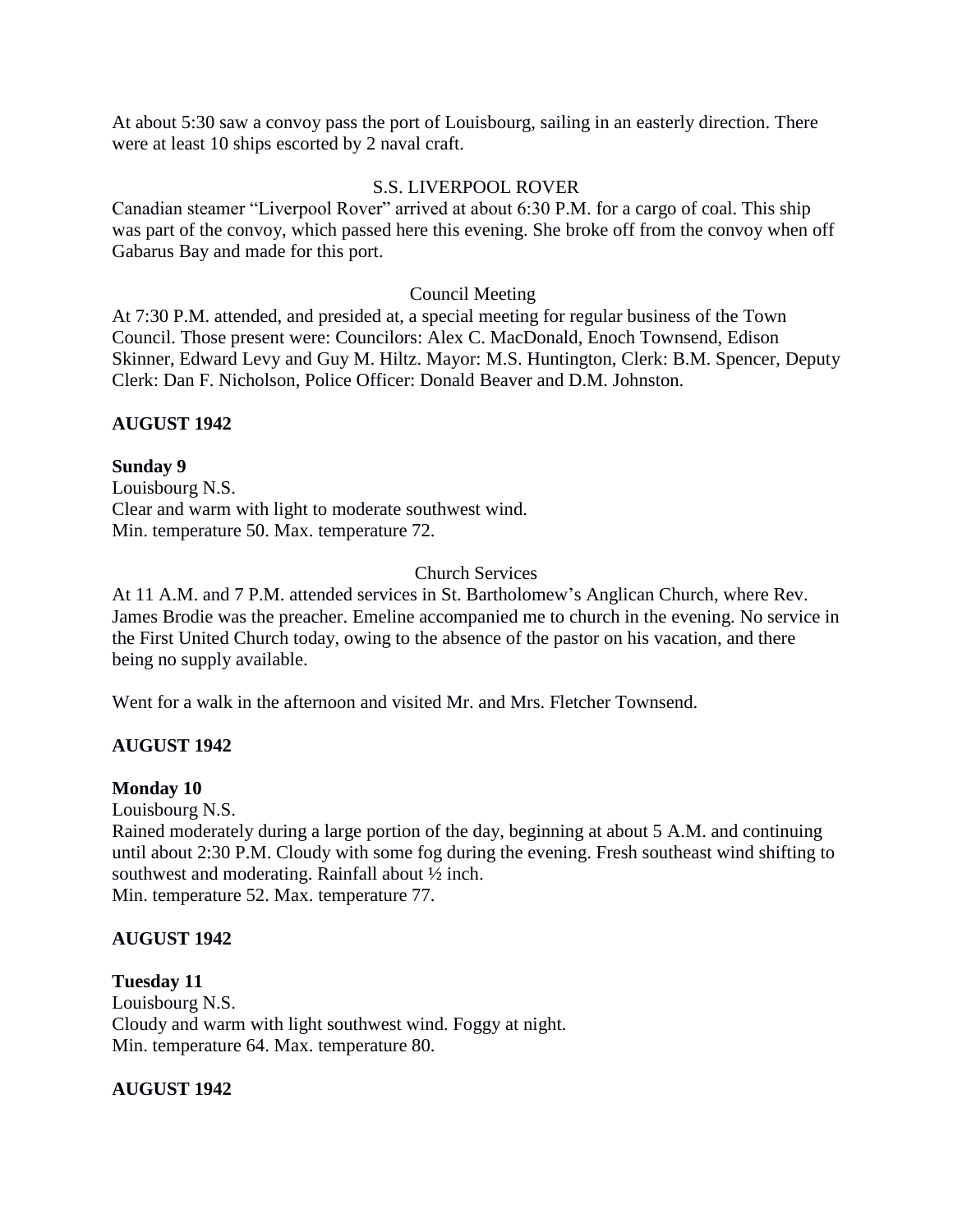At about 5:30 saw a convoy pass the port of Louisbourg, sailing in an easterly direction. There were at least 10 ships escorted by 2 naval craft.

S.S. LIVERPOOL ROVER

Canadian steamer "Liverpool Rover" arrived at about 6:30 P.M. for a cargo of coal. This ship was part of the convoy, which passed here this evening. She broke off from the convoy when off Gabarus Bay and made for this port.

Council Meeting

At 7:30 P.M. attended, and presided at, a special meeting for regular business of the Town Council. Those present were: Councilors: Alex C. MacDonald, Enoch Townsend, Edison Skinner, Edward Levy and Guy M. Hiltz. Mayor: M.S. Huntington, Clerk: B.M. Spencer, Deputy Clerk: Dan F. Nicholson, Police Officer: Donald Beaver and D.M. Johnston.

**AUGUST 1942**

**Sunday 9**

Louisbourg N.S.
Clear and warm with light to moderate southwest wind.
Min. temperature 50. Max. temperature 72.

Church Services

At 11 A.M. and 7 P.M. attended services in St. Bartholomew's Anglican Church, where Rev. James Brodie was the preacher. Emeline accompanied me to church in the evening. No service in the First United Church today, owing to the absence of the pastor on his vacation, and there being no supply available.

Went for a walk in the afternoon and visited Mr. and Mrs. Fletcher Townsend.

**AUGUST 1942**

**Monday 10**

Louisbourg N.S.
Rained moderately during a large portion of the day, beginning at about 5 A.M. and continuing until about 2:30 P.M. Cloudy with some fog during the evening. Fresh southeast wind shifting to southwest and moderating. Rainfall about ½ inch.
Min. temperature 52. Max. temperature 77.

**AUGUST 1942**

**Tuesday 11**

Louisbourg N.S.
Cloudy and warm with light southwest wind. Foggy at night.
Min. temperature 64. Max. temperature 80.

**AUGUST 1942**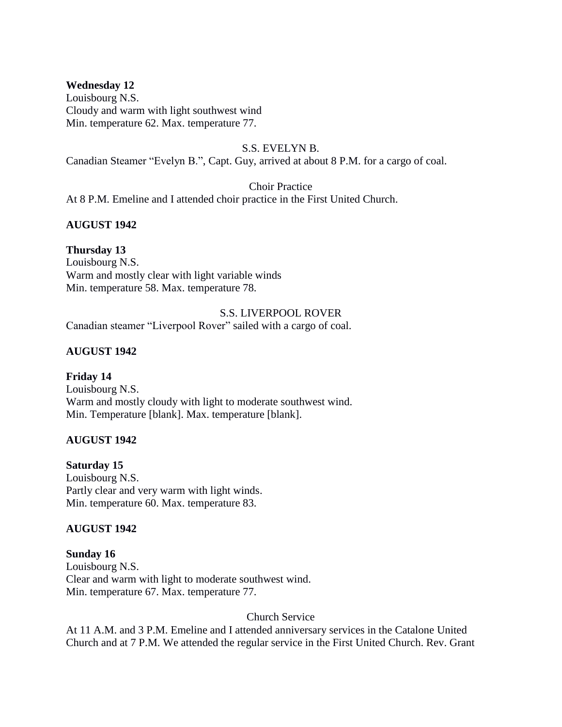**Wednesday 12**
Louisbourg N.S.
Cloudy and warm with light southwest wind
Min. temperature 62. Max. temperature 77.

S.S. EVELYN B.

Canadian Steamer "Evelyn B.", Capt. Guy, arrived at about 8 P.M. for a cargo of coal.

Choir Practice

At 8 P.M. Emeline and I attended choir practice in the First United Church.

**AUGUST 1942**

**Thursday 13**
Louisbourg N.S.
Warm and mostly clear with light variable winds
Min. temperature 58. Max. temperature 78.

S.S. LIVERPOOL ROVER

Canadian steamer "Liverpool Rover" sailed with a cargo of coal.

**AUGUST 1942**

**Friday 14**
Louisbourg N.S.
Warm and mostly cloudy with light to moderate southwest wind.
Min. Temperature [blank]. Max. temperature [blank].

**AUGUST 1942**

**Saturday 15**
Louisbourg N.S.
Partly clear and very warm with light winds.
Min. temperature 60. Max. temperature 83.

**AUGUST 1942**

**Sunday 16**
Louisbourg N.S.
Clear and warm with light to moderate southwest wind.
Min. temperature 67. Max. temperature 77.

Church Service

At 11 A.M. and 3 P.M. Emeline and I attended anniversary services in the Catalone United Church and at 7 P.M. We attended the regular service in the First United Church. Rev. Grant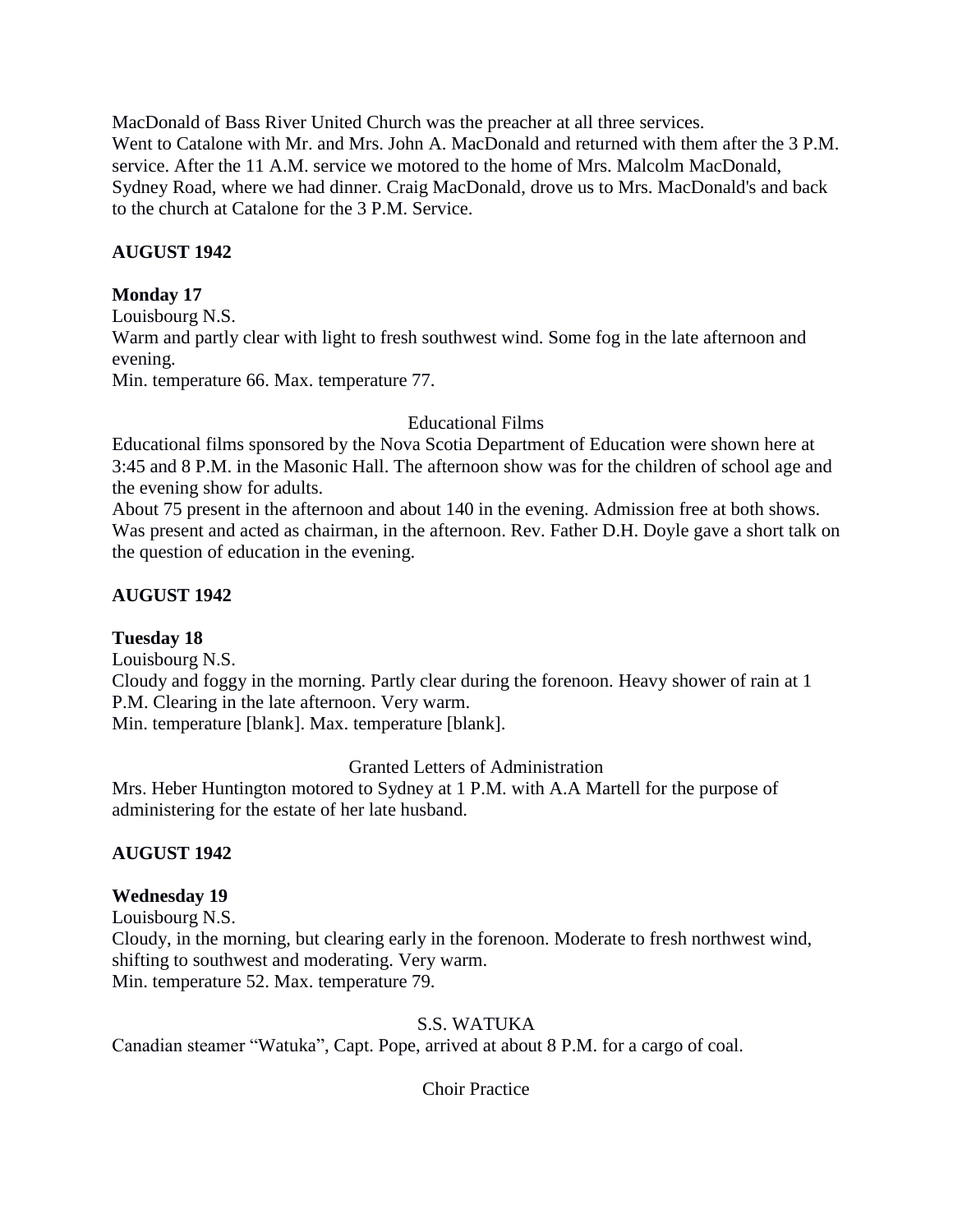MacDonald of Bass River United Church was the preacher at all three services.
Went to Catalone with Mr. and Mrs. John A. MacDonald and returned with them after the 3 P.M. service. After the 11 A.M. service we motored to the home of Mrs. Malcolm MacDonald, Sydney Road, where we had dinner. Craig MacDonald, drove us to Mrs. MacDonald's and back to the church at Catalone for the 3 P.M. Service.

**AUGUST 1942**

**Monday 17**
Louisbourg N.S.
Warm and partly clear with light to fresh southwest wind. Some fog in the late afternoon and evening.
Min. temperature 66. Max. temperature 77.

Educational Films

Educational films sponsored by the Nova Scotia Department of Education were shown here at 3:45 and 8 P.M. in the Masonic Hall. The afternoon show was for the children of school age and the evening show for adults.
About 75 present in the afternoon and about 140 in the evening. Admission free at both shows. Was present and acted as chairman, in the afternoon. Rev. Father D.H. Doyle gave a short talk on the question of education in the evening.

**AUGUST 1942**

**Tuesday 18**
Louisbourg N.S.
Cloudy and foggy in the morning. Partly clear during the forenoon. Heavy shower of rain at 1 P.M. Clearing in the late afternoon. Very warm.
Min. temperature [blank]. Max. temperature [blank].

Granted Letters of Administration

Mrs. Heber Huntington motored to Sydney at 1 P.M. with A.A Martell for the purpose of administering for the estate of her late husband.

**AUGUST 1942**

**Wednesday 19**
Louisbourg N.S.
Cloudy, in the morning, but clearing early in the forenoon. Moderate to fresh northwest wind, shifting to southwest and moderating. Very warm.
Min. temperature 52. Max. temperature 79.

S.S. WATUKA

Canadian steamer “Watuka”, Capt. Pope, arrived at about 8 P.M. for a cargo of coal.

Choir Practice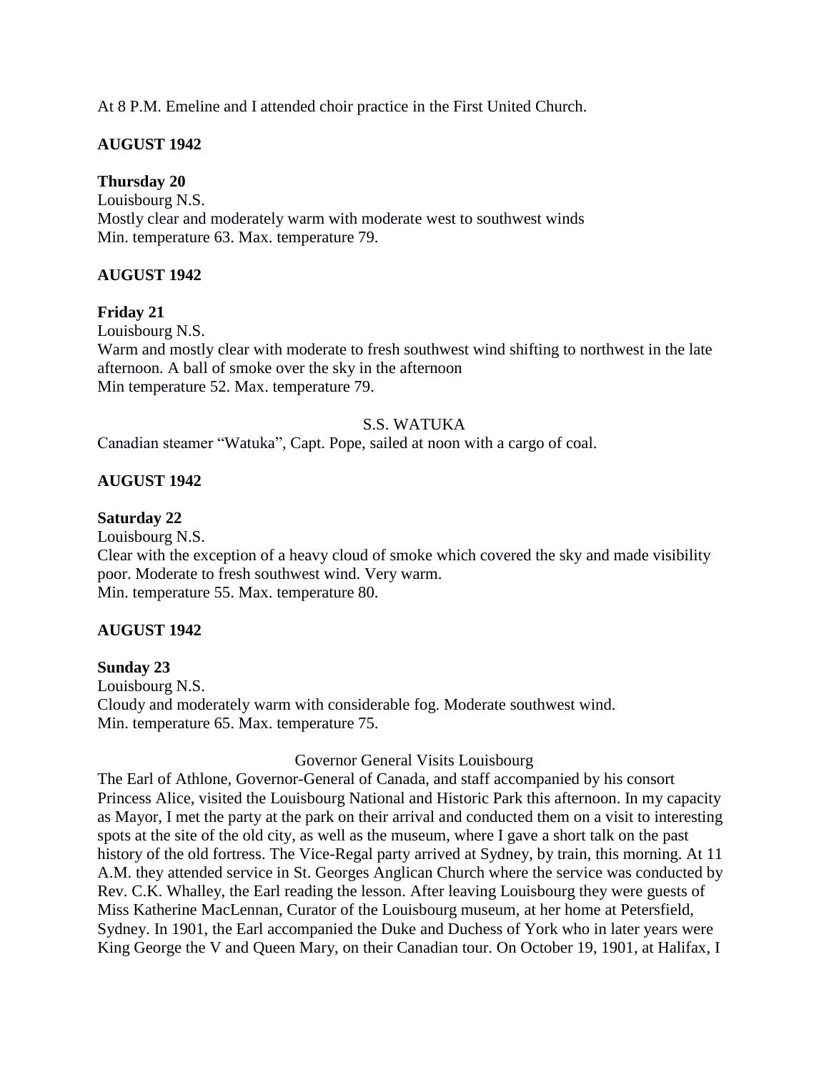At 8 P.M. Emeline and I attended choir practice in the First United Church.

**AUGUST 1942**

**Thursday 20**
Louisbourg N.S.
Mostly clear and moderately warm with moderate west to southwest winds
Min. temperature 63. Max. temperature 79.

**AUGUST 1942**

**Friday 21**
Louisbourg N.S.
Warm and mostly clear with moderate to fresh southwest wind shifting to northwest in the late afternoon. A ball of smoke over the sky in the afternoon
Min temperature 52. Max. temperature 79.

S.S. WATUKA

Canadian steamer "Watuka", Capt. Pope, sailed at noon with a cargo of coal.

**AUGUST 1942**

**Saturday 22**
Louisbourg N.S.
Clear with the exception of a heavy cloud of smoke which covered the sky and made visibility poor. Moderate to fresh southwest wind. Very warm.
Min. temperature 55. Max. temperature 80.

**AUGUST 1942**

**Sunday 23**
Louisbourg N.S.
Cloudy and moderately warm with considerable fog. Moderate southwest wind.
Min. temperature 65. Max. temperature 75.

Governor General Visits Louisbourg

The Earl of Athlone, Governor-General of Canada, and staff accompanied by his consort Princess Alice, visited the Louisbourg National and Historic Park this afternoon. In my capacity as Mayor, I met the party at the park on their arrival and conducted them on a visit to interesting spots at the site of the old city, as well as the museum, where I gave a short talk on the past history of the old fortress. The Vice-Regal party arrived at Sydney, by train, this morning. At 11 A.M. they attended service in St. Georges Anglican Church where the service was conducted by Rev. C.K. Whalley, the Earl reading the lesson. After leaving Louisbourg they were guests of Miss Katherine MacLennan, Curator of the Louisbourg museum, at her home at Petersfield, Sydney. In 1901, the Earl accompanied the Duke and Duchess of York who in later years were King George the V and Queen Mary, on their Canadian tour. On October 19, 1901, at Halifax, I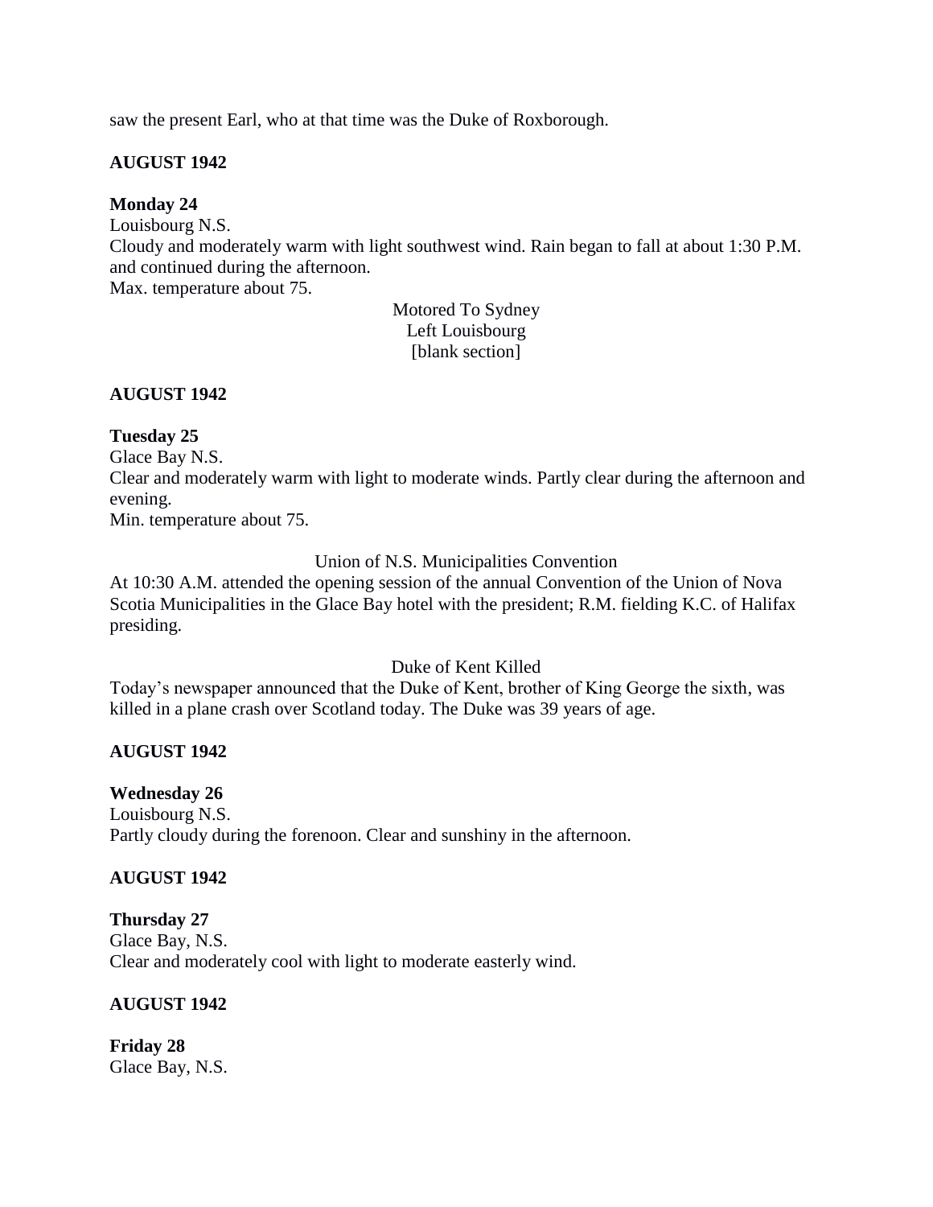saw the present Earl, who at that time was the Duke of Roxborough.

**AUGUST 1942**

**Monday 24**
Louisbourg N.S.
Cloudy and moderately warm with light southwest wind. Rain began to fall at about 1:30 P.M. and continued during the afternoon.
Max. temperature about 75.

Motored To Sydney
Left Louisbourg
[blank section]

**AUGUST 1942**

**Tuesday 25**
Glace Bay N.S.
Clear and moderately warm with light to moderate winds. Partly clear during the afternoon and evening.
Min. temperature about 75.

Union of N.S. Municipalities Convention
At 10:30 A.M. attended the opening session of the annual Convention of the Union of Nova Scotia Municipalities in the Glace Bay hotel with the president; R.M. fielding K.C. of Halifax presiding.

Duke of Kent Killed
Today's newspaper announced that the Duke of Kent, brother of King George the sixth, was killed in a plane crash over Scotland today. The Duke was 39 years of age.

**AUGUST 1942**

**Wednesday 26**
Louisbourg N.S.
Partly cloudy during the forenoon. Clear and sunshiny in the afternoon.

**AUGUST 1942**

**Thursday 27**
Glace Bay, N.S.
Clear and moderately cool with light to moderate easterly wind.

**AUGUST 1942**

**Friday 28**
Glace Bay, N.S.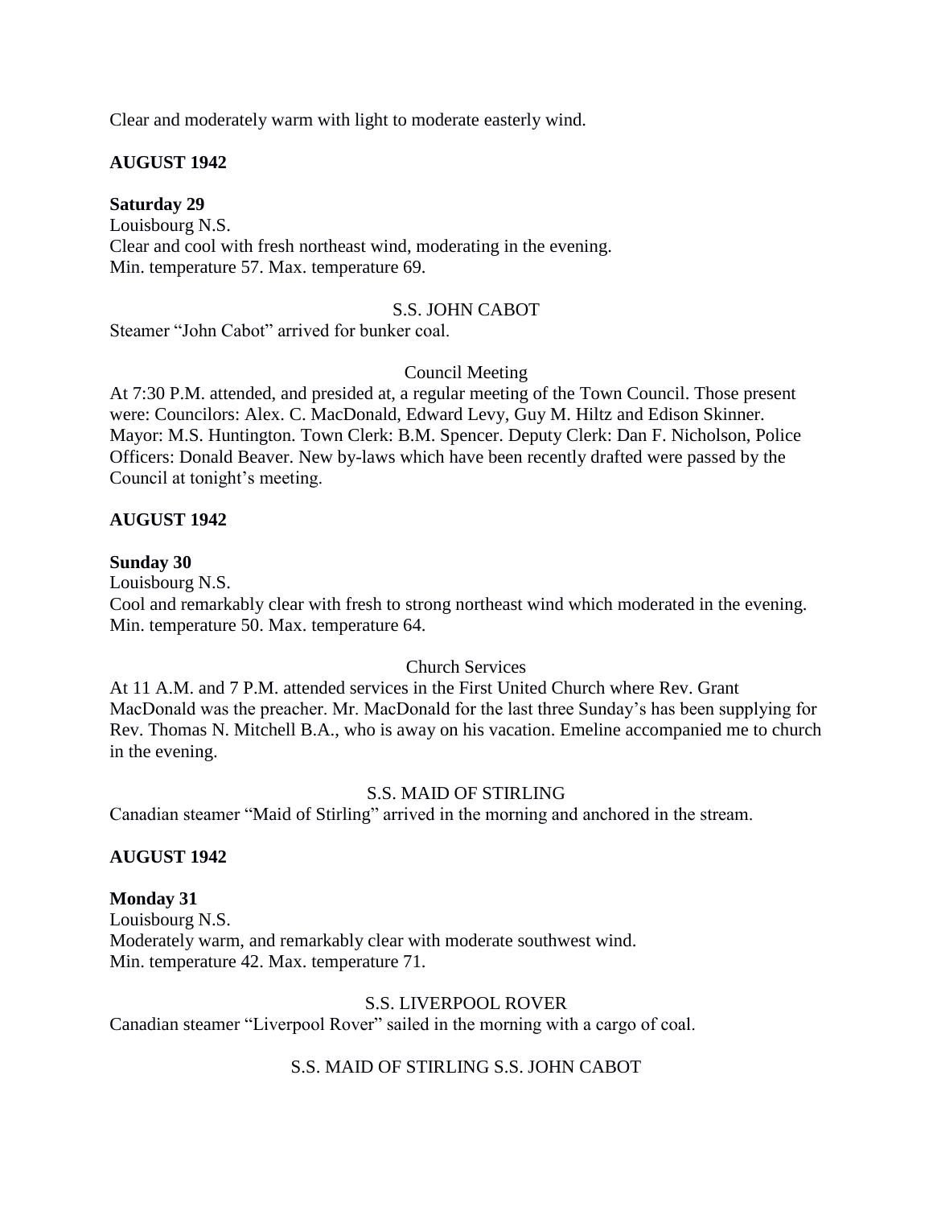Clear and moderately warm with light to moderate easterly wind.

**AUGUST 1942**

**Saturday 29**

Louisbourg N.S.
Clear and cool with fresh northeast wind, moderating in the evening.
Min. temperature 57. Max. temperature 69.

S.S. JOHN CABOT

Steamer "John Cabot" arrived for bunker coal.

Council Meeting

At 7:30 P.M. attended, and presided at, a regular meeting of the Town Council. Those present were: Councilors: Alex. C. MacDonald, Edward Levy, Guy M. Hiltz and Edison Skinner. Mayor: M.S. Huntington. Town Clerk: B.M. Spencer. Deputy Clerk: Dan F. Nicholson, Police Officers: Donald Beaver. New by-laws which have been recently drafted were passed by the Council at tonight's meeting.

**AUGUST 1942**

**Sunday 30**

Louisbourg N.S.
Cool and remarkably clear with fresh to strong northeast wind which moderated in the evening.
Min. temperature 50. Max. temperature 64.

Church Services

At 11 A.M. and 7 P.M. attended services in the First United Church where Rev. Grant MacDonald was the preacher. Mr. MacDonald for the last three Sunday's has been supplying for Rev. Thomas N. Mitchell B.A., who is away on his vacation. Emeline accompanied me to church in the evening.

S.S. MAID OF STIRLING

Canadian steamer "Maid of Stirling" arrived in the morning and anchored in the stream.

**AUGUST 1942**

**Monday 31**

Louisbourg N.S.
Moderately warm, and remarkably clear with moderate southwest wind.
Min. temperature 42. Max. temperature 71.

S.S. LIVERPOOL ROVER

Canadian steamer "Liverpool Rover" sailed in the morning with a cargo of coal.

S.S. MAID OF STIRLING S.S. JOHN CABOT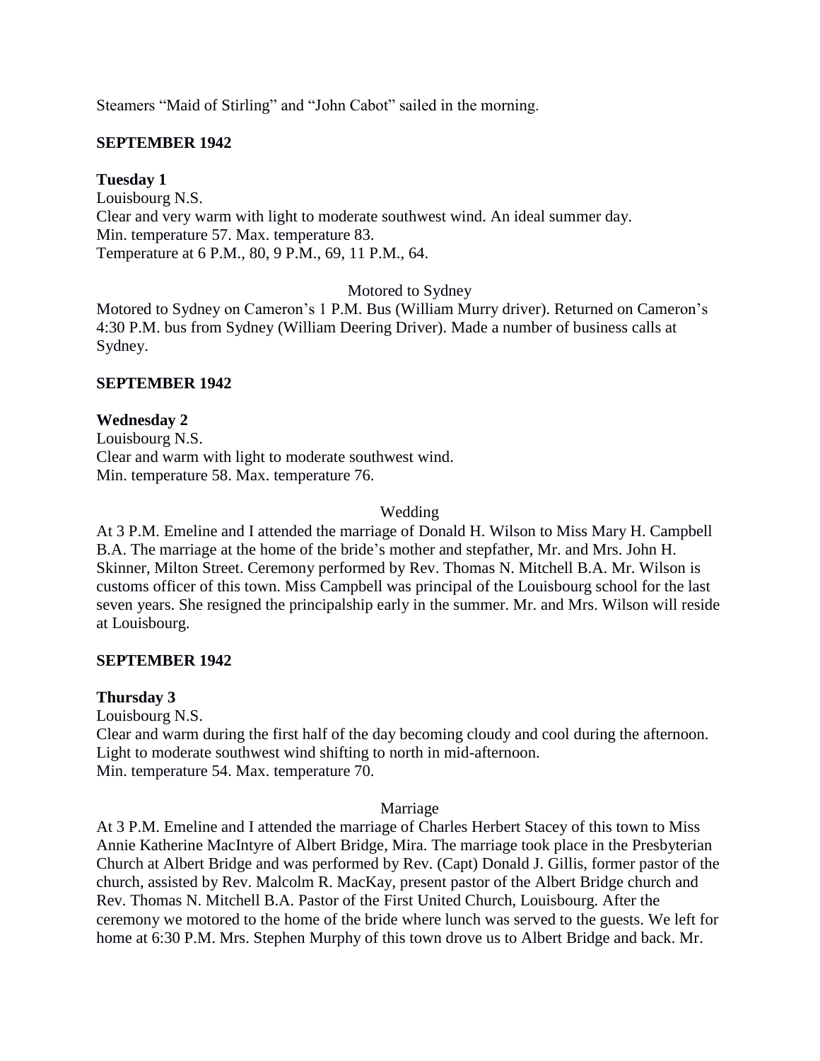Steamers “Maid of Stirling” and “John Cabot” sailed in the morning.

**SEPTEMBER 1942**

**Tuesday 1**
Louisbourg N.S.
Clear and very warm with light to moderate southwest wind. An ideal summer day.
Min. temperature 57. Max. temperature 83.
Temperature at 6 P.M., 80, 9 P.M., 69, 11 P.M., 64.

Motored to Sydney

Motored to Sydney on Cameron’s 1 P.M. Bus (William Murry driver). Returned on Cameron’s 4:30 P.M. bus from Sydney (William Deering Driver). Made a number of business calls at Sydney.

**SEPTEMBER 1942**

**Wednesday 2**
Louisbourg N.S.
Clear and warm with light to moderate southwest wind.
Min. temperature 58. Max. temperature 76.

Wedding

At 3 P.M. Emeline and I attended the marriage of Donald H. Wilson to Miss Mary H. Campbell B.A. The marriage at the home of the bride’s mother and stepfather, Mr. and Mrs. John H. Skinner, Milton Street. Ceremony performed by Rev. Thomas N. Mitchell B.A. Mr. Wilson is customs officer of this town. Miss Campbell was principal of the Louisbourg school for the last seven years. She resigned the principalship early in the summer. Mr. and Mrs. Wilson will reside at Louisbourg.

**SEPTEMBER 1942**

**Thursday 3**
Louisbourg N.S.
Clear and warm during the first half of the day becoming cloudy and cool during the afternoon. Light to moderate southwest wind shifting to north in mid-afternoon.
Min. temperature 54. Max. temperature 70.

Marriage

At 3 P.M. Emeline and I attended the marriage of Charles Herbert Stacey of this town to Miss Annie Katherine MacIntyre of Albert Bridge, Mira. The marriage took place in the Presbyterian Church at Albert Bridge and was performed by Rev. (Capt) Donald J. Gillis, former pastor of the church, assisted by Rev. Malcolm R. MacKay, present pastor of the Albert Bridge church and Rev. Thomas N. Mitchell B.A. Pastor of the First United Church, Louisbourg. After the ceremony we motored to the home of the bride where lunch was served to the guests. We left for home at 6:30 P.M. Mrs. Stephen Murphy of this town drove us to Albert Bridge and back. Mr.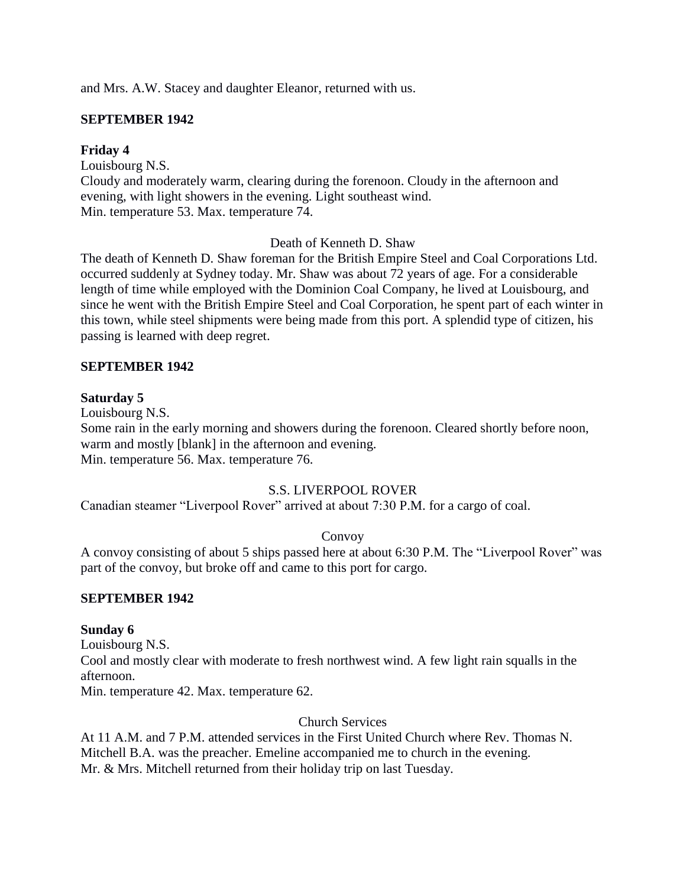and Mrs. A.W. Stacey and daughter Eleanor, returned with us.

**SEPTEMBER 1942**

**Friday 4**

Louisbourg N.S.
Cloudy and moderately warm, clearing during the forenoon. Cloudy in the afternoon and evening, with light showers in the evening. Light southeast wind.
Min. temperature 53. Max. temperature 74.

Death of Kenneth D. Shaw

The death of Kenneth D. Shaw foreman for the British Empire Steel and Coal Corporations Ltd. occurred suddenly at Sydney today. Mr. Shaw was about 72 years of age. For a considerable length of time while employed with the Dominion Coal Company, he lived at Louisbourg, and since he went with the British Empire Steel and Coal Corporation, he spent part of each winter in this town, while steel shipments were being made from this port. A splendid type of citizen, his passing is learned with deep regret.

**SEPTEMBER 1942**

**Saturday 5**

Louisbourg N.S.
Some rain in the early morning and showers during the forenoon. Cleared shortly before noon, warm and mostly [blank] in the afternoon and evening.
Min. temperature 56. Max. temperature 76.

S.S. LIVERPOOL ROVER

Canadian steamer "Liverpool Rover" arrived at about 7:30 P.M. for a cargo of coal.

Convoy

A convoy consisting of about 5 ships passed here at about 6:30 P.M. The "Liverpool Rover" was part of the convoy, but broke off and came to this port for cargo.

**SEPTEMBER 1942**

**Sunday 6**

Louisbourg N.S.
Cool and mostly clear with moderate to fresh northwest wind. A few light rain squalls in the afternoon.
Min. temperature 42. Max. temperature 62.

Church Services

At 11 A.M. and 7 P.M. attended services in the First United Church where Rev. Thomas N. Mitchell B.A. was the preacher. Emeline accompanied me to church in the evening.
Mr. & Mrs. Mitchell returned from their holiday trip on last Tuesday.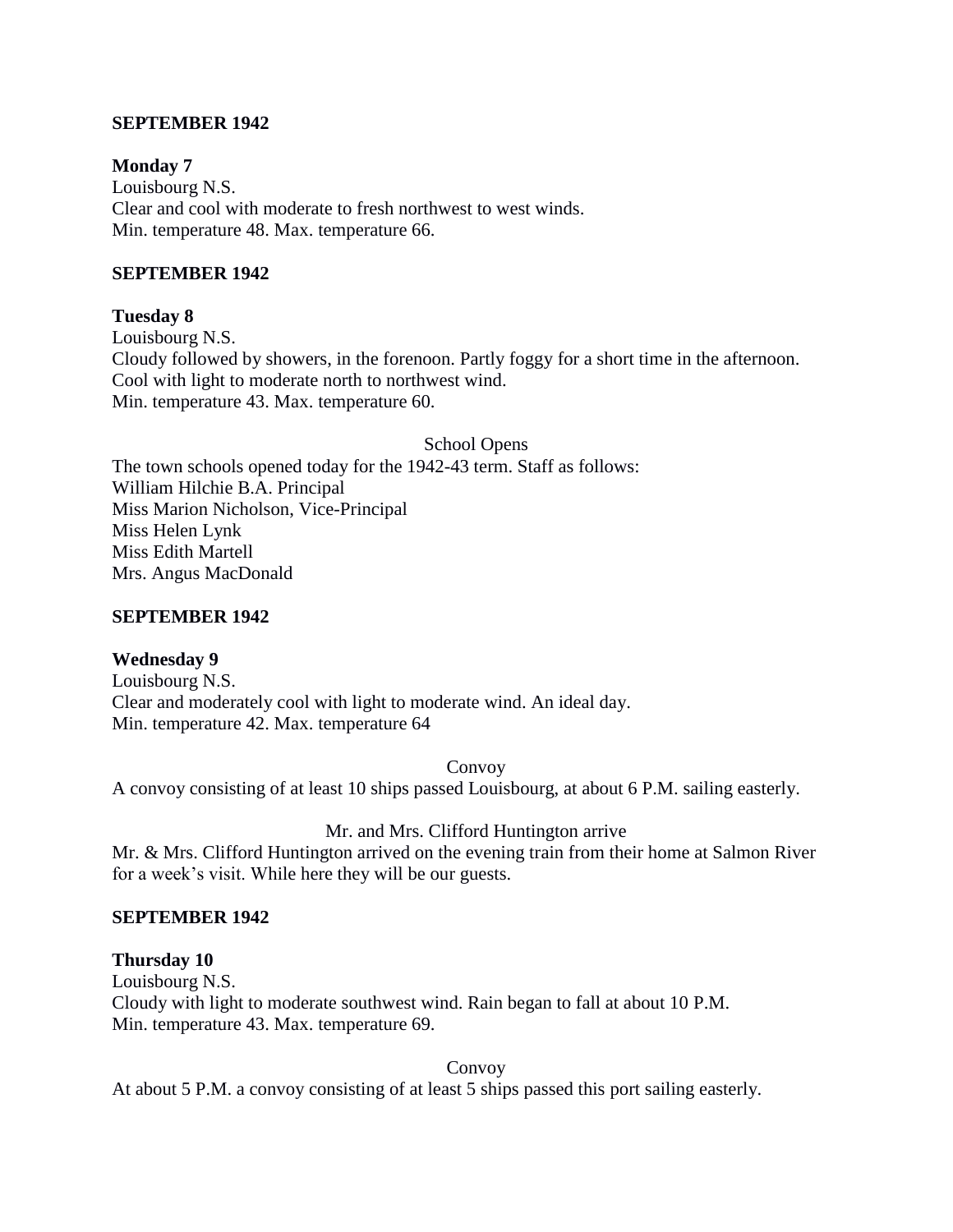## SEPTEMBER 1942

**Monday 7**
Louisbourg N.S.
Clear and cool with moderate to fresh northwest to west winds.
Min. temperature 48. Max. temperature 66.

## SEPTEMBER 1942

**Tuesday 8**
Louisbourg N.S.
Cloudy followed by showers, in the forenoon. Partly foggy for a short time in the afternoon. Cool with light to moderate north to northwest wind.
Min. temperature 43. Max. temperature 60.

School Opens

The town schools opened today for the 1942-43 term. Staff as follows:
William Hilchie B.A. Principal
Miss Marion Nicholson, Vice-Principal
Miss Helen Lynk
Miss Edith Martell
Mrs. Angus MacDonald

## SEPTEMBER 1942

**Wednesday 9**
Louisbourg N.S.
Clear and moderately cool with light to moderate wind. An ideal day.
Min. temperature 42. Max. temperature 64

Convoy

A convoy consisting of at least 10 ships passed Louisbourg, at about 6 P.M. sailing easterly.

Mr. and Mrs. Clifford Huntington arrive

Mr. & Mrs. Clifford Huntington arrived on the evening train from their home at Salmon River for a week's visit. While here they will be our guests.

## SEPTEMBER 1942

**Thursday 10**
Louisbourg N.S.
Cloudy with light to moderate southwest wind. Rain began to fall at about 10 P.M.
Min. temperature 43. Max. temperature 69.

Convoy

At about 5 P.M. a convoy consisting of at least 5 ships passed this port sailing easterly.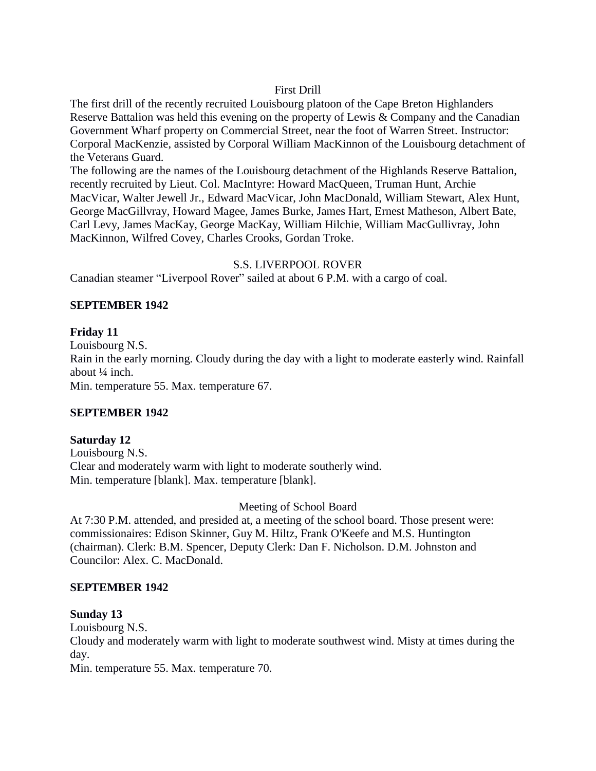First Drill

The first drill of the recently recruited Louisbourg platoon of the Cape Breton Highlanders Reserve Battalion was held this evening on the property of Lewis & Company and the Canadian Government Wharf property on Commercial Street, near the foot of Warren Street. Instructor: Corporal MacKenzie, assisted by Corporal William MacKinnon of the Louisbourg detachment of the Veterans Guard.

The following are the names of the Louisbourg detachment of the Highlands Reserve Battalion, recently recruited by Lieut. Col. MacIntyre: Howard MacQueen, Truman Hunt, Archie MacVicar, Walter Jewell Jr., Edward MacVicar, John MacDonald, William Stewart, Alex Hunt, George MacGillvray, Howard Magee, James Burke, James Hart, Ernest Matheson, Albert Bate, Carl Levy, James MacKay, George MacKay, William Hilchie, William MacGullivray, John MacKinnon, Wilfred Covey, Charles Crooks, Gordan Troke.

S.S. LIVERPOOL ROVER

Canadian steamer "Liverpool Rover" sailed at about 6 P.M. with a cargo of coal.

**SEPTEMBER 1942**

**Friday 11**

Louisbourg N.S.

Rain in the early morning. Cloudy during the day with a light to moderate easterly wind. Rainfall about ¼ inch.

Min. temperature 55. Max. temperature 67.

**SEPTEMBER 1942**

**Saturday 12**

Louisbourg N.S.

Clear and moderately warm with light to moderate southerly wind.

Min. temperature [blank]. Max. temperature [blank].

Meeting of School Board

At 7:30 P.M. attended, and presided at, a meeting of the school board. Those present were: commissionaires: Edison Skinner, Guy M. Hiltz, Frank O'Keefe and M.S. Huntington (chairman). Clerk: B.M. Spencer, Deputy Clerk: Dan F. Nicholson. D.M. Johnston and Councilor: Alex. C. MacDonald.

**SEPTEMBER 1942**

**Sunday 13**

Louisbourg N.S.

Cloudy and moderately warm with light to moderate southwest wind. Misty at times during the day.

Min. temperature 55. Max. temperature 70.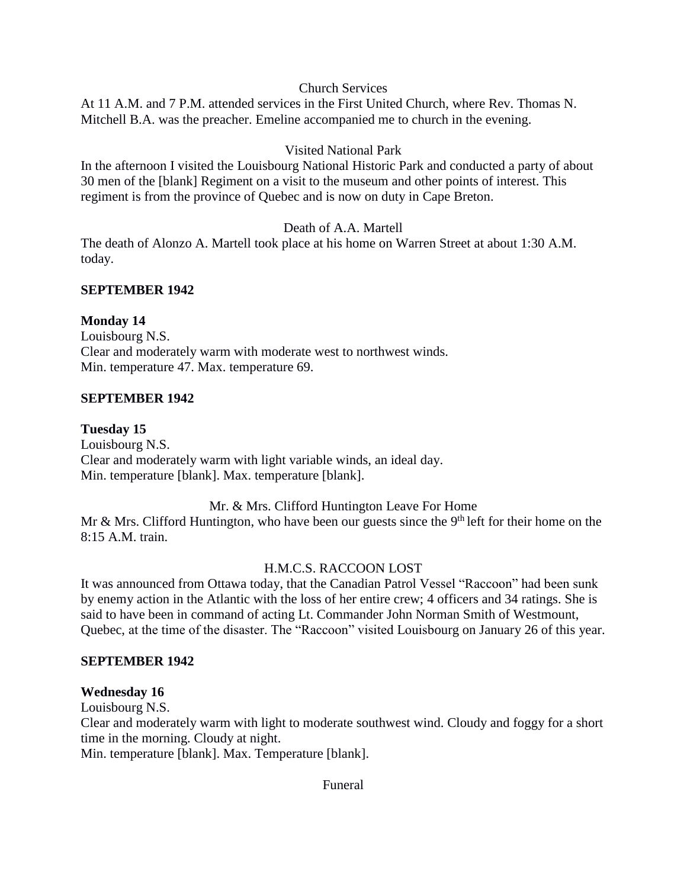Church Services

At 11 A.M. and 7 P.M. attended services in the First United Church, where Rev. Thomas N. Mitchell B.A. was the preacher. Emeline accompanied me to church in the evening.

Visited National Park

In the afternoon I visited the Louisbourg National Historic Park and conducted a party of about 30 men of the [blank] Regiment on a visit to the museum and other points of interest. This regiment is from the province of Quebec and is now on duty in Cape Breton.

Death of A.A. Martell

The death of Alonzo A. Martell took place at his home on Warren Street at about 1:30 A.M. today.

**SEPTEMBER 1942**

**Monday 14**

Louisbourg N.S.

Clear and moderately warm with moderate west to northwest winds.

Min. temperature 47. Max. temperature 69.

**SEPTEMBER 1942**

**Tuesday 15**

Louisbourg N.S.

Clear and moderately warm with light variable winds, an ideal day.

Min. temperature [blank]. Max. temperature [blank].

Mr. & Mrs. Clifford Huntington Leave For Home

Mr & Mrs. Clifford Huntington, who have been our guests since the 9th left for their home on the 8:15 A.M. train.

H.M.C.S. RACCOON LOST

It was announced from Ottawa today, that the Canadian Patrol Vessel "Raccoon" had been sunk by enemy action in the Atlantic with the loss of her entire crew; 4 officers and 34 ratings. She is said to have been in command of acting Lt. Commander John Norman Smith of Westmount, Quebec, at the time of the disaster. The "Raccoon" visited Louisbourg on January 26 of this year.

**SEPTEMBER 1942**

**Wednesday 16**

Louisbourg N.S.

Clear and moderately warm with light to moderate southwest wind. Cloudy and foggy for a short time in the morning. Cloudy at night.

Min. temperature [blank]. Max. Temperature [blank].

Funeral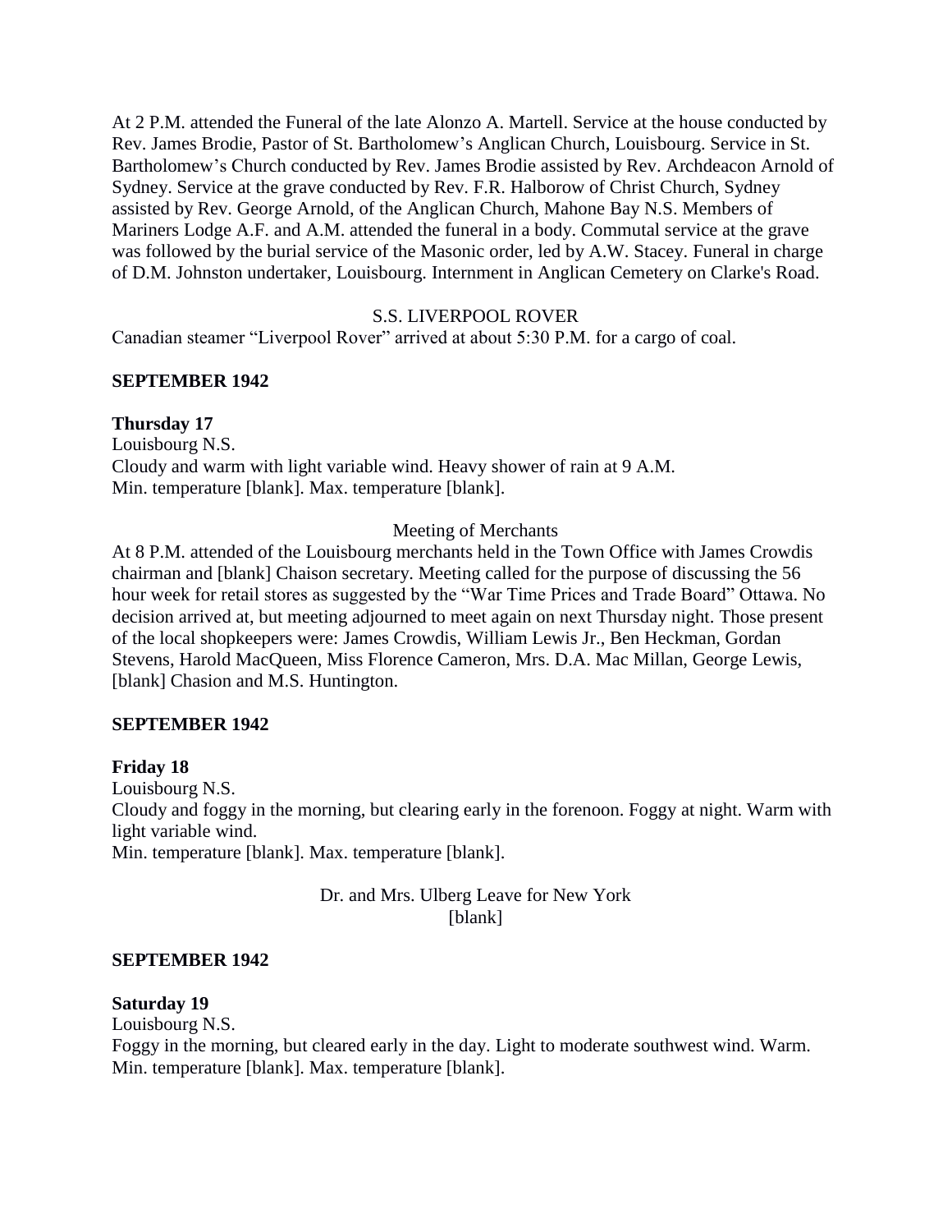At 2 P.M. attended the Funeral of the late Alonzo A. Martell. Service at the house conducted by Rev. James Brodie, Pastor of St. Bartholomew's Anglican Church, Louisbourg. Service in St. Bartholomew's Church conducted by Rev. James Brodie assisted by Rev. Archdeacon Arnold of Sydney. Service at the grave conducted by Rev. F.R. Halborow of Christ Church, Sydney assisted by Rev. George Arnold, of the Anglican Church, Mahone Bay N.S. Members of Mariners Lodge A.F. and A.M. attended the funeral in a body. Commutal service at the grave was followed by the burial service of the Masonic order, led by A.W. Stacey. Funeral in charge of D.M. Johnston undertaker, Louisbourg. Internment in Anglican Cemetery on Clarke's Road.

S.S. LIVERPOOL ROVER

Canadian steamer "Liverpool Rover" arrived at about 5:30 P.M. for a cargo of coal.

**SEPTEMBER 1942**

**Thursday 17**

Louisbourg N.S.

Cloudy and warm with light variable wind. Heavy shower of rain at 9 A.M.

Min. temperature [blank]. Max. temperature [blank].

Meeting of Merchants

At 8 P.M. attended of the Louisbourg merchants held in the Town Office with James Crowdis chairman and [blank] Chaison secretary. Meeting called for the purpose of discussing the 56 hour week for retail stores as suggested by the "War Time Prices and Trade Board" Ottawa. No decision arrived at, but meeting adjourned to meet again on next Thursday night. Those present of the local shopkeepers were: James Crowdis, William Lewis Jr., Ben Heckman, Gordan Stevens, Harold MacQueen, Miss Florence Cameron, Mrs. D.A. Mac Millan, George Lewis, [blank] Chasion and M.S. Huntington.

**SEPTEMBER 1942**

**Friday 18**

Louisbourg N.S.

Cloudy and foggy in the morning, but clearing early in the forenoon. Foggy at night. Warm with light variable wind.

Min. temperature [blank]. Max. temperature [blank].

Dr. and Mrs. Ulberg Leave for New York

[blank]

**SEPTEMBER 1942**

**Saturday 19**

Louisbourg N.S.

Foggy in the morning, but cleared early in the day. Light to moderate southwest wind. Warm.

Min. temperature [blank]. Max. temperature [blank].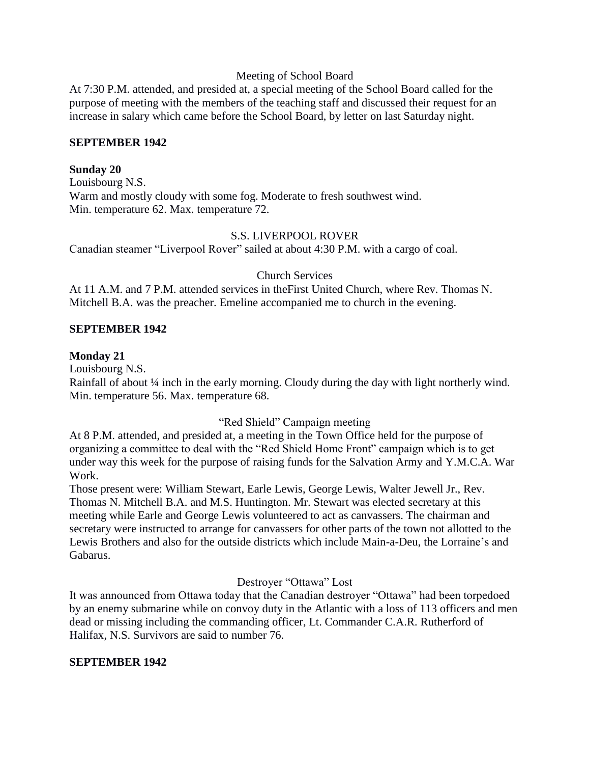Meeting of School Board

At 7:30 P.M. attended, and presided at, a special meeting of the School Board called for the purpose of meeting with the members of the teaching staff and discussed their request for an increase in salary which came before the School Board, by letter on last Saturday night.

**SEPTEMBER 1942**

**Sunday 20**

Louisbourg N.S.

Warm and mostly cloudy with some fog. Moderate to fresh southwest wind.

Min. temperature 62. Max. temperature 72.

S.S. LIVERPOOL ROVER

Canadian steamer "Liverpool Rover" sailed at about 4:30 P.M. with a cargo of coal.

Church Services

At 11 A.M. and 7 P.M. attended services in theFirst United Church, where Rev. Thomas N. Mitchell B.A. was the preacher. Emeline accompanied me to church in the evening.

**SEPTEMBER 1942**

**Monday 21**

Louisbourg N.S.

Rainfall of about ¼ inch in the early morning. Cloudy during the day with light northerly wind.

Min. temperature 56. Max. temperature 68.

"Red Shield" Campaign meeting

At 8 P.M. attended, and presided at, a meeting in the Town Office held for the purpose of organizing a committee to deal with the "Red Shield Home Front" campaign which is to get under way this week for the purpose of raising funds for the Salvation Army and Y.M.C.A. War Work.

Those present were: William Stewart, Earle Lewis, George Lewis, Walter Jewell Jr., Rev. Thomas N. Mitchell B.A. and M.S. Huntington. Mr. Stewart was elected secretary at this meeting while Earle and George Lewis volunteered to act as canvassers. The chairman and secretary were instructed to arrange for canvassers for other parts of the town not allotted to the Lewis Brothers and also for the outside districts which include Main-a-Deu, the Lorraine's and Gabarus.

Destroyer "Ottawa" Lost

It was announced from Ottawa today that the Canadian destroyer "Ottawa" had been torpedoed by an enemy submarine while on convoy duty in the Atlantic with a loss of 113 officers and men dead or missing including the commanding officer, Lt. Commander C.A.R. Rutherford of Halifax, N.S. Survivors are said to number 76.

**SEPTEMBER 1942**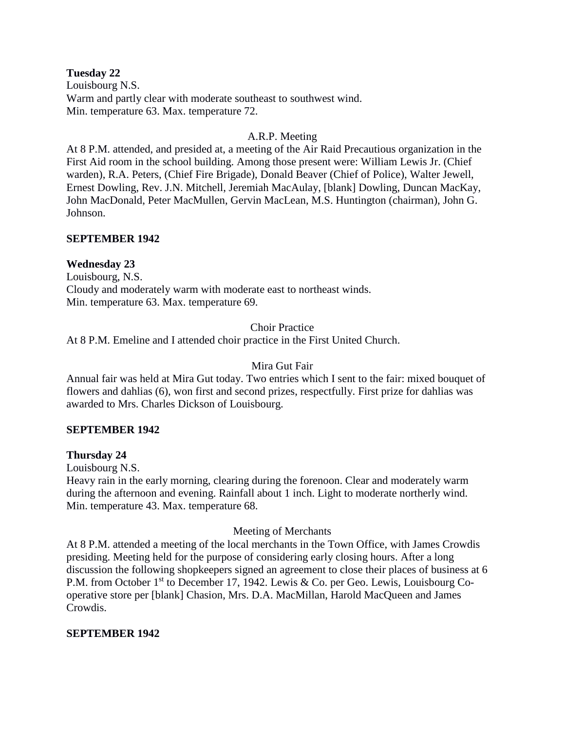**Tuesday 22**
Louisbourg N.S.
Warm and partly clear with moderate southeast to southwest wind.
Min. temperature 63. Max. temperature 72.

A.R.P. Meeting

At 8 P.M. attended, and presided at, a meeting of the Air Raid Precautious organization in the First Aid room in the school building. Among those present were: William Lewis Jr. (Chief warden), R.A. Peters, (Chief Fire Brigade), Donald Beaver (Chief of Police), Walter Jewell, Ernest Dowling, Rev. J.N. Mitchell, Jeremiah MacAulay, [blank] Dowling, Duncan MacKay, John MacDonald, Peter MacMullen, Gervin MacLean, M.S. Huntington (chairman), John G. Johnson.

**SEPTEMBER 1942**

**Wednesday 23**
Louisbourg, N.S.
Cloudy and moderately warm with moderate east to northeast winds.
Min. temperature 63. Max. temperature 69.

Choir Practice

At 8 P.M. Emeline and I attended choir practice in the First United Church.

Mira Gut Fair

Annual fair was held at Mira Gut today. Two entries which I sent to the fair: mixed bouquet of flowers and dahlias (6), won first and second prizes, respectfully. First prize for dahlias was awarded to Mrs. Charles Dickson of Louisbourg.

**SEPTEMBER 1942**

**Thursday 24**
Louisbourg N.S.
Heavy rain in the early morning, clearing during the forenoon. Clear and moderately warm during the afternoon and evening. Rainfall about 1 inch. Light to moderate northerly wind.
Min. temperature 43. Max. temperature 68.

Meeting of Merchants

At 8 P.M. attended a meeting of the local merchants in the Town Office, with James Crowdis presiding. Meeting held for the purpose of considering early closing hours. After a long discussion the following shopkeepers signed an agreement to close their places of business at 6 P.M. from October 1st to December 17, 1942. Lewis & Co. per Geo. Lewis, Louisbourg Co-operative store per [blank] Chasion, Mrs. D.A. MacMillan, Harold MacQueen and James Crowdis.

**SEPTEMBER 1942**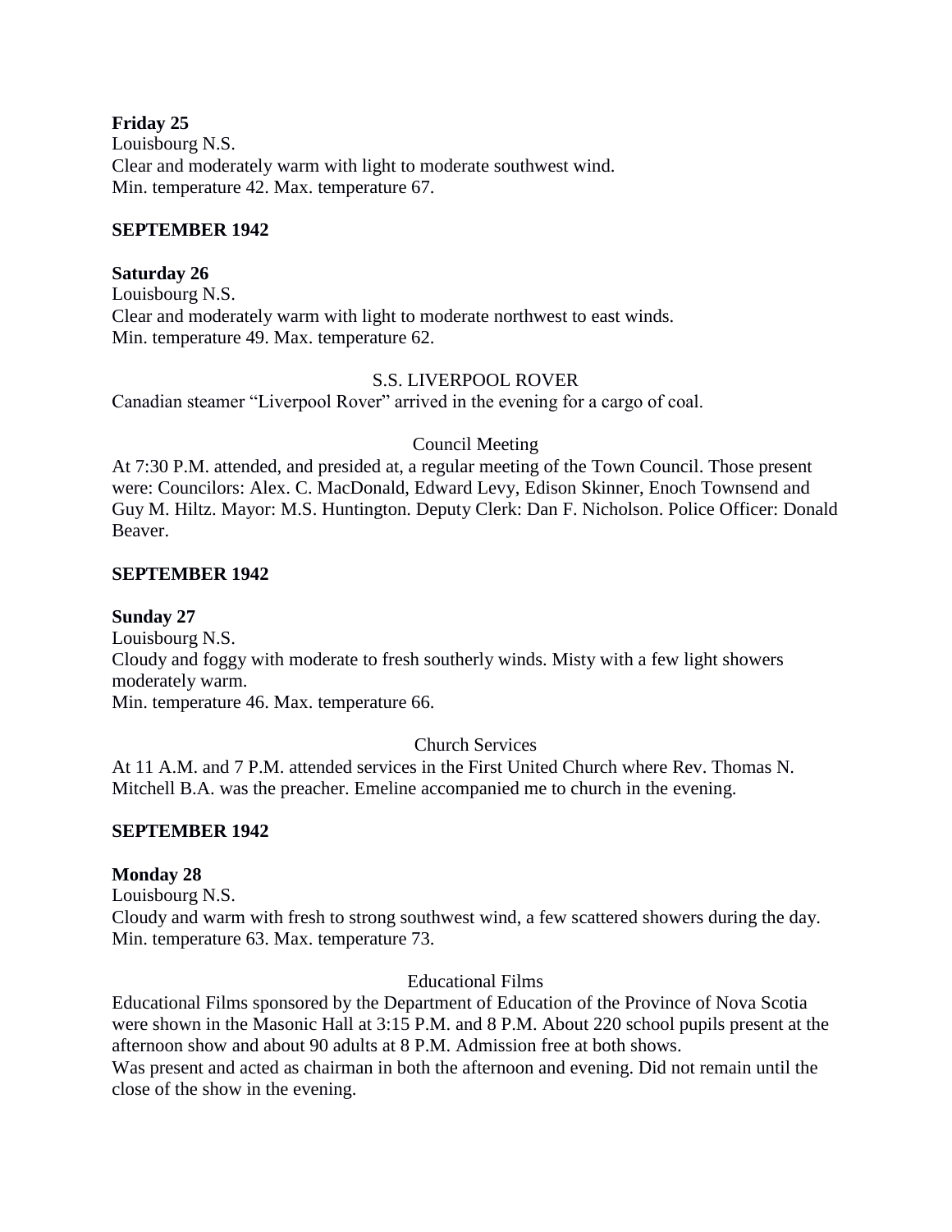**Friday 25**
Louisbourg N.S.
Clear and moderately warm with light to moderate southwest wind.
Min. temperature 42. Max. temperature 67.

**SEPTEMBER 1942**

**Saturday 26**
Louisbourg N.S.
Clear and moderately warm with light to moderate northwest to east winds.
Min. temperature 49. Max. temperature 62.

S.S. LIVERPOOL ROVER

Canadian steamer "Liverpool Rover" arrived in the evening for a cargo of coal.

Council Meeting

At 7:30 P.M. attended, and presided at, a regular meeting of the Town Council. Those present were: Councilors: Alex. C. MacDonald, Edward Levy, Edison Skinner, Enoch Townsend and Guy M. Hiltz. Mayor: M.S. Huntington. Deputy Clerk: Dan F. Nicholson. Police Officer: Donald Beaver.

**SEPTEMBER 1942**

**Sunday 27**
Louisbourg N.S.
Cloudy and foggy with moderate to fresh southerly winds. Misty with a few light showers moderately warm.
Min. temperature 46. Max. temperature 66.

Church Services

At 11 A.M. and 7 P.M. attended services in the First United Church where Rev. Thomas N. Mitchell B.A. was the preacher. Emeline accompanied me to church in the evening.

**SEPTEMBER 1942**

**Monday 28**
Louisbourg N.S.
Cloudy and warm with fresh to strong southwest wind, a few scattered showers during the day.
Min. temperature 63. Max. temperature 73.

Educational Films

Educational Films sponsored by the Department of Education of the Province of Nova Scotia were shown in the Masonic Hall at 3:15 P.M. and 8 P.M. About 220 school pupils present at the afternoon show and about 90 adults at 8 P.M. Admission free at both shows.
Was present and acted as chairman in both the afternoon and evening. Did not remain until the close of the show in the evening.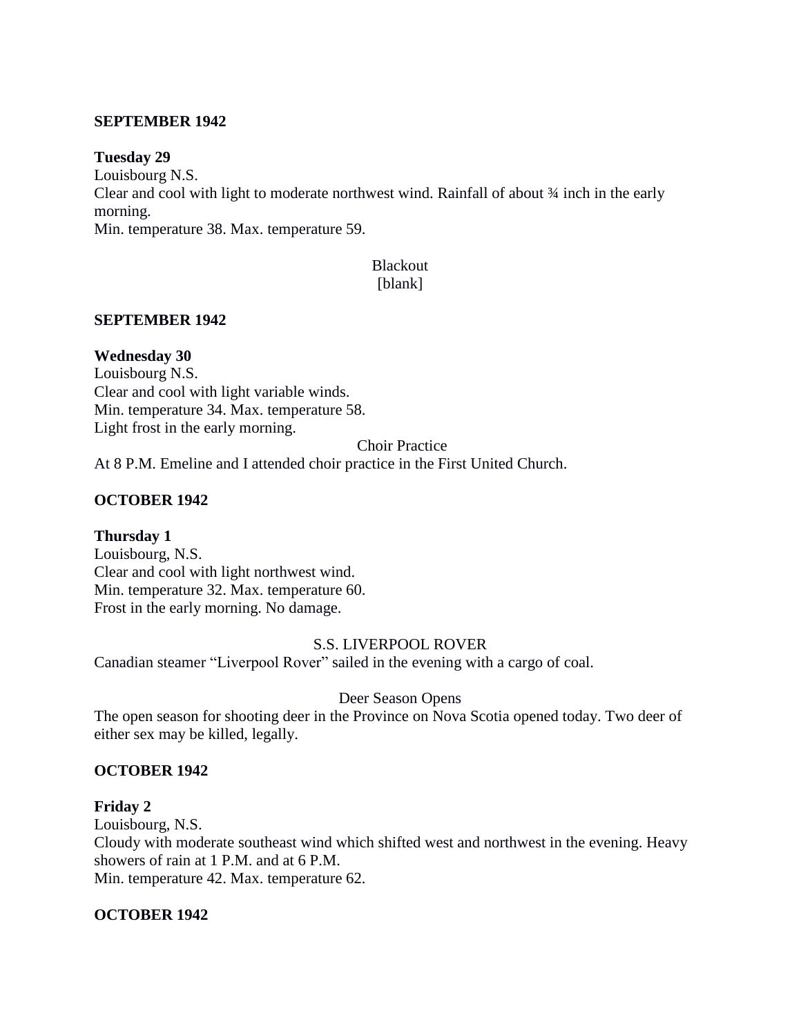**SEPTEMBER 1942**

**Tuesday 29**
Louisbourg N.S.
Clear and cool with light to moderate northwest wind. Rainfall of about ¾ inch in the early morning.
Min. temperature 38. Max. temperature 59.

Blackout
[blank]

**SEPTEMBER 1942**

**Wednesday 30**
Louisbourg N.S.
Clear and cool with light variable winds.
Min. temperature 34. Max. temperature 58.
Light frost in the early morning.

Choir Practice
At 8 P.M. Emeline and I attended choir practice in the First United Church.

**OCTOBER 1942**

**Thursday 1**
Louisbourg, N.S.
Clear and cool with light northwest wind.
Min. temperature 32. Max. temperature 60.
Frost in the early morning. No damage.

S.S. LIVERPOOL ROVER
Canadian steamer "Liverpool Rover" sailed in the evening with a cargo of coal.

Deer Season Opens
The open season for shooting deer in the Province on Nova Scotia opened today. Two deer of either sex may be killed, legally.

**OCTOBER 1942**

**Friday 2**
Louisbourg, N.S.
Cloudy with moderate southeast wind which shifted west and northwest in the evening. Heavy showers of rain at 1 P.M. and at 6 P.M.
Min. temperature 42. Max. temperature 62.

**OCTOBER 1942**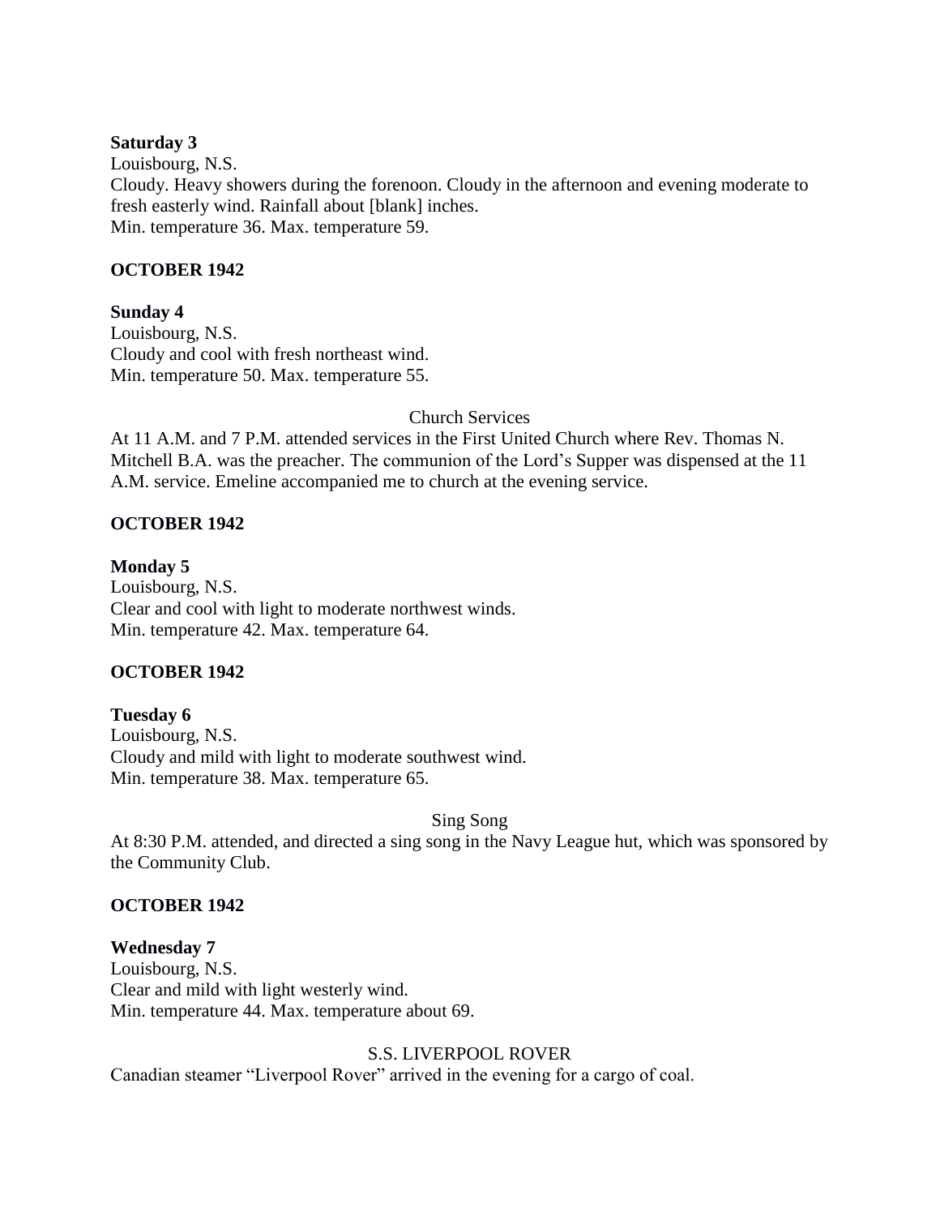**Saturday 3**
Louisbourg, N.S.
Cloudy. Heavy showers during the forenoon. Cloudy in the afternoon and evening moderate to fresh easterly wind. Rainfall about [blank] inches.
Min. temperature 36. Max. temperature 59.

**OCTOBER 1942**

**Sunday 4**
Louisbourg, N.S.
Cloudy and cool with fresh northeast wind.
Min. temperature 50. Max. temperature 55.

Church Services

At 11 A.M. and 7 P.M. attended services in the First United Church where Rev. Thomas N. Mitchell B.A. was the preacher. The communion of the Lord's Supper was dispensed at the 11 A.M. service. Emeline accompanied me to church at the evening service.

**OCTOBER 1942**

**Monday 5**
Louisbourg, N.S.
Clear and cool with light to moderate northwest winds.
Min. temperature 42. Max. temperature 64.

**OCTOBER 1942**

**Tuesday 6**
Louisbourg, N.S.
Cloudy and mild with light to moderate southwest wind.
Min. temperature 38. Max. temperature 65.

Sing Song

At 8:30 P.M. attended, and directed a sing song in the Navy League hut, which was sponsored by the Community Club.

**OCTOBER 1942**

**Wednesday 7**
Louisbourg, N.S.
Clear and mild with light westerly wind.
Min. temperature 44. Max. temperature about 69.

S.S. LIVERPOOL ROVER

Canadian steamer "Liverpool Rover" arrived in the evening for a cargo of coal.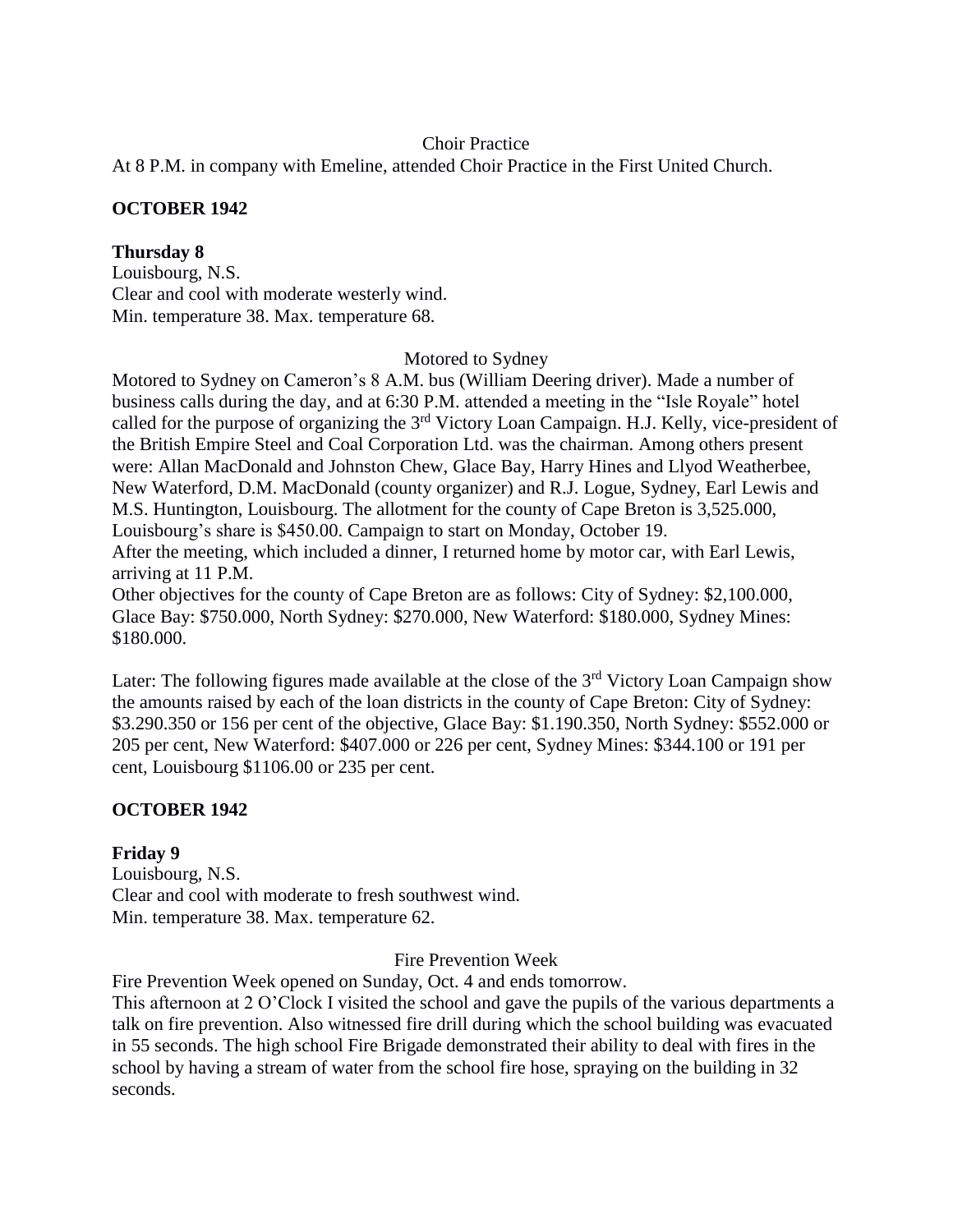Choir Practice

At 8 P.M. in company with Emeline, attended Choir Practice in the First United Church.

**OCTOBER 1942**

**Thursday 8**

Louisbourg, N.S.
Clear and cool with moderate westerly wind.
Min. temperature 38. Max. temperature 68.

Motored to Sydney

Motored to Sydney on Cameron's 8 A.M. bus (William Deering driver). Made a number of business calls during the day, and at 6:30 P.M. attended a meeting in the "Isle Royale" hotel called for the purpose of organizing the 3rd Victory Loan Campaign. H.J. Kelly, vice-president of the British Empire Steel and Coal Corporation Ltd. was the chairman. Among others present were: Allan MacDonald and Johnston Chew, Glace Bay, Harry Hines and Llyod Weatherbee, New Waterford, D.M. MacDonald (county organizer) and R.J. Logue, Sydney, Earl Lewis and M.S. Huntington, Louisbourg. The allotment for the county of Cape Breton is 3,525.000, Louisbourg's share is $450.00. Campaign to start on Monday, October 19.
After the meeting, which included a dinner, I returned home by motor car, with Earl Lewis, arriving at 11 P.M.
Other objectives for the county of Cape Breton are as follows: City of Sydney: $2,100.000, Glace Bay: $750.000, North Sydney: $270.000, New Waterford: $180.000, Sydney Mines: $180.000.

Later: The following figures made available at the close of the 3rd Victory Loan Campaign show the amounts raised by each of the loan districts in the county of Cape Breton: City of Sydney: $3.290.350 or 156 per cent of the objective, Glace Bay: $1.190.350, North Sydney: $552.000 or 205 per cent, New Waterford: $407.000 or 226 per cent, Sydney Mines: $344.100 or 191 per cent, Louisbourg $1106.00 or 235 per cent.

**OCTOBER 1942**

**Friday 9**

Louisbourg, N.S.
Clear and cool with moderate to fresh southwest wind.
Min. temperature 38. Max. temperature 62.

Fire Prevention Week

Fire Prevention Week opened on Sunday, Oct. 4 and ends tomorrow.
This afternoon at 2 O'Clock I visited the school and gave the pupils of the various departments a talk on fire prevention. Also witnessed fire drill during which the school building was evacuated in 55 seconds. The high school Fire Brigade demonstrated their ability to deal with fires in the school by having a stream of water from the school fire hose, spraying on the building in 32 seconds.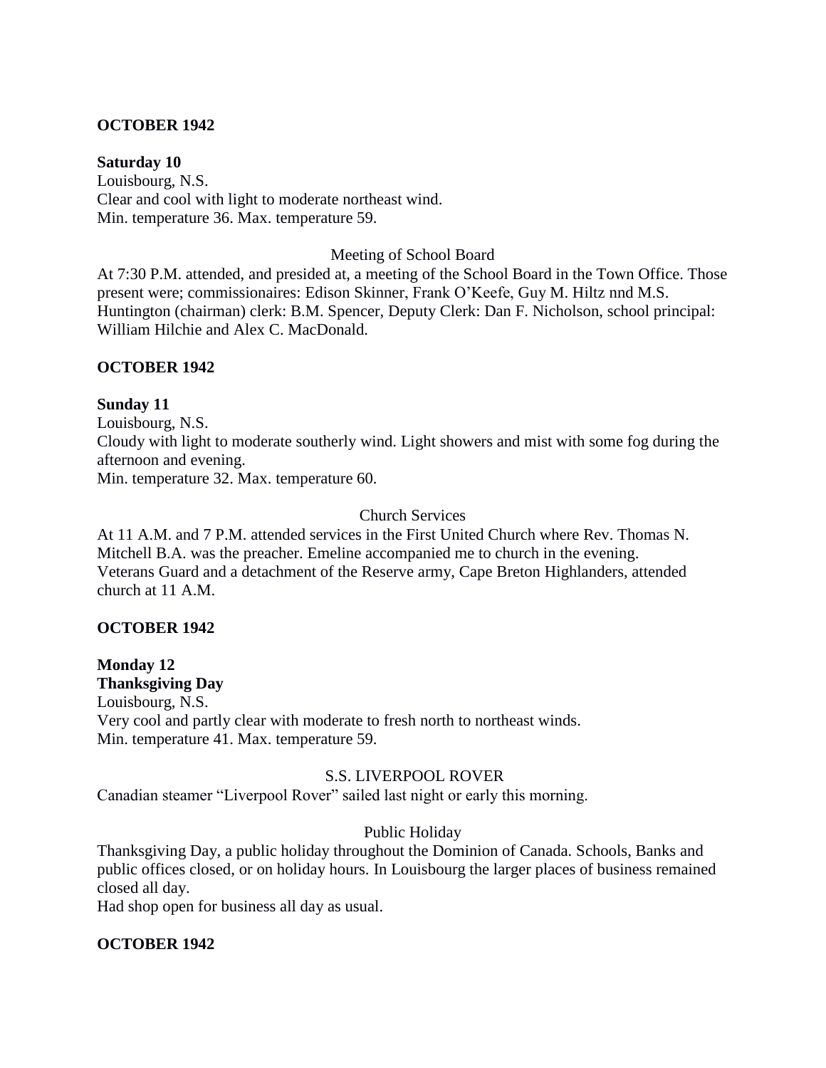**OCTOBER 1942**

**Saturday 10**
Louisbourg, N.S.
Clear and cool with light to moderate northeast wind.
Min. temperature 36. Max. temperature 59.

Meeting of School Board

At 7:30 P.M. attended, and presided at, a meeting of the School Board in the Town Office. Those present were; commissionaires: Edison Skinner, Frank O'Keefe, Guy M. Hiltz nnd M.S. Huntington (chairman) clerk: B.M. Spencer, Deputy Clerk: Dan F. Nicholson, school principal: William Hilchie and Alex C. MacDonald.

**OCTOBER 1942**

**Sunday 11**
Louisbourg, N.S.
Cloudy with light to moderate southerly wind. Light showers and mist with some fog during the afternoon and evening.
Min. temperature 32. Max. temperature 60.

Church Services

At 11 A.M. and 7 P.M. attended services in the First United Church where Rev. Thomas N. Mitchell B.A. was the preacher. Emeline accompanied me to church in the evening.
Veterans Guard and a detachment of the Reserve army, Cape Breton Highlanders, attended church at 11 A.M.

**OCTOBER 1942**

**Monday 12**
**Thanksgiving Day**
Louisbourg, N.S.
Very cool and partly clear with moderate to fresh north to northeast winds.
Min. temperature 41. Max. temperature 59.

S.S. LIVERPOOL ROVER

Canadian steamer "Liverpool Rover" sailed last night or early this morning.

Public Holiday

Thanksgiving Day, a public holiday throughout the Dominion of Canada. Schools, Banks and public offices closed, or on holiday hours. In Louisbourg the larger places of business remained closed all day.
Had shop open for business all day as usual.

**OCTOBER 1942**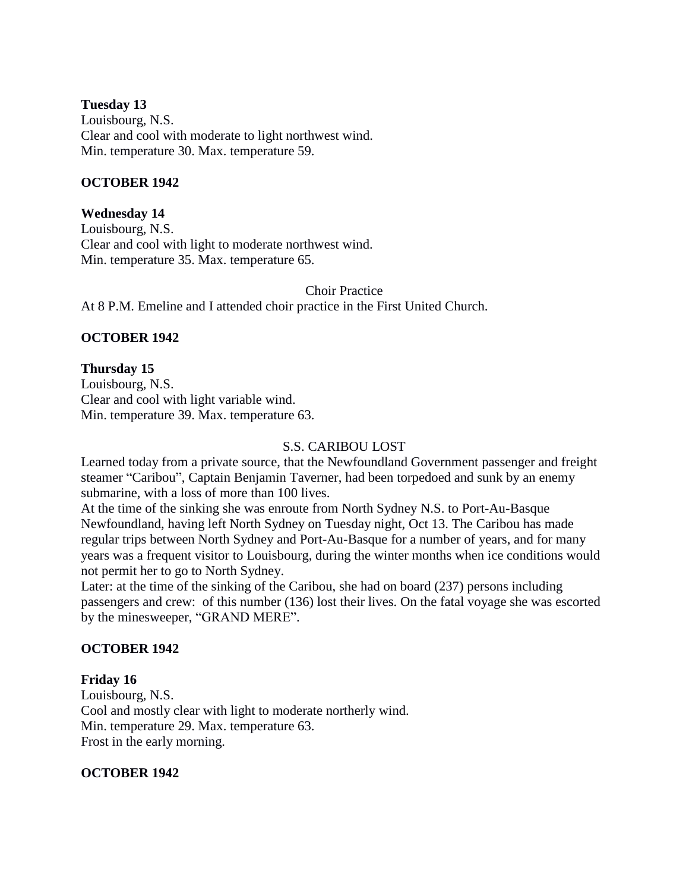**Tuesday 13**
Louisbourg, N.S.
Clear and cool with moderate to light northwest wind.
Min. temperature 30. Max. temperature 59.

**OCTOBER 1942**

**Wednesday 14**
Louisbourg, N.S.
Clear and cool with light to moderate northwest wind.
Min. temperature 35. Max. temperature 65.

Choir Practice

At 8 P.M. Emeline and I attended choir practice in the First United Church.

**OCTOBER 1942**

**Thursday 15**
Louisbourg, N.S.
Clear and cool with light variable wind.
Min. temperature 39. Max. temperature 63.

S.S. CARIBOU LOST

Learned today from a private source, that the Newfoundland Government passenger and freight steamer "Caribou", Captain Benjamin Taverner, had been torpedoed and sunk by an enemy submarine, with a loss of more than 100 lives.
At the time of the sinking she was enroute from North Sydney N.S. to Port-Au-Basque Newfoundland, having left North Sydney on Tuesday night, Oct 13. The Caribou has made regular trips between North Sydney and Port-Au-Basque for a number of years, and for many years was a frequent visitor to Louisbourg, during the winter months when ice conditions would not permit her to go to North Sydney.
Later: at the time of the sinking of the Caribou, she had on board (237) persons including passengers and crew: of this number (136) lost their lives. On the fatal voyage she was escorted by the minesweeper, "GRAND MERE".

**OCTOBER 1942**

**Friday 16**
Louisbourg, N.S.
Cool and mostly clear with light to moderate northerly wind.
Min. temperature 29. Max. temperature 63.
Frost in the early morning.

**OCTOBER 1942**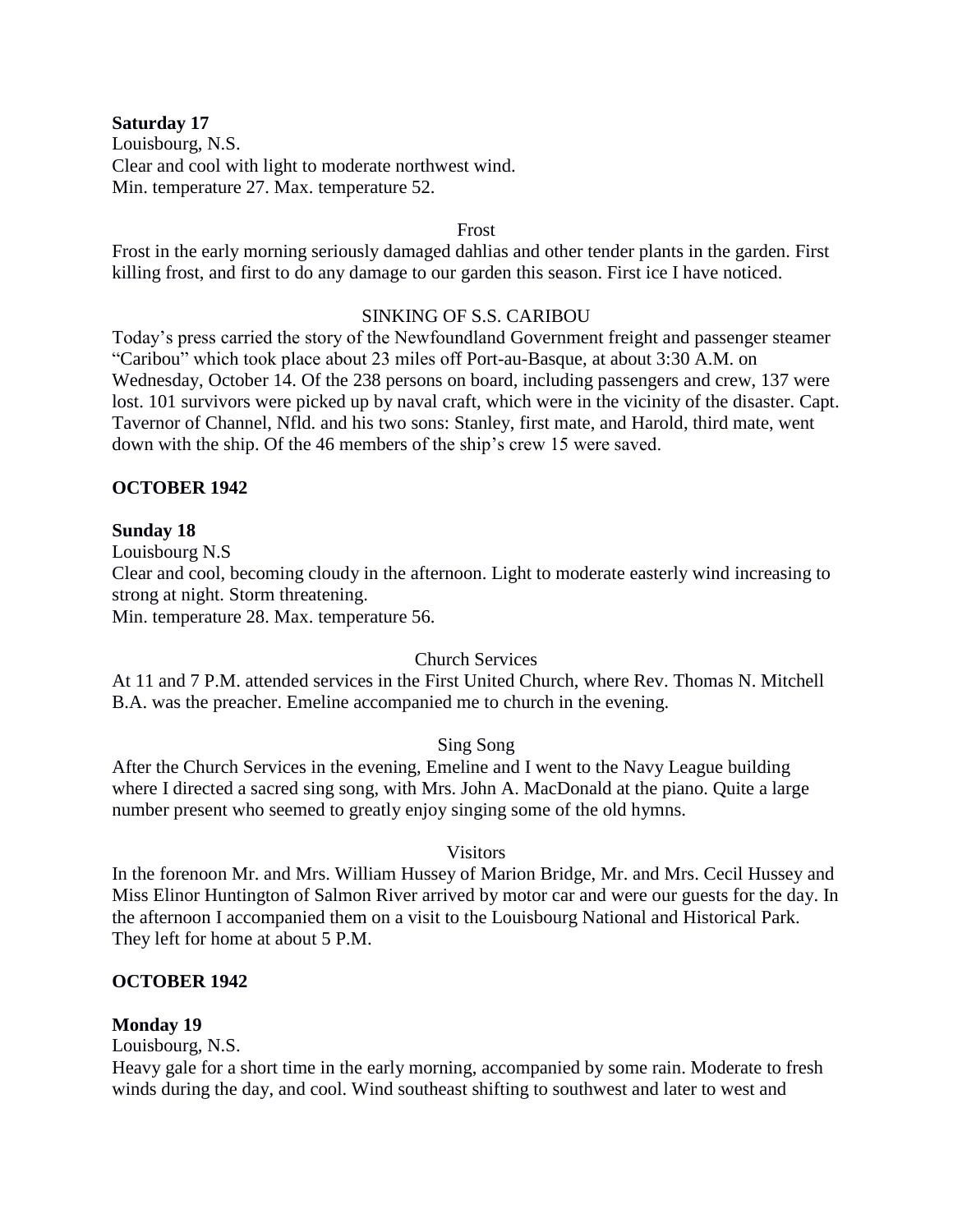**Saturday 17**
Louisbourg, N.S.
Clear and cool with light to moderate northwest wind.
Min. temperature 27. Max. temperature 52.

Frost

Frost in the early morning seriously damaged dahlias and other tender plants in the garden. First killing frost, and first to do any damage to our garden this season. First ice I have noticed.

SINKING OF S.S. CARIBOU

Today's press carried the story of the Newfoundland Government freight and passenger steamer "Caribou" which took place about 23 miles off Port-au-Basque, at about 3:30 A.M. on Wednesday, October 14. Of the 238 persons on board, including passengers and crew, 137 were lost. 101 survivors were picked up by naval craft, which were in the vicinity of the disaster. Capt. Tavernor of Channel, Nfld. and his two sons: Stanley, first mate, and Harold, third mate, went down with the ship. Of the 46 members of the ship's crew 15 were saved.

**OCTOBER 1942**

**Sunday 18**
Louisbourg N.S
Clear and cool, becoming cloudy in the afternoon. Light to moderate easterly wind increasing to strong at night. Storm threatening.
Min. temperature 28. Max. temperature 56.

Church Services

At 11 and 7 P.M. attended services in the First United Church, where Rev. Thomas N. Mitchell B.A. was the preacher. Emeline accompanied me to church in the evening.

Sing Song

After the Church Services in the evening, Emeline and I went to the Navy League building where I directed a sacred sing song, with Mrs. John A. MacDonald at the piano. Quite a large number present who seemed to greatly enjoy singing some of the old hymns.

Visitors

In the forenoon Mr. and Mrs. William Hussey of Marion Bridge, Mr. and Mrs. Cecil Hussey and Miss Elinor Huntington of Salmon River arrived by motor car and were our guests for the day. In the afternoon I accompanied them on a visit to the Louisbourg National and Historical Park. They left for home at about 5 P.M.

**OCTOBER 1942**

**Monday 19**
Louisbourg, N.S.
Heavy gale for a short time in the early morning, accompanied by some rain. Moderate to fresh winds during the day, and cool. Wind southeast shifting to southwest and later to west and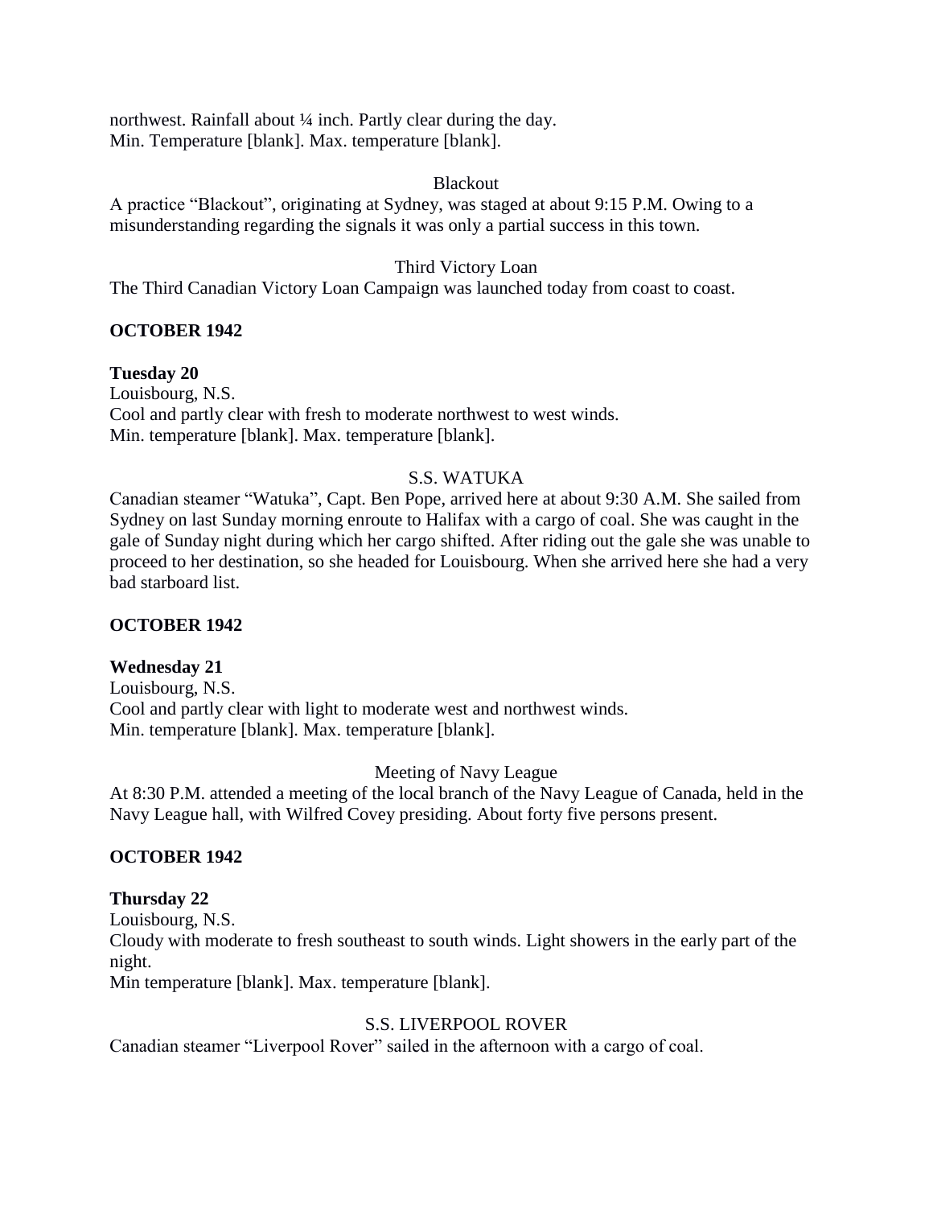northwest. Rainfall about ¼ inch. Partly clear during the day.
Min. Temperature [blank]. Max. temperature [blank].

Blackout

A practice "Blackout", originating at Sydney, was staged at about 9:15 P.M. Owing to a misunderstanding regarding the signals it was only a partial success in this town.

Third Victory Loan

The Third Canadian Victory Loan Campaign was launched today from coast to coast.

**OCTOBER 1942**

**Tuesday 20**
Louisbourg, N.S.
Cool and partly clear with fresh to moderate northwest to west winds.
Min. temperature [blank]. Max. temperature [blank].

S.S. WATUKA

Canadian steamer "Watuka", Capt. Ben Pope, arrived here at about 9:30 A.M. She sailed from Sydney on last Sunday morning enroute to Halifax with a cargo of coal. She was caught in the gale of Sunday night during which her cargo shifted. After riding out the gale she was unable to proceed to her destination, so she headed for Louisbourg. When she arrived here she had a very bad starboard list.

**OCTOBER 1942**

**Wednesday 21**
Louisbourg, N.S.
Cool and partly clear with light to moderate west and northwest winds.
Min. temperature [blank]. Max. temperature [blank].

Meeting of Navy League

At 8:30 P.M. attended a meeting of the local branch of the Navy League of Canada, held in the Navy League hall, with Wilfred Covey presiding. About forty five persons present.

**OCTOBER 1942**

**Thursday 22**
Louisbourg, N.S.
Cloudy with moderate to fresh southeast to south winds. Light showers in the early part of the night.
Min temperature [blank]. Max. temperature [blank].

S.S. LIVERPOOL ROVER

Canadian steamer "Liverpool Rover" sailed in the afternoon with a cargo of coal.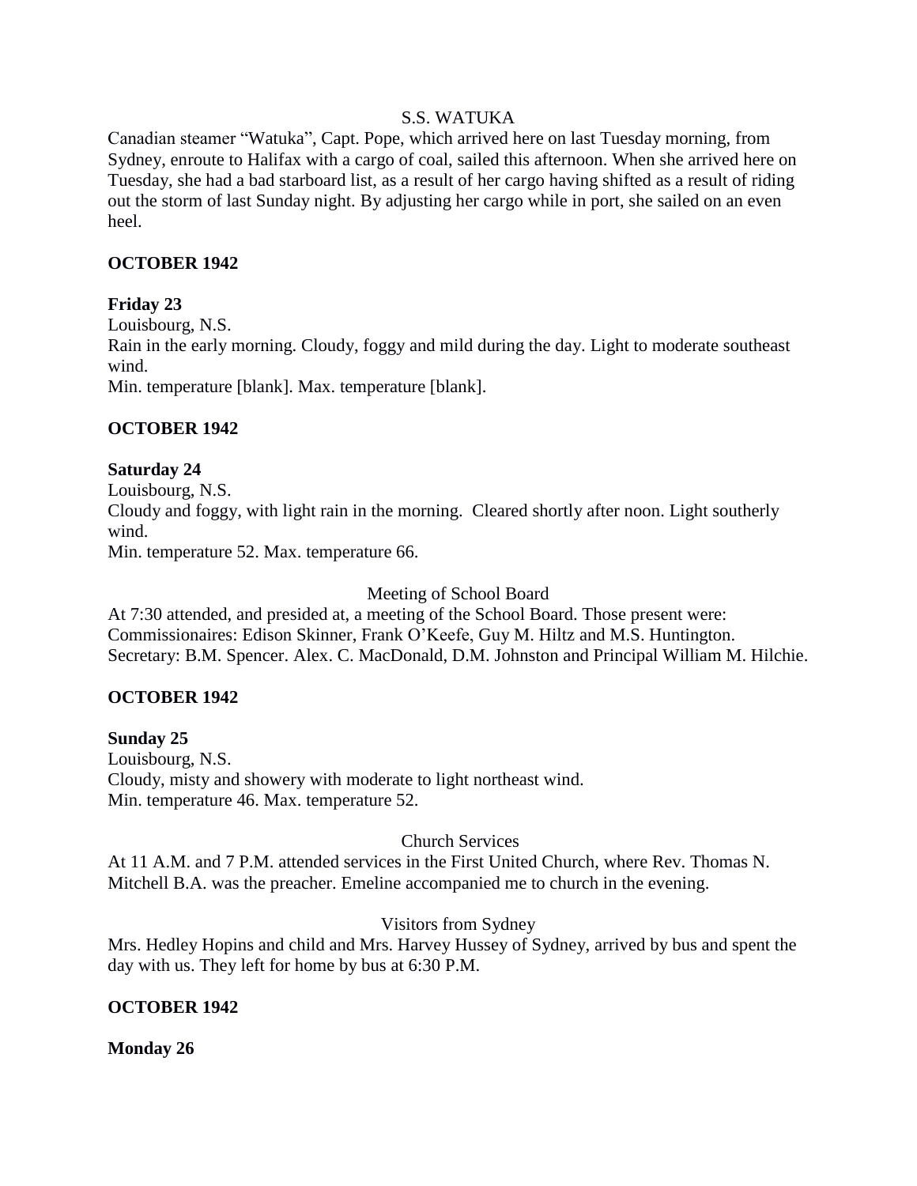S.S. WATUKA

Canadian steamer "Watuka", Capt. Pope, which arrived here on last Tuesday morning, from Sydney, enroute to Halifax with a cargo of coal, sailed this afternoon. When she arrived here on Tuesday, she had a bad starboard list, as a result of her cargo having shifted as a result of riding out the storm of last Sunday night. By adjusting her cargo while in port, she sailed on an even heel.

**OCTOBER 1942**

**Friday 23**

Louisbourg, N.S.

Rain in the early morning. Cloudy, foggy and mild during the day. Light to moderate southeast wind.

Min. temperature [blank]. Max. temperature [blank].

**OCTOBER 1942**

**Saturday 24**

Louisbourg, N.S.

Cloudy and foggy, with light rain in the morning. Cleared shortly after noon. Light southerly wind.

Min. temperature 52. Max. temperature 66.

Meeting of School Board

At 7:30 attended, and presided at, a meeting of the School Board. Those present were: Commissionaires: Edison Skinner, Frank O'Keefe, Guy M. Hiltz and M.S. Huntington. Secretary: B.M. Spencer. Alex. C. MacDonald, D.M. Johnston and Principal William M. Hilchie.

**OCTOBER 1942**

**Sunday 25**

Louisbourg, N.S.

Cloudy, misty and showery with moderate to light northeast wind.

Min. temperature 46. Max. temperature 52.

Church Services

At 11 A.M. and 7 P.M. attended services in the First United Church, where Rev. Thomas N. Mitchell B.A. was the preacher. Emeline accompanied me to church in the evening.

Visitors from Sydney

Mrs. Hedley Hopins and child and Mrs. Harvey Hussey of Sydney, arrived by bus and spent the day with us. They left for home by bus at 6:30 P.M.

**OCTOBER 1942**

**Monday 26**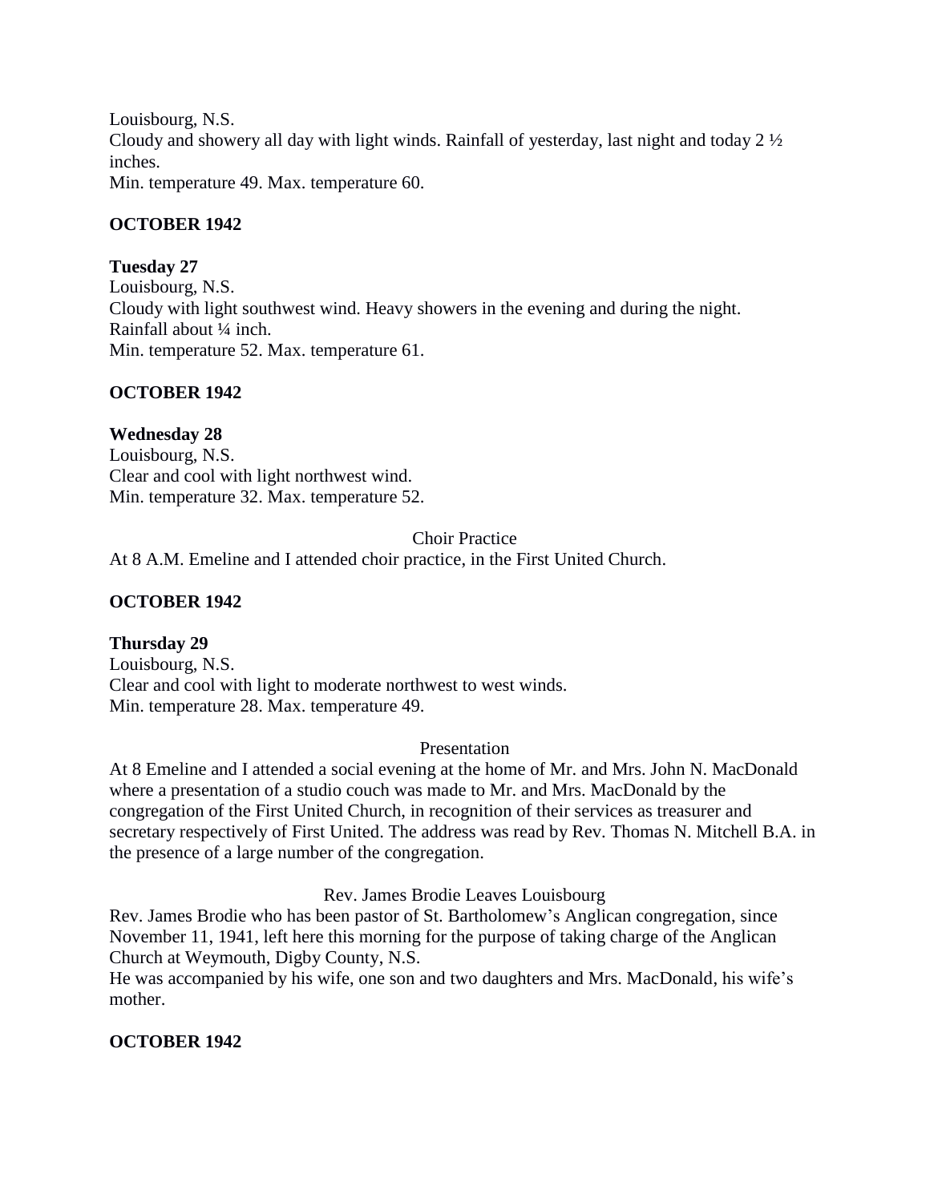Louisbourg, N.S.
Cloudy and showery all day with light winds. Rainfall of yesterday, last night and today 2 ½ inches.
Min. temperature 49. Max. temperature 60.

**OCTOBER 1942**

**Tuesday 27**
Louisbourg, N.S.
Cloudy with light southwest wind. Heavy showers in the evening and during the night. Rainfall about ¼ inch.
Min. temperature 52. Max. temperature 61.

**OCTOBER 1942**

**Wednesday 28**
Louisbourg, N.S.
Clear and cool with light northwest wind.
Min. temperature 32. Max. temperature 52.

Choir Practice

At 8 A.M. Emeline and I attended choir practice, in the First United Church.

**OCTOBER 1942**

**Thursday 29**
Louisbourg, N.S.
Clear and cool with light to moderate northwest to west winds.
Min. temperature 28. Max. temperature 49.

Presentation

At 8 Emeline and I attended a social evening at the home of Mr. and Mrs. John N. MacDonald where a presentation of a studio couch was made to Mr. and Mrs. MacDonald by the congregation of the First United Church, in recognition of their services as treasurer and secretary respectively of First United. The address was read by Rev. Thomas N. Mitchell B.A. in the presence of a large number of the congregation.

Rev. James Brodie Leaves Louisbourg

Rev. James Brodie who has been pastor of St. Bartholomew's Anglican congregation, since November 11, 1941, left here this morning for the purpose of taking charge of the Anglican Church at Weymouth, Digby County, N.S.
He was accompanied by his wife, one son and two daughters and Mrs. MacDonald, his wife's mother.

**OCTOBER 1942**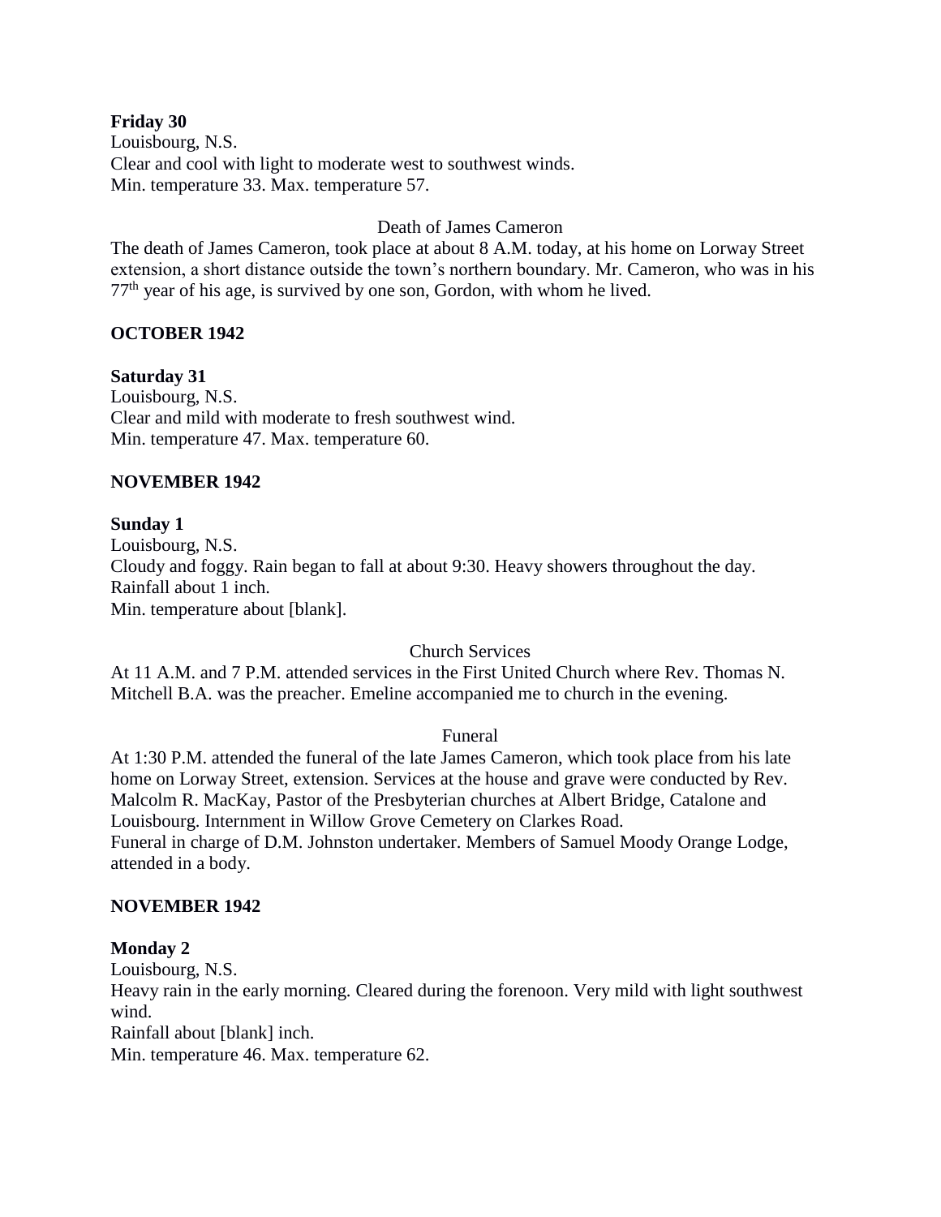**Friday 30**
Louisbourg, N.S.
Clear and cool with light to moderate west to southwest winds.
Min. temperature 33. Max. temperature 57.

Death of James Cameron

The death of James Cameron, took place at about 8 A.M. today, at his home on Lorway Street extension, a short distance outside the town's northern boundary. Mr. Cameron, who was in his 77th year of his age, is survived by one son, Gordon, with whom he lived.

**OCTOBER 1942**

**Saturday 31**
Louisbourg, N.S.
Clear and mild with moderate to fresh southwest wind.
Min. temperature 47. Max. temperature 60.

**NOVEMBER 1942**

**Sunday 1**
Louisbourg, N.S.
Cloudy and foggy. Rain began to fall at about 9:30. Heavy showers throughout the day.
Rainfall about 1 inch.
Min. temperature about [blank].

Church Services

At 11 A.M. and 7 P.M. attended services in the First United Church where Rev. Thomas N. Mitchell B.A. was the preacher. Emeline accompanied me to church in the evening.

Funeral

At 1:30 P.M. attended the funeral of the late James Cameron, which took place from his late home on Lorway Street, extension. Services at the house and grave were conducted by Rev. Malcolm R. MacKay, Pastor of the Presbyterian churches at Albert Bridge, Catalone and Louisbourg. Internment in Willow Grove Cemetery on Clarkes Road.
Funeral in charge of D.M. Johnston undertaker. Members of Samuel Moody Orange Lodge, attended in a body.

**NOVEMBER 1942**

**Monday 2**
Louisbourg, N.S.
Heavy rain in the early morning. Cleared during the forenoon. Very mild with light southwest wind.
Rainfall about [blank] inch.
Min. temperature 46. Max. temperature 62.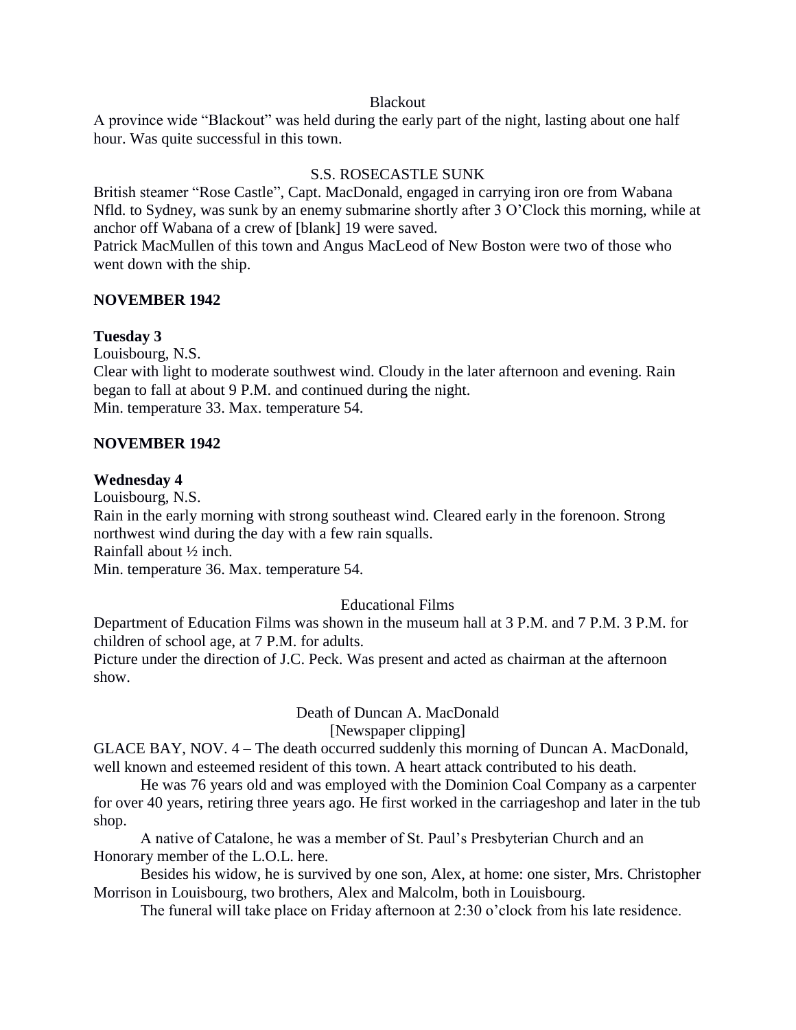Blackout

A province wide "Blackout" was held during the early part of the night, lasting about one half hour. Was quite successful in this town.

S.S. ROSECASTLE SUNK

British steamer "Rose Castle", Capt. MacDonald, engaged in carrying iron ore from Wabana Nfld. to Sydney, was sunk by an enemy submarine shortly after 3 O'Clock this morning, while at anchor off Wabana of a crew of [blank] 19 were saved.

Patrick MacMullen of this town and Angus MacLeod of New Boston were two of those who went down with the ship.

**NOVEMBER 1942**

**Tuesday 3**

Louisbourg, N.S.

Clear with light to moderate southwest wind. Cloudy in the later afternoon and evening. Rain began to fall at about 9 P.M. and continued during the night.

Min. temperature 33. Max. temperature 54.

**NOVEMBER 1942**

**Wednesday 4**

Louisbourg, N.S.

Rain in the early morning with strong southeast wind. Cleared early in the forenoon. Strong northwest wind during the day with a few rain squalls.

Rainfall about ½ inch.

Min. temperature 36. Max. temperature 54.

Educational Films

Department of Education Films was shown in the museum hall at 3 P.M. and 7 P.M. 3 P.M. for children of school age, at 7 P.M. for adults.

Picture under the direction of J.C. Peck. Was present and acted as chairman at the afternoon show.

Death of Duncan A. MacDonald

[Newspaper clipping]

GLACE BAY, NOV. 4 – The death occurred suddenly this morning of Duncan A. MacDonald, well known and esteemed resident of this town. A heart attack contributed to his death.

He was 76 years old and was employed with the Dominion Coal Company as a carpenter for over 40 years, retiring three years ago. He first worked in the carriageshop and later in the tub shop.

A native of Catalone, he was a member of St. Paul's Presbyterian Church and an Honorary member of the L.O.L. here.

Besides his widow, he is survived by one son, Alex, at home: one sister, Mrs. Christopher Morrison in Louisbourg, two brothers, Alex and Malcolm, both in Louisbourg.

The funeral will take place on Friday afternoon at 2:30 o'clock from his late residence.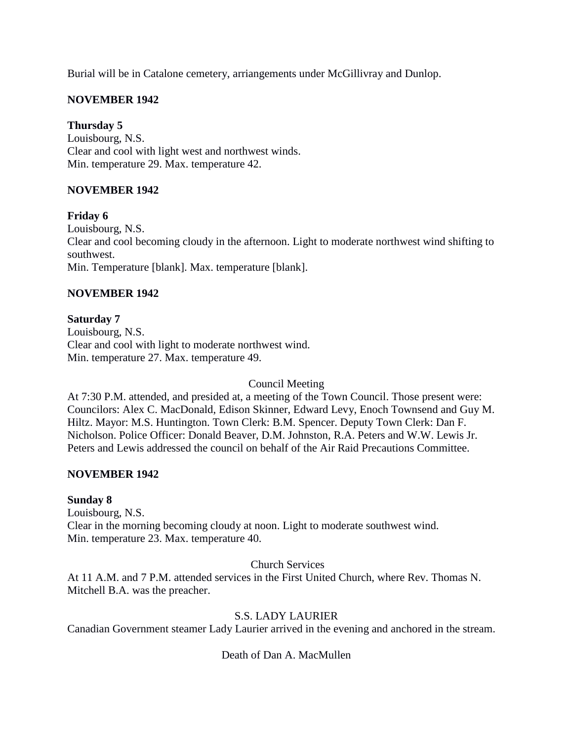Burial will be in Catalone cemetery, arriangements under McGillivray and Dunlop.

**NOVEMBER 1942**

**Thursday 5**
Louisbourg, N.S.
Clear and cool with light west and northwest winds.
Min. temperature 29. Max. temperature 42.

**NOVEMBER 1942**

**Friday 6**
Louisbourg, N.S.
Clear and cool becoming cloudy in the afternoon. Light to moderate northwest wind shifting to southwest.
Min. Temperature [blank]. Max. temperature [blank].

**NOVEMBER 1942**

**Saturday 7**
Louisbourg, N.S.
Clear and cool with light to moderate northwest wind.
Min. temperature 27. Max. temperature 49.

Council Meeting

At 7:30 P.M. attended, and presided at, a meeting of the Town Council. Those present were: Councilors: Alex C. MacDonald, Edison Skinner, Edward Levy, Enoch Townsend and Guy M. Hiltz. Mayor: M.S. Huntington. Town Clerk: B.M. Spencer. Deputy Town Clerk: Dan F. Nicholson. Police Officer: Donald Beaver, D.M. Johnston, R.A. Peters and W.W. Lewis Jr. Peters and Lewis addressed the council on behalf of the Air Raid Precautions Committee.

**NOVEMBER 1942**

**Sunday 8**
Louisbourg, N.S.
Clear in the morning becoming cloudy at noon. Light to moderate southwest wind.
Min. temperature 23. Max. temperature 40.

Church Services

At 11 A.M. and 7 P.M. attended services in the First United Church, where Rev. Thomas N. Mitchell B.A. was the preacher.

S.S. LADY LAURIER

Canadian Government steamer Lady Laurier arrived in the evening and anchored in the stream.

Death of Dan A. MacMullen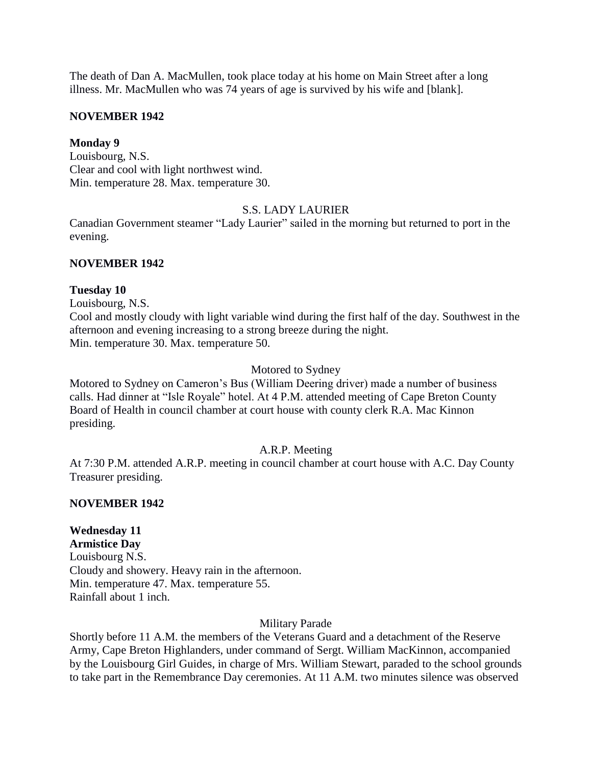The death of Dan A. MacMullen, took place today at his home on Main Street after a long illness. Mr. MacMullen who was 74 years of age is survived by his wife and [blank].

**NOVEMBER 1942**

**Monday 9**
Louisbourg, N.S.
Clear and cool with light northwest wind.
Min. temperature 28. Max. temperature 30.

S.S. LADY LAURIER

Canadian Government steamer "Lady Laurier" sailed in the morning but returned to port in the evening.

**NOVEMBER 1942**

**Tuesday 10**
Louisbourg, N.S.
Cool and mostly cloudy with light variable wind during the first half of the day. Southwest in the afternoon and evening increasing to a strong breeze during the night.
Min. temperature 30. Max. temperature 50.

Motored to Sydney

Motored to Sydney on Cameron's Bus (William Deering driver) made a number of business calls. Had dinner at "Isle Royale" hotel. At 4 P.M. attended meeting of Cape Breton County Board of Health in council chamber at court house with county clerk R.A. Mac Kinnon presiding.

A.R.P. Meeting

At 7:30 P.M. attended A.R.P. meeting in council chamber at court house with A.C. Day County Treasurer presiding.

**NOVEMBER 1942**

**Wednesday 11**
**Armistice Day**
Louisbourg N.S.
Cloudy and showery. Heavy rain in the afternoon.
Min. temperature 47. Max. temperature 55.
Rainfall about 1 inch.

Military Parade

Shortly before 11 A.M. the members of the Veterans Guard and a detachment of the Reserve Army, Cape Breton Highlanders, under command of Sergt. William MacKinnon, accompanied by the Louisbourg Girl Guides, in charge of Mrs. William Stewart, paraded to the school grounds to take part in the Remembrance Day ceremonies. At 11 A.M. two minutes silence was observed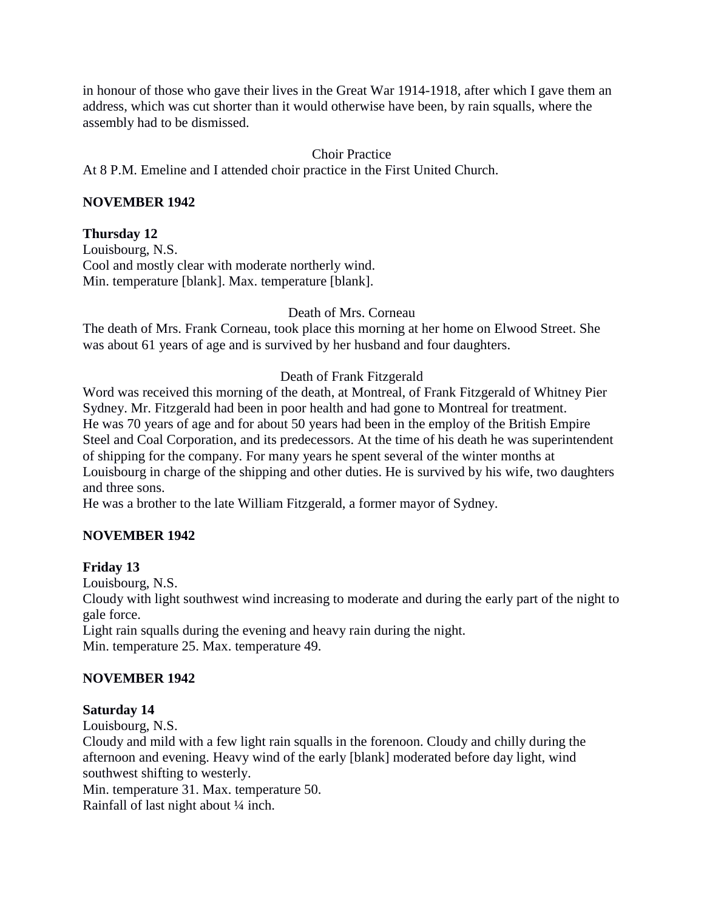in honour of those who gave their lives in the Great War 1914-1918, after which I gave them an address, which was cut shorter than it would otherwise have been, by rain squalls, where the assembly had to be dismissed.

Choir Practice

At 8 P.M. Emeline and I attended choir practice in the First United Church.

**NOVEMBER 1942**

**Thursday 12**

Louisbourg, N.S.
Cool and mostly clear with moderate northerly wind.
Min. temperature [blank]. Max. temperature [blank].

Death of Mrs. Corneau

The death of Mrs. Frank Corneau, took place this morning at her home on Elwood Street. She was about 61 years of age and is survived by her husband and four daughters.

Death of Frank Fitzgerald

Word was received this morning of the death, at Montreal, of Frank Fitzgerald of Whitney Pier Sydney. Mr. Fitzgerald had been in poor health and had gone to Montreal for treatment.
He was 70 years of age and for about 50 years had been in the employ of the British Empire Steel and Coal Corporation, and its predecessors. At the time of his death he was superintendent of shipping for the company. For many years he spent several of the winter months at Louisbourg in charge of the shipping and other duties. He is survived by his wife, two daughters and three sons.
He was a brother to the late William Fitzgerald, a former mayor of Sydney.

**NOVEMBER 1942**

**Friday 13**

Louisbourg, N.S.
Cloudy with light southwest wind increasing to moderate and during the early part of the night to gale force.
Light rain squalls during the evening and heavy rain during the night.
Min. temperature 25. Max. temperature 49.

**NOVEMBER 1942**

**Saturday 14**

Louisbourg, N.S.
Cloudy and mild with a few light rain squalls in the forenoon. Cloudy and chilly during the afternoon and evening. Heavy wind of the early [blank] moderated before day light, wind southwest shifting to westerly.
Min. temperature 31. Max. temperature 50.
Rainfall of last night about ¼ inch.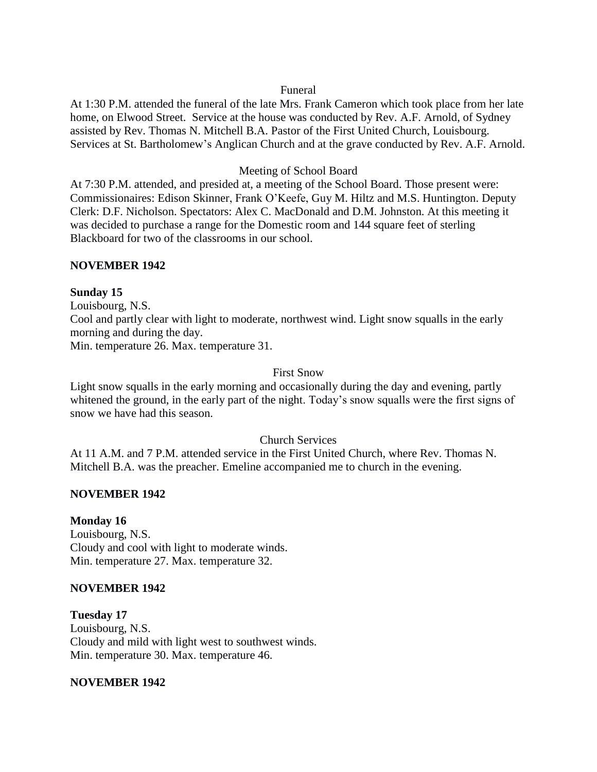Funeral

At 1:30 P.M. attended the funeral of the late Mrs. Frank Cameron which took place from her late home, on Elwood Street. Service at the house was conducted by Rev. A.F. Arnold, of Sydney assisted by Rev. Thomas N. Mitchell B.A. Pastor of the First United Church, Louisbourg. Services at St. Bartholomew's Anglican Church and at the grave conducted by Rev. A.F. Arnold.

Meeting of School Board

At 7:30 P.M. attended, and presided at, a meeting of the School Board. Those present were: Commissionaires: Edison Skinner, Frank O'Keefe, Guy M. Hiltz and M.S. Huntington. Deputy Clerk: D.F. Nicholson. Spectators: Alex C. MacDonald and D.M. Johnston. At this meeting it was decided to purchase a range for the Domestic room and 144 square feet of sterling Blackboard for two of the classrooms in our school.

**NOVEMBER 1942**

**Sunday 15**

Louisbourg, N.S.

Cool and partly clear with light to moderate, northwest wind. Light snow squalls in the early morning and during the day.

Min. temperature 26. Max. temperature 31.

First Snow

Light snow squalls in the early morning and occasionally during the day and evening, partly whitened the ground, in the early part of the night. Today's snow squalls were the first signs of snow we have had this season.

Church Services

At 11 A.M. and 7 P.M. attended service in the First United Church, where Rev. Thomas N. Mitchell B.A. was the preacher. Emeline accompanied me to church in the evening.

**NOVEMBER 1942**

**Monday 16**

Louisbourg, N.S.

Cloudy and cool with light to moderate winds.

Min. temperature 27. Max. temperature 32.

**NOVEMBER 1942**

**Tuesday 17**

Louisbourg, N.S.

Cloudy and mild with light west to southwest winds.

Min. temperature 30. Max. temperature 46.

**NOVEMBER 1942**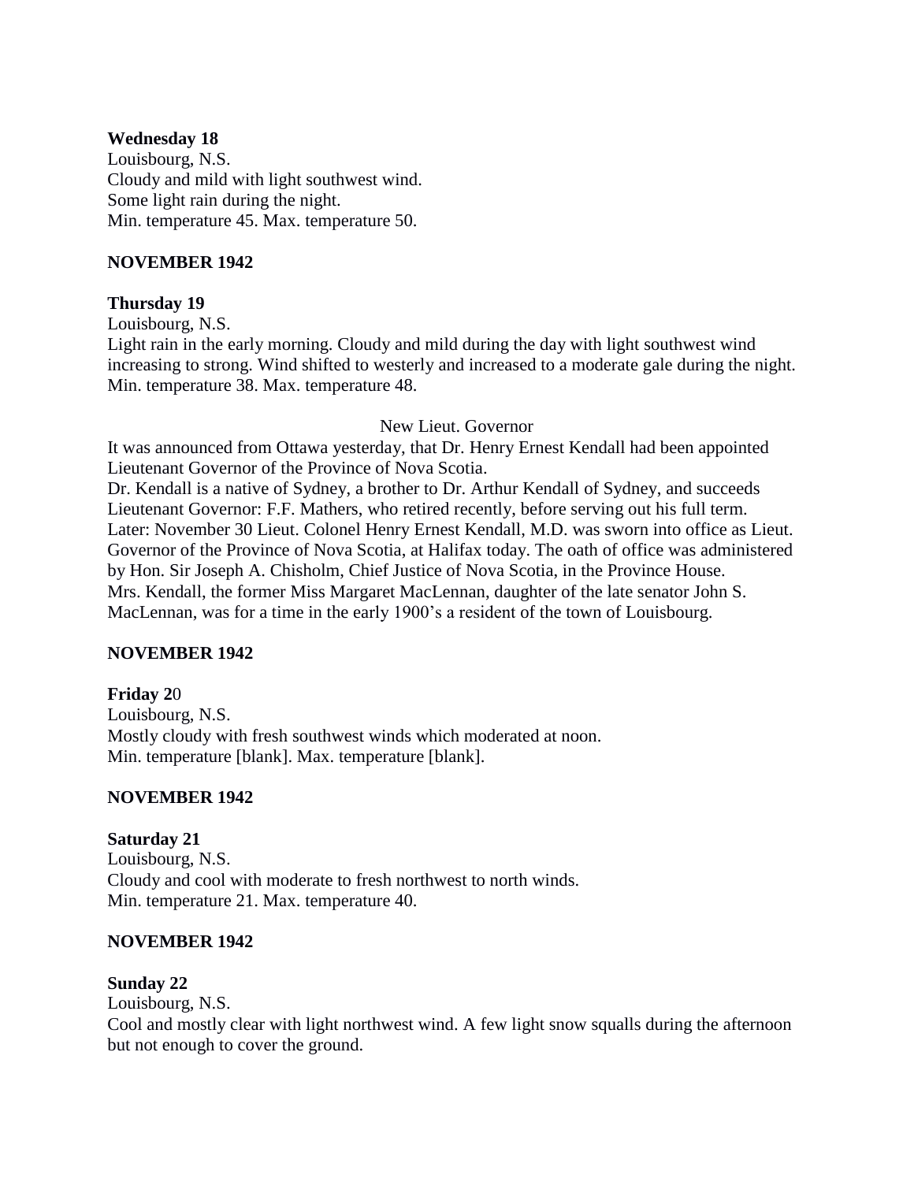**Wednesday 18**
Louisbourg, N.S.
Cloudy and mild with light southwest wind.
Some light rain during the night.
Min. temperature 45. Max. temperature 50.

**NOVEMBER 1942**

**Thursday 19**
Louisbourg, N.S.
Light rain in the early morning. Cloudy and mild during the day with light southwest wind increasing to strong. Wind shifted to westerly and increased to a moderate gale during the night.
Min. temperature 38. Max. temperature 48.

New Lieut. Governor

It was announced from Ottawa yesterday, that Dr. Henry Ernest Kendall had been appointed Lieutenant Governor of the Province of Nova Scotia.
Dr. Kendall is a native of Sydney, a brother to Dr. Arthur Kendall of Sydney, and succeeds Lieutenant Governor: F.F. Mathers, who retired recently, before serving out his full term.
Later: November 30 Lieut. Colonel Henry Ernest Kendall, M.D. was sworn into office as Lieut. Governor of the Province of Nova Scotia, at Halifax today. The oath of office was administered by Hon. Sir Joseph A. Chisholm, Chief Justice of Nova Scotia, in the Province House.
Mrs. Kendall, the former Miss Margaret MacLennan, daughter of the late senator John S. MacLennan, was for a time in the early 1900's a resident of the town of Louisbourg.

**NOVEMBER 1942**

**Friday 20**
Louisbourg, N.S.
Mostly cloudy with fresh southwest winds which moderated at noon.
Min. temperature [blank]. Max. temperature [blank].

**NOVEMBER 1942**

**Saturday 21**
Louisbourg, N.S.
Cloudy and cool with moderate to fresh northwest to north winds.
Min. temperature 21. Max. temperature 40.

**NOVEMBER 1942**

**Sunday 22**
Louisbourg, N.S.
Cool and mostly clear with light northwest wind. A few light snow squalls during the afternoon but not enough to cover the ground.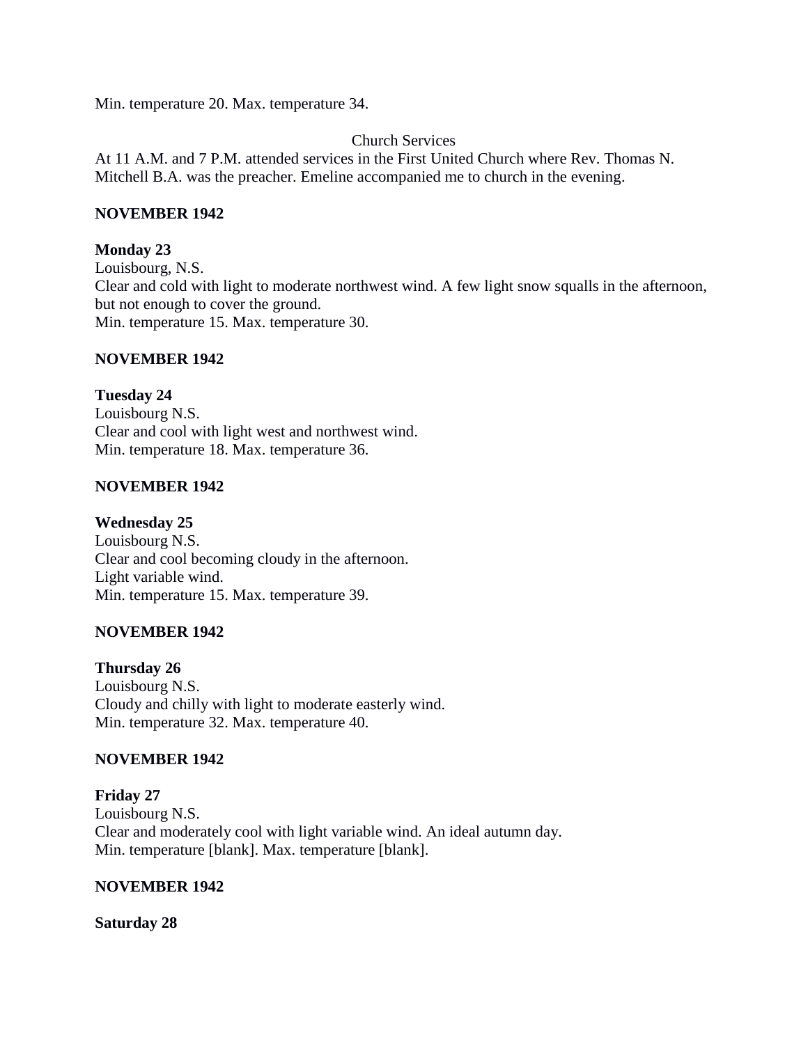Min. temperature 20. Max. temperature 34.

Church Services

At 11 A.M. and 7 P.M. attended services in the First United Church where Rev. Thomas N. Mitchell B.A. was the preacher. Emeline accompanied me to church in the evening.

**NOVEMBER 1942**

**Monday 23**
Louisbourg, N.S.
Clear and cold with light to moderate northwest wind. A few light snow squalls in the afternoon, but not enough to cover the ground.
Min. temperature 15. Max. temperature 30.

**NOVEMBER 1942**

**Tuesday 24**
Louisbourg N.S.
Clear and cool with light west and northwest wind.
Min. temperature 18. Max. temperature 36.

**NOVEMBER 1942**

**Wednesday 25**
Louisbourg N.S.
Clear and cool becoming cloudy in the afternoon.
Light variable wind.
Min. temperature 15. Max. temperature 39.

**NOVEMBER 1942**

**Thursday 26**
Louisbourg N.S.
Cloudy and chilly with light to moderate easterly wind.
Min. temperature 32. Max. temperature 40.

**NOVEMBER 1942**

**Friday 27**
Louisbourg N.S.
Clear and moderately cool with light variable wind. An ideal autumn day.
Min. temperature [blank]. Max. temperature [blank].

**NOVEMBER 1942**

**Saturday 28**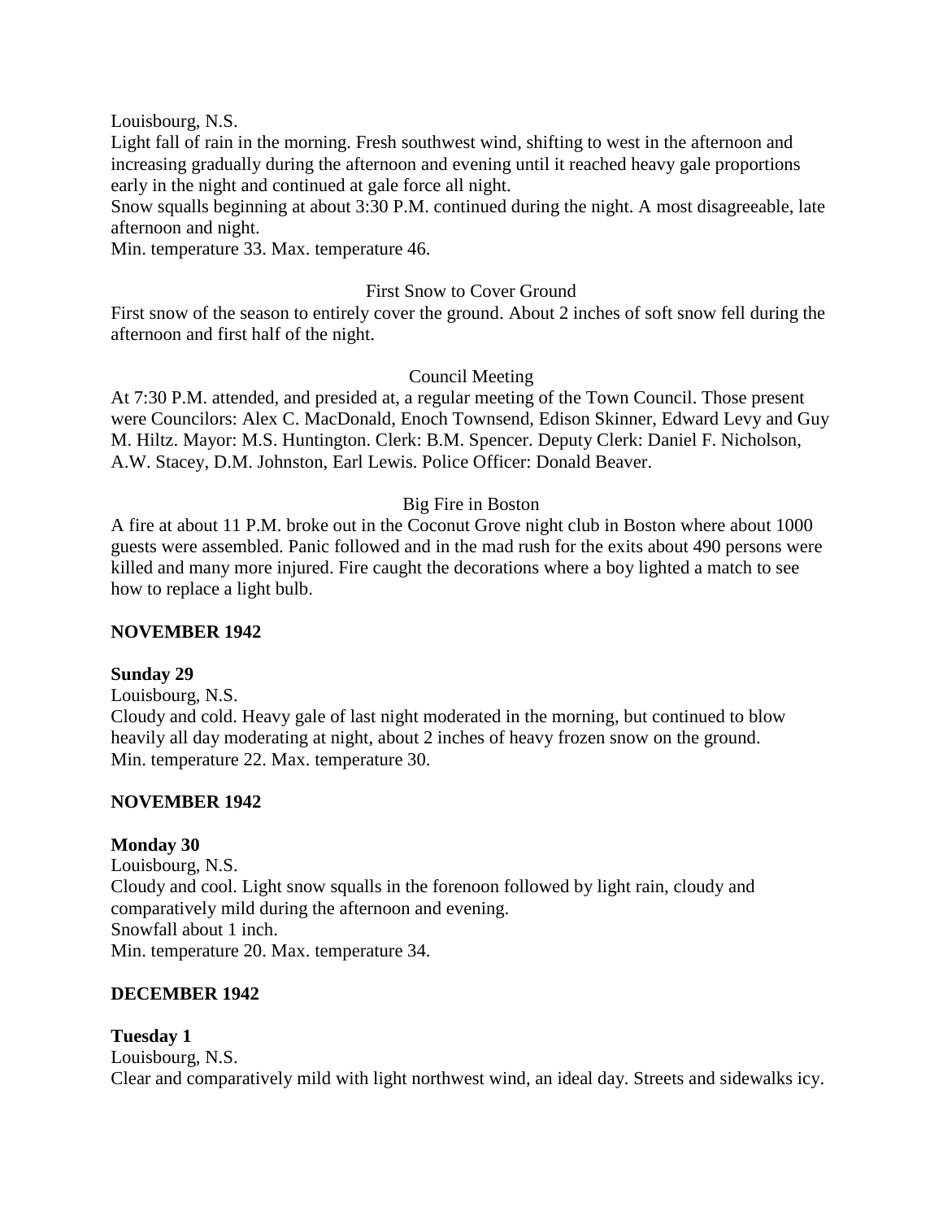Louisbourg, N.S.

Light fall of rain in the morning. Fresh southwest wind, shifting to west in the afternoon and increasing gradually during the afternoon and evening until it reached heavy gale proportions early in the night and continued at gale force all night.

Snow squalls beginning at about 3:30 P.M. continued during the night. A most disagreeable, late afternoon and night.

Min. temperature 33. Max. temperature 46.

First Snow to Cover Ground

First snow of the season to entirely cover the ground. About 2 inches of soft snow fell during the afternoon and first half of the night.

Council Meeting

At 7:30 P.M. attended, and presided at, a regular meeting of the Town Council. Those present were Councilors: Alex C. MacDonald, Enoch Townsend, Edison Skinner, Edward Levy and Guy M. Hiltz. Mayor: M.S. Huntington. Clerk: B.M. Spencer. Deputy Clerk: Daniel F. Nicholson, A.W. Stacey, D.M. Johnston, Earl Lewis. Police Officer: Donald Beaver.

Big Fire in Boston

A fire at about 11 P.M. broke out in the Coconut Grove night club in Boston where about 1000 guests were assembled. Panic followed and in the mad rush for the exits about 490 persons were killed and many more injured. Fire caught the decorations where a boy lighted a match to see how to replace a light bulb.

**NOVEMBER 1942**

**Sunday 29**

Louisbourg, N.S.

Cloudy and cold. Heavy gale of last night moderated in the morning, but continued to blow heavily all day moderating at night, about 2 inches of heavy frozen snow on the ground.

Min. temperature 22. Max. temperature 30.

**NOVEMBER 1942**

**Monday 30**

Louisbourg, N.S.

Cloudy and cool. Light snow squalls in the forenoon followed by light rain, cloudy and comparatively mild during the afternoon and evening.

Snowfall about 1 inch.

Min. temperature 20. Max. temperature 34.

**DECEMBER 1942**

**Tuesday 1**

Louisbourg, N.S.

Clear and comparatively mild with light northwest wind, an ideal day. Streets and sidewalks icy.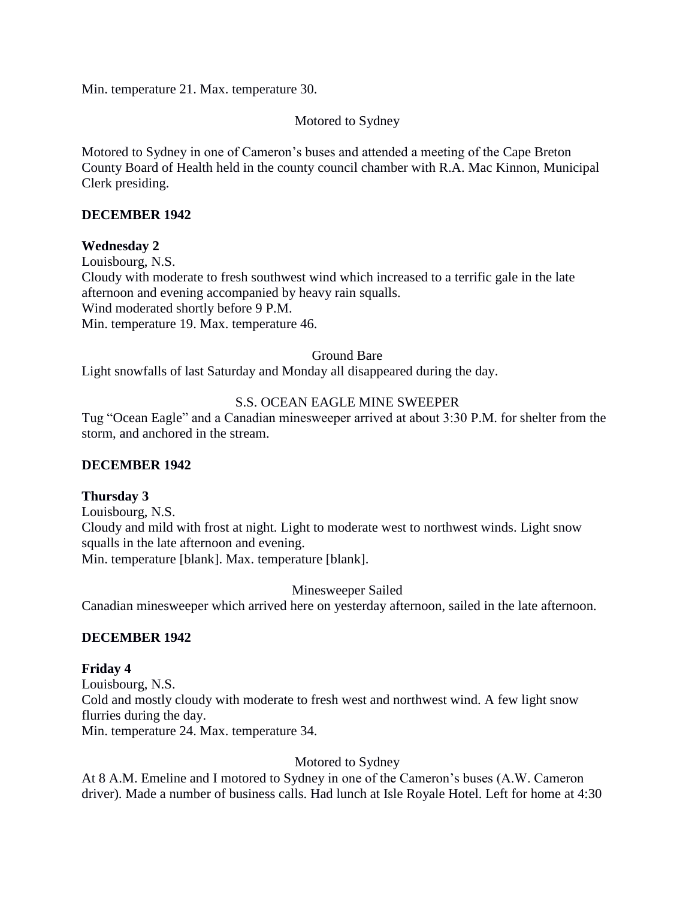Min. temperature 21. Max. temperature 30.

Motored to Sydney

Motored to Sydney in one of Cameron's buses and attended a meeting of the Cape Breton County Board of Health held in the county council chamber with R.A. Mac Kinnon, Municipal Clerk presiding.

**DECEMBER 1942**

**Wednesday 2**
Louisbourg, N.S.
Cloudy with moderate to fresh southwest wind which increased to a terrific gale in the late afternoon and evening accompanied by heavy rain squalls.
Wind moderated shortly before 9 P.M.
Min. temperature 19. Max. temperature 46.

Ground Bare

Light snowfalls of last Saturday and Monday all disappeared during the day.

S.S. OCEAN EAGLE MINE SWEEPER

Tug "Ocean Eagle" and a Canadian minesweeper arrived at about 3:30 P.M. for shelter from the storm, and anchored in the stream.

**DECEMBER 1942**

**Thursday 3**
Louisbourg, N.S.
Cloudy and mild with frost at night. Light to moderate west to northwest winds. Light snow squalls in the late afternoon and evening.
Min. temperature [blank]. Max. temperature [blank].

Minesweeper Sailed

Canadian minesweeper which arrived here on yesterday afternoon, sailed in the late afternoon.

**DECEMBER 1942**

**Friday 4**
Louisbourg, N.S.
Cold and mostly cloudy with moderate to fresh west and northwest wind. A few light snow flurries during the day.
Min. temperature 24. Max. temperature 34.

Motored to Sydney

At 8 A.M. Emeline and I motored to Sydney in one of the Cameron's buses (A.W. Cameron driver). Made a number of business calls. Had lunch at Isle Royale Hotel. Left for home at 4:30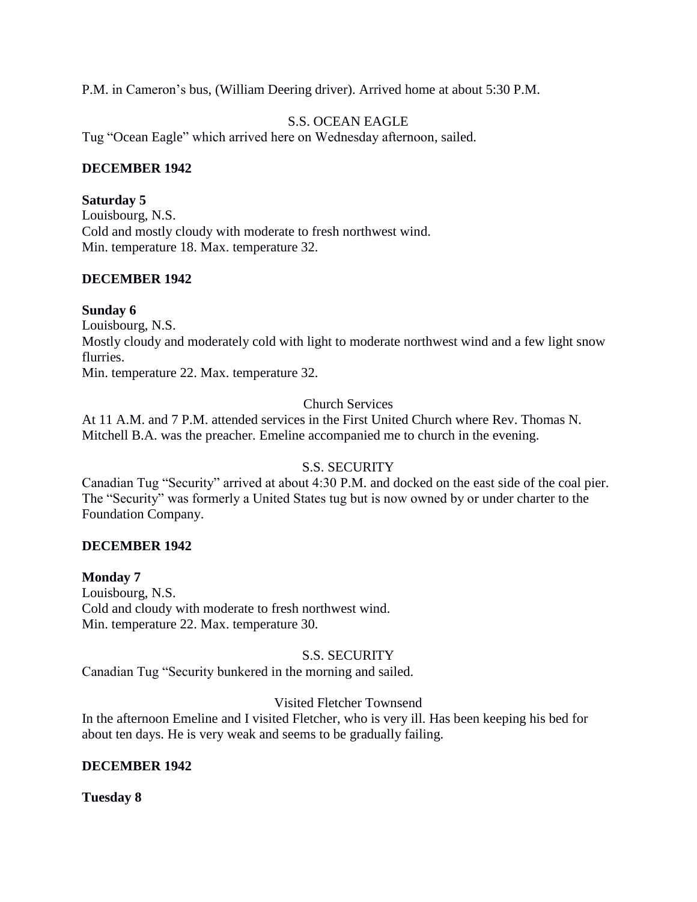P.M. in Cameron's bus, (William Deering driver). Arrived home at about 5:30 P.M.

S.S. OCEAN EAGLE

Tug "Ocean Eagle" which arrived here on Wednesday afternoon, sailed.

**DECEMBER 1942**

**Saturday 5**

Louisbourg, N.S.
Cold and mostly cloudy with moderate to fresh northwest wind.
Min. temperature 18. Max. temperature 32.

**DECEMBER 1942**

**Sunday 6**

Louisbourg, N.S.
Mostly cloudy and moderately cold with light to moderate northwest wind and a few light snow flurries.
Min. temperature 22. Max. temperature 32.

Church Services

At 11 A.M. and 7 P.M. attended services in the First United Church where Rev. Thomas N. Mitchell B.A. was the preacher. Emeline accompanied me to church in the evening.

S.S. SECURITY

Canadian Tug "Security" arrived at about 4:30 P.M. and docked on the east side of the coal pier. The "Security" was formerly a United States tug but is now owned by or under charter to the Foundation Company.

**DECEMBER 1942**

**Monday 7**

Louisbourg, N.S.
Cold and cloudy with moderate to fresh northwest wind.
Min. temperature 22. Max. temperature 30.

S.S. SECURITY

Canadian Tug "Security bunkered in the morning and sailed.

Visited Fletcher Townsend

In the afternoon Emeline and I visited Fletcher, who is very ill. Has been keeping his bed for about ten days. He is very weak and seems to be gradually failing.

**DECEMBER 1942**

**Tuesday 8**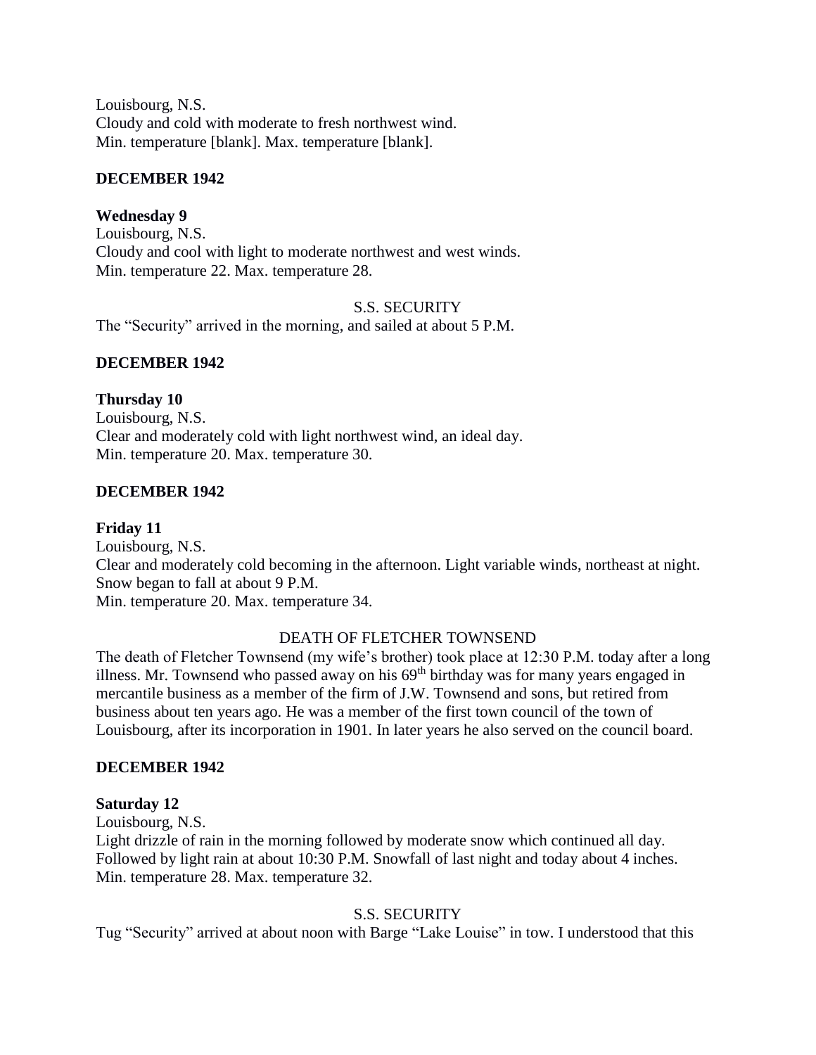Louisbourg, N.S.
Cloudy and cold with moderate to fresh northwest wind.
Min. temperature [blank]. Max. temperature [blank].

**DECEMBER 1942**

**Wednesday 9**
Louisbourg, N.S.
Cloudy and cool with light to moderate northwest and west winds.
Min. temperature 22. Max. temperature 28.

S.S. SECURITY

The "Security" arrived in the morning, and sailed at about 5 P.M.

**DECEMBER 1942**

**Thursday 10**
Louisbourg, N.S.
Clear and moderately cold with light northwest wind, an ideal day.
Min. temperature 20. Max. temperature 30.

**DECEMBER 1942**

**Friday 11**
Louisbourg, N.S.
Clear and moderately cold becoming in the afternoon. Light variable winds, northeast at night. Snow began to fall at about 9 P.M.
Min. temperature 20. Max. temperature 34.

DEATH OF FLETCHER TOWNSEND

The death of Fletcher Townsend (my wife's brother) took place at 12:30 P.M. today after a long illness. Mr. Townsend who passed away on his 69th birthday was for many years engaged in mercantile business as a member of the firm of J.W. Townsend and sons, but retired from business about ten years ago. He was a member of the first town council of the town of Louisbourg, after its incorporation in 1901. In later years he also served on the council board.

**DECEMBER 1942**

**Saturday 12**
Louisbourg, N.S.
Light drizzle of rain in the morning followed by moderate snow which continued all day. Followed by light rain at about 10:30 P.M. Snowfall of last night and today about 4 inches.
Min. temperature 28. Max. temperature 32.

S.S. SECURITY

Tug "Security" arrived at about noon with Barge "Lake Louise" in tow. I understood that this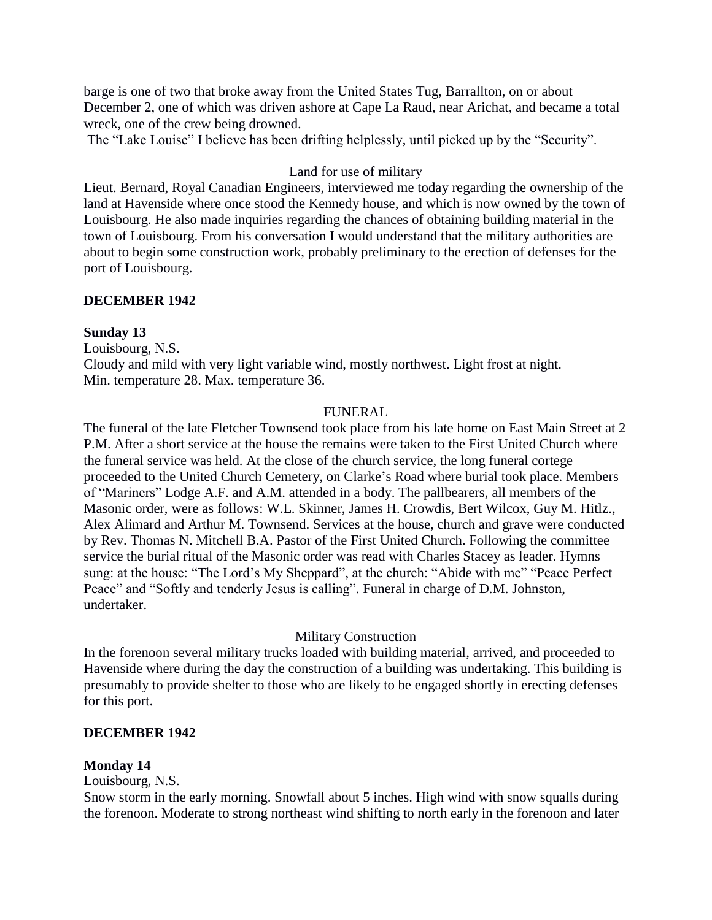barge is one of two that broke away from the United States Tug, Barrallton, on or about December 2, one of which was driven ashore at Cape La Raud, near Arichat, and became a total wreck, one of the crew being drowned.

The "Lake Louise" I believe has been drifting helplessly, until picked up by the "Security".

Land for use of military

Lieut. Bernard, Royal Canadian Engineers, interviewed me today regarding the ownership of the land at Havenside where once stood the Kennedy house, and which is now owned by the town of Louisbourg. He also made inquiries regarding the chances of obtaining building material in the town of Louisbourg. From his conversation I would understand that the military authorities are about to begin some construction work, probably preliminary to the erection of defenses for the port of Louisbourg.

**DECEMBER 1942**

**Sunday 13**

Louisbourg, N.S.

Cloudy and mild with very light variable wind, mostly northwest. Light frost at night.
Min. temperature 28. Max. temperature 36.

FUNERAL

The funeral of the late Fletcher Townsend took place from his late home on East Main Street at 2 P.M. After a short service at the house the remains were taken to the First United Church where the funeral service was held. At the close of the church service, the long funeral cortege proceeded to the United Church Cemetery, on Clarke's Road where burial took place. Members of "Mariners" Lodge A.F. and A.M. attended in a body. The pallbearers, all members of the Masonic order, were as follows: W.L. Skinner, James H. Crowdis, Bert Wilcox, Guy M. Hitlz., Alex Alimard and Arthur M. Townsend. Services at the house, church and grave were conducted by Rev. Thomas N. Mitchell B.A. Pastor of the First United Church. Following the committee service the burial ritual of the Masonic order was read with Charles Stacey as leader. Hymns sung: at the house: "The Lord's My Sheppard", at the church: "Abide with me" "Peace Perfect Peace" and "Softly and tenderly Jesus is calling". Funeral in charge of D.M. Johnston, undertaker.

Military Construction

In the forenoon several military trucks loaded with building material, arrived, and proceeded to Havenside where during the day the construction of a building was undertaking. This building is presumably to provide shelter to those who are likely to be engaged shortly in erecting defenses for this port.

**DECEMBER 1942**

**Monday 14**

Louisbourg, N.S.

Snow storm in the early morning. Snowfall about 5 inches. High wind with snow squalls during the forenoon. Moderate to strong northeast wind shifting to north early in the forenoon and later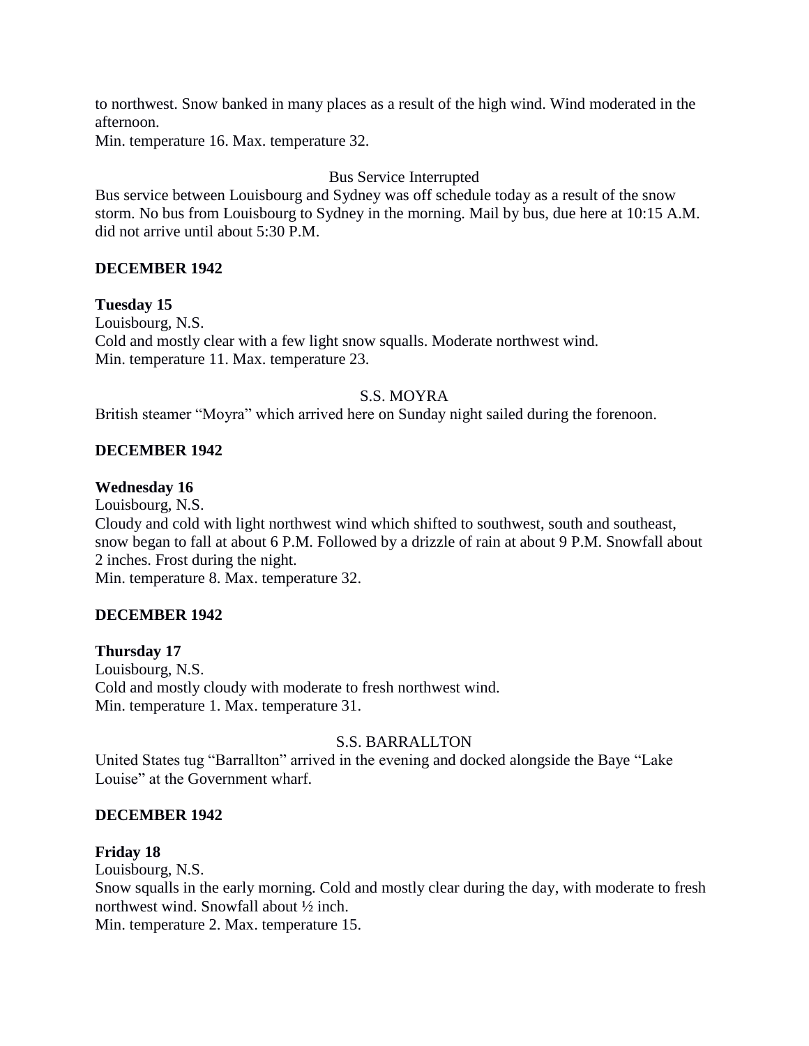to northwest. Snow banked in many places as a result of the high wind. Wind moderated in the afternoon.
Min. temperature 16. Max. temperature 32.

Bus Service Interrupted

Bus service between Louisbourg and Sydney was off schedule today as a result of the snow storm. No bus from Louisbourg to Sydney in the morning. Mail by bus, due here at 10:15 A.M. did not arrive until about 5:30 P.M.

**DECEMBER 1942**

**Tuesday 15**

Louisbourg, N.S.
Cold and mostly clear with a few light snow squalls. Moderate northwest wind.
Min. temperature 11. Max. temperature 23.

S.S. MOYRA

British steamer "Moyra" which arrived here on Sunday night sailed during the forenoon.

**DECEMBER 1942**

**Wednesday 16**

Louisbourg, N.S.
Cloudy and cold with light northwest wind which shifted to southwest, south and southeast, snow began to fall at about 6 P.M. Followed by a drizzle of rain at about 9 P.M. Snowfall about 2 inches. Frost during the night.
Min. temperature 8. Max. temperature 32.

**DECEMBER 1942**

**Thursday 17**

Louisbourg, N.S.
Cold and mostly cloudy with moderate to fresh northwest wind.
Min. temperature 1. Max. temperature 31.

S.S. BARRALLTON

United States tug "Barrallton" arrived in the evening and docked alongside the Baye "Lake Louise" at the Government wharf.

**DECEMBER 1942**

**Friday 18**

Louisbourg, N.S.
Snow squalls in the early morning. Cold and mostly clear during the day, with moderate to fresh northwest wind. Snowfall about ½ inch.
Min. temperature 2. Max. temperature 15.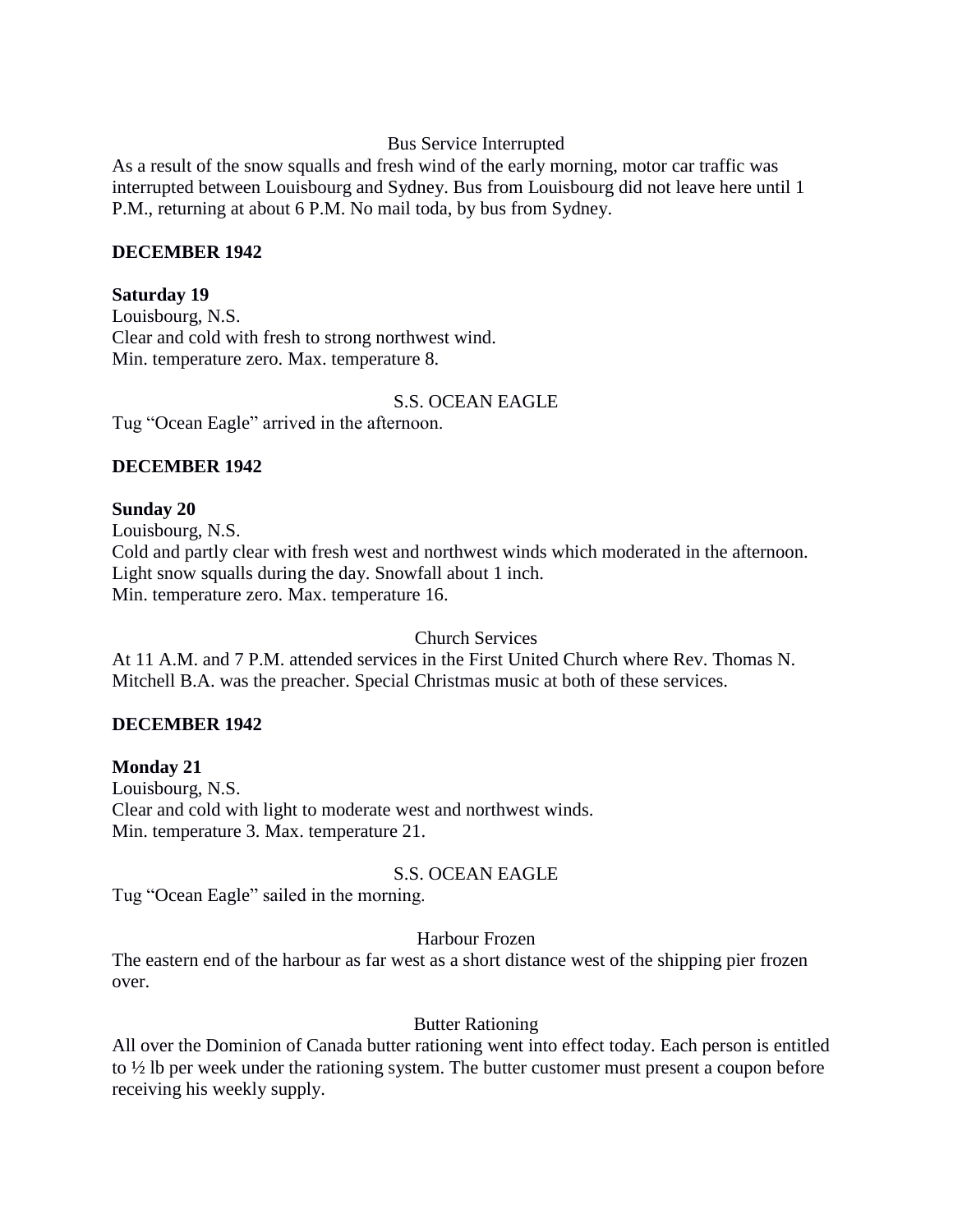Bus Service Interrupted

As a result of the snow squalls and fresh wind of the early morning, motor car traffic was interrupted between Louisbourg and Sydney. Bus from Louisbourg did not leave here until 1 P.M., returning at about 6 P.M. No mail toda, by bus from Sydney.

**DECEMBER 1942**

**Saturday 19**

Louisbourg, N.S.
Clear and cold with fresh to strong northwest wind.
Min. temperature zero. Max. temperature 8.

S.S. OCEAN EAGLE

Tug "Ocean Eagle" arrived in the afternoon.

**DECEMBER 1942**

**Sunday 20**

Louisbourg, N.S.
Cold and partly clear with fresh west and northwest winds which moderated in the afternoon. Light snow squalls during the day. Snowfall about 1 inch.
Min. temperature zero. Max. temperature 16.

Church Services

At 11 A.M. and 7 P.M. attended services in the First United Church where Rev. Thomas N. Mitchell B.A. was the preacher. Special Christmas music at both of these services.

**DECEMBER 1942**

**Monday 21**

Louisbourg, N.S.
Clear and cold with light to moderate west and northwest winds.
Min. temperature 3. Max. temperature 21.

S.S. OCEAN EAGLE

Tug "Ocean Eagle" sailed in the morning.

Harbour Frozen

The eastern end of the harbour as far west as a short distance west of the shipping pier frozen over.

Butter Rationing

All over the Dominion of Canada butter rationing went into effect today. Each person is entitled to ½ lb per week under the rationing system. The butter customer must present a coupon before receiving his weekly supply.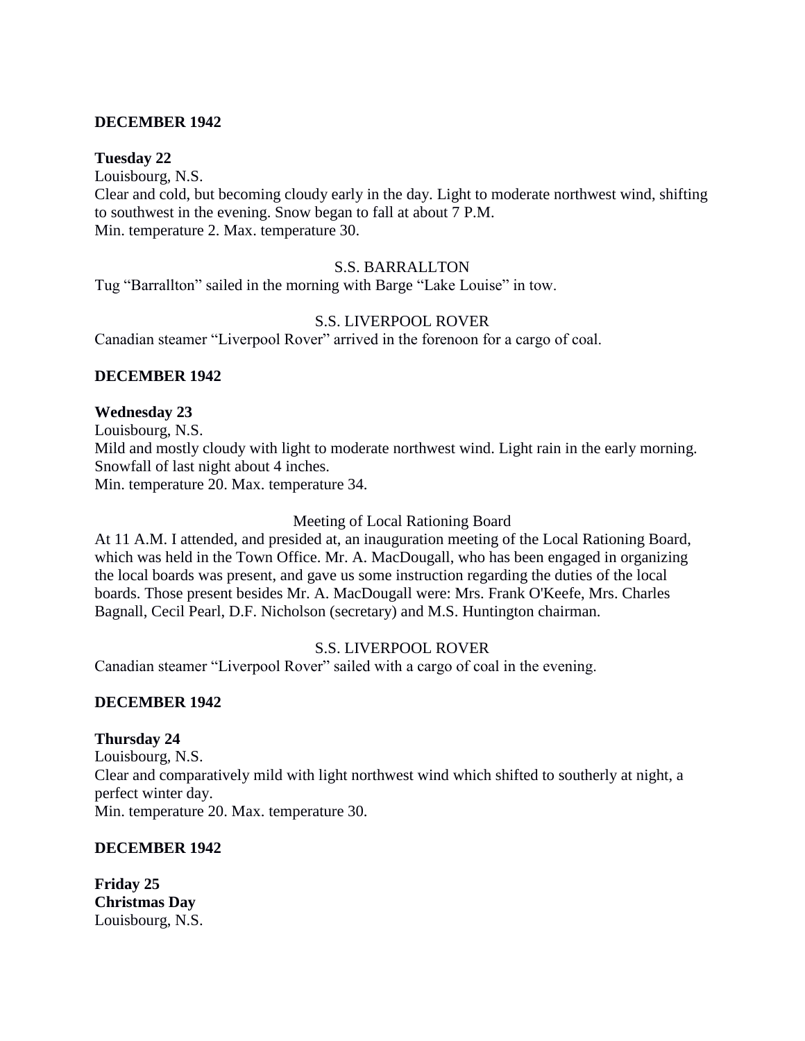**DECEMBER 1942**

**Tuesday 22**

Louisbourg, N.S.

Clear and cold, but becoming cloudy early in the day. Light to moderate northwest wind, shifting to southwest in the evening. Snow began to fall at about 7 P.M.

Min. temperature 2. Max. temperature 30.

S.S. BARRALLTON

Tug "Barrallton" sailed in the morning with Barge "Lake Louise" in tow.

S.S. LIVERPOOL ROVER

Canadian steamer "Liverpool Rover" arrived in the forenoon for a cargo of coal.

**DECEMBER 1942**

**Wednesday 23**

Louisbourg, N.S.

Mild and mostly cloudy with light to moderate northwest wind. Light rain in the early morning. Snowfall of last night about 4 inches.

Min. temperature 20. Max. temperature 34.

Meeting of Local Rationing Board

At 11 A.M. I attended, and presided at, an inauguration meeting of the Local Rationing Board, which was held in the Town Office. Mr. A. MacDougall, who has been engaged in organizing the local boards was present, and gave us some instruction regarding the duties of the local boards. Those present besides Mr. A. MacDougall were: Mrs. Frank O'Keefe, Mrs. Charles Bagnall, Cecil Pearl, D.F. Nicholson (secretary) and M.S. Huntington chairman.

S.S. LIVERPOOL ROVER

Canadian steamer "Liverpool Rover" sailed with a cargo of coal in the evening.

**DECEMBER 1942**

**Thursday 24**

Louisbourg, N.S.

Clear and comparatively mild with light northwest wind which shifted to southerly at night, a perfect winter day.

Min. temperature 20. Max. temperature 30.

**DECEMBER 1942**

**Friday 25**
**Christmas Day**

Louisbourg, N.S.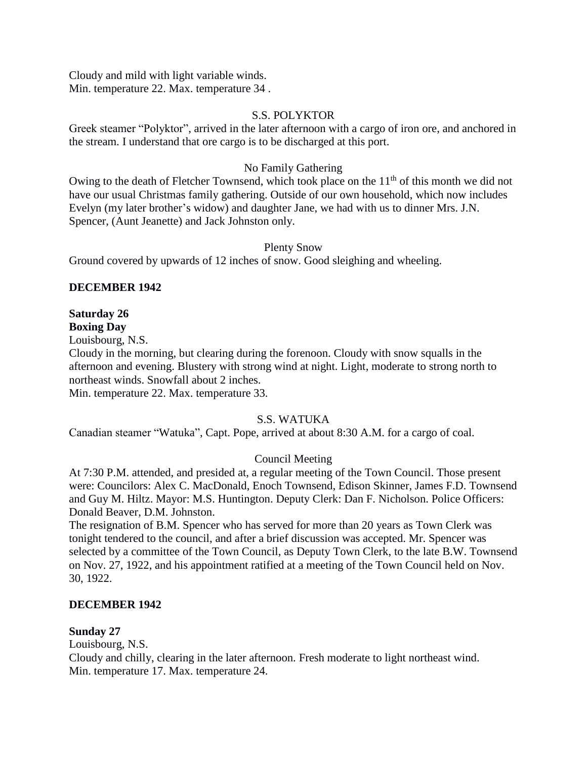Cloudy and mild with light variable winds.
Min. temperature 22. Max. temperature 34 .

S.S. POLYKTOR

Greek steamer "Polyktor", arrived in the later afternoon with a cargo of iron ore, and anchored in the stream. I understand that ore cargo is to be discharged at this port.

No Family Gathering

Owing to the death of Fletcher Townsend, which took place on the 11th of this month we did not have our usual Christmas family gathering. Outside of our own household, which now includes Evelyn (my later brother's widow) and daughter Jane, we had with us to dinner Mrs. J.N. Spencer, (Aunt Jeanette) and Jack Johnston only.

Plenty Snow

Ground covered by upwards of 12 inches of snow. Good sleighing and wheeling.

**DECEMBER 1942**

**Saturday 26**
**Boxing Day**
Louisbourg, N.S.
Cloudy in the morning, but clearing during the forenoon. Cloudy with snow squalls in the afternoon and evening. Blustery with strong wind at night. Light, moderate to strong north to northeast winds. Snowfall about 2 inches.
Min. temperature 22. Max. temperature 33.

S.S. WATUKA

Canadian steamer "Watuka", Capt. Pope, arrived at about 8:30 A.M. for a cargo of coal.

Council Meeting

At 7:30 P.M. attended, and presided at, a regular meeting of the Town Council. Those present were: Councilors: Alex C. MacDonald, Enoch Townsend, Edison Skinner, James F.D. Townsend and Guy M. Hiltz. Mayor: M.S. Huntington. Deputy Clerk: Dan F. Nicholson. Police Officers: Donald Beaver, D.M. Johnston.
The resignation of B.M. Spencer who has served for more than 20 years as Town Clerk was tonight tendered to the council, and after a brief discussion was accepted. Mr. Spencer was selected by a committee of the Town Council, as Deputy Town Clerk, to the late B.W. Townsend on Nov. 27, 1922, and his appointment ratified at a meeting of the Town Council held on Nov. 30, 1922.

**DECEMBER 1942**

**Sunday 27**
Louisbourg, N.S.
Cloudy and chilly, clearing in the later afternoon. Fresh moderate to light northeast wind.
Min. temperature 17. Max. temperature 24.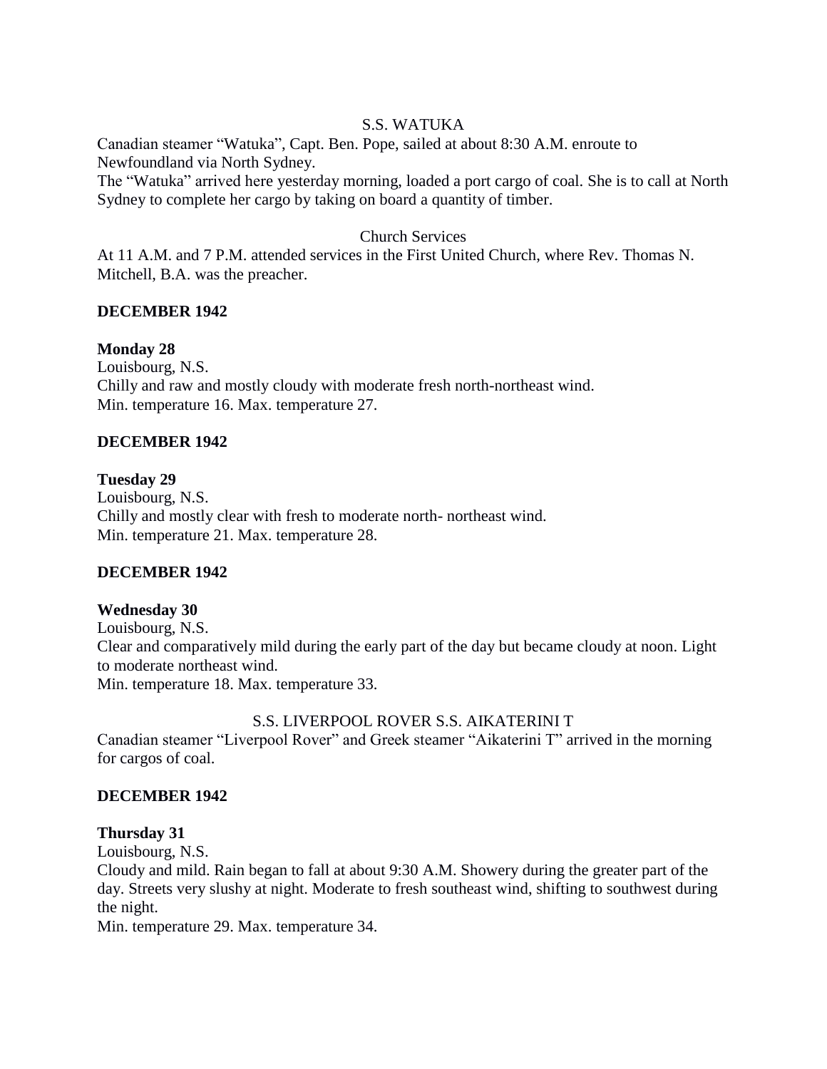S.S. WATUKA

Canadian steamer “Watuka”, Capt. Ben. Pope, sailed at about 8:30 A.M. enroute to Newfoundland via North Sydney.
The “Watuka” arrived here yesterday morning, loaded a port cargo of coal. She is to call at North Sydney to complete her cargo by taking on board a quantity of timber.

Church Services

At 11 A.M. and 7 P.M. attended services in the First United Church, where Rev. Thomas N. Mitchell, B.A. was the preacher.

**DECEMBER 1942**

**Monday 28**
Louisbourg, N.S.
Chilly and raw and mostly cloudy with moderate fresh north-northeast wind.
Min. temperature 16. Max. temperature 27.

**DECEMBER 1942**

**Tuesday 29**
Louisbourg, N.S.
Chilly and mostly clear with fresh to moderate north- northeast wind.
Min. temperature 21. Max. temperature 28.

**DECEMBER 1942**

**Wednesday 30**
Louisbourg, N.S.
Clear and comparatively mild during the early part of the day but became cloudy at noon. Light to moderate northeast wind.
Min. temperature 18. Max. temperature 33.

S.S. LIVERPOOL ROVER S.S. AIKATERINI T

Canadian steamer “Liverpool Rover” and Greek steamer “Aikaterini T” arrived in the morning for cargos of coal.

**DECEMBER 1942**

**Thursday 31**
Louisbourg, N.S.
Cloudy and mild. Rain began to fall at about 9:30 A.M. Showery during the greater part of the day. Streets very slushy at night. Moderate to fresh southeast wind, shifting to southwest during the night.
Min. temperature 29. Max. temperature 34.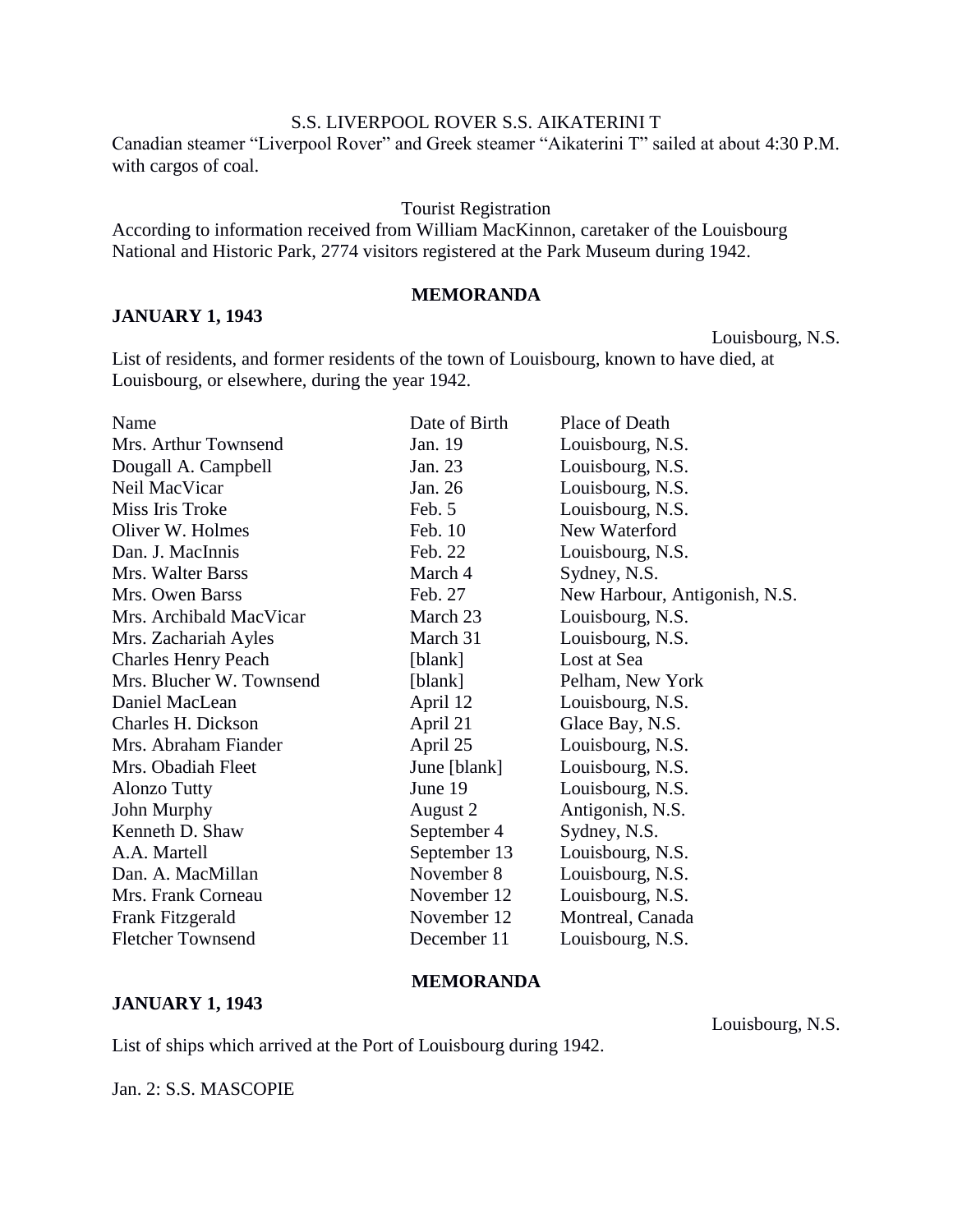S.S. LIVERPOOL ROVER S.S. AIKATERINI T

Canadian steamer "Liverpool Rover" and Greek steamer "Aikaterini T" sailed at about 4:30 P.M. with cargos of coal.

Tourist Registration

According to information received from William MacKinnon, caretaker of the Louisbourg National and Historic Park, 2774 visitors registered at the Park Museum during 1942.

**MEMORANDA**

**JANUARY 1, 1943**

Louisbourg, N.S.

List of residents, and former residents of the town of Louisbourg, known to have died, at Louisbourg, or elsewhere, during the year 1942.

| Name | Date of Birth | Place of Death |
|---|---|---|
| Mrs. Arthur Townsend | Jan. 19 | Louisbourg, N.S. |
| Dougall A. Campbell | Jan. 23 | Louisbourg, N.S. |
| Neil MacVicar | Jan. 26 | Louisbourg, N.S. |
| Miss Iris Troke | Feb. 5 | Louisbourg, N.S. |
| Oliver W. Holmes | Feb. 10 | New Waterford |
| Dan. J. MacInnis | Feb. 22 | Louisbourg, N.S. |
| Mrs. Walter Barss | March 4 | Sydney, N.S. |
| Mrs. Owen Barss | Feb. 27 | New Harbour, Antigonish, N.S. |
| Mrs. Archibald MacVicar | March 23 | Louisbourg, N.S. |
| Mrs. Zachariah Ayles | March 31 | Louisbourg, N.S. |
| Charles Henry Peach | [blank] | Lost at Sea |
| Mrs. Blucher W. Townsend | [blank] | Pelham, New York |
| Daniel MacLean | April 12 | Louisbourg, N.S. |
| Charles H. Dickson | April 21 | Glace Bay, N.S. |
| Mrs. Abraham Fiander | April 25 | Louisbourg, N.S. |
| Mrs. Obadiah Fleet | June [blank] | Louisbourg, N.S. |
| Alonzo Tutty | June 19 | Louisbourg, N.S. |
| John Murphy | August 2 | Antigonish, N.S. |
| Kenneth D. Shaw | September 4 | Sydney, N.S. |
| A.A. Martell | September 13 | Louisbourg, N.S. |
| Dan. A. MacMillan | November 8 | Louisbourg, N.S. |
| Mrs. Frank Corneau | November 12 | Louisbourg, N.S. |
| Frank Fitzgerald | November 12 | Montreal, Canada |
| Fletcher Townsend | December 11 | Louisbourg, N.S. |

**MEMORANDA**

**JANUARY 1, 1943**

Louisbourg, N.S.

List of ships which arrived at the Port of Louisbourg during 1942.

Jan. 2: S.S. MASCOPIE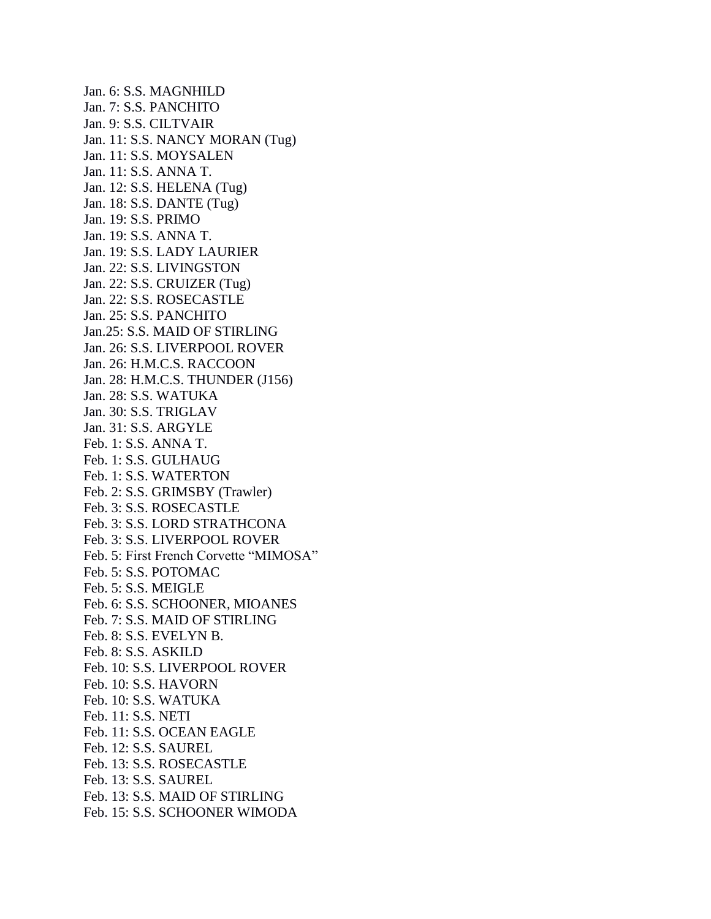Jan. 6: S.S. MAGNHILD
Jan. 7: S.S. PANCHITO
Jan. 9: S.S. CILTVAIR
Jan. 11: S.S. NANCY MORAN (Tug)
Jan. 11: S.S. MOYSALEN
Jan. 11: S.S. ANNA T.
Jan. 12: S.S. HELENA (Tug)
Jan. 18: S.S. DANTE (Tug)
Jan. 19: S.S. PRIMO
Jan. 19: S.S. ANNA T.
Jan. 19: S.S. LADY LAURIER
Jan. 22: S.S. LIVINGSTON
Jan. 22: S.S. CRUIZER (Tug)
Jan. 22: S.S. ROSECASTLE
Jan. 25: S.S. PANCHITO
Jan.25: S.S. MAID OF STIRLING
Jan. 26: S.S. LIVERPOOL ROVER
Jan. 26: H.M.C.S. RACCOON
Jan. 28: H.M.C.S. THUNDER (J156)
Jan. 28: S.S. WATUKA
Jan. 30: S.S. TRIGLAV
Jan. 31: S.S. ARGYLE
Feb. 1: S.S. ANNA T.
Feb. 1: S.S. GULHAUG
Feb. 1: S.S. WATERTON
Feb. 2: S.S. GRIMSBY (Trawler)
Feb. 3: S.S. ROSECASTLE
Feb. 3: S.S. LORD STRATHCONA
Feb. 3: S.S. LIVERPOOL ROVER
Feb. 5: First French Corvette “MIMOSA”
Feb. 5: S.S. POTOMAC
Feb. 5: S.S. MEIGLE
Feb. 6: S.S. SCHOONER, MIOANES
Feb. 7: S.S. MAID OF STIRLING
Feb. 8: S.S. EVELYN B.
Feb. 8: S.S. ASKILD
Feb. 10: S.S. LIVERPOOL ROVER
Feb. 10: S.S. HAVORN
Feb. 10: S.S. WATUKA
Feb. 11: S.S. NETI
Feb. 11: S.S. OCEAN EAGLE
Feb. 12: S.S. SAUREL
Feb. 13: S.S. ROSECASTLE
Feb. 13: S.S. SAUREL
Feb. 13: S.S. MAID OF STIRLING
Feb. 15: S.S. SCHOONER WIMODA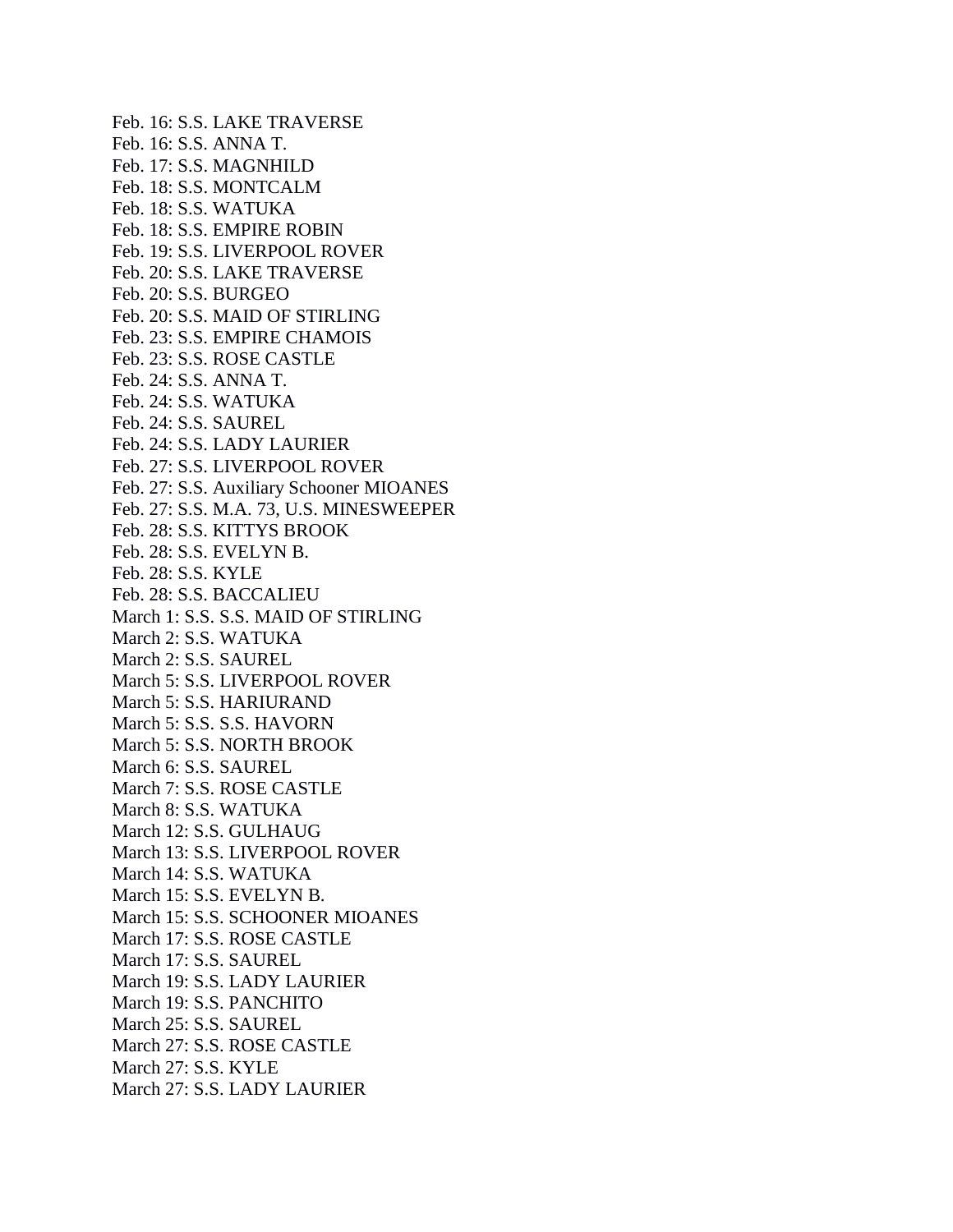Feb. 16: S.S. LAKE TRAVERSE
Feb. 16: S.S. ANNA T.
Feb. 17: S.S. MAGNHILD
Feb. 18: S.S. MONTCALM
Feb. 18: S.S. WATUKA
Feb. 18: S.S. EMPIRE ROBIN
Feb. 19: S.S. LIVERPOOL ROVER
Feb. 20: S.S. LAKE TRAVERSE
Feb. 20: S.S. BURGEO
Feb. 20: S.S. MAID OF STIRLING
Feb. 23: S.S. EMPIRE CHAMOIS
Feb. 23: S.S. ROSE CASTLE
Feb. 24: S.S. ANNA T.
Feb. 24: S.S. WATUKA
Feb. 24: S.S. SAUREL
Feb. 24: S.S. LADY LAURIER
Feb. 27: S.S. LIVERPOOL ROVER
Feb. 27: S.S. Auxiliary Schooner MIOANES
Feb. 27: S.S. M.A. 73, U.S. MINESWEEPER
Feb. 28: S.S. KITTYS BROOK
Feb. 28: S.S. EVELYN B.
Feb. 28: S.S. KYLE
Feb. 28: S.S. BACCALIEU
March 1: S.S. S.S. MAID OF STIRLING
March 2: S.S. WATUKA
March 2: S.S. SAUREL
March 5: S.S. LIVERPOOL ROVER
March 5: S.S. HARIURAND
March 5: S.S. S.S. HAVORN
March 5: S.S. NORTH BROOK
March 6: S.S. SAUREL
March 7: S.S. ROSE CASTLE
March 8: S.S. WATUKA
March 12: S.S. GULHAUG
March 13: S.S. LIVERPOOL ROVER
March 14: S.S. WATUKA
March 15: S.S. EVELYN B.
March 15: S.S. SCHOONER MIOANES
March 17: S.S. ROSE CASTLE
March 17: S.S. SAUREL
March 19: S.S. LADY LAURIER
March 19: S.S. PANCHITO
March 25: S.S. SAUREL
March 27: S.S. ROSE CASTLE
March 27: S.S. KYLE
March 27: S.S. LADY LAURIER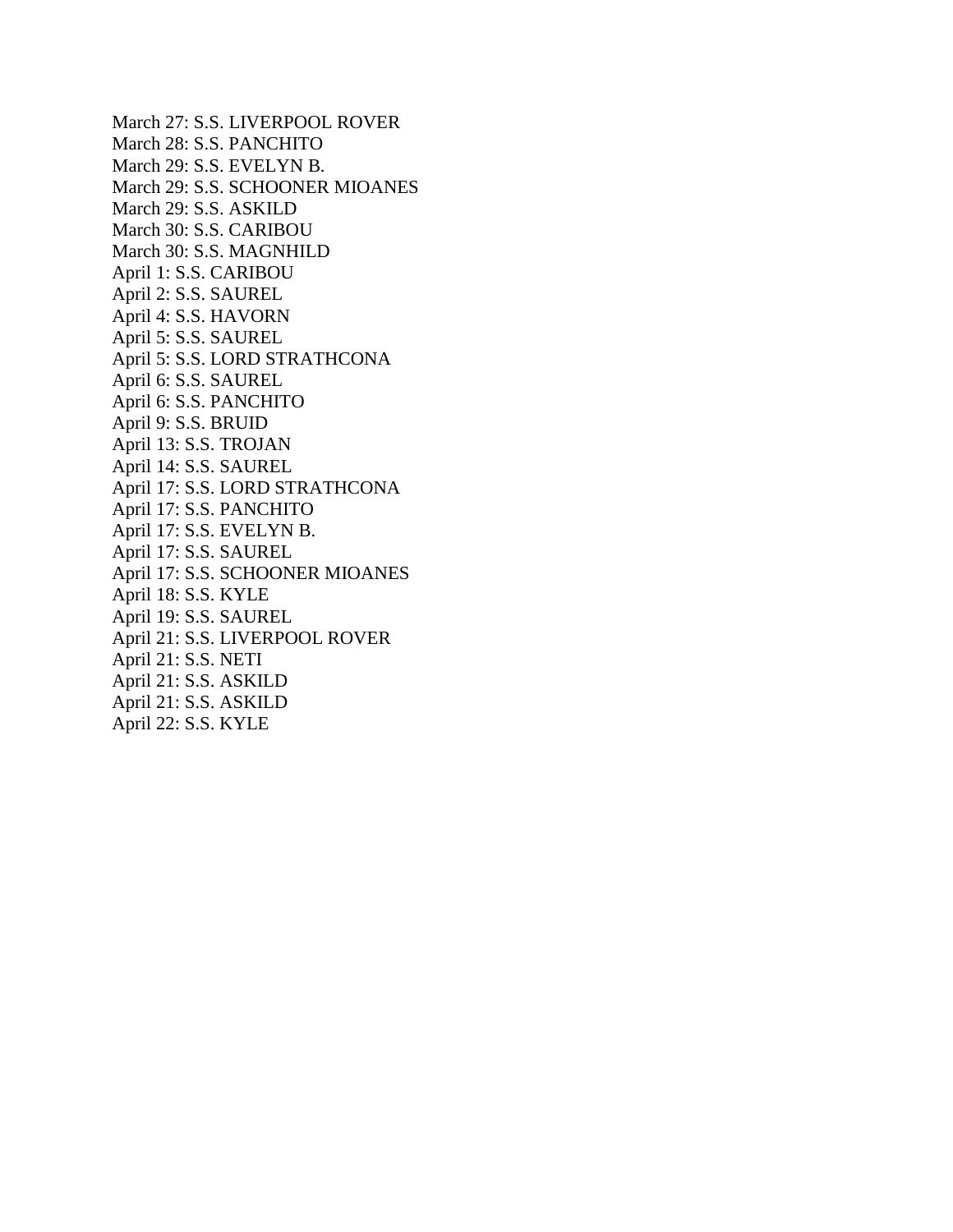March 27: S.S. LIVERPOOL ROVER
March 28: S.S. PANCHITO
March 29: S.S. EVELYN B.
March 29: S.S. SCHOONER MIOANES
March 29: S.S. ASKILD
March 30: S.S. CARIBOU
March 30: S.S. MAGNHILD
April 1: S.S. CARIBOU
April 2: S.S. SAUREL
April 4: S.S. HAVORN
April 5: S.S. SAUREL
April 5: S.S. LORD STRATHCONA
April 6: S.S. SAUREL
April 6: S.S. PANCHITO
April 9: S.S. BRUID
April 13: S.S. TROJAN
April 14: S.S. SAUREL
April 17: S.S. LORD STRATHCONA
April 17: S.S. PANCHITO
April 17: S.S. EVELYN B.
April 17: S.S. SAUREL
April 17: S.S. SCHOONER MIOANES
April 18: S.S. KYLE
April 19: S.S. SAUREL
April 21: S.S. LIVERPOOL ROVER
April 21: S.S. NETI
April 21: S.S. ASKILD
April 21: S.S. ASKILD
April 22: S.S. KYLE